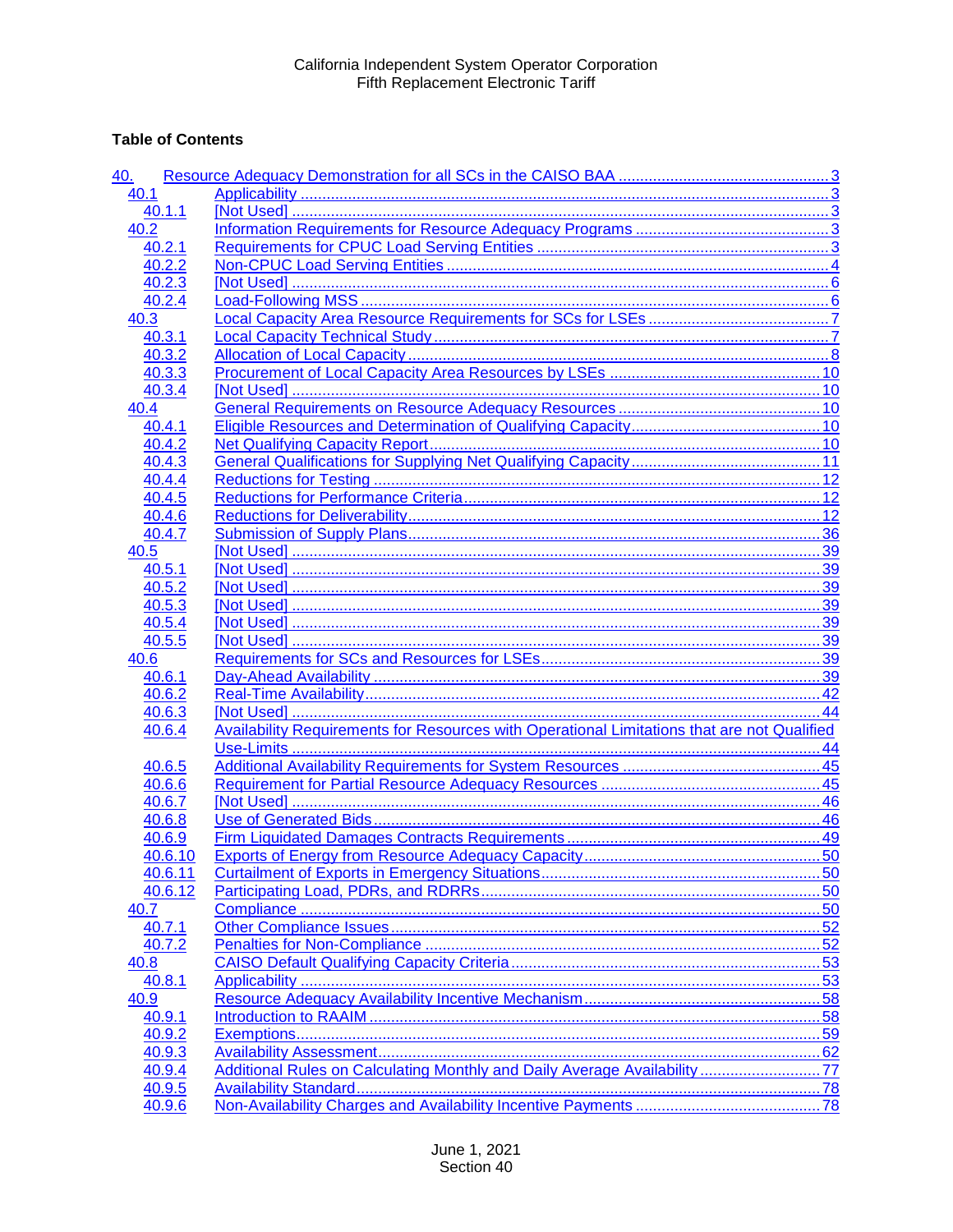California Independent System Operator Corporation
Fifth Replacement Electronic Tariff

**Table of Contents**

| | | |
|---|---|---|
| 40. | Resource Adequacy Demonstration for all SCs in the CAISO BAA | 3 |
| 40.1 | Applicability | 3 |
| 40.1.1 | [Not Used] | 3 |
| 40.2 | Information Requirements for Resource Adequacy Programs | 3 |
| 40.2.1 | Requirements for CPUC Load Serving Entities | 3 |
| 40.2.2 | Non-CPUC Load Serving Entities | 4 |
| 40.2.3 | [Not Used] | 6 |
| 40.2.4 | Load-Following MSS | 6 |
| 40.3 | Local Capacity Area Resource Requirements for SCs for LSEs | 7 |
| 40.3.1 | Local Capacity Technical Study | 7 |
| 40.3.2 | Allocation of Local Capacity | 8 |
| 40.3.3 | Procurement of Local Capacity Area Resources by LSEs | 10 |
| 40.3.4 | [Not Used] | 10 |
| 40.4 | General Requirements on Resource Adequacy Resources | 10 |
| 40.4.1 | Eligible Resources and Determination of Qualifying Capacity | 10 |
| 40.4.2 | Net Qualifying Capacity Report | 10 |
| 40.4.3 | General Qualifications for Supplying Net Qualifying Capacity | 11 |
| 40.4.4 | Reductions for Testing | 12 |
| 40.4.5 | Reductions for Performance Criteria | 12 |
| 40.4.6 | Reductions for Deliverability | 12 |
| 40.4.7 | Submission of Supply Plans | 36 |
| 40.5 | [Not Used] | 39 |
| 40.5.1 | [Not Used] | 39 |
| 40.5.2 | [Not Used] | 39 |
| 40.5.3 | [Not Used] | 39 |
| 40.5.4 | [Not Used] | 39 |
| 40.5.5 | [Not Used] | 39 |
| 40.6 | Requirements for SCs and Resources for LSEs | 39 |
| 40.6.1 | Day-Ahead Availability | 39 |
| 40.6.2 | Real-Time Availability | 42 |
| 40.6.3 | [Not Used] | 44 |
| 40.6.4 | Availability Requirements for Resources with Operational Limitations that are not Qualified Use-Limits | 44 |
| 40.6.5 | Additional Availability Requirements for System Resources | 45 |
| 40.6.6 | Requirement for Partial Resource Adequacy Resources | 45 |
| 40.6.7 | [Not Used] | 46 |
| 40.6.8 | Use of Generated Bids | 46 |
| 40.6.9 | Firm Liquidated Damages Contracts Requirements | 49 |
| 40.6.10 | Exports of Energy from Resource Adequacy Capacity | 50 |
| 40.6.11 | Curtailment of Exports in Emergency Situations | 50 |
| 40.6.12 | Participating Load, PDRs, and RDRRs | 50 |
| 40.7 | Compliance | 50 |
| 40.7.1 | Other Compliance Issues | 52 |
| 40.7.2 | Penalties for Non-Compliance | 52 |
| 40.8 | CAISO Default Qualifying Capacity Criteria | 53 |
| 40.8.1 | Applicability | 53 |
| 40.9 | Resource Adequacy Availability Incentive Mechanism | 58 |
| 40.9.1 | Introduction to RAAIM | 58 |
| 40.9.2 | Exemptions | 59 |
| 40.9.3 | Availability Assessment | 62 |
| 40.9.4 | Additional Rules on Calculating Monthly and Daily Average Availability | 77 |
| 40.9.5 | Availability Standard | 78 |
| 40.9.6 | Non-Availability Charges and Availability Incentive Payments | 78 |

June 1, 2021
Section 40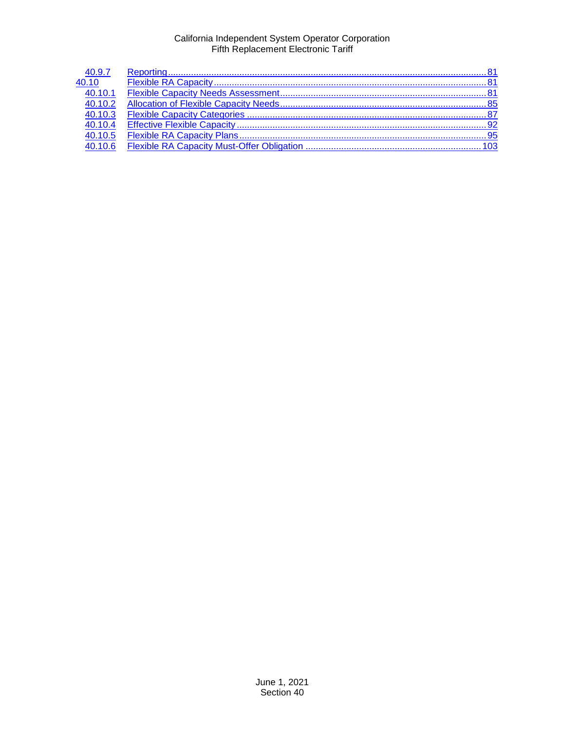| | | |
|---|---|---|
| 40.9.7 | Reporting | 81 |
| 40.10 | Flexible RA Capacity | 81 |
| 40.10.1 | Flexible Capacity Needs Assessment | 81 |
| 40.10.2 | Allocation of Flexible Capacity Needs | 85 |
| 40.10.3 | Flexible Capacity Categories | 87 |
| 40.10.4 | Effective Flexible Capacity | 92 |
| 40.10.5 | Flexible RA Capacity Plans | 95 |
| 40.10.6 | Flexible RA Capacity Must-Offer Obligation | 103 |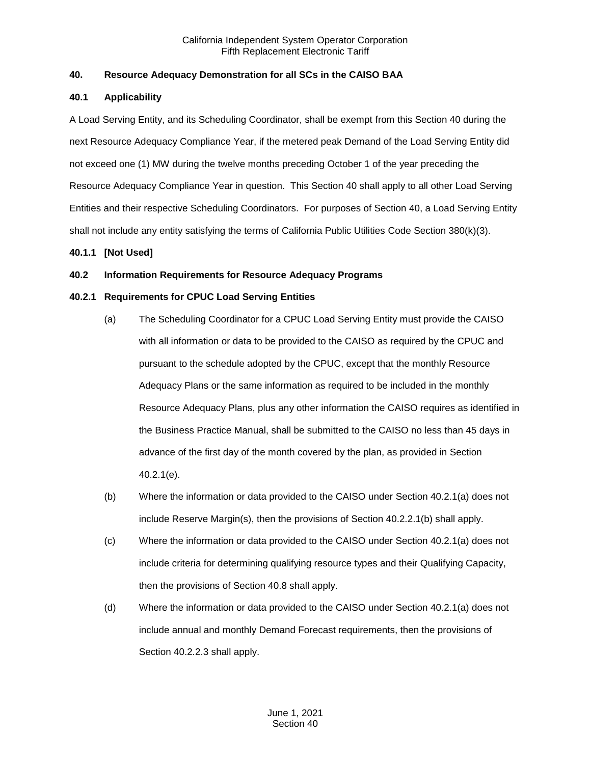## 40. Resource Adequacy Demonstration for all SCs in the CAISO BAA

### 40.1 Applicability

A Load Serving Entity, and its Scheduling Coordinator, shall be exempt from this Section 40 during the next Resource Adequacy Compliance Year, if the metered peak Demand of the Load Serving Entity did not exceed one (1) MW during the twelve months preceding October 1 of the year preceding the Resource Adequacy Compliance Year in question. This Section 40 shall apply to all other Load Serving Entities and their respective Scheduling Coordinators. For purposes of Section 40, a Load Serving Entity shall not include any entity satisfying the terms of California Public Utilities Code Section 380(k)(3).

#### 40.1.1 [Not Used]

### 40.2 Information Requirements for Resource Adequacy Programs

#### 40.2.1 Requirements for CPUC Load Serving Entities

(a) The Scheduling Coordinator for a CPUC Load Serving Entity must provide the CAISO with all information or data to be provided to the CAISO as required by the CPUC and pursuant to the schedule adopted by the CPUC, except that the monthly Resource Adequacy Plans or the same information as required to be included in the monthly Resource Adequacy Plans, plus any other information the CAISO requires as identified in the Business Practice Manual, shall be submitted to the CAISO no less than 45 days in advance of the first day of the month covered by the plan, as provided in Section 40.2.1(e).

(b) Where the information or data provided to the CAISO under Section 40.2.1(a) does not include Reserve Margin(s), then the provisions of Section 40.2.2.1(b) shall apply.

(c) Where the information or data provided to the CAISO under Section 40.2.1(a) does not include criteria for determining qualifying resource types and their Qualifying Capacity, then the provisions of Section 40.8 shall apply.

(d) Where the information or data provided to the CAISO under Section 40.2.1(a) does not include annual and monthly Demand Forecast requirements, then the provisions of Section 40.2.2.3 shall apply.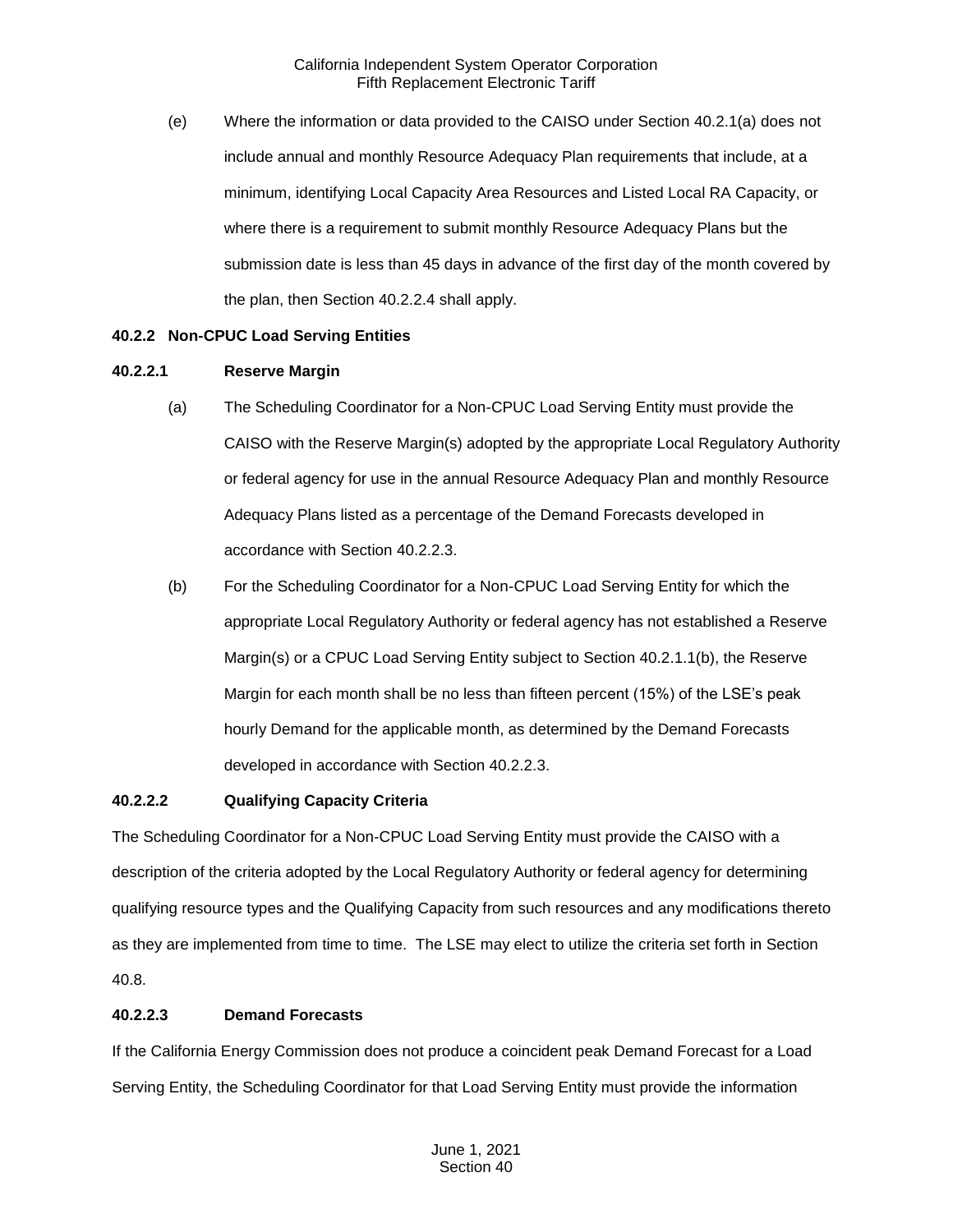(e) Where the information or data provided to the CAISO under Section 40.2.1(a) does not include annual and monthly Resource Adequacy Plan requirements that include, at a minimum, identifying Local Capacity Area Resources and Listed Local RA Capacity, or where there is a requirement to submit monthly Resource Adequacy Plans but the submission date is less than 45 days in advance of the first day of the month covered by the plan, then Section 40.2.2.4 shall apply.

### 40.2.2 Non-CPUC Load Serving Entities

#### 40.2.2.1 Reserve Margin

(a) The Scheduling Coordinator for a Non-CPUC Load Serving Entity must provide the CAISO with the Reserve Margin(s) adopted by the appropriate Local Regulatory Authority or federal agency for use in the annual Resource Adequacy Plan and monthly Resource Adequacy Plans listed as a percentage of the Demand Forecasts developed in accordance with Section 40.2.2.3.

(b) For the Scheduling Coordinator for a Non-CPUC Load Serving Entity for which the appropriate Local Regulatory Authority or federal agency has not established a Reserve Margin(s) or a CPUC Load Serving Entity subject to Section 40.2.1.1(b), the Reserve Margin for each month shall be no less than fifteen percent (15%) of the LSE's peak hourly Demand for the applicable month, as determined by the Demand Forecasts developed in accordance with Section 40.2.2.3.

#### 40.2.2.2 Qualifying Capacity Criteria

The Scheduling Coordinator for a Non-CPUC Load Serving Entity must provide the CAISO with a description of the criteria adopted by the Local Regulatory Authority or federal agency for determining qualifying resource types and the Qualifying Capacity from such resources and any modifications thereto as they are implemented from time to time. The LSE may elect to utilize the criteria set forth in Section 40.8.

#### 40.2.2.3 Demand Forecasts

If the California Energy Commission does not produce a coincident peak Demand Forecast for a Load Serving Entity, the Scheduling Coordinator for that Load Serving Entity must provide the information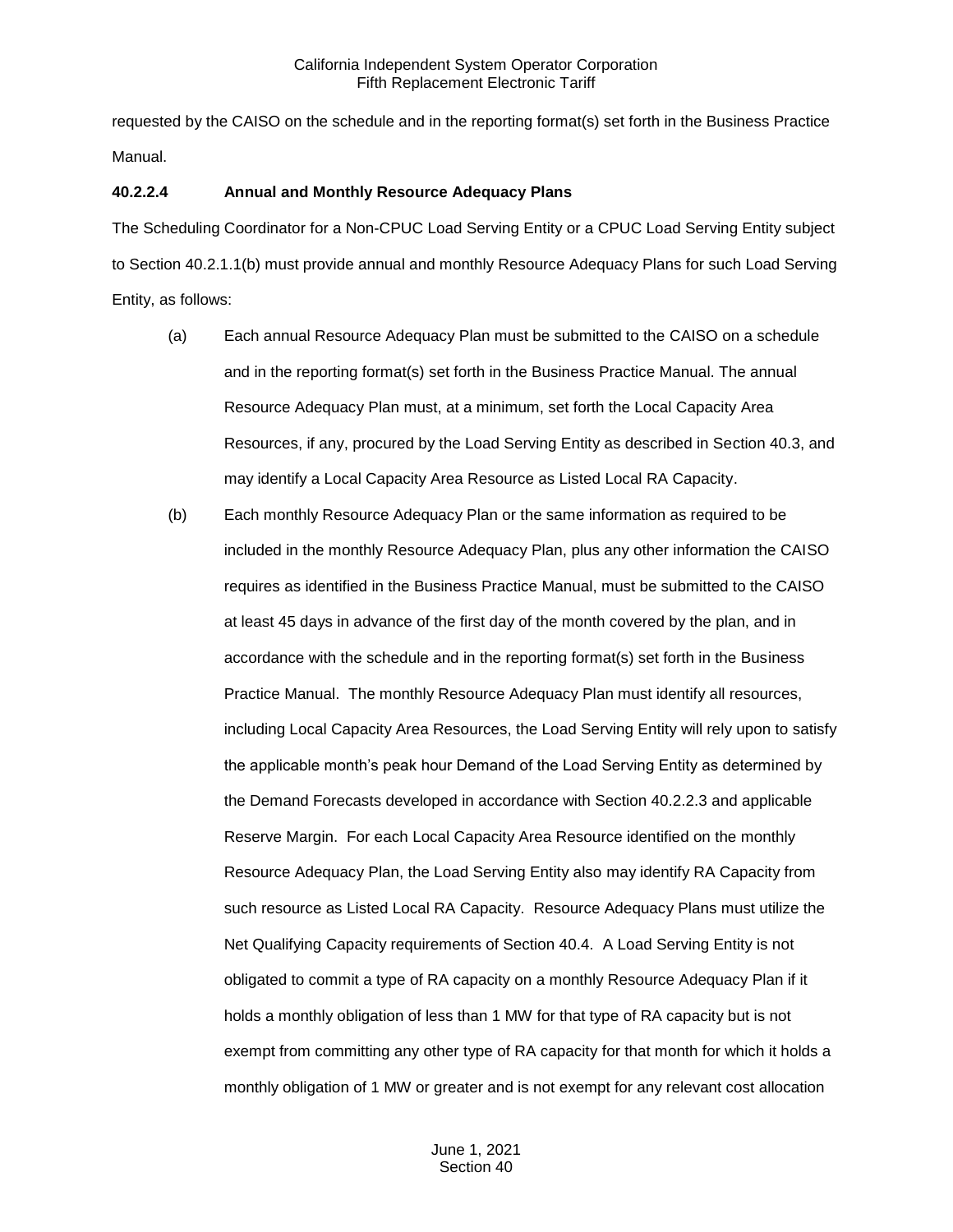requested by the CAISO on the schedule and in the reporting format(s) set forth in the Business Practice Manual.

**40.2.2.4 Annual and Monthly Resource Adequacy Plans**

The Scheduling Coordinator for a Non-CPUC Load Serving Entity or a CPUC Load Serving Entity subject to Section 40.2.1.1(b) must provide annual and monthly Resource Adequacy Plans for such Load Serving Entity, as follows:

(a) Each annual Resource Adequacy Plan must be submitted to the CAISO on a schedule and in the reporting format(s) set forth in the Business Practice Manual. The annual Resource Adequacy Plan must, at a minimum, set forth the Local Capacity Area Resources, if any, procured by the Load Serving Entity as described in Section 40.3, and may identify a Local Capacity Area Resource as Listed Local RA Capacity.

(b) Each monthly Resource Adequacy Plan or the same information as required to be included in the monthly Resource Adequacy Plan, plus any other information the CAISO requires as identified in the Business Practice Manual, must be submitted to the CAISO at least 45 days in advance of the first day of the month covered by the plan, and in accordance with the schedule and in the reporting format(s) set forth in the Business Practice Manual. The monthly Resource Adequacy Plan must identify all resources, including Local Capacity Area Resources, the Load Serving Entity will rely upon to satisfy the applicable month's peak hour Demand of the Load Serving Entity as determined by the Demand Forecasts developed in accordance with Section 40.2.2.3 and applicable Reserve Margin. For each Local Capacity Area Resource identified on the monthly Resource Adequacy Plan, the Load Serving Entity also may identify RA Capacity from such resource as Listed Local RA Capacity. Resource Adequacy Plans must utilize the Net Qualifying Capacity requirements of Section 40.4. A Load Serving Entity is not obligated to commit a type of RA capacity on a monthly Resource Adequacy Plan if it holds a monthly obligation of less than 1 MW for that type of RA capacity but is not exempt from committing any other type of RA capacity for that month for which it holds a monthly obligation of 1 MW or greater and is not exempt for any relevant cost allocation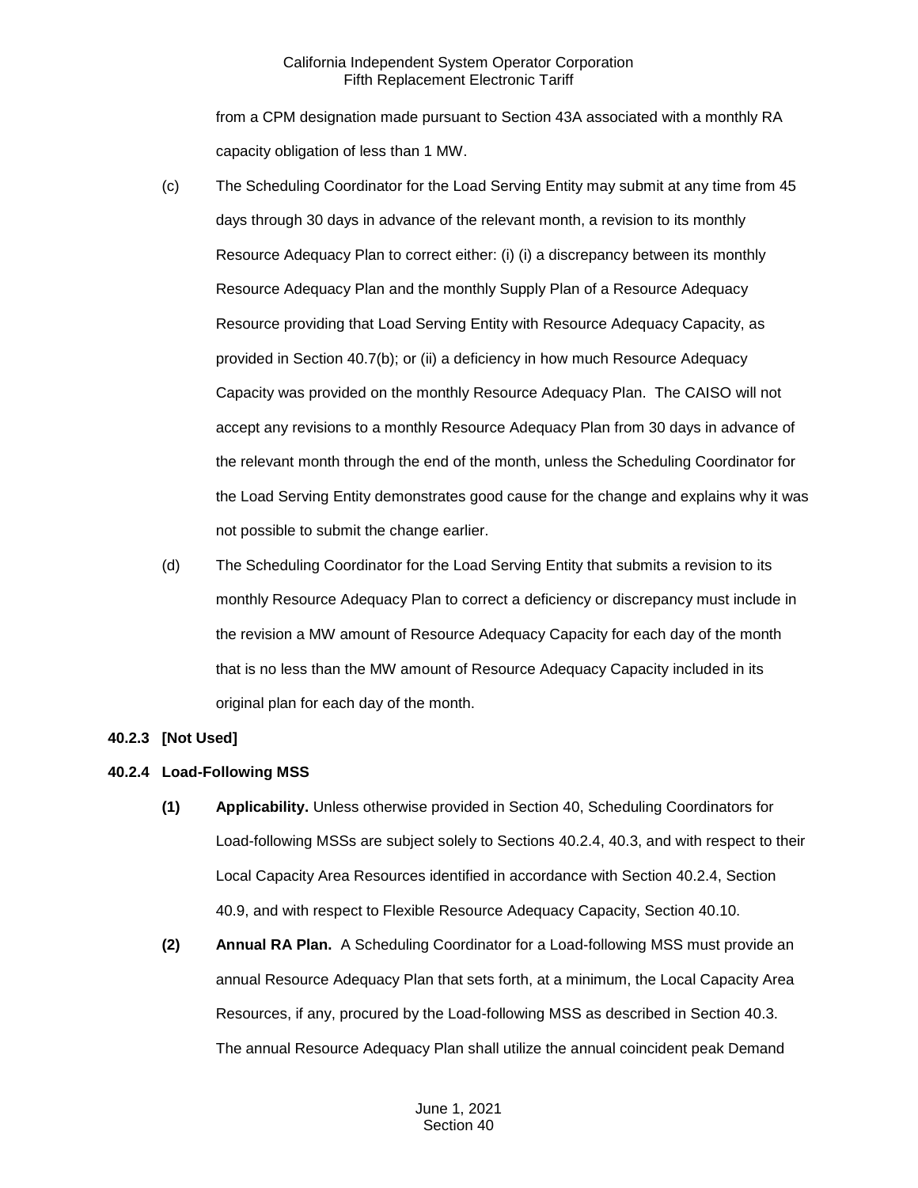from a CPM designation made pursuant to Section 43A associated with a monthly RA capacity obligation of less than 1 MW.

(c) The Scheduling Coordinator for the Load Serving Entity may submit at any time from 45 days through 30 days in advance of the relevant month, a revision to its monthly Resource Adequacy Plan to correct either: (i) (i) a discrepancy between its monthly Resource Adequacy Plan and the monthly Supply Plan of a Resource Adequacy Resource providing that Load Serving Entity with Resource Adequacy Capacity, as provided in Section 40.7(b); or (ii) a deficiency in how much Resource Adequacy Capacity was provided on the monthly Resource Adequacy Plan. The CAISO will not accept any revisions to a monthly Resource Adequacy Plan from 30 days in advance of the relevant month through the end of the month, unless the Scheduling Coordinator for the Load Serving Entity demonstrates good cause for the change and explains why it was not possible to submit the change earlier.

(d) The Scheduling Coordinator for the Load Serving Entity that submits a revision to its monthly Resource Adequacy Plan to correct a deficiency or discrepancy must include in the revision a MW amount of Resource Adequacy Capacity for each day of the month that is no less than the MW amount of Resource Adequacy Capacity included in its original plan for each day of the month.

**40.2.3 [Not Used]**

**40.2.4 Load-Following MSS**

**(1) Applicability.** Unless otherwise provided in Section 40, Scheduling Coordinators for Load-following MSSs are subject solely to Sections 40.2.4, 40.3, and with respect to their Local Capacity Area Resources identified in accordance with Section 40.2.4, Section 40.9, and with respect to Flexible Resource Adequacy Capacity, Section 40.10.

**(2) Annual RA Plan.** A Scheduling Coordinator for a Load-following MSS must provide an annual Resource Adequacy Plan that sets forth, at a minimum, the Local Capacity Area Resources, if any, procured by the Load-following MSS as described in Section 40.3. The annual Resource Adequacy Plan shall utilize the annual coincident peak Demand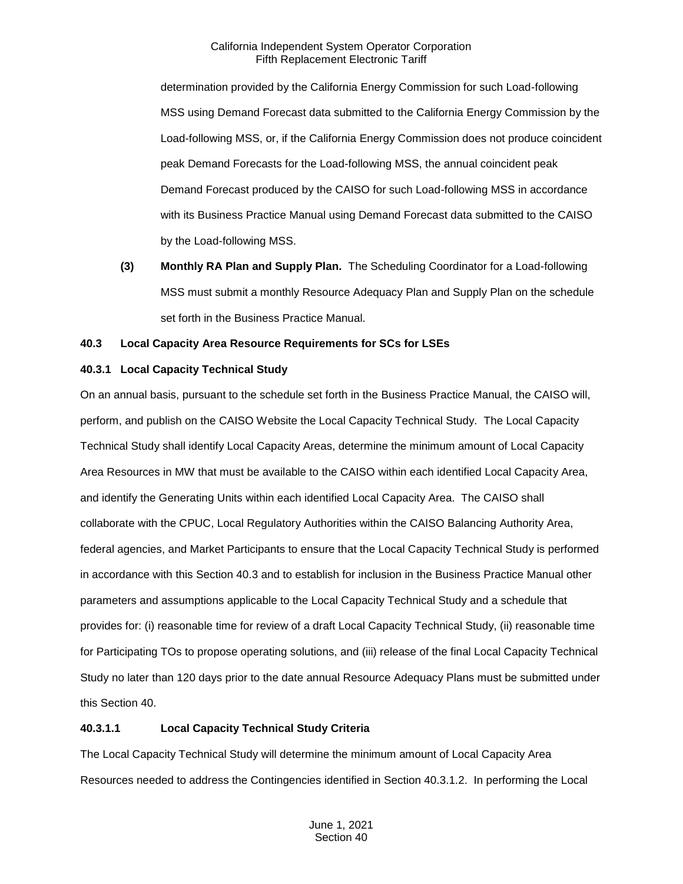determination provided by the California Energy Commission for such Load-following MSS using Demand Forecast data submitted to the California Energy Commission by the Load-following MSS, or, if the California Energy Commission does not produce coincident peak Demand Forecasts for the Load-following MSS, the annual coincident peak Demand Forecast produced by the CAISO for such Load-following MSS in accordance with its Business Practice Manual using Demand Forecast data submitted to the CAISO by the Load-following MSS.

**(3) Monthly RA Plan and Supply Plan.** The Scheduling Coordinator for a Load-following MSS must submit a monthly Resource Adequacy Plan and Supply Plan on the schedule set forth in the Business Practice Manual.

### 40.3 Local Capacity Area Resource Requirements for SCs for LSEs

#### 40.3.1 Local Capacity Technical Study

On an annual basis, pursuant to the schedule set forth in the Business Practice Manual, the CAISO will, perform, and publish on the CAISO Website the Local Capacity Technical Study. The Local Capacity Technical Study shall identify Local Capacity Areas, determine the minimum amount of Local Capacity Area Resources in MW that must be available to the CAISO within each identified Local Capacity Area, and identify the Generating Units within each identified Local Capacity Area. The CAISO shall collaborate with the CPUC, Local Regulatory Authorities within the CAISO Balancing Authority Area, federal agencies, and Market Participants to ensure that the Local Capacity Technical Study is performed in accordance with this Section 40.3 and to establish for inclusion in the Business Practice Manual other parameters and assumptions applicable to the Local Capacity Technical Study and a schedule that provides for: (i) reasonable time for review of a draft Local Capacity Technical Study, (ii) reasonable time for Participating TOs to propose operating solutions, and (iii) release of the final Local Capacity Technical Study no later than 120 days prior to the date annual Resource Adequacy Plans must be submitted under this Section 40.

##### 40.3.1.1 Local Capacity Technical Study Criteria

The Local Capacity Technical Study will determine the minimum amount of Local Capacity Area Resources needed to address the Contingencies identified in Section 40.3.1.2. In performing the Local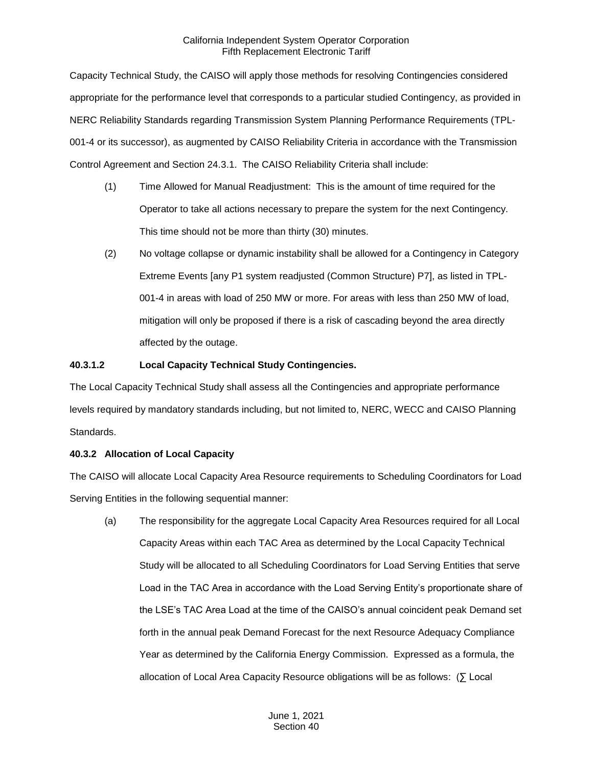Capacity Technical Study, the CAISO will apply those methods for resolving Contingencies considered appropriate for the performance level that corresponds to a particular studied Contingency, as provided in NERC Reliability Standards regarding Transmission System Planning Performance Requirements (TPL-001-4 or its successor), as augmented by CAISO Reliability Criteria in accordance with the Transmission Control Agreement and Section 24.3.1. The CAISO Reliability Criteria shall include:

(1) Time Allowed for Manual Readjustment: This is the amount of time required for the Operator to take all actions necessary to prepare the system for the next Contingency. This time should not be more than thirty (30) minutes.

(2) No voltage collapse or dynamic instability shall be allowed for a Contingency in Category Extreme Events [any P1 system readjusted (Common Structure) P7], as listed in TPL-001-4 in areas with load of 250 MW or more. For areas with less than 250 MW of load, mitigation will only be proposed if there is a risk of cascading beyond the area directly affected by the outage.

**40.3.1.2 Local Capacity Technical Study Contingencies.**

The Local Capacity Technical Study shall assess all the Contingencies and appropriate performance levels required by mandatory standards including, but not limited to, NERC, WECC and CAISO Planning Standards.

**40.3.2 Allocation of Local Capacity**

The CAISO will allocate Local Capacity Area Resource requirements to Scheduling Coordinators for Load Serving Entities in the following sequential manner:

(a) The responsibility for the aggregate Local Capacity Area Resources required for all Local Capacity Areas within each TAC Area as determined by the Local Capacity Technical Study will be allocated to all Scheduling Coordinators for Load Serving Entities that serve Load in the TAC Area in accordance with the Load Serving Entity's proportionate share of the LSE's TAC Area Load at the time of the CAISO's annual coincident peak Demand set forth in the annual peak Demand Forecast for the next Resource Adequacy Compliance Year as determined by the California Energy Commission. Expressed as a formula, the allocation of Local Area Capacity Resource obligations will be as follows: (∑ Local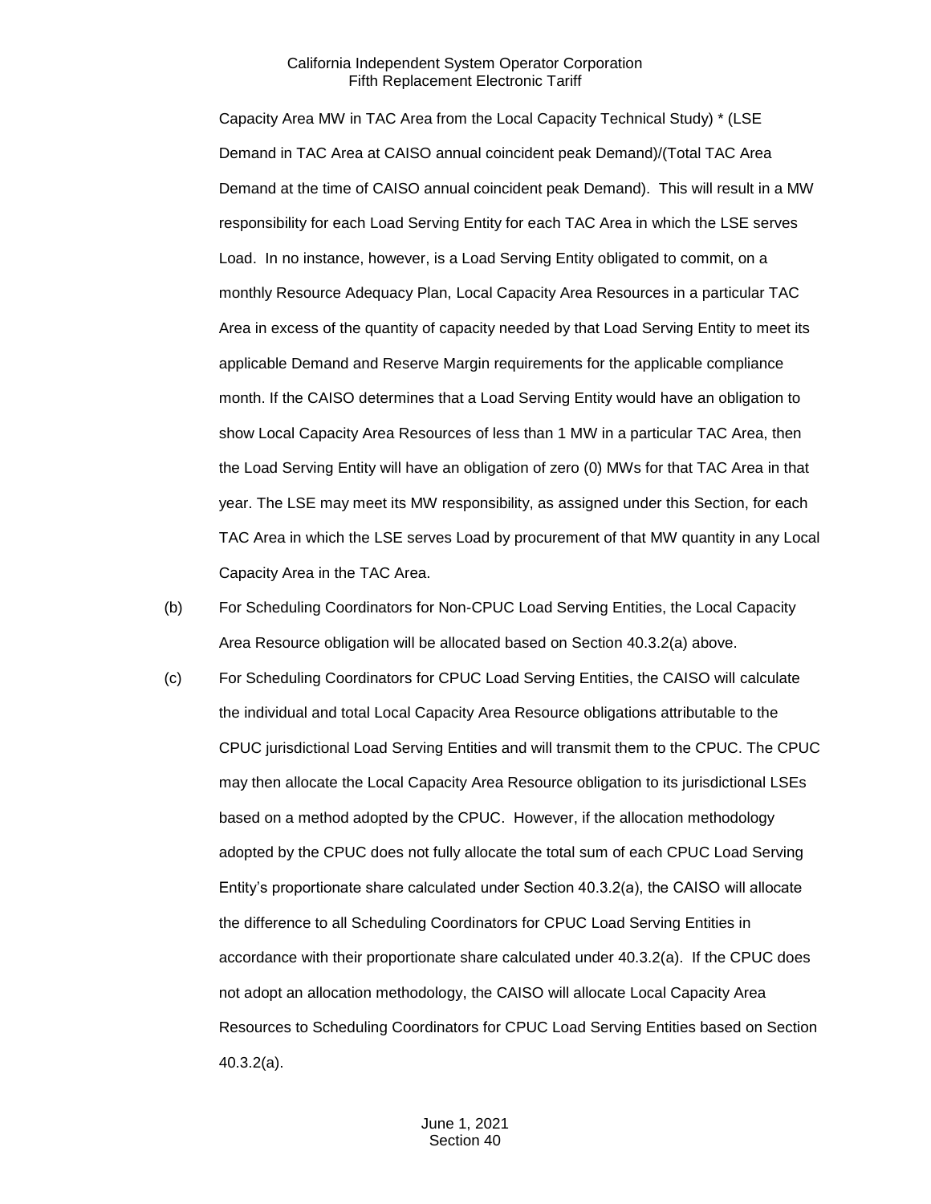Capacity Area MW in TAC Area from the Local Capacity Technical Study) * (LSE Demand in TAC Area at CAISO annual coincident peak Demand)/(Total TAC Area Demand at the time of CAISO annual coincident peak Demand). This will result in a MW responsibility for each Load Serving Entity for each TAC Area in which the LSE serves Load. In no instance, however, is a Load Serving Entity obligated to commit, on a monthly Resource Adequacy Plan, Local Capacity Area Resources in a particular TAC Area in excess of the quantity of capacity needed by that Load Serving Entity to meet its applicable Demand and Reserve Margin requirements for the applicable compliance month. If the CAISO determines that a Load Serving Entity would have an obligation to show Local Capacity Area Resources of less than 1 MW in a particular TAC Area, then the Load Serving Entity will have an obligation of zero (0) MWs for that TAC Area in that year. The LSE may meet its MW responsibility, as assigned under this Section, for each TAC Area in which the LSE serves Load by procurement of that MW quantity in any Local Capacity Area in the TAC Area.

(b) For Scheduling Coordinators for Non-CPUC Load Serving Entities, the Local Capacity Area Resource obligation will be allocated based on Section 40.3.2(a) above.

(c) For Scheduling Coordinators for CPUC Load Serving Entities, the CAISO will calculate the individual and total Local Capacity Area Resource obligations attributable to the CPUC jurisdictional Load Serving Entities and will transmit them to the CPUC. The CPUC may then allocate the Local Capacity Area Resource obligation to its jurisdictional LSEs based on a method adopted by the CPUC. However, if the allocation methodology adopted by the CPUC does not fully allocate the total sum of each CPUC Load Serving Entity's proportionate share calculated under Section 40.3.2(a), the CAISO will allocate the difference to all Scheduling Coordinators for CPUC Load Serving Entities in accordance with their proportionate share calculated under 40.3.2(a). If the CPUC does not adopt an allocation methodology, the CAISO will allocate Local Capacity Area Resources to Scheduling Coordinators for CPUC Load Serving Entities based on Section 40.3.2(a).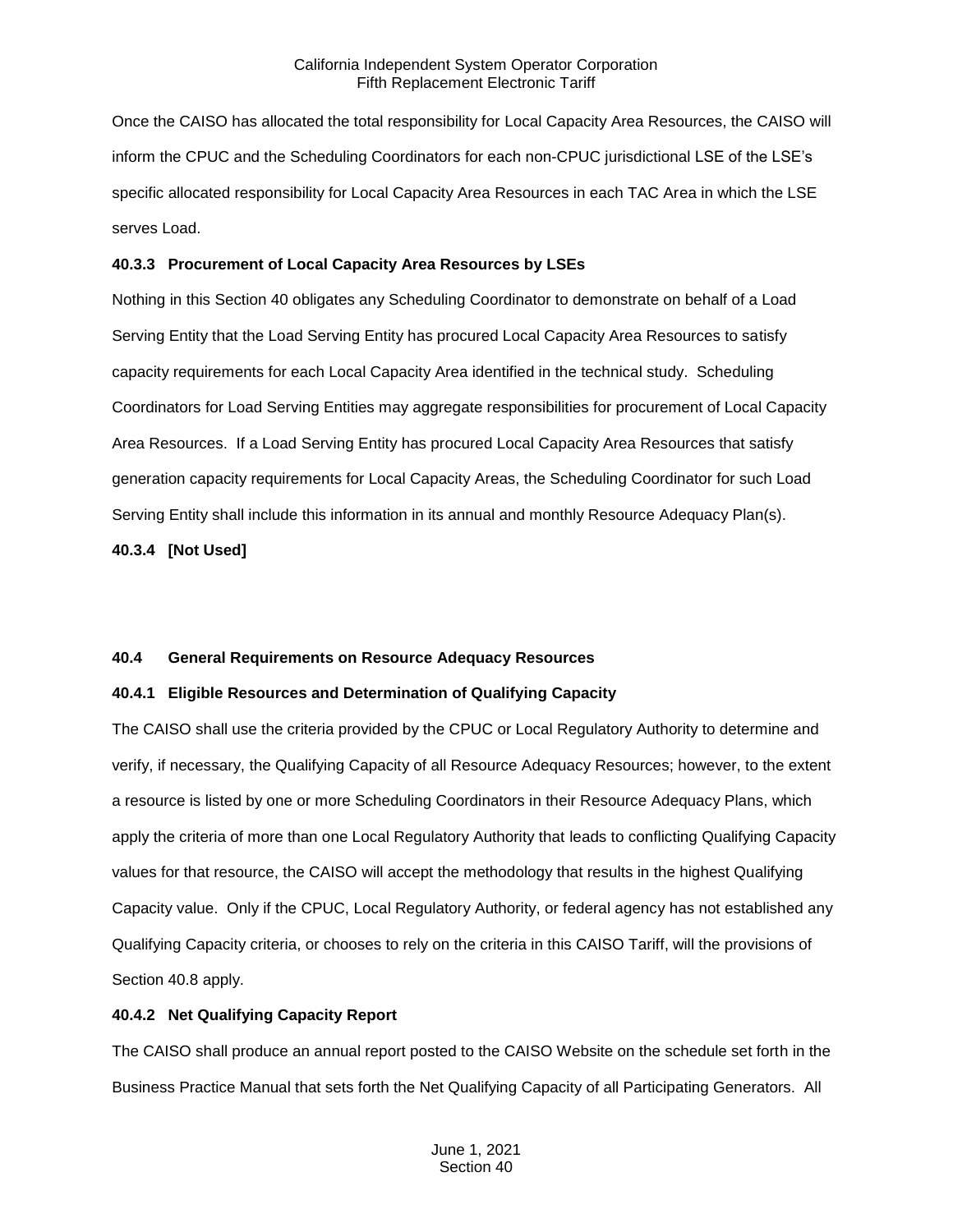Once the CAISO has allocated the total responsibility for Local Capacity Area Resources, the CAISO will inform the CPUC and the Scheduling Coordinators for each non-CPUC jurisdictional LSE of the LSE's specific allocated responsibility for Local Capacity Area Resources in each TAC Area in which the LSE serves Load.

### 40.3.3 Procurement of Local Capacity Area Resources by LSEs

Nothing in this Section 40 obligates any Scheduling Coordinator to demonstrate on behalf of a Load Serving Entity that the Load Serving Entity has procured Local Capacity Area Resources to satisfy capacity requirements for each Local Capacity Area identified in the technical study. Scheduling Coordinators for Load Serving Entities may aggregate responsibilities for procurement of Local Capacity Area Resources. If a Load Serving Entity has procured Local Capacity Area Resources that satisfy generation capacity requirements for Local Capacity Areas, the Scheduling Coordinator for such Load Serving Entity shall include this information in its annual and monthly Resource Adequacy Plan(s).

### 40.3.4 [Not Used]

## 40.4 General Requirements on Resource Adequacy Resources

### 40.4.1 Eligible Resources and Determination of Qualifying Capacity

The CAISO shall use the criteria provided by the CPUC or Local Regulatory Authority to determine and verify, if necessary, the Qualifying Capacity of all Resource Adequacy Resources; however, to the extent a resource is listed by one or more Scheduling Coordinators in their Resource Adequacy Plans, which apply the criteria of more than one Local Regulatory Authority that leads to conflicting Qualifying Capacity values for that resource, the CAISO will accept the methodology that results in the highest Qualifying Capacity value. Only if the CPUC, Local Regulatory Authority, or federal agency has not established any Qualifying Capacity criteria, or chooses to rely on the criteria in this CAISO Tariff, will the provisions of Section 40.8 apply.

### 40.4.2 Net Qualifying Capacity Report

The CAISO shall produce an annual report posted to the CAISO Website on the schedule set forth in the Business Practice Manual that sets forth the Net Qualifying Capacity of all Participating Generators. All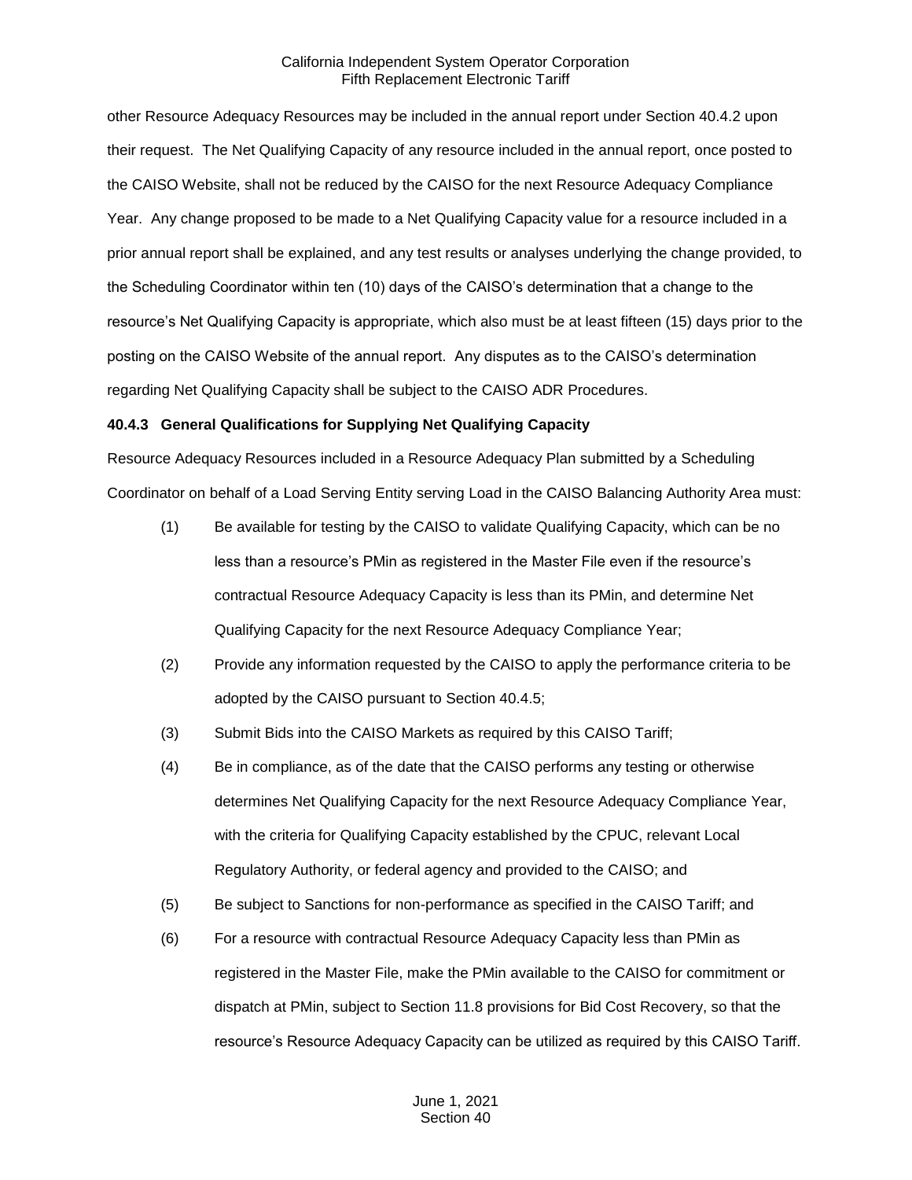other Resource Adequacy Resources may be included in the annual report under Section 40.4.2 upon their request. The Net Qualifying Capacity of any resource included in the annual report, once posted to the CAISO Website, shall not be reduced by the CAISO for the next Resource Adequacy Compliance Year. Any change proposed to be made to a Net Qualifying Capacity value for a resource included in a prior annual report shall be explained, and any test results or analyses underlying the change provided, to the Scheduling Coordinator within ten (10) days of the CAISO's determination that a change to the resource's Net Qualifying Capacity is appropriate, which also must be at least fifteen (15) days prior to the posting on the CAISO Website of the annual report. Any disputes as to the CAISO's determination regarding Net Qualifying Capacity shall be subject to the CAISO ADR Procedures.

**40.4.3 General Qualifications for Supplying Net Qualifying Capacity**

Resource Adequacy Resources included in a Resource Adequacy Plan submitted by a Scheduling Coordinator on behalf of a Load Serving Entity serving Load in the CAISO Balancing Authority Area must:

(1) Be available for testing by the CAISO to validate Qualifying Capacity, which can be no less than a resource's PMin as registered in the Master File even if the resource's contractual Resource Adequacy Capacity is less than its PMin, and determine Net Qualifying Capacity for the next Resource Adequacy Compliance Year;

(2) Provide any information requested by the CAISO to apply the performance criteria to be adopted by the CAISO pursuant to Section 40.4.5;

(3) Submit Bids into the CAISO Markets as required by this CAISO Tariff;

(4) Be in compliance, as of the date that the CAISO performs any testing or otherwise determines Net Qualifying Capacity for the next Resource Adequacy Compliance Year, with the criteria for Qualifying Capacity established by the CPUC, relevant Local Regulatory Authority, or federal agency and provided to the CAISO; and

(5) Be subject to Sanctions for non-performance as specified in the CAISO Tariff; and

(6) For a resource with contractual Resource Adequacy Capacity less than PMin as registered in the Master File, make the PMin available to the CAISO for commitment or dispatch at PMin, subject to Section 11.8 provisions for Bid Cost Recovery, so that the resource's Resource Adequacy Capacity can be utilized as required by this CAISO Tariff.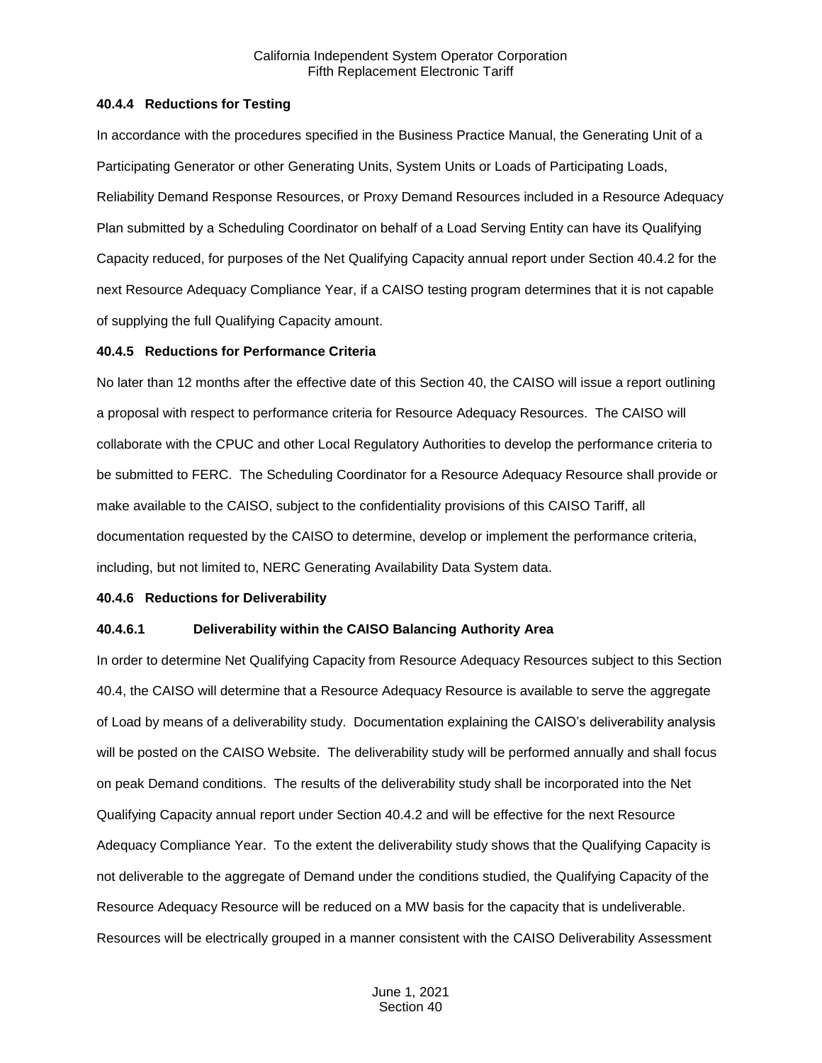#### 40.4.4 Reductions for Testing

In accordance with the procedures specified in the Business Practice Manual, the Generating Unit of a Participating Generator or other Generating Units, System Units or Loads of Participating Loads, Reliability Demand Response Resources, or Proxy Demand Resources included in a Resource Adequacy Plan submitted by a Scheduling Coordinator on behalf of a Load Serving Entity can have its Qualifying Capacity reduced, for purposes of the Net Qualifying Capacity annual report under Section 40.4.2 for the next Resource Adequacy Compliance Year, if a CAISO testing program determines that it is not capable of supplying the full Qualifying Capacity amount.

#### 40.4.5 Reductions for Performance Criteria

No later than 12 months after the effective date of this Section 40, the CAISO will issue a report outlining a proposal with respect to performance criteria for Resource Adequacy Resources. The CAISO will collaborate with the CPUC and other Local Regulatory Authorities to develop the performance criteria to be submitted to FERC. The Scheduling Coordinator for a Resource Adequacy Resource shall provide or make available to the CAISO, subject to the confidentiality provisions of this CAISO Tariff, all documentation requested by the CAISO to determine, develop or implement the performance criteria, including, but not limited to, NERC Generating Availability Data System data.

#### 40.4.6 Reductions for Deliverability

##### 40.4.6.1 Deliverability within the CAISO Balancing Authority Area

In order to determine Net Qualifying Capacity from Resource Adequacy Resources subject to this Section 40.4, the CAISO will determine that a Resource Adequacy Resource is available to serve the aggregate of Load by means of a deliverability study. Documentation explaining the CAISO's deliverability analysis will be posted on the CAISO Website. The deliverability study will be performed annually and shall focus on peak Demand conditions. The results of the deliverability study shall be incorporated into the Net Qualifying Capacity annual report under Section 40.4.2 and will be effective for the next Resource Adequacy Compliance Year. To the extent the deliverability study shows that the Qualifying Capacity is not deliverable to the aggregate of Demand under the conditions studied, the Qualifying Capacity of the Resource Adequacy Resource will be reduced on a MW basis for the capacity that is undeliverable. Resources will be electrically grouped in a manner consistent with the CAISO Deliverability Assessment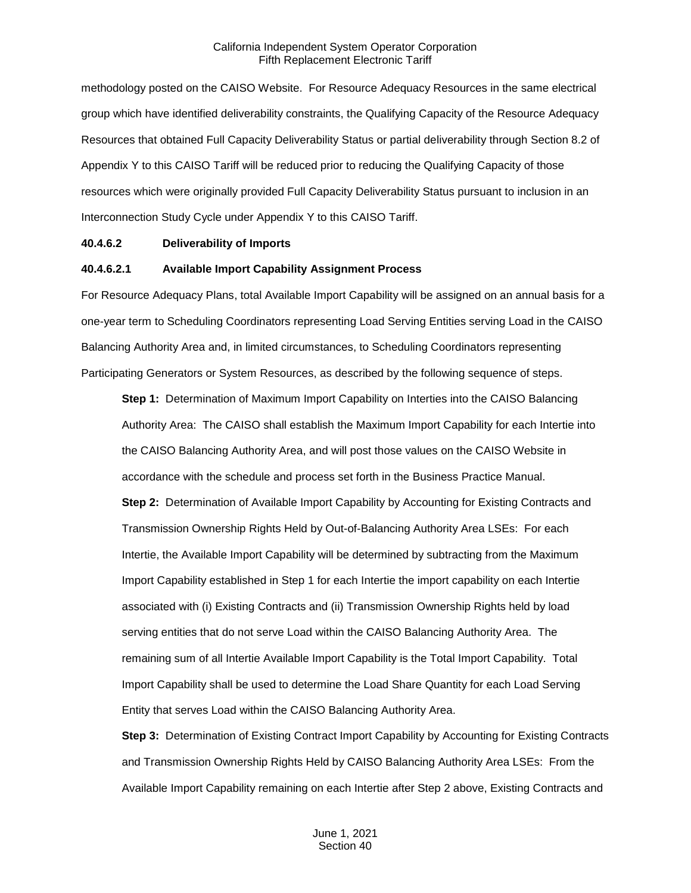methodology posted on the CAISO Website. For Resource Adequacy Resources in the same electrical group which have identified deliverability constraints, the Qualifying Capacity of the Resource Adequacy Resources that obtained Full Capacity Deliverability Status or partial deliverability through Section 8.2 of Appendix Y to this CAISO Tariff will be reduced prior to reducing the Qualifying Capacity of those resources which were originally provided Full Capacity Deliverability Status pursuant to inclusion in an Interconnection Study Cycle under Appendix Y to this CAISO Tariff.

**40.4.6.2 Deliverability of Imports**

**40.4.6.2.1 Available Import Capability Assignment Process**

For Resource Adequacy Plans, total Available Import Capability will be assigned on an annual basis for a one-year term to Scheduling Coordinators representing Load Serving Entities serving Load in the CAISO Balancing Authority Area and, in limited circumstances, to Scheduling Coordinators representing Participating Generators or System Resources, as described by the following sequence of steps.

**Step 1:** Determination of Maximum Import Capability on Interties into the CAISO Balancing Authority Area: The CAISO shall establish the Maximum Import Capability for each Intertie into the CAISO Balancing Authority Area, and will post those values on the CAISO Website in accordance with the schedule and process set forth in the Business Practice Manual.

**Step 2:** Determination of Available Import Capability by Accounting for Existing Contracts and Transmission Ownership Rights Held by Out-of-Balancing Authority Area LSEs: For each Intertie, the Available Import Capability will be determined by subtracting from the Maximum Import Capability established in Step 1 for each Intertie the import capability on each Intertie associated with (i) Existing Contracts and (ii) Transmission Ownership Rights held by load serving entities that do not serve Load within the CAISO Balancing Authority Area. The remaining sum of all Intertie Available Import Capability is the Total Import Capability. Total Import Capability shall be used to determine the Load Share Quantity for each Load Serving Entity that serves Load within the CAISO Balancing Authority Area.

**Step 3:** Determination of Existing Contract Import Capability by Accounting for Existing Contracts and Transmission Ownership Rights Held by CAISO Balancing Authority Area LSEs: From the Available Import Capability remaining on each Intertie after Step 2 above, Existing Contracts and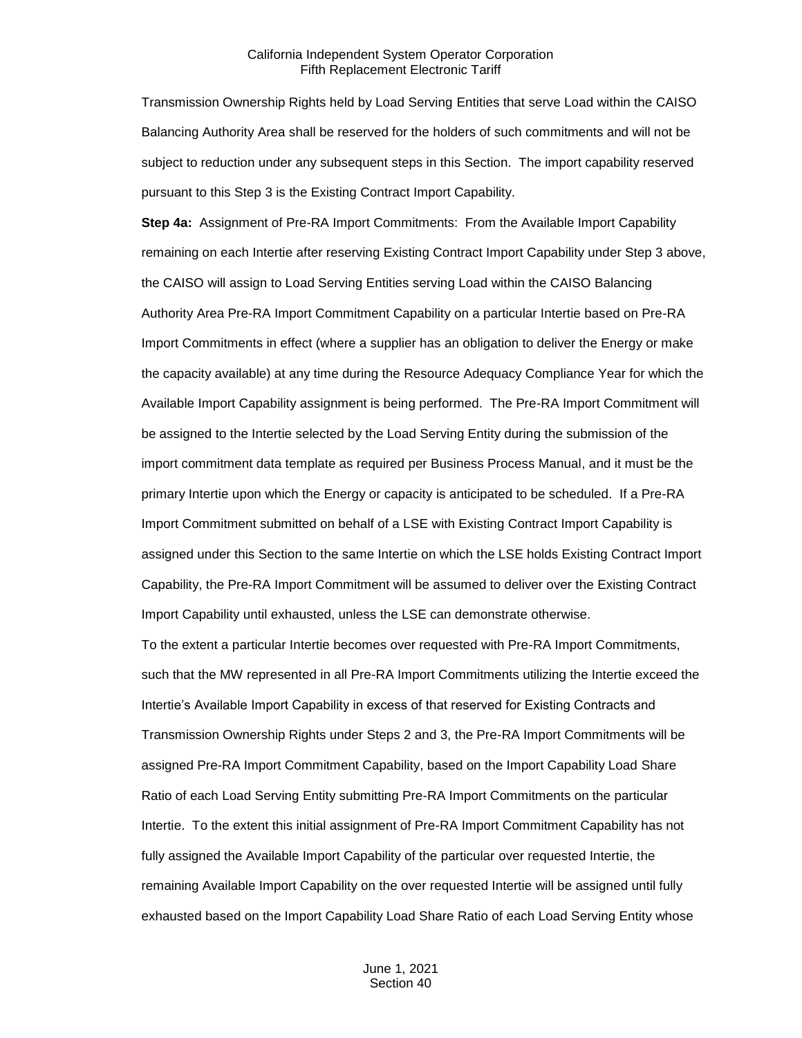Transmission Ownership Rights held by Load Serving Entities that serve Load within the CAISO Balancing Authority Area shall be reserved for the holders of such commitments and will not be subject to reduction under any subsequent steps in this Section. The import capability reserved pursuant to this Step 3 is the Existing Contract Import Capability.

**Step 4a:** Assignment of Pre-RA Import Commitments: From the Available Import Capability remaining on each Intertie after reserving Existing Contract Import Capability under Step 3 above, the CAISO will assign to Load Serving Entities serving Load within the CAISO Balancing Authority Area Pre-RA Import Commitment Capability on a particular Intertie based on Pre-RA Import Commitments in effect (where a supplier has an obligation to deliver the Energy or make the capacity available) at any time during the Resource Adequacy Compliance Year for which the Available Import Capability assignment is being performed. The Pre-RA Import Commitment will be assigned to the Intertie selected by the Load Serving Entity during the submission of the import commitment data template as required per Business Process Manual, and it must be the primary Intertie upon which the Energy or capacity is anticipated to be scheduled. If a Pre-RA Import Commitment submitted on behalf of a LSE with Existing Contract Import Capability is assigned under this Section to the same Intertie on which the LSE holds Existing Contract Import Capability, the Pre-RA Import Commitment will be assumed to deliver over the Existing Contract Import Capability until exhausted, unless the LSE can demonstrate otherwise.

To the extent a particular Intertie becomes over requested with Pre-RA Import Commitments, such that the MW represented in all Pre-RA Import Commitments utilizing the Intertie exceed the Intertie's Available Import Capability in excess of that reserved for Existing Contracts and Transmission Ownership Rights under Steps 2 and 3, the Pre-RA Import Commitments will be assigned Pre-RA Import Commitment Capability, based on the Import Capability Load Share Ratio of each Load Serving Entity submitting Pre-RA Import Commitments on the particular Intertie. To the extent this initial assignment of Pre-RA Import Commitment Capability has not fully assigned the Available Import Capability of the particular over requested Intertie, the remaining Available Import Capability on the over requested Intertie will be assigned until fully exhausted based on the Import Capability Load Share Ratio of each Load Serving Entity whose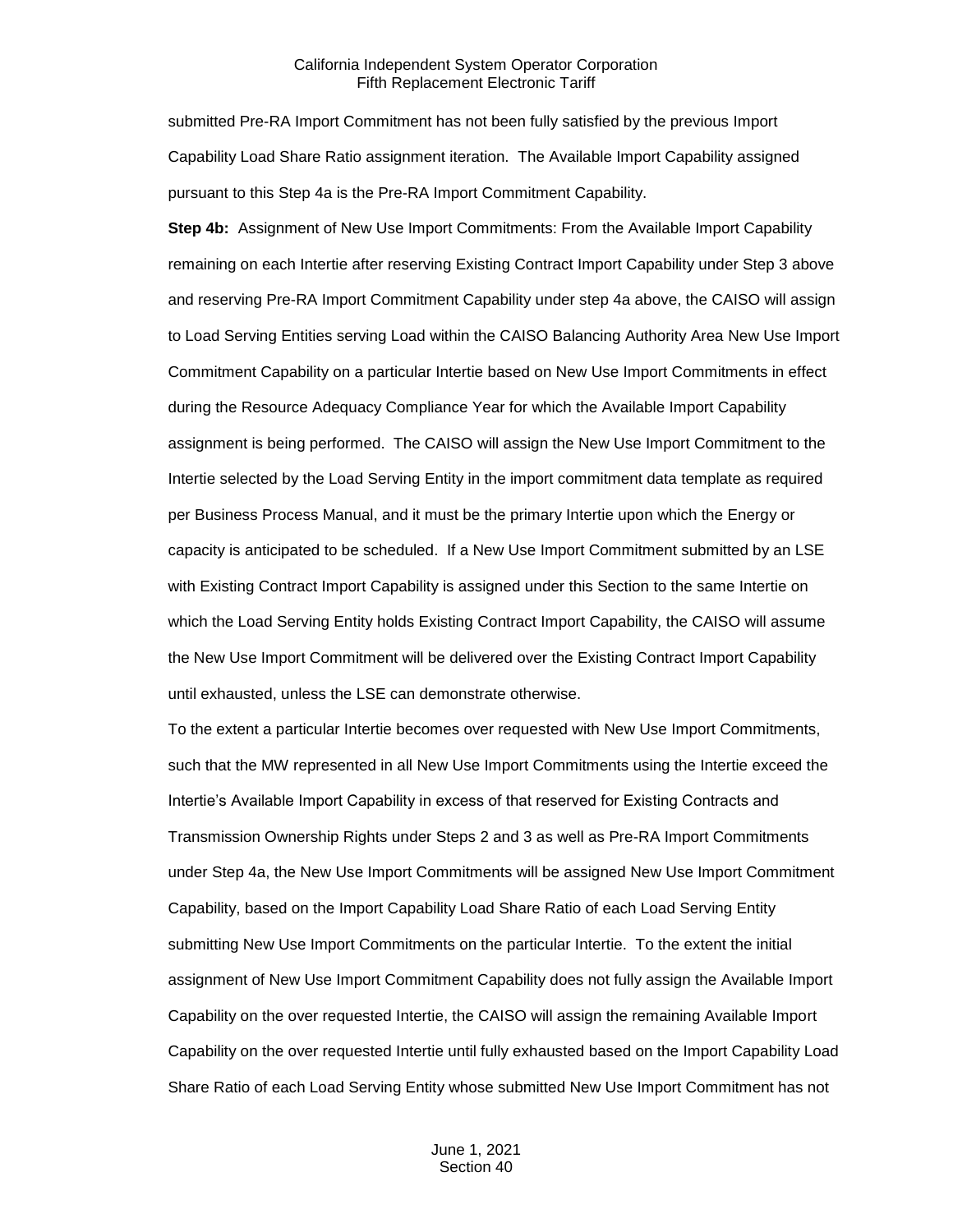submitted Pre-RA Import Commitment has not been fully satisfied by the previous Import Capability Load Share Ratio assignment iteration. The Available Import Capability assigned pursuant to this Step 4a is the Pre-RA Import Commitment Capability.

**Step 4b:** Assignment of New Use Import Commitments: From the Available Import Capability remaining on each Intertie after reserving Existing Contract Import Capability under Step 3 above and reserving Pre-RA Import Commitment Capability under step 4a above, the CAISO will assign to Load Serving Entities serving Load within the CAISO Balancing Authority Area New Use Import Commitment Capability on a particular Intertie based on New Use Import Commitments in effect during the Resource Adequacy Compliance Year for which the Available Import Capability assignment is being performed. The CAISO will assign the New Use Import Commitment to the Intertie selected by the Load Serving Entity in the import commitment data template as required per Business Process Manual, and it must be the primary Intertie upon which the Energy or capacity is anticipated to be scheduled. If a New Use Import Commitment submitted by an LSE with Existing Contract Import Capability is assigned under this Section to the same Intertie on which the Load Serving Entity holds Existing Contract Import Capability, the CAISO will assume the New Use Import Commitment will be delivered over the Existing Contract Import Capability until exhausted, unless the LSE can demonstrate otherwise.

To the extent a particular Intertie becomes over requested with New Use Import Commitments, such that the MW represented in all New Use Import Commitments using the Intertie exceed the Intertie's Available Import Capability in excess of that reserved for Existing Contracts and Transmission Ownership Rights under Steps 2 and 3 as well as Pre-RA Import Commitments under Step 4a, the New Use Import Commitments will be assigned New Use Import Commitment Capability, based on the Import Capability Load Share Ratio of each Load Serving Entity submitting New Use Import Commitments on the particular Intertie. To the extent the initial assignment of New Use Import Commitment Capability does not fully assign the Available Import Capability on the over requested Intertie, the CAISO will assign the remaining Available Import Capability on the over requested Intertie until fully exhausted based on the Import Capability Load Share Ratio of each Load Serving Entity whose submitted New Use Import Commitment has not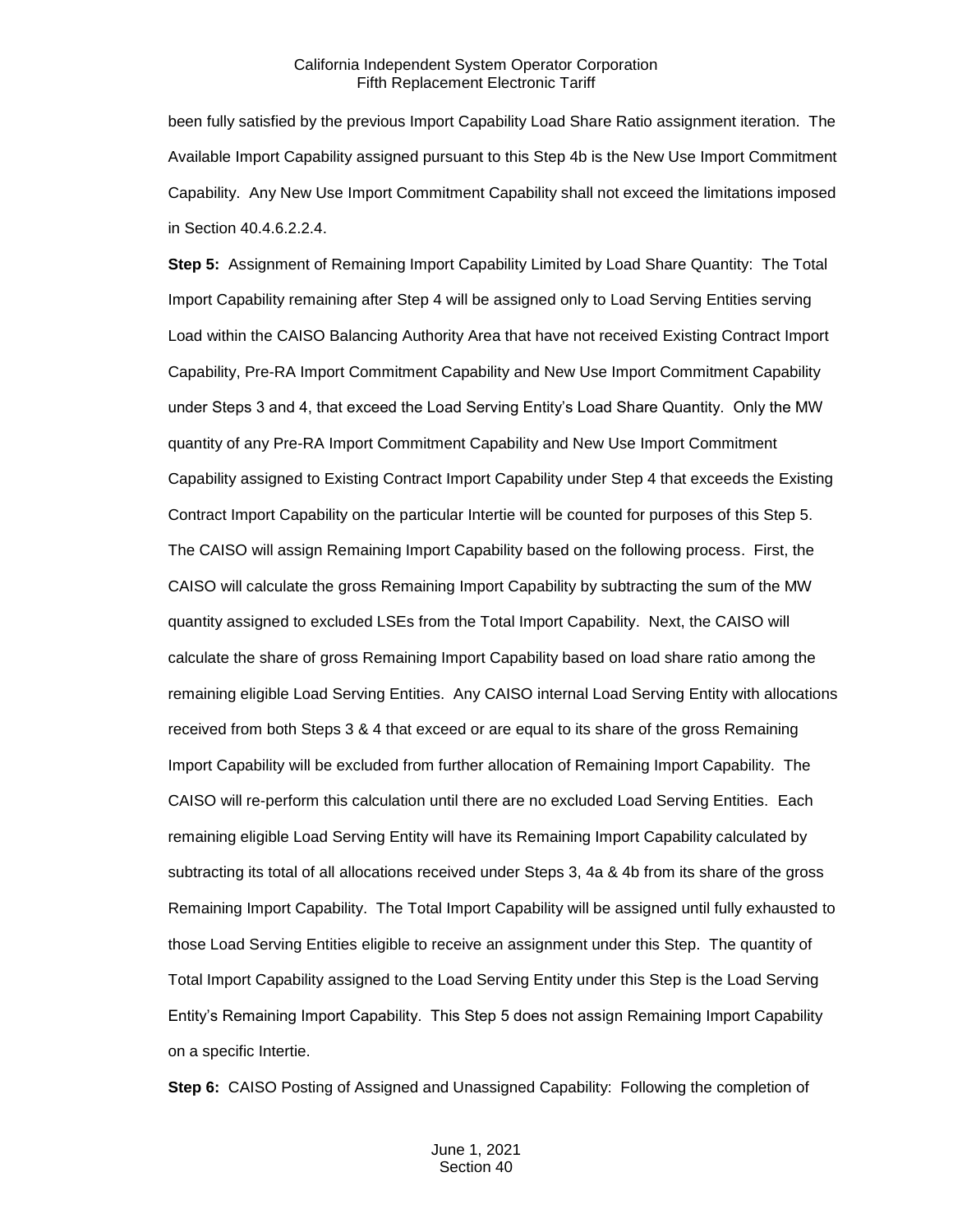been fully satisfied by the previous Import Capability Load Share Ratio assignment iteration. The Available Import Capability assigned pursuant to this Step 4b is the New Use Import Commitment Capability. Any New Use Import Commitment Capability shall not exceed the limitations imposed in Section 40.4.6.2.2.4.

**Step 5:** Assignment of Remaining Import Capability Limited by Load Share Quantity: The Total Import Capability remaining after Step 4 will be assigned only to Load Serving Entities serving Load within the CAISO Balancing Authority Area that have not received Existing Contract Import Capability, Pre-RA Import Commitment Capability and New Use Import Commitment Capability under Steps 3 and 4, that exceed the Load Serving Entity's Load Share Quantity. Only the MW quantity of any Pre-RA Import Commitment Capability and New Use Import Commitment Capability assigned to Existing Contract Import Capability under Step 4 that exceeds the Existing Contract Import Capability on the particular Intertie will be counted for purposes of this Step 5. The CAISO will assign Remaining Import Capability based on the following process. First, the CAISO will calculate the gross Remaining Import Capability by subtracting the sum of the MW quantity assigned to excluded LSEs from the Total Import Capability. Next, the CAISO will calculate the share of gross Remaining Import Capability based on load share ratio among the remaining eligible Load Serving Entities. Any CAISO internal Load Serving Entity with allocations received from both Steps 3 & 4 that exceed or are equal to its share of the gross Remaining Import Capability will be excluded from further allocation of Remaining Import Capability. The CAISO will re-perform this calculation until there are no excluded Load Serving Entities. Each remaining eligible Load Serving Entity will have its Remaining Import Capability calculated by subtracting its total of all allocations received under Steps 3, 4a & 4b from its share of the gross Remaining Import Capability. The Total Import Capability will be assigned until fully exhausted to those Load Serving Entities eligible to receive an assignment under this Step. The quantity of Total Import Capability assigned to the Load Serving Entity under this Step is the Load Serving Entity's Remaining Import Capability. This Step 5 does not assign Remaining Import Capability on a specific Intertie.

**Step 6:** CAISO Posting of Assigned and Unassigned Capability: Following the completion of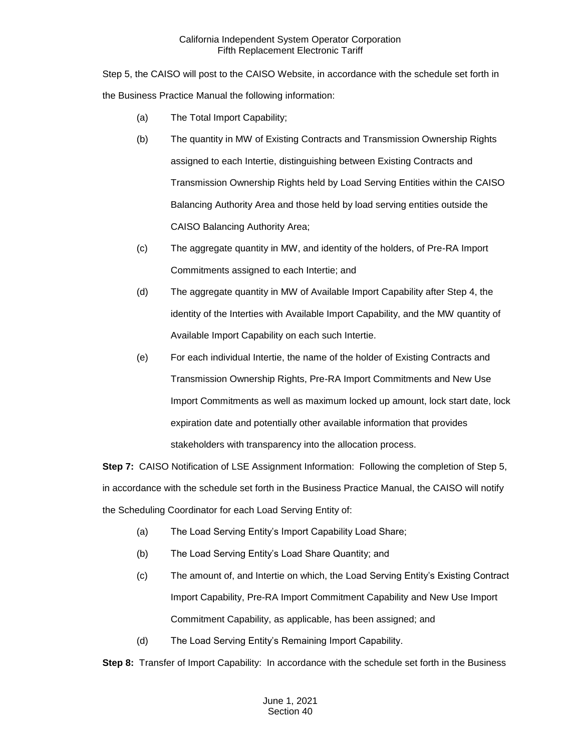Step 5, the CAISO will post to the CAISO Website, in accordance with the schedule set forth in the Business Practice Manual the following information:

(a) The Total Import Capability;

(b) The quantity in MW of Existing Contracts and Transmission Ownership Rights assigned to each Intertie, distinguishing between Existing Contracts and Transmission Ownership Rights held by Load Serving Entities within the CAISO Balancing Authority Area and those held by load serving entities outside the CAISO Balancing Authority Area;

(c) The aggregate quantity in MW, and identity of the holders, of Pre-RA Import Commitments assigned to each Intertie; and

(d) The aggregate quantity in MW of Available Import Capability after Step 4, the identity of the Interties with Available Import Capability, and the MW quantity of Available Import Capability on each such Intertie.

(e) For each individual Intertie, the name of the holder of Existing Contracts and Transmission Ownership Rights, Pre-RA Import Commitments and New Use Import Commitments as well as maximum locked up amount, lock start date, lock expiration date and potentially other available information that provides stakeholders with transparency into the allocation process.

**Step 7:** CAISO Notification of LSE Assignment Information: Following the completion of Step 5, in accordance with the schedule set forth in the Business Practice Manual, the CAISO will notify the Scheduling Coordinator for each Load Serving Entity of:

(a) The Load Serving Entity's Import Capability Load Share;

(b) The Load Serving Entity's Load Share Quantity; and

(c) The amount of, and Intertie on which, the Load Serving Entity's Existing Contract Import Capability, Pre-RA Import Commitment Capability and New Use Import Commitment Capability, as applicable, has been assigned; and

(d) The Load Serving Entity's Remaining Import Capability.

**Step 8:** Transfer of Import Capability: In accordance with the schedule set forth in the Business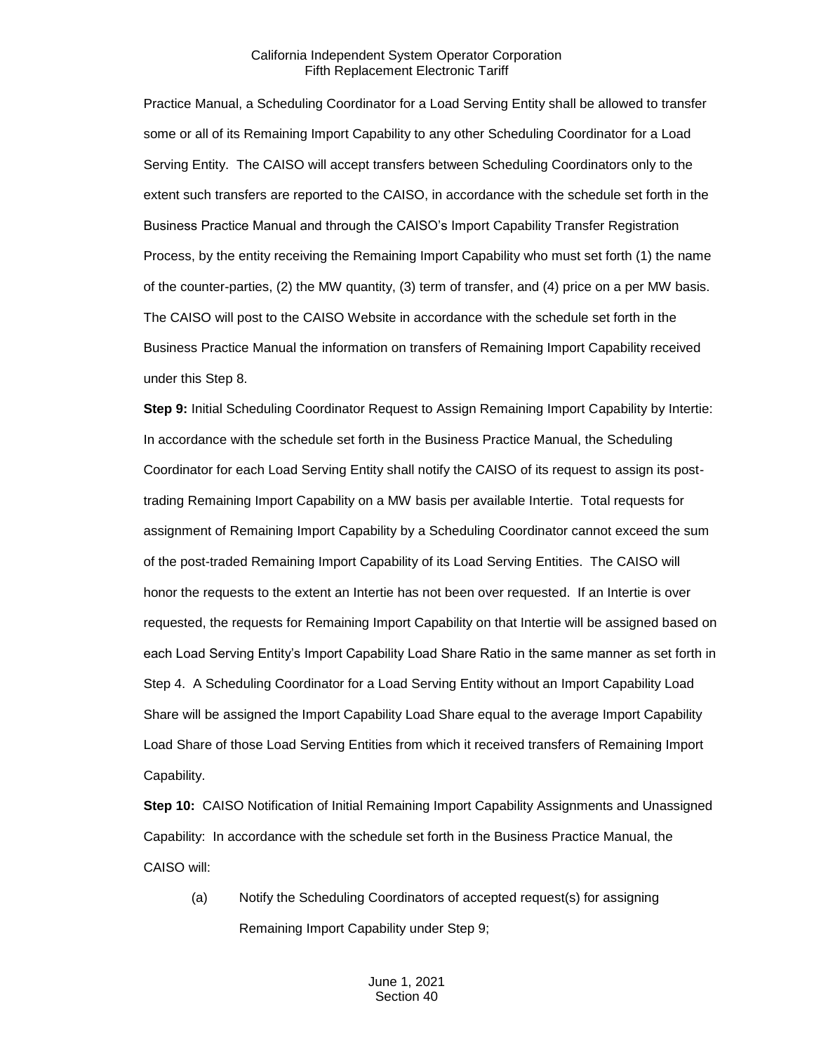Practice Manual, a Scheduling Coordinator for a Load Serving Entity shall be allowed to transfer some or all of its Remaining Import Capability to any other Scheduling Coordinator for a Load Serving Entity. The CAISO will accept transfers between Scheduling Coordinators only to the extent such transfers are reported to the CAISO, in accordance with the schedule set forth in the Business Practice Manual and through the CAISO's Import Capability Transfer Registration Process, by the entity receiving the Remaining Import Capability who must set forth (1) the name of the counter-parties, (2) the MW quantity, (3) term of transfer, and (4) price on a per MW basis. The CAISO will post to the CAISO Website in accordance with the schedule set forth in the Business Practice Manual the information on transfers of Remaining Import Capability received under this Step 8.

**Step 9:** Initial Scheduling Coordinator Request to Assign Remaining Import Capability by Intertie: In accordance with the schedule set forth in the Business Practice Manual, the Scheduling Coordinator for each Load Serving Entity shall notify the CAISO of its request to assign its post-trading Remaining Import Capability on a MW basis per available Intertie. Total requests for assignment of Remaining Import Capability by a Scheduling Coordinator cannot exceed the sum of the post-traded Remaining Import Capability of its Load Serving Entities. The CAISO will honor the requests to the extent an Intertie has not been over requested. If an Intertie is over requested, the requests for Remaining Import Capability on that Intertie will be assigned based on each Load Serving Entity's Import Capability Load Share Ratio in the same manner as set forth in Step 4. A Scheduling Coordinator for a Load Serving Entity without an Import Capability Load Share will be assigned the Import Capability Load Share equal to the average Import Capability Load Share of those Load Serving Entities from which it received transfers of Remaining Import Capability.

**Step 10:** CAISO Notification of Initial Remaining Import Capability Assignments and Unassigned Capability: In accordance with the schedule set forth in the Business Practice Manual, the CAISO will:

(a) Notify the Scheduling Coordinators of accepted request(s) for assigning Remaining Import Capability under Step 9;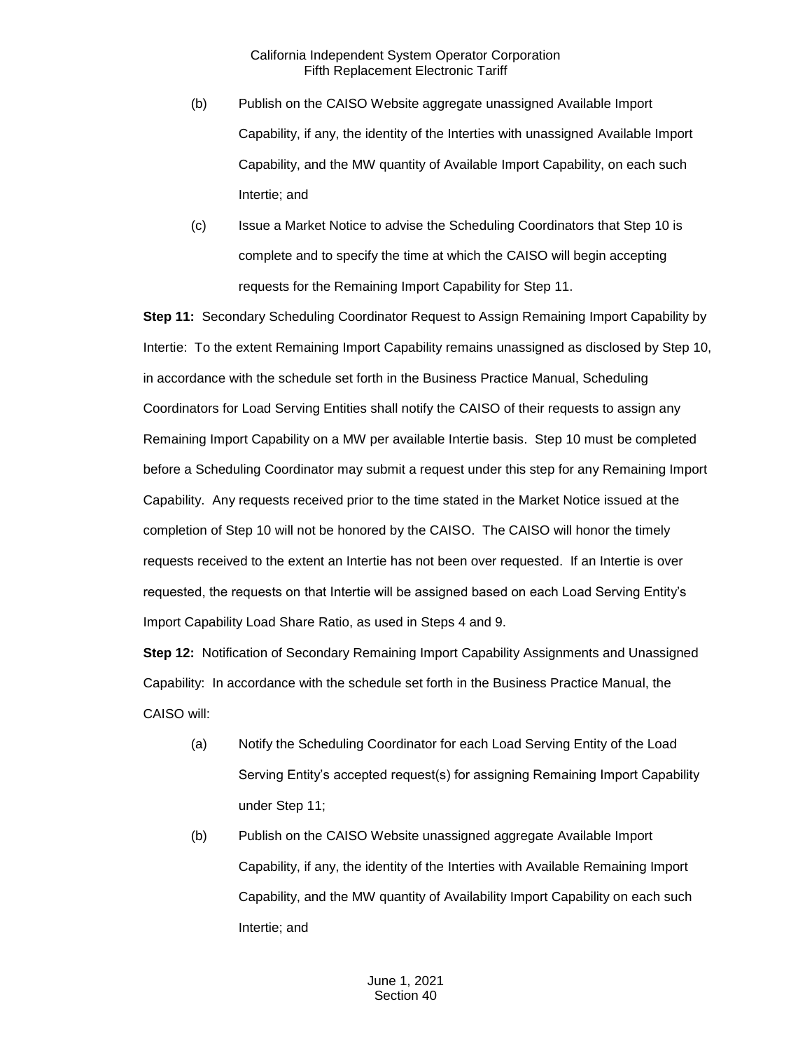(b) Publish on the CAISO Website aggregate unassigned Available Import Capability, if any, the identity of the Interties with unassigned Available Import Capability, and the MW quantity of Available Import Capability, on each such Intertie; and

(c) Issue a Market Notice to advise the Scheduling Coordinators that Step 10 is complete and to specify the time at which the CAISO will begin accepting requests for the Remaining Import Capability for Step 11.

**Step 11:** Secondary Scheduling Coordinator Request to Assign Remaining Import Capability by Intertie: To the extent Remaining Import Capability remains unassigned as disclosed by Step 10, in accordance with the schedule set forth in the Business Practice Manual, Scheduling Coordinators for Load Serving Entities shall notify the CAISO of their requests to assign any Remaining Import Capability on a MW per available Intertie basis. Step 10 must be completed before a Scheduling Coordinator may submit a request under this step for any Remaining Import Capability. Any requests received prior to the time stated in the Market Notice issued at the completion of Step 10 will not be honored by the CAISO. The CAISO will honor the timely requests received to the extent an Intertie has not been over requested. If an Intertie is over requested, the requests on that Intertie will be assigned based on each Load Serving Entity's Import Capability Load Share Ratio, as used in Steps 4 and 9.

**Step 12:** Notification of Secondary Remaining Import Capability Assignments and Unassigned Capability: In accordance with the schedule set forth in the Business Practice Manual, the CAISO will:

(a) Notify the Scheduling Coordinator for each Load Serving Entity of the Load Serving Entity's accepted request(s) for assigning Remaining Import Capability under Step 11;

(b) Publish on the CAISO Website unassigned aggregate Available Import Capability, if any, the identity of the Interties with Available Remaining Import Capability, and the MW quantity of Availability Import Capability on each such Intertie; and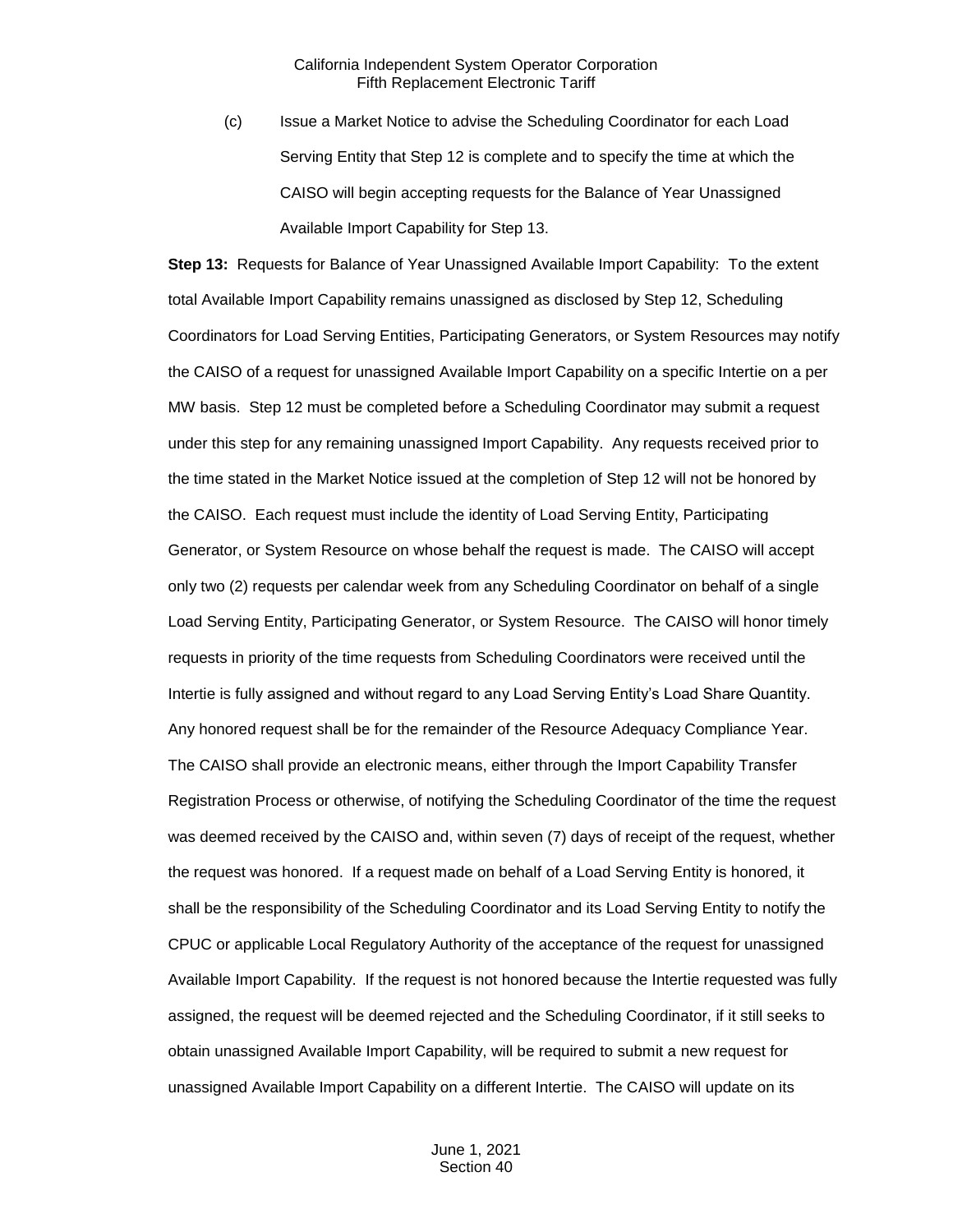(c) Issue a Market Notice to advise the Scheduling Coordinator for each Load Serving Entity that Step 12 is complete and to specify the time at which the CAISO will begin accepting requests for the Balance of Year Unassigned Available Import Capability for Step 13.

**Step 13:** Requests for Balance of Year Unassigned Available Import Capability: To the extent total Available Import Capability remains unassigned as disclosed by Step 12, Scheduling Coordinators for Load Serving Entities, Participating Generators, or System Resources may notify the CAISO of a request for unassigned Available Import Capability on a specific Intertie on a per MW basis. Step 12 must be completed before a Scheduling Coordinator may submit a request under this step for any remaining unassigned Import Capability. Any requests received prior to the time stated in the Market Notice issued at the completion of Step 12 will not be honored by the CAISO. Each request must include the identity of Load Serving Entity, Participating Generator, or System Resource on whose behalf the request is made. The CAISO will accept only two (2) requests per calendar week from any Scheduling Coordinator on behalf of a single Load Serving Entity, Participating Generator, or System Resource. The CAISO will honor timely requests in priority of the time requests from Scheduling Coordinators were received until the Intertie is fully assigned and without regard to any Load Serving Entity's Load Share Quantity. Any honored request shall be for the remainder of the Resource Adequacy Compliance Year. The CAISO shall provide an electronic means, either through the Import Capability Transfer Registration Process or otherwise, of notifying the Scheduling Coordinator of the time the request was deemed received by the CAISO and, within seven (7) days of receipt of the request, whether the request was honored. If a request made on behalf of a Load Serving Entity is honored, it shall be the responsibility of the Scheduling Coordinator and its Load Serving Entity to notify the CPUC or applicable Local Regulatory Authority of the acceptance of the request for unassigned Available Import Capability. If the request is not honored because the Intertie requested was fully assigned, the request will be deemed rejected and the Scheduling Coordinator, if it still seeks to obtain unassigned Available Import Capability, will be required to submit a new request for unassigned Available Import Capability on a different Intertie. The CAISO will update on its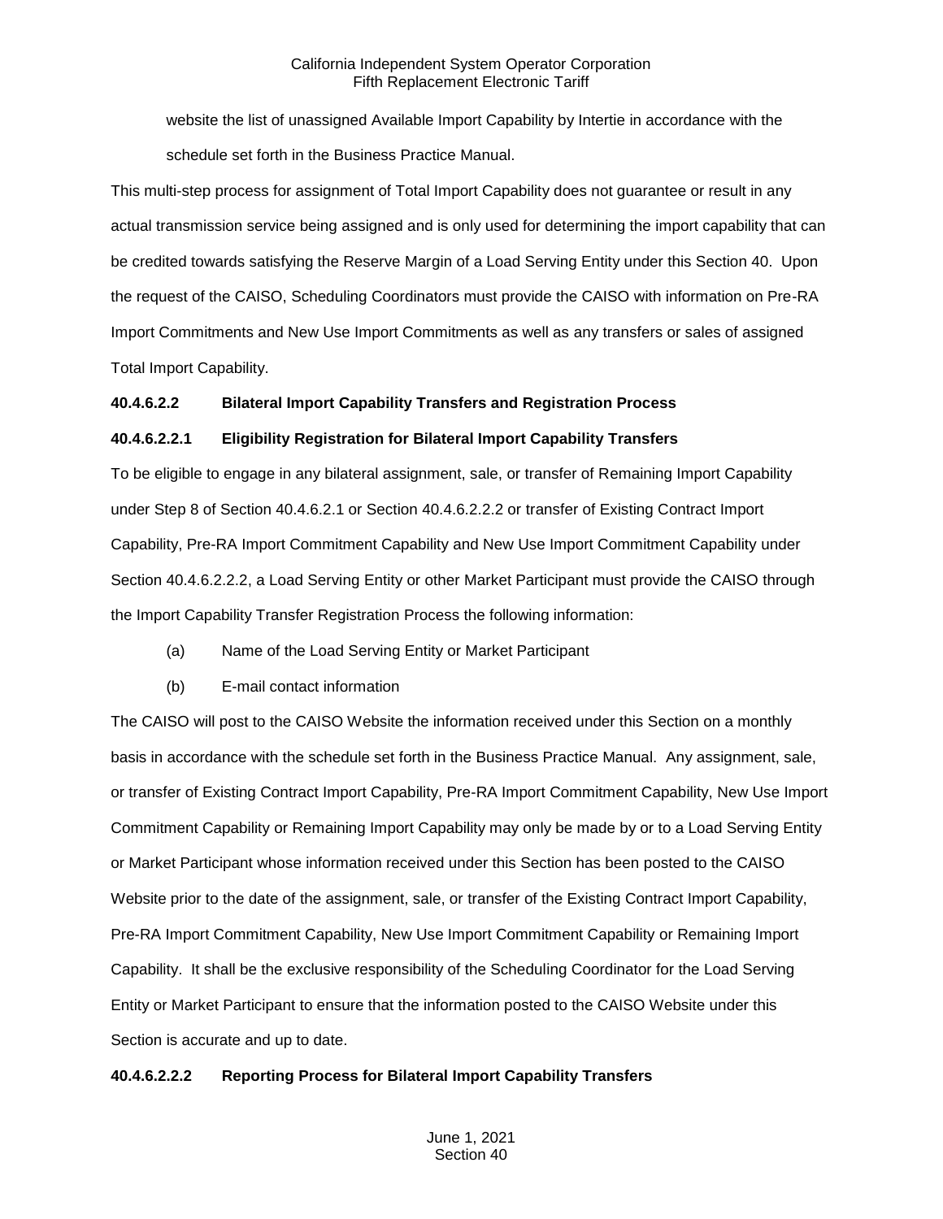website the list of unassigned Available Import Capability by Intertie in accordance with the schedule set forth in the Business Practice Manual.

This multi-step process for assignment of Total Import Capability does not guarantee or result in any actual transmission service being assigned and is only used for determining the import capability that can be credited towards satisfying the Reserve Margin of a Load Serving Entity under this Section 40. Upon the request of the CAISO, Scheduling Coordinators must provide the CAISO with information on Pre-RA Import Commitments and New Use Import Commitments as well as any transfers or sales of assigned Total Import Capability.

**40.4.6.2.2 Bilateral Import Capability Transfers and Registration Process**

**40.4.6.2.2.1 Eligibility Registration for Bilateral Import Capability Transfers**

To be eligible to engage in any bilateral assignment, sale, or transfer of Remaining Import Capability under Step 8 of Section 40.4.6.2.1 or Section 40.4.6.2.2.2 or transfer of Existing Contract Import Capability, Pre-RA Import Commitment Capability and New Use Import Commitment Capability under Section 40.4.6.2.2.2, a Load Serving Entity or other Market Participant must provide the CAISO through the Import Capability Transfer Registration Process the following information:

(a) Name of the Load Serving Entity or Market Participant

(b) E-mail contact information

The CAISO will post to the CAISO Website the information received under this Section on a monthly basis in accordance with the schedule set forth in the Business Practice Manual. Any assignment, sale, or transfer of Existing Contract Import Capability, Pre-RA Import Commitment Capability, New Use Import Commitment Capability or Remaining Import Capability may only be made by or to a Load Serving Entity or Market Participant whose information received under this Section has been posted to the CAISO Website prior to the date of the assignment, sale, or transfer of the Existing Contract Import Capability, Pre-RA Import Commitment Capability, New Use Import Commitment Capability or Remaining Import Capability. It shall be the exclusive responsibility of the Scheduling Coordinator for the Load Serving Entity or Market Participant to ensure that the information posted to the CAISO Website under this Section is accurate and up to date.

**40.4.6.2.2.2 Reporting Process for Bilateral Import Capability Transfers**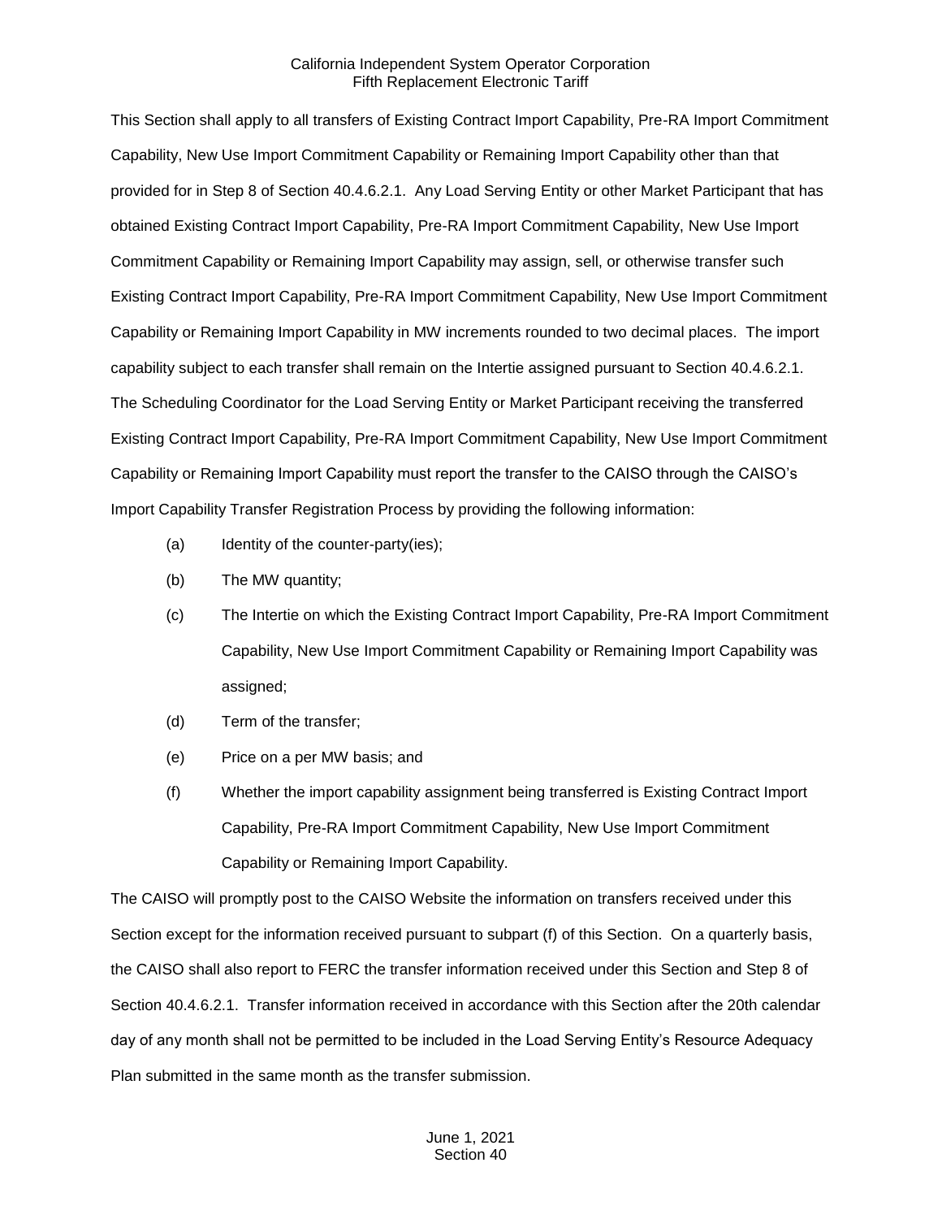This Section shall apply to all transfers of Existing Contract Import Capability, Pre-RA Import Commitment Capability, New Use Import Commitment Capability or Remaining Import Capability other than that provided for in Step 8 of Section 40.4.6.2.1. Any Load Serving Entity or other Market Participant that has obtained Existing Contract Import Capability, Pre-RA Import Commitment Capability, New Use Import Commitment Capability or Remaining Import Capability may assign, sell, or otherwise transfer such Existing Contract Import Capability, Pre-RA Import Commitment Capability, New Use Import Commitment Capability or Remaining Import Capability in MW increments rounded to two decimal places. The import capability subject to each transfer shall remain on the Intertie assigned pursuant to Section 40.4.6.2.1. The Scheduling Coordinator for the Load Serving Entity or Market Participant receiving the transferred Existing Contract Import Capability, Pre-RA Import Commitment Capability, New Use Import Commitment Capability or Remaining Import Capability must report the transfer to the CAISO through the CAISO's Import Capability Transfer Registration Process by providing the following information:

(a) Identity of the counter-party(ies);

(b) The MW quantity;

(c) The Intertie on which the Existing Contract Import Capability, Pre-RA Import Commitment Capability, New Use Import Commitment Capability or Remaining Import Capability was assigned;

(d) Term of the transfer;

(e) Price on a per MW basis; and

(f) Whether the import capability assignment being transferred is Existing Contract Import Capability, Pre-RA Import Commitment Capability, New Use Import Commitment Capability or Remaining Import Capability.

The CAISO will promptly post to the CAISO Website the information on transfers received under this Section except for the information received pursuant to subpart (f) of this Section. On a quarterly basis, the CAISO shall also report to FERC the transfer information received under this Section and Step 8 of Section 40.4.6.2.1. Transfer information received in accordance with this Section after the 20th calendar day of any month shall not be permitted to be included in the Load Serving Entity's Resource Adequacy Plan submitted in the same month as the transfer submission.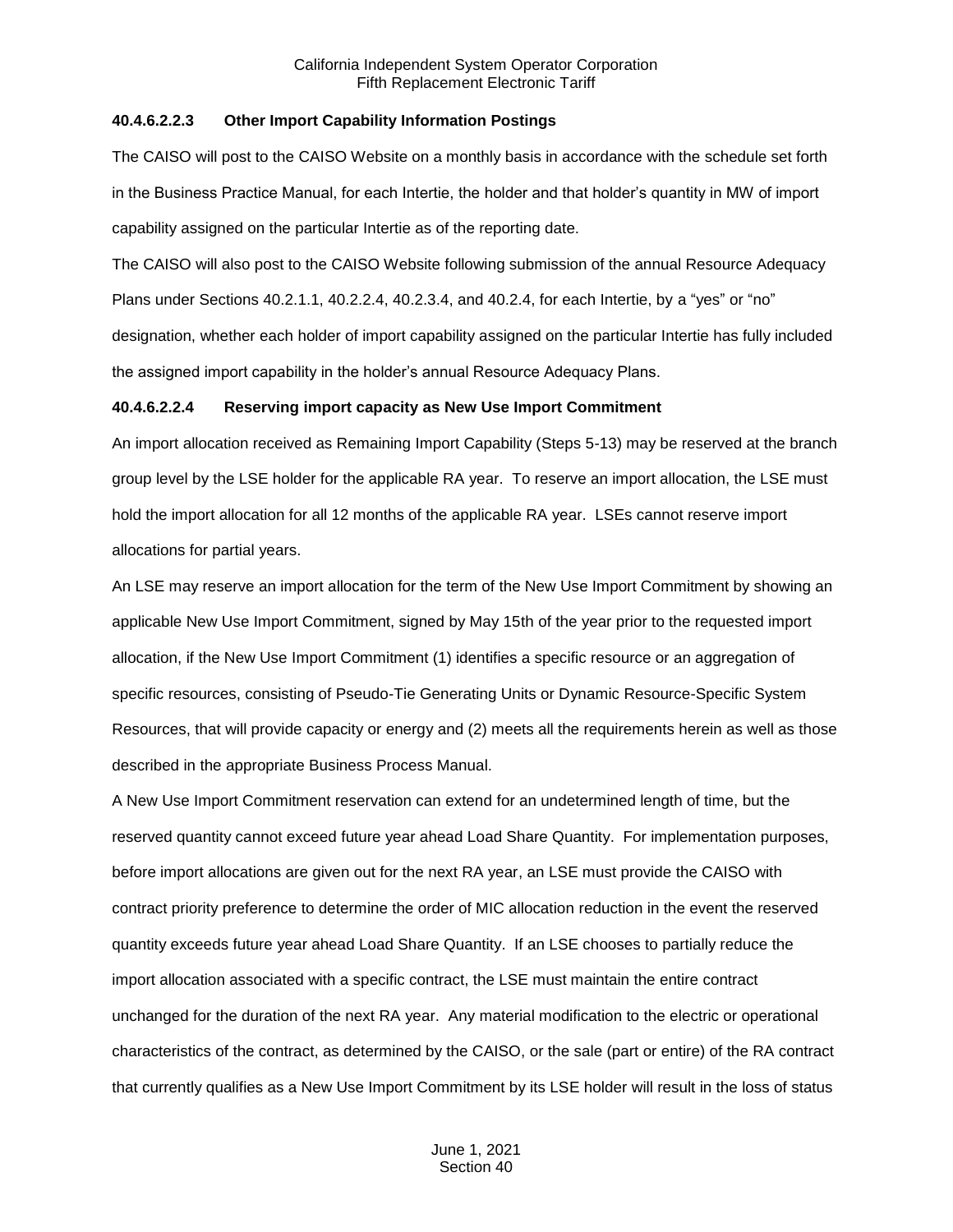#### 40.4.6.2.2.3 Other Import Capability Information Postings

The CAISO will post to the CAISO Website on a monthly basis in accordance with the schedule set forth in the Business Practice Manual, for each Intertie, the holder and that holder's quantity in MW of import capability assigned on the particular Intertie as of the reporting date.

The CAISO will also post to the CAISO Website following submission of the annual Resource Adequacy Plans under Sections 40.2.1.1, 40.2.2.4, 40.2.3.4, and 40.2.4, for each Intertie, by a "yes" or "no" designation, whether each holder of import capability assigned on the particular Intertie has fully included the assigned import capability in the holder's annual Resource Adequacy Plans.

#### 40.4.6.2.2.4 Reserving import capacity as New Use Import Commitment

An import allocation received as Remaining Import Capability (Steps 5-13) may be reserved at the branch group level by the LSE holder for the applicable RA year. To reserve an import allocation, the LSE must hold the import allocation for all 12 months of the applicable RA year. LSEs cannot reserve import allocations for partial years.

An LSE may reserve an import allocation for the term of the New Use Import Commitment by showing an applicable New Use Import Commitment, signed by May 15th of the year prior to the requested import allocation, if the New Use Import Commitment (1) identifies a specific resource or an aggregation of specific resources, consisting of Pseudo-Tie Generating Units or Dynamic Resource-Specific System Resources, that will provide capacity or energy and (2) meets all the requirements herein as well as those described in the appropriate Business Process Manual.

A New Use Import Commitment reservation can extend for an undetermined length of time, but the reserved quantity cannot exceed future year ahead Load Share Quantity. For implementation purposes, before import allocations are given out for the next RA year, an LSE must provide the CAISO with contract priority preference to determine the order of MIC allocation reduction in the event the reserved quantity exceeds future year ahead Load Share Quantity. If an LSE chooses to partially reduce the import allocation associated with a specific contract, the LSE must maintain the entire contract unchanged for the duration of the next RA year. Any material modification to the electric or operational characteristics of the contract, as determined by the CAISO, or the sale (part or entire) of the RA contract that currently qualifies as a New Use Import Commitment by its LSE holder will result in the loss of status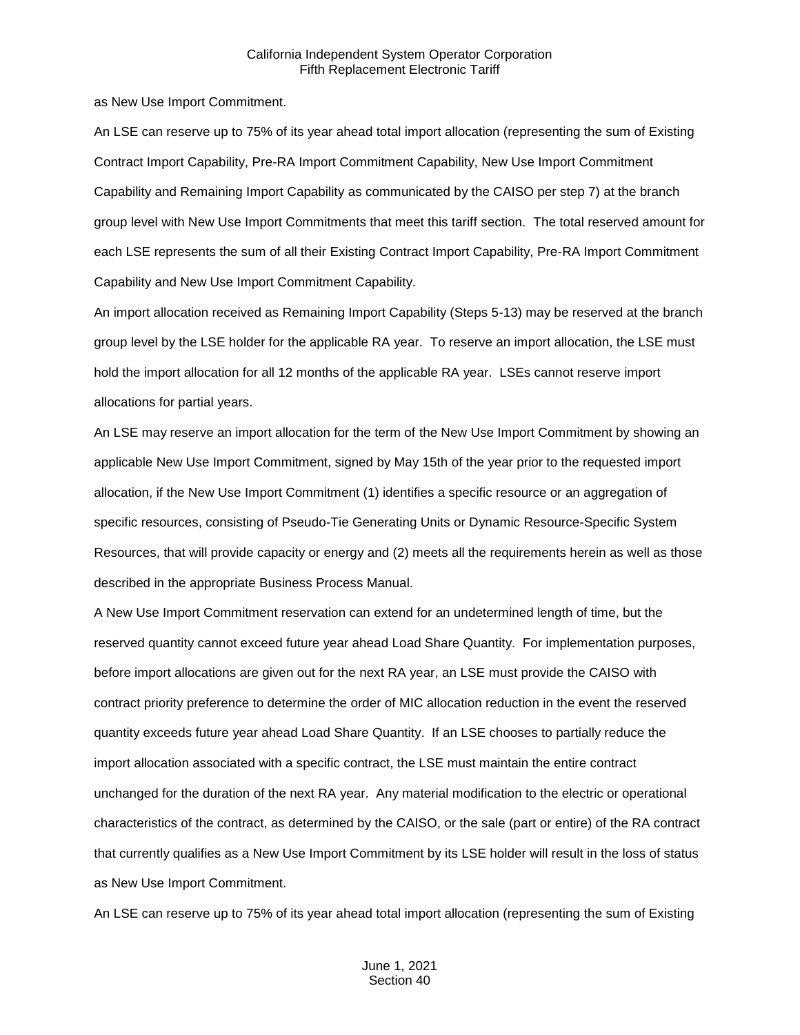as New Use Import Commitment.

An LSE can reserve up to 75% of its year ahead total import allocation (representing the sum of Existing Contract Import Capability, Pre-RA Import Commitment Capability, New Use Import Commitment Capability and Remaining Import Capability as communicated by the CAISO per step 7) at the branch group level with New Use Import Commitments that meet this tariff section. The total reserved amount for each LSE represents the sum of all their Existing Contract Import Capability, Pre-RA Import Commitment Capability and New Use Import Commitment Capability.

An import allocation received as Remaining Import Capability (Steps 5-13) may be reserved at the branch group level by the LSE holder for the applicable RA year. To reserve an import allocation, the LSE must hold the import allocation for all 12 months of the applicable RA year. LSEs cannot reserve import allocations for partial years.

An LSE may reserve an import allocation for the term of the New Use Import Commitment by showing an applicable New Use Import Commitment, signed by May 15th of the year prior to the requested import allocation, if the New Use Import Commitment (1) identifies a specific resource or an aggregation of specific resources, consisting of Pseudo-Tie Generating Units or Dynamic Resource-Specific System Resources, that will provide capacity or energy and (2) meets all the requirements herein as well as those described in the appropriate Business Process Manual.

A New Use Import Commitment reservation can extend for an undetermined length of time, but the reserved quantity cannot exceed future year ahead Load Share Quantity. For implementation purposes, before import allocations are given out for the next RA year, an LSE must provide the CAISO with contract priority preference to determine the order of MIC allocation reduction in the event the reserved quantity exceeds future year ahead Load Share Quantity. If an LSE chooses to partially reduce the import allocation associated with a specific contract, the LSE must maintain the entire contract unchanged for the duration of the next RA year. Any material modification to the electric or operational characteristics of the contract, as determined by the CAISO, or the sale (part or entire) of the RA contract that currently qualifies as a New Use Import Commitment by its LSE holder will result in the loss of status as New Use Import Commitment.

An LSE can reserve up to 75% of its year ahead total import allocation (representing the sum of Existing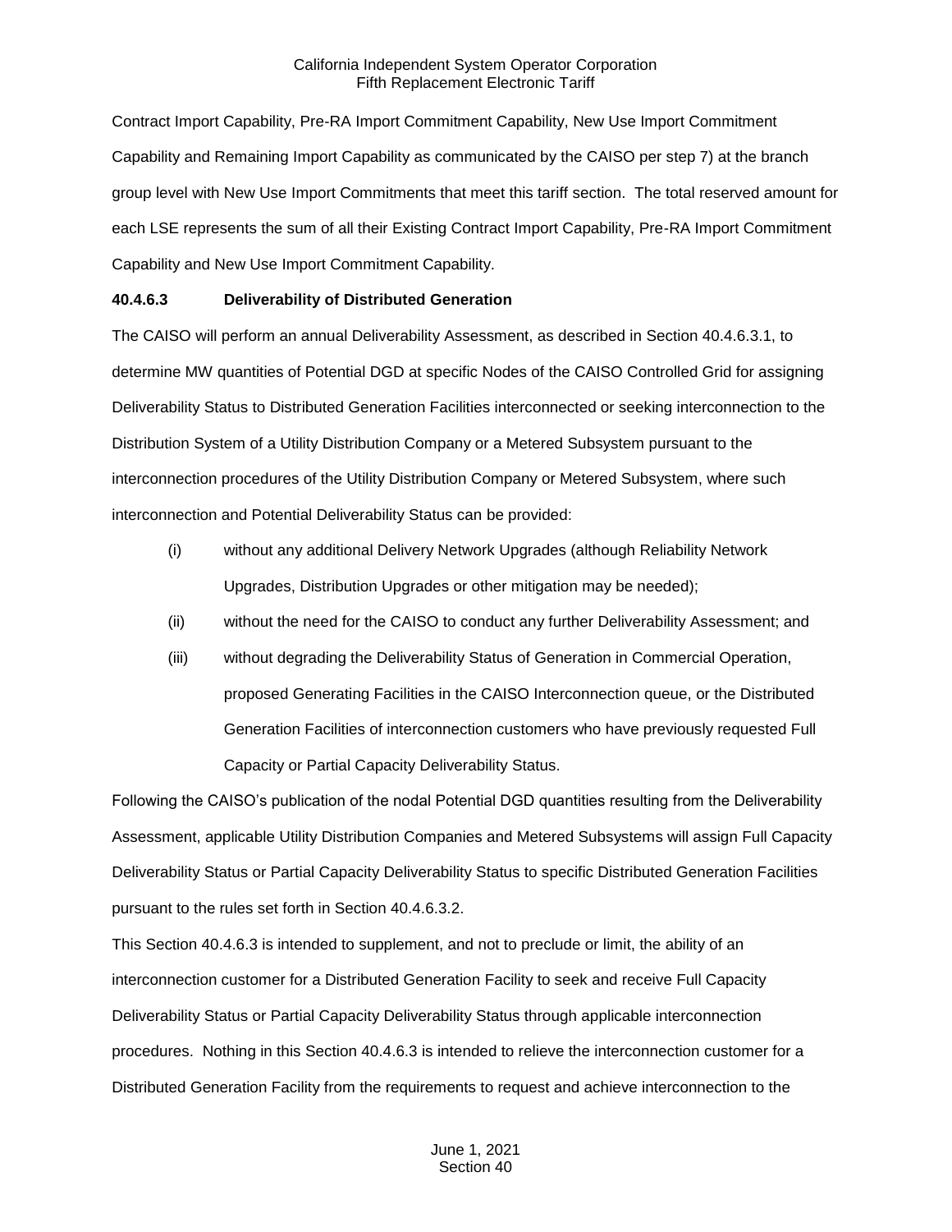Contract Import Capability, Pre-RA Import Commitment Capability, New Use Import Commitment Capability and Remaining Import Capability as communicated by the CAISO per step 7) at the branch group level with New Use Import Commitments that meet this tariff section. The total reserved amount for each LSE represents the sum of all their Existing Contract Import Capability, Pre-RA Import Commitment Capability and New Use Import Commitment Capability.

**40.4.6.3 Deliverability of Distributed Generation**

The CAISO will perform an annual Deliverability Assessment, as described in Section 40.4.6.3.1, to determine MW quantities of Potential DGD at specific Nodes of the CAISO Controlled Grid for assigning Deliverability Status to Distributed Generation Facilities interconnected or seeking interconnection to the Distribution System of a Utility Distribution Company or a Metered Subsystem pursuant to the interconnection procedures of the Utility Distribution Company or Metered Subsystem, where such interconnection and Potential Deliverability Status can be provided:

(i) without any additional Delivery Network Upgrades (although Reliability Network Upgrades, Distribution Upgrades or other mitigation may be needed);

(ii) without the need for the CAISO to conduct any further Deliverability Assessment; and

(iii) without degrading the Deliverability Status of Generation in Commercial Operation, proposed Generating Facilities in the CAISO Interconnection queue, or the Distributed Generation Facilities of interconnection customers who have previously requested Full Capacity or Partial Capacity Deliverability Status.

Following the CAISO's publication of the nodal Potential DGD quantities resulting from the Deliverability Assessment, applicable Utility Distribution Companies and Metered Subsystems will assign Full Capacity Deliverability Status or Partial Capacity Deliverability Status to specific Distributed Generation Facilities pursuant to the rules set forth in Section 40.4.6.3.2.

This Section 40.4.6.3 is intended to supplement, and not to preclude or limit, the ability of an interconnection customer for a Distributed Generation Facility to seek and receive Full Capacity Deliverability Status or Partial Capacity Deliverability Status through applicable interconnection procedures. Nothing in this Section 40.4.6.3 is intended to relieve the interconnection customer for a Distributed Generation Facility from the requirements to request and achieve interconnection to the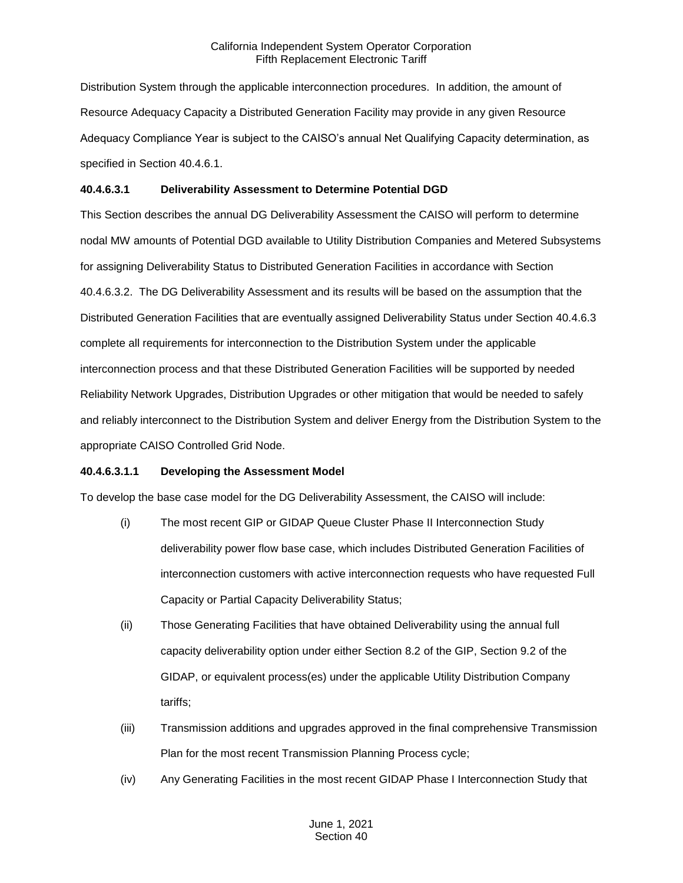Distribution System through the applicable interconnection procedures. In addition, the amount of Resource Adequacy Capacity a Distributed Generation Facility may provide in any given Resource Adequacy Compliance Year is subject to the CAISO's annual Net Qualifying Capacity determination, as specified in Section 40.4.6.1.

**40.4.6.3.1 Deliverability Assessment to Determine Potential DGD**

This Section describes the annual DG Deliverability Assessment the CAISO will perform to determine nodal MW amounts of Potential DGD available to Utility Distribution Companies and Metered Subsystems for assigning Deliverability Status to Distributed Generation Facilities in accordance with Section 40.4.6.3.2. The DG Deliverability Assessment and its results will be based on the assumption that the Distributed Generation Facilities that are eventually assigned Deliverability Status under Section 40.4.6.3 complete all requirements for interconnection to the Distribution System under the applicable interconnection process and that these Distributed Generation Facilities will be supported by needed Reliability Network Upgrades, Distribution Upgrades or other mitigation that would be needed to safely and reliably interconnect to the Distribution System and deliver Energy from the Distribution System to the appropriate CAISO Controlled Grid Node.

**40.4.6.3.1.1 Developing the Assessment Model**

To develop the base case model for the DG Deliverability Assessment, the CAISO will include:

(i) The most recent GIP or GIDAP Queue Cluster Phase II Interconnection Study deliverability power flow base case, which includes Distributed Generation Facilities of interconnection customers with active interconnection requests who have requested Full Capacity or Partial Capacity Deliverability Status;

(ii) Those Generating Facilities that have obtained Deliverability using the annual full capacity deliverability option under either Section 8.2 of the GIP, Section 9.2 of the GIDAP, or equivalent process(es) under the applicable Utility Distribution Company tariffs;

(iii) Transmission additions and upgrades approved in the final comprehensive Transmission Plan for the most recent Transmission Planning Process cycle;

(iv) Any Generating Facilities in the most recent GIDAP Phase I Interconnection Study that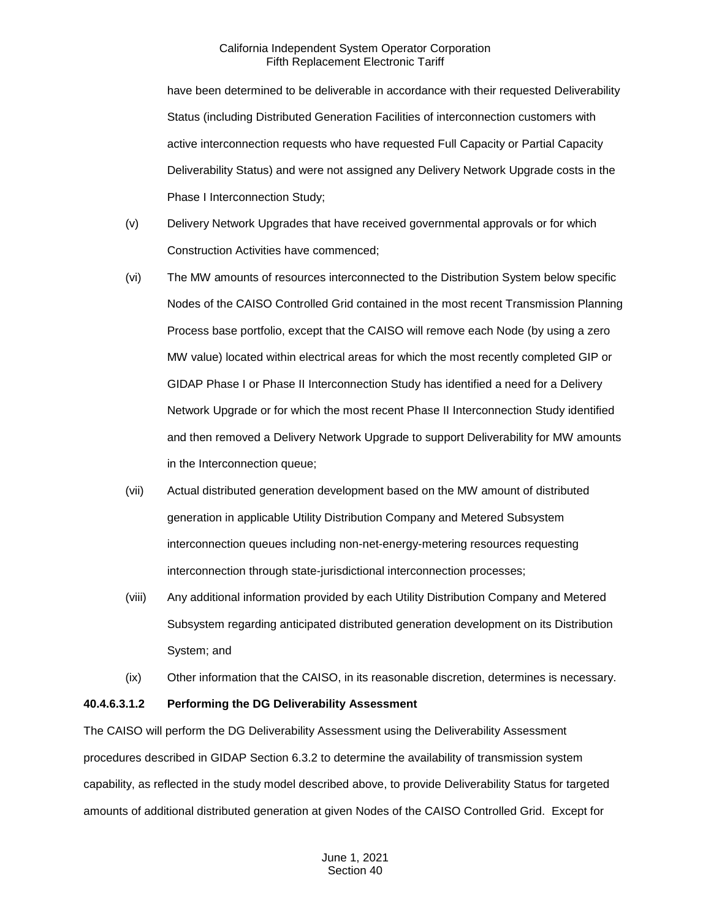have been determined to be deliverable in accordance with their requested Deliverability Status (including Distributed Generation Facilities of interconnection customers with active interconnection requests who have requested Full Capacity or Partial Capacity Deliverability Status) and were not assigned any Delivery Network Upgrade costs in the Phase I Interconnection Study;

(v) Delivery Network Upgrades that have received governmental approvals or for which Construction Activities have commenced;

(vi) The MW amounts of resources interconnected to the Distribution System below specific Nodes of the CAISO Controlled Grid contained in the most recent Transmission Planning Process base portfolio, except that the CAISO will remove each Node (by using a zero MW value) located within electrical areas for which the most recently completed GIP or GIDAP Phase I or Phase II Interconnection Study has identified a need for a Delivery Network Upgrade or for which the most recent Phase II Interconnection Study identified and then removed a Delivery Network Upgrade to support Deliverability for MW amounts in the Interconnection queue;

(vii) Actual distributed generation development based on the MW amount of distributed generation in applicable Utility Distribution Company and Metered Subsystem interconnection queues including non-net-energy-metering resources requesting interconnection through state-jurisdictional interconnection processes;

(viii) Any additional information provided by each Utility Distribution Company and Metered Subsystem regarding anticipated distributed generation development on its Distribution System; and

(ix) Other information that the CAISO, in its reasonable discretion, determines is necessary.

**40.4.6.3.1.2 Performing the DG Deliverability Assessment**

The CAISO will perform the DG Deliverability Assessment using the Deliverability Assessment procedures described in GIDAP Section 6.3.2 to determine the availability of transmission system capability, as reflected in the study model described above, to provide Deliverability Status for targeted amounts of additional distributed generation at given Nodes of the CAISO Controlled Grid. Except for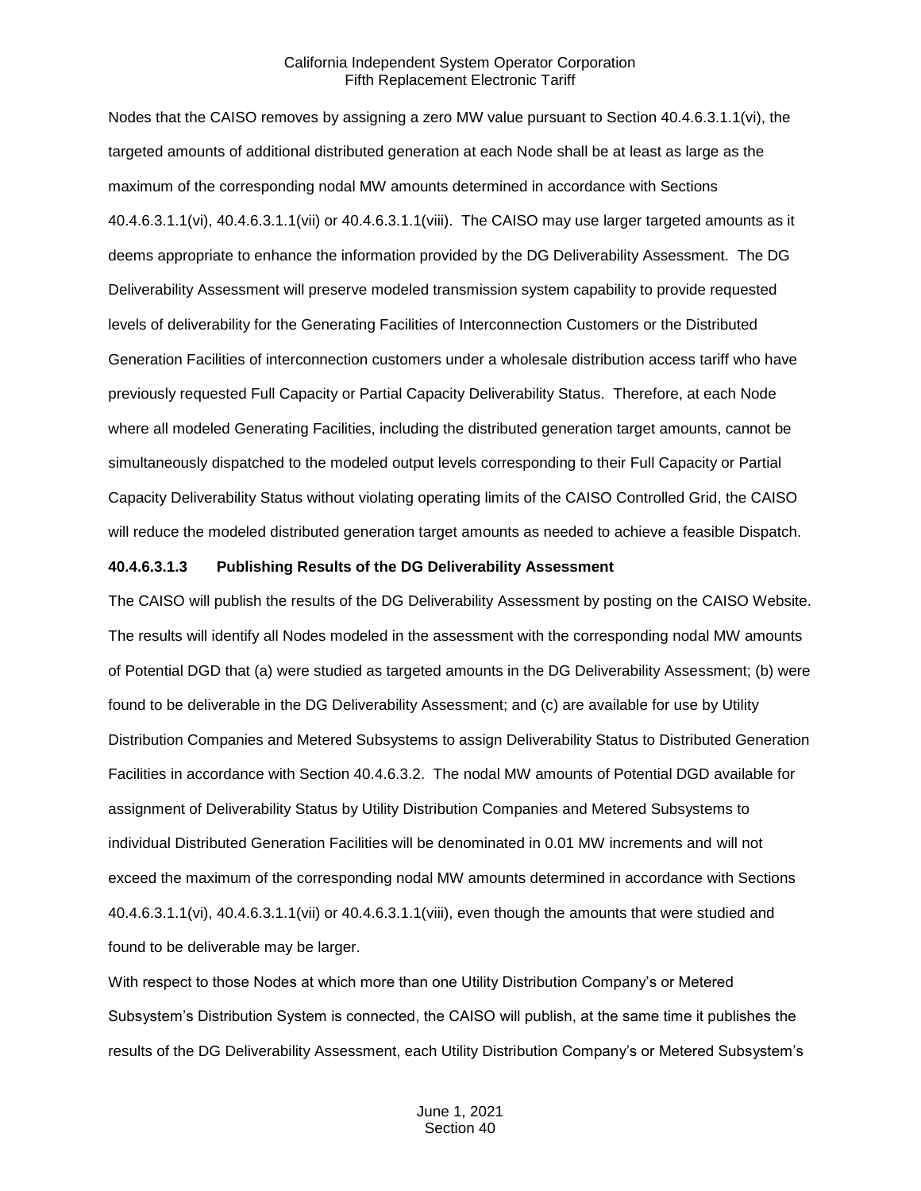Nodes that the CAISO removes by assigning a zero MW value pursuant to Section 40.4.6.3.1.1(vi), the targeted amounts of additional distributed generation at each Node shall be at least as large as the maximum of the corresponding nodal MW amounts determined in accordance with Sections 40.4.6.3.1.1(vi), 40.4.6.3.1.1(vii) or 40.4.6.3.1.1(viii). The CAISO may use larger targeted amounts as it deems appropriate to enhance the information provided by the DG Deliverability Assessment. The DG Deliverability Assessment will preserve modeled transmission system capability to provide requested levels of deliverability for the Generating Facilities of Interconnection Customers or the Distributed Generation Facilities of interconnection customers under a wholesale distribution access tariff who have previously requested Full Capacity or Partial Capacity Deliverability Status. Therefore, at each Node where all modeled Generating Facilities, including the distributed generation target amounts, cannot be simultaneously dispatched to the modeled output levels corresponding to their Full Capacity or Partial Capacity Deliverability Status without violating operating limits of the CAISO Controlled Grid, the CAISO will reduce the modeled distributed generation target amounts as needed to achieve a feasible Dispatch.

**40.4.6.3.1.3 Publishing Results of the DG Deliverability Assessment**

The CAISO will publish the results of the DG Deliverability Assessment by posting on the CAISO Website. The results will identify all Nodes modeled in the assessment with the corresponding nodal MW amounts of Potential DGD that (a) were studied as targeted amounts in the DG Deliverability Assessment; (b) were found to be deliverable in the DG Deliverability Assessment; and (c) are available for use by Utility Distribution Companies and Metered Subsystems to assign Deliverability Status to Distributed Generation Facilities in accordance with Section 40.4.6.3.2. The nodal MW amounts of Potential DGD available for assignment of Deliverability Status by Utility Distribution Companies and Metered Subsystems to individual Distributed Generation Facilities will be denominated in 0.01 MW increments and will not exceed the maximum of the corresponding nodal MW amounts determined in accordance with Sections 40.4.6.3.1.1(vi), 40.4.6.3.1.1(vii) or 40.4.6.3.1.1(viii), even though the amounts that were studied and found to be deliverable may be larger.

With respect to those Nodes at which more than one Utility Distribution Company's or Metered Subsystem's Distribution System is connected, the CAISO will publish, at the same time it publishes the results of the DG Deliverability Assessment, each Utility Distribution Company's or Metered Subsystem's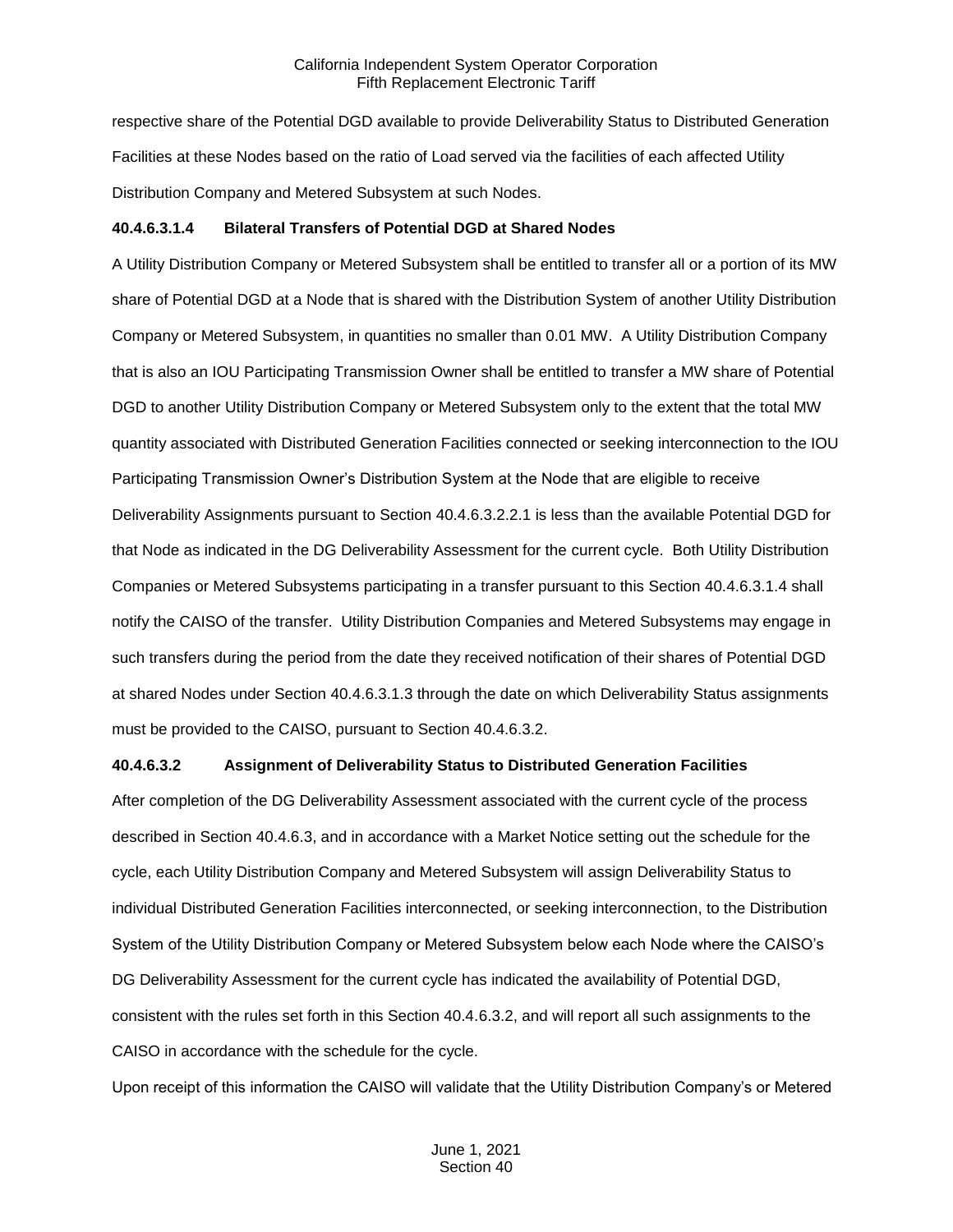respective share of the Potential DGD available to provide Deliverability Status to Distributed Generation Facilities at these Nodes based on the ratio of Load served via the facilities of each affected Utility Distribution Company and Metered Subsystem at such Nodes.

**40.4.6.3.1.4 Bilateral Transfers of Potential DGD at Shared Nodes**

A Utility Distribution Company or Metered Subsystem shall be entitled to transfer all or a portion of its MW share of Potential DGD at a Node that is shared with the Distribution System of another Utility Distribution Company or Metered Subsystem, in quantities no smaller than 0.01 MW. A Utility Distribution Company that is also an IOU Participating Transmission Owner shall be entitled to transfer a MW share of Potential DGD to another Utility Distribution Company or Metered Subsystem only to the extent that the total MW quantity associated with Distributed Generation Facilities connected or seeking interconnection to the IOU Participating Transmission Owner's Distribution System at the Node that are eligible to receive Deliverability Assignments pursuant to Section 40.4.6.3.2.2.1 is less than the available Potential DGD for that Node as indicated in the DG Deliverability Assessment for the current cycle. Both Utility Distribution Companies or Metered Subsystems participating in a transfer pursuant to this Section 40.4.6.3.1.4 shall notify the CAISO of the transfer. Utility Distribution Companies and Metered Subsystems may engage in such transfers during the period from the date they received notification of their shares of Potential DGD at shared Nodes under Section 40.4.6.3.1.3 through the date on which Deliverability Status assignments must be provided to the CAISO, pursuant to Section 40.4.6.3.2.

**40.4.6.3.2 Assignment of Deliverability Status to Distributed Generation Facilities**

After completion of the DG Deliverability Assessment associated with the current cycle of the process described in Section 40.4.6.3, and in accordance with a Market Notice setting out the schedule for the cycle, each Utility Distribution Company and Metered Subsystem will assign Deliverability Status to individual Distributed Generation Facilities interconnected, or seeking interconnection, to the Distribution System of the Utility Distribution Company or Metered Subsystem below each Node where the CAISO's DG Deliverability Assessment for the current cycle has indicated the availability of Potential DGD, consistent with the rules set forth in this Section 40.4.6.3.2, and will report all such assignments to the CAISO in accordance with the schedule for the cycle.

Upon receipt of this information the CAISO will validate that the Utility Distribution Company's or Metered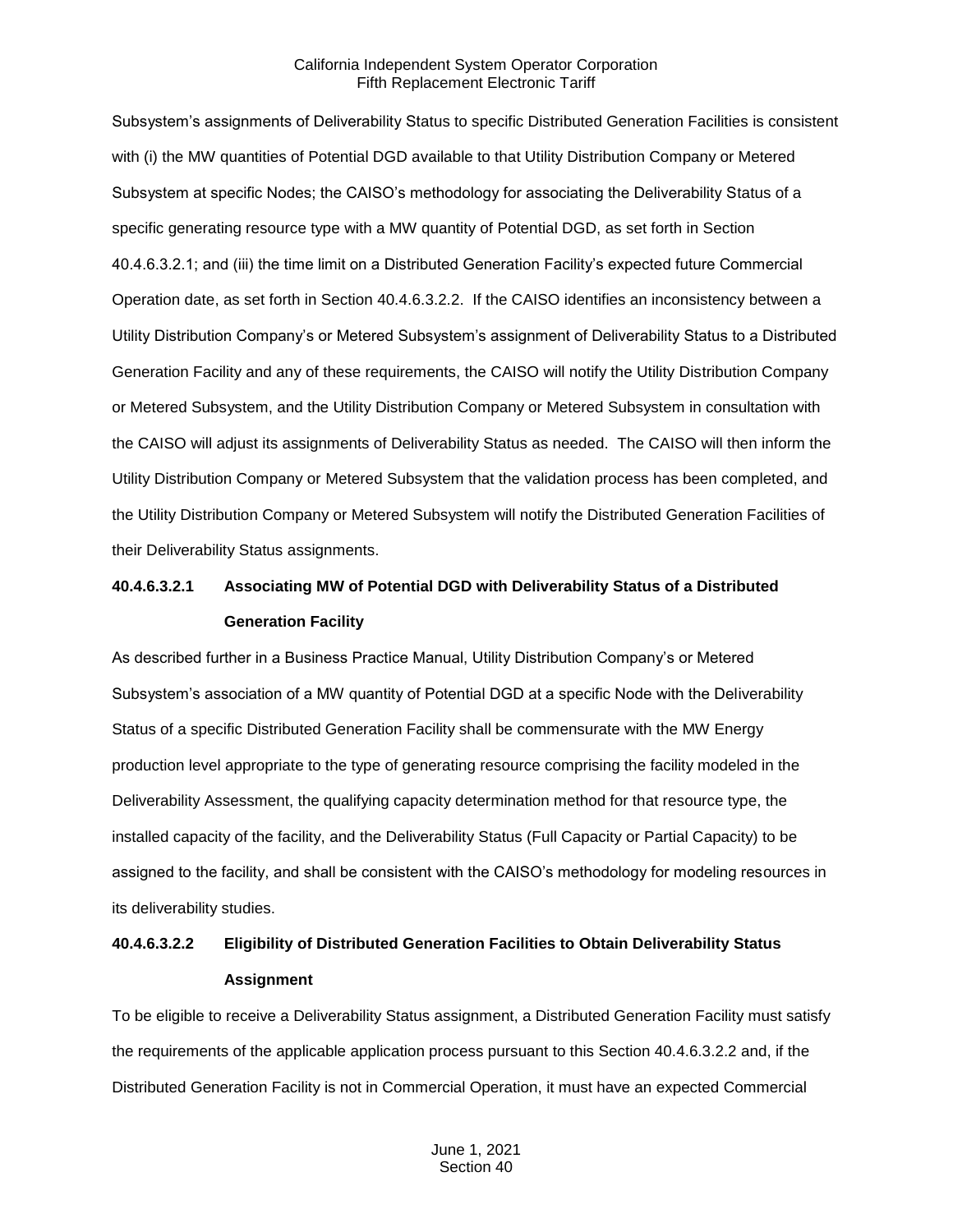Subsystem's assignments of Deliverability Status to specific Distributed Generation Facilities is consistent with (i) the MW quantities of Potential DGD available to that Utility Distribution Company or Metered Subsystem at specific Nodes; the CAISO's methodology for associating the Deliverability Status of a specific generating resource type with a MW quantity of Potential DGD, as set forth in Section 40.4.6.3.2.1; and (iii) the time limit on a Distributed Generation Facility's expected future Commercial Operation date, as set forth in Section 40.4.6.3.2.2. If the CAISO identifies an inconsistency between a Utility Distribution Company's or Metered Subsystem's assignment of Deliverability Status to a Distributed Generation Facility and any of these requirements, the CAISO will notify the Utility Distribution Company or Metered Subsystem, and the Utility Distribution Company or Metered Subsystem in consultation with the CAISO will adjust its assignments of Deliverability Status as needed. The CAISO will then inform the Utility Distribution Company or Metered Subsystem that the validation process has been completed, and the Utility Distribution Company or Metered Subsystem will notify the Distributed Generation Facilities of their Deliverability Status assignments.

**40.4.6.3.2.1 Associating MW of Potential DGD with Deliverability Status of a Distributed Generation Facility**

As described further in a Business Practice Manual, Utility Distribution Company's or Metered Subsystem's association of a MW quantity of Potential DGD at a specific Node with the Deliverability Status of a specific Distributed Generation Facility shall be commensurate with the MW Energy production level appropriate to the type of generating resource comprising the facility modeled in the Deliverability Assessment, the qualifying capacity determination method for that resource type, the installed capacity of the facility, and the Deliverability Status (Full Capacity or Partial Capacity) to be assigned to the facility, and shall be consistent with the CAISO's methodology for modeling resources in its deliverability studies.

**40.4.6.3.2.2 Eligibility of Distributed Generation Facilities to Obtain Deliverability Status Assignment**

To be eligible to receive a Deliverability Status assignment, a Distributed Generation Facility must satisfy the requirements of the applicable application process pursuant to this Section 40.4.6.3.2.2 and, if the Distributed Generation Facility is not in Commercial Operation, it must have an expected Commercial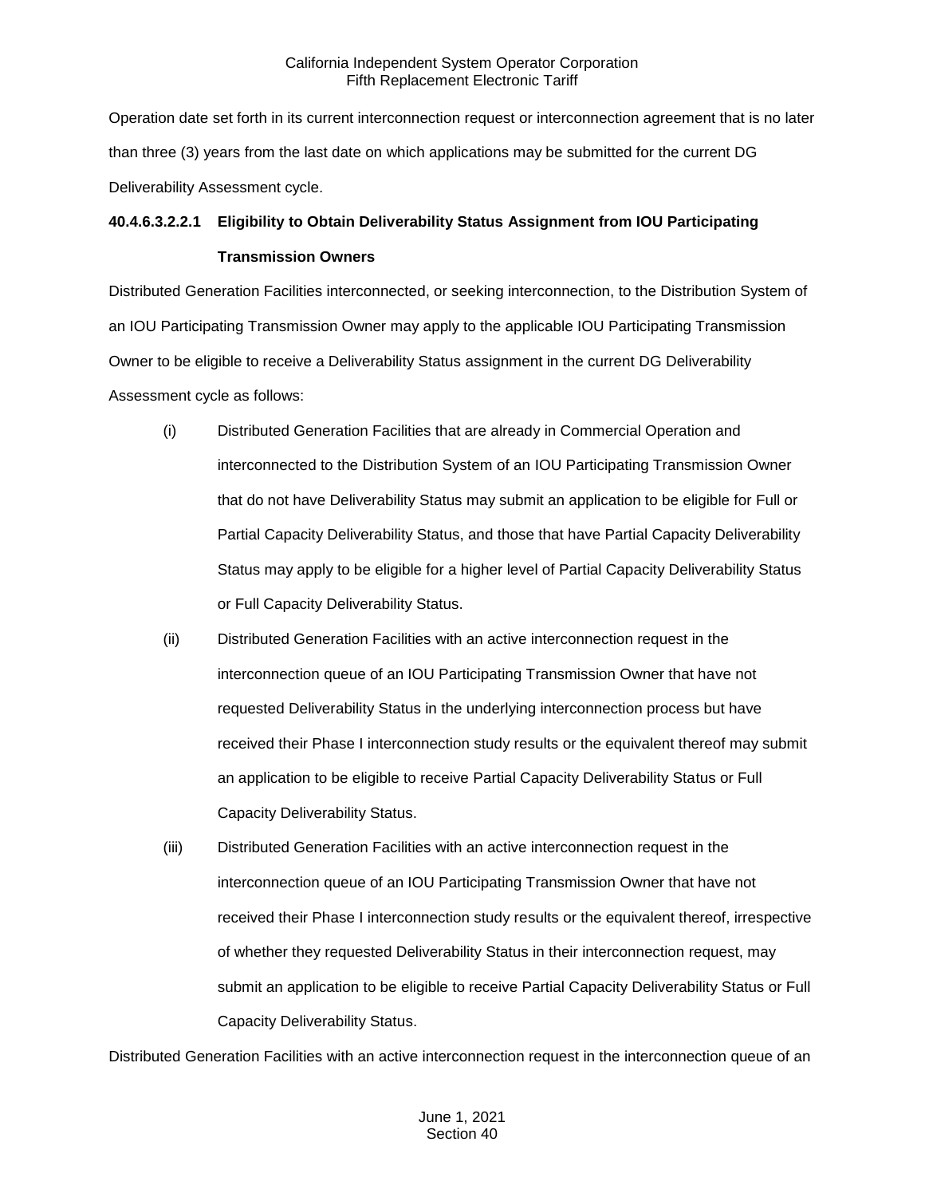Operation date set forth in its current interconnection request or interconnection agreement that is no later than three (3) years from the last date on which applications may be submitted for the current DG Deliverability Assessment cycle.

**40.4.6.3.2.2.1 Eligibility to Obtain Deliverability Status Assignment from IOU Participating Transmission Owners**

Distributed Generation Facilities interconnected, or seeking interconnection, to the Distribution System of an IOU Participating Transmission Owner may apply to the applicable IOU Participating Transmission Owner to be eligible to receive a Deliverability Status assignment in the current DG Deliverability Assessment cycle as follows:

(i) Distributed Generation Facilities that are already in Commercial Operation and interconnected to the Distribution System of an IOU Participating Transmission Owner that do not have Deliverability Status may submit an application to be eligible for Full or Partial Capacity Deliverability Status, and those that have Partial Capacity Deliverability Status may apply to be eligible for a higher level of Partial Capacity Deliverability Status or Full Capacity Deliverability Status.

(ii) Distributed Generation Facilities with an active interconnection request in the interconnection queue of an IOU Participating Transmission Owner that have not requested Deliverability Status in the underlying interconnection process but have received their Phase I interconnection study results or the equivalent thereof may submit an application to be eligible to receive Partial Capacity Deliverability Status or Full Capacity Deliverability Status.

(iii) Distributed Generation Facilities with an active interconnection request in the interconnection queue of an IOU Participating Transmission Owner that have not received their Phase I interconnection study results or the equivalent thereof, irrespective of whether they requested Deliverability Status in their interconnection request, may submit an application to be eligible to receive Partial Capacity Deliverability Status or Full Capacity Deliverability Status.

Distributed Generation Facilities with an active interconnection request in the interconnection queue of an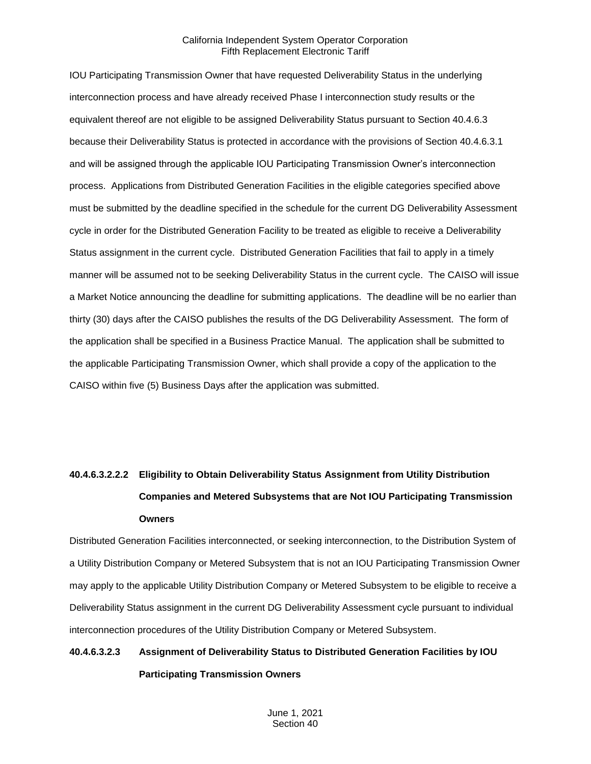IOU Participating Transmission Owner that have requested Deliverability Status in the underlying interconnection process and have already received Phase I interconnection study results or the equivalent thereof are not eligible to be assigned Deliverability Status pursuant to Section 40.4.6.3 because their Deliverability Status is protected in accordance with the provisions of Section 40.4.6.3.1 and will be assigned through the applicable IOU Participating Transmission Owner's interconnection process. Applications from Distributed Generation Facilities in the eligible categories specified above must be submitted by the deadline specified in the schedule for the current DG Deliverability Assessment cycle in order for the Distributed Generation Facility to be treated as eligible to receive a Deliverability Status assignment in the current cycle. Distributed Generation Facilities that fail to apply in a timely manner will be assumed not to be seeking Deliverability Status in the current cycle. The CAISO will issue a Market Notice announcing the deadline for submitting applications. The deadline will be no earlier than thirty (30) days after the CAISO publishes the results of the DG Deliverability Assessment. The form of the application shall be specified in a Business Practice Manual. The application shall be submitted to the applicable Participating Transmission Owner, which shall provide a copy of the application to the CAISO within five (5) Business Days after the application was submitted.

**40.4.6.3.2.2.2 Eligibility to Obtain Deliverability Status Assignment from Utility Distribution Companies and Metered Subsystems that are Not IOU Participating Transmission Owners**

Distributed Generation Facilities interconnected, or seeking interconnection, to the Distribution System of a Utility Distribution Company or Metered Subsystem that is not an IOU Participating Transmission Owner may apply to the applicable Utility Distribution Company or Metered Subsystem to be eligible to receive a Deliverability Status assignment in the current DG Deliverability Assessment cycle pursuant to individual interconnection procedures of the Utility Distribution Company or Metered Subsystem.

**40.4.6.3.2.3 Assignment of Deliverability Status to Distributed Generation Facilities by IOU Participating Transmission Owners**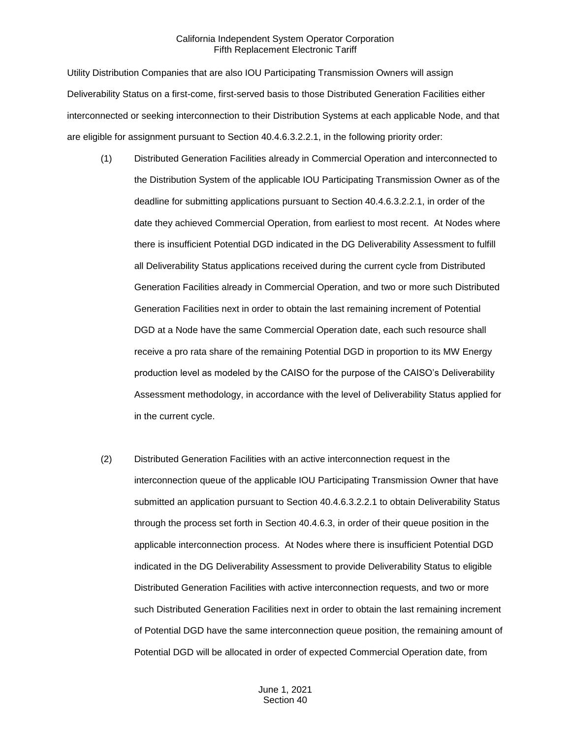Utility Distribution Companies that are also IOU Participating Transmission Owners will assign Deliverability Status on a first-come, first-served basis to those Distributed Generation Facilities either interconnected or seeking interconnection to their Distribution Systems at each applicable Node, and that are eligible for assignment pursuant to Section 40.4.6.3.2.2.1, in the following priority order:

(1) Distributed Generation Facilities already in Commercial Operation and interconnected to the Distribution System of the applicable IOU Participating Transmission Owner as of the deadline for submitting applications pursuant to Section 40.4.6.3.2.2.1, in order of the date they achieved Commercial Operation, from earliest to most recent. At Nodes where there is insufficient Potential DGD indicated in the DG Deliverability Assessment to fulfill all Deliverability Status applications received during the current cycle from Distributed Generation Facilities already in Commercial Operation, and two or more such Distributed Generation Facilities next in order to obtain the last remaining increment of Potential DGD at a Node have the same Commercial Operation date, each such resource shall receive a pro rata share of the remaining Potential DGD in proportion to its MW Energy production level as modeled by the CAISO for the purpose of the CAISO's Deliverability Assessment methodology, in accordance with the level of Deliverability Status applied for in the current cycle.

(2) Distributed Generation Facilities with an active interconnection request in the interconnection queue of the applicable IOU Participating Transmission Owner that have submitted an application pursuant to Section 40.4.6.3.2.2.1 to obtain Deliverability Status through the process set forth in Section 40.4.6.3, in order of their queue position in the applicable interconnection process. At Nodes where there is insufficient Potential DGD indicated in the DG Deliverability Assessment to provide Deliverability Status to eligible Distributed Generation Facilities with active interconnection requests, and two or more such Distributed Generation Facilities next in order to obtain the last remaining increment of Potential DGD have the same interconnection queue position, the remaining amount of Potential DGD will be allocated in order of expected Commercial Operation date, from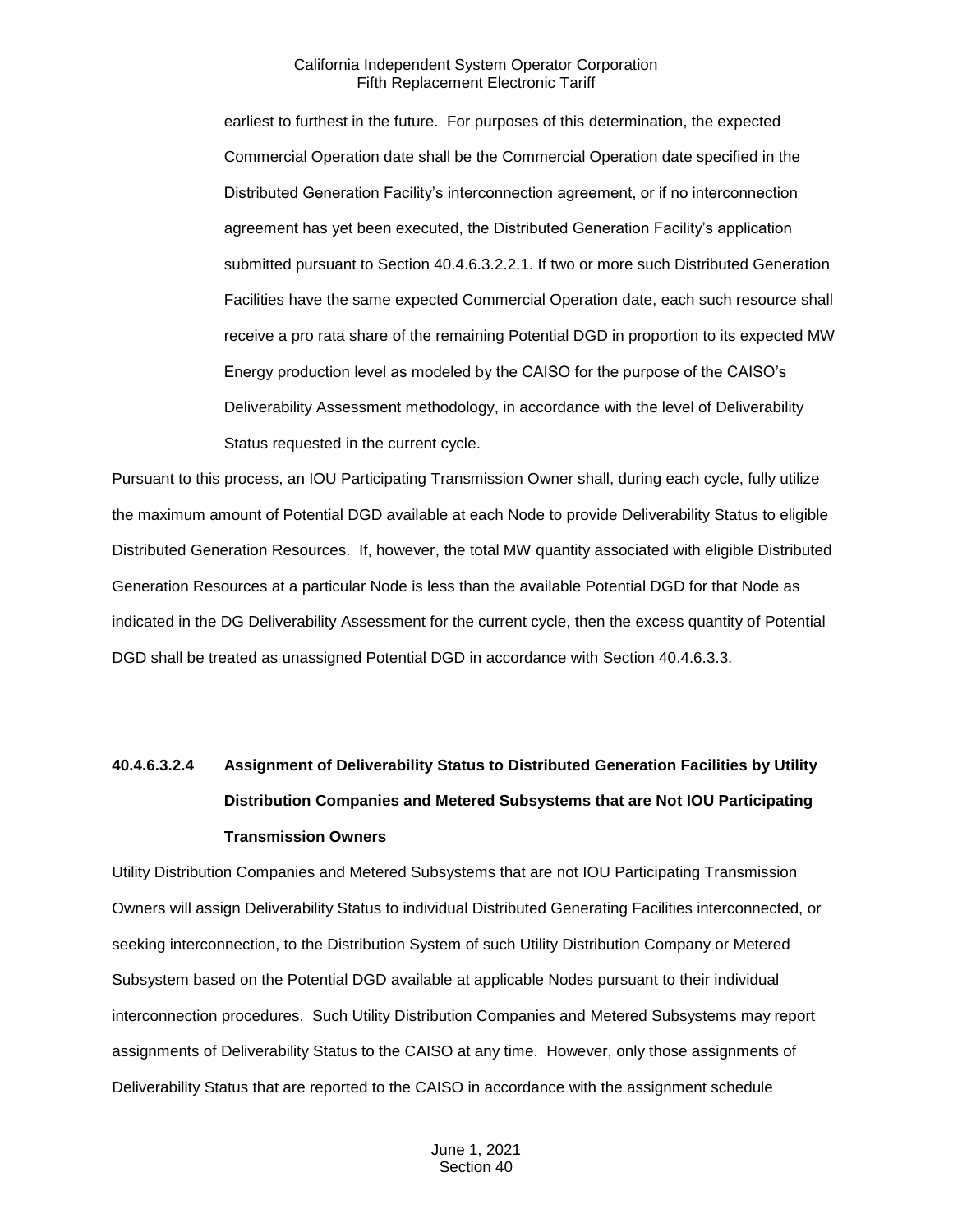earliest to furthest in the future. For purposes of this determination, the expected Commercial Operation date shall be the Commercial Operation date specified in the Distributed Generation Facility's interconnection agreement, or if no interconnection agreement has yet been executed, the Distributed Generation Facility's application submitted pursuant to Section 40.4.6.3.2.2.1. If two or more such Distributed Generation Facilities have the same expected Commercial Operation date, each such resource shall receive a pro rata share of the remaining Potential DGD in proportion to its expected MW Energy production level as modeled by the CAISO for the purpose of the CAISO's Deliverability Assessment methodology, in accordance with the level of Deliverability Status requested in the current cycle.

Pursuant to this process, an IOU Participating Transmission Owner shall, during each cycle, fully utilize the maximum amount of Potential DGD available at each Node to provide Deliverability Status to eligible Distributed Generation Resources. If, however, the total MW quantity associated with eligible Distributed Generation Resources at a particular Node is less than the available Potential DGD for that Node as indicated in the DG Deliverability Assessment for the current cycle, then the excess quantity of Potential DGD shall be treated as unassigned Potential DGD in accordance with Section 40.4.6.3.3.

**40.4.6.3.2.4 Assignment of Deliverability Status to Distributed Generation Facilities by Utility Distribution Companies and Metered Subsystems that are Not IOU Participating Transmission Owners**

Utility Distribution Companies and Metered Subsystems that are not IOU Participating Transmission Owners will assign Deliverability Status to individual Distributed Generating Facilities interconnected, or seeking interconnection, to the Distribution System of such Utility Distribution Company or Metered Subsystem based on the Potential DGD available at applicable Nodes pursuant to their individual interconnection procedures. Such Utility Distribution Companies and Metered Subsystems may report assignments of Deliverability Status to the CAISO at any time. However, only those assignments of Deliverability Status that are reported to the CAISO in accordance with the assignment schedule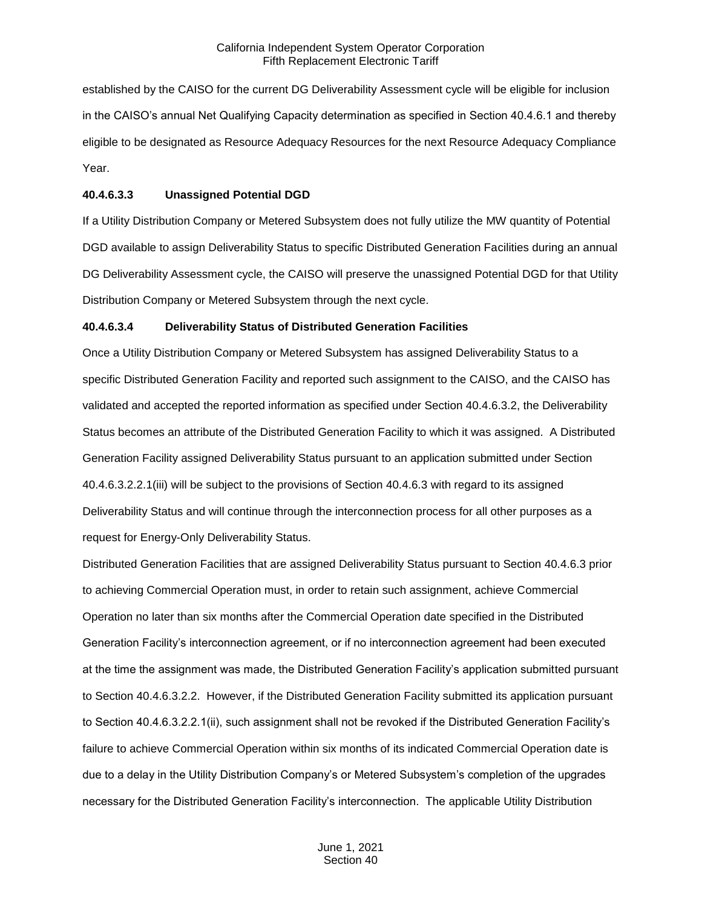established by the CAISO for the current DG Deliverability Assessment cycle will be eligible for inclusion in the CAISO's annual Net Qualifying Capacity determination as specified in Section 40.4.6.1 and thereby eligible to be designated as Resource Adequacy Resources for the next Resource Adequacy Compliance Year.

**40.4.6.3.3 Unassigned Potential DGD**

If a Utility Distribution Company or Metered Subsystem does not fully utilize the MW quantity of Potential DGD available to assign Deliverability Status to specific Distributed Generation Facilities during an annual DG Deliverability Assessment cycle, the CAISO will preserve the unassigned Potential DGD for that Utility Distribution Company or Metered Subsystem through the next cycle.

**40.4.6.3.4 Deliverability Status of Distributed Generation Facilities**

Once a Utility Distribution Company or Metered Subsystem has assigned Deliverability Status to a specific Distributed Generation Facility and reported such assignment to the CAISO, and the CAISO has validated and accepted the reported information as specified under Section 40.4.6.3.2, the Deliverability Status becomes an attribute of the Distributed Generation Facility to which it was assigned. A Distributed Generation Facility assigned Deliverability Status pursuant to an application submitted under Section 40.4.6.3.2.2.1(iii) will be subject to the provisions of Section 40.4.6.3 with regard to its assigned Deliverability Status and will continue through the interconnection process for all other purposes as a request for Energy-Only Deliverability Status.

Distributed Generation Facilities that are assigned Deliverability Status pursuant to Section 40.4.6.3 prior to achieving Commercial Operation must, in order to retain such assignment, achieve Commercial Operation no later than six months after the Commercial Operation date specified in the Distributed Generation Facility's interconnection agreement, or if no interconnection agreement had been executed at the time the assignment was made, the Distributed Generation Facility's application submitted pursuant to Section 40.4.6.3.2.2. However, if the Distributed Generation Facility submitted its application pursuant to Section 40.4.6.3.2.2.1(ii), such assignment shall not be revoked if the Distributed Generation Facility's failure to achieve Commercial Operation within six months of its indicated Commercial Operation date is due to a delay in the Utility Distribution Company's or Metered Subsystem's completion of the upgrades necessary for the Distributed Generation Facility's interconnection. The applicable Utility Distribution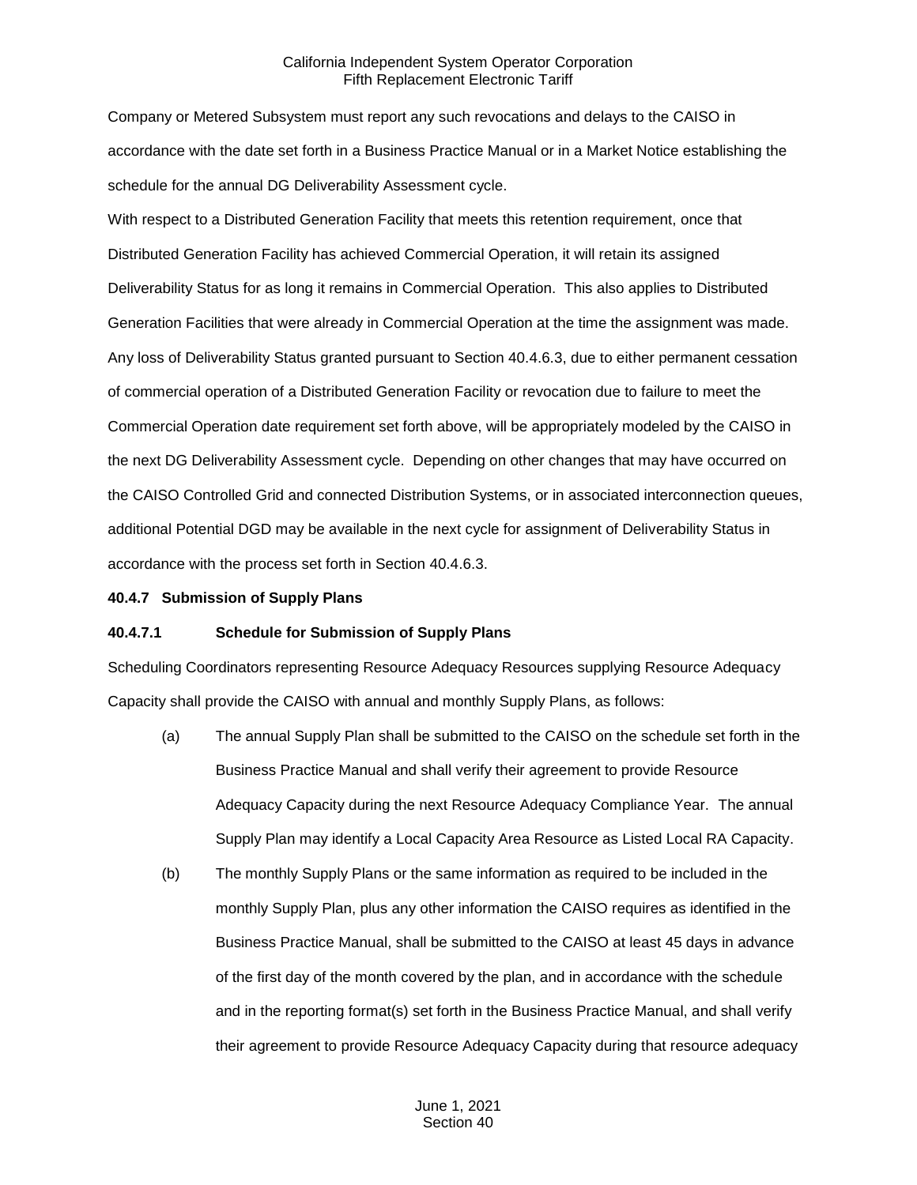Company or Metered Subsystem must report any such revocations and delays to the CAISO in accordance with the date set forth in a Business Practice Manual or in a Market Notice establishing the schedule for the annual DG Deliverability Assessment cycle.

With respect to a Distributed Generation Facility that meets this retention requirement, once that Distributed Generation Facility has achieved Commercial Operation, it will retain its assigned Deliverability Status for as long it remains in Commercial Operation. This also applies to Distributed Generation Facilities that were already in Commercial Operation at the time the assignment was made. Any loss of Deliverability Status granted pursuant to Section 40.4.6.3, due to either permanent cessation of commercial operation of a Distributed Generation Facility or revocation due to failure to meet the Commercial Operation date requirement set forth above, will be appropriately modeled by the CAISO in the next DG Deliverability Assessment cycle. Depending on other changes that may have occurred on the CAISO Controlled Grid and connected Distribution Systems, or in associated interconnection queues, additional Potential DGD may be available in the next cycle for assignment of Deliverability Status in accordance with the process set forth in Section 40.4.6.3.

**40.4.7 Submission of Supply Plans**

**40.4.7.1 Schedule for Submission of Supply Plans**

Scheduling Coordinators representing Resource Adequacy Resources supplying Resource Adequacy Capacity shall provide the CAISO with annual and monthly Supply Plans, as follows:

(a) The annual Supply Plan shall be submitted to the CAISO on the schedule set forth in the Business Practice Manual and shall verify their agreement to provide Resource Adequacy Capacity during the next Resource Adequacy Compliance Year. The annual Supply Plan may identify a Local Capacity Area Resource as Listed Local RA Capacity.

(b) The monthly Supply Plans or the same information as required to be included in the monthly Supply Plan, plus any other information the CAISO requires as identified in the Business Practice Manual, shall be submitted to the CAISO at least 45 days in advance of the first day of the month covered by the plan, and in accordance with the schedule and in the reporting format(s) set forth in the Business Practice Manual, and shall verify their agreement to provide Resource Adequacy Capacity during that resource adequacy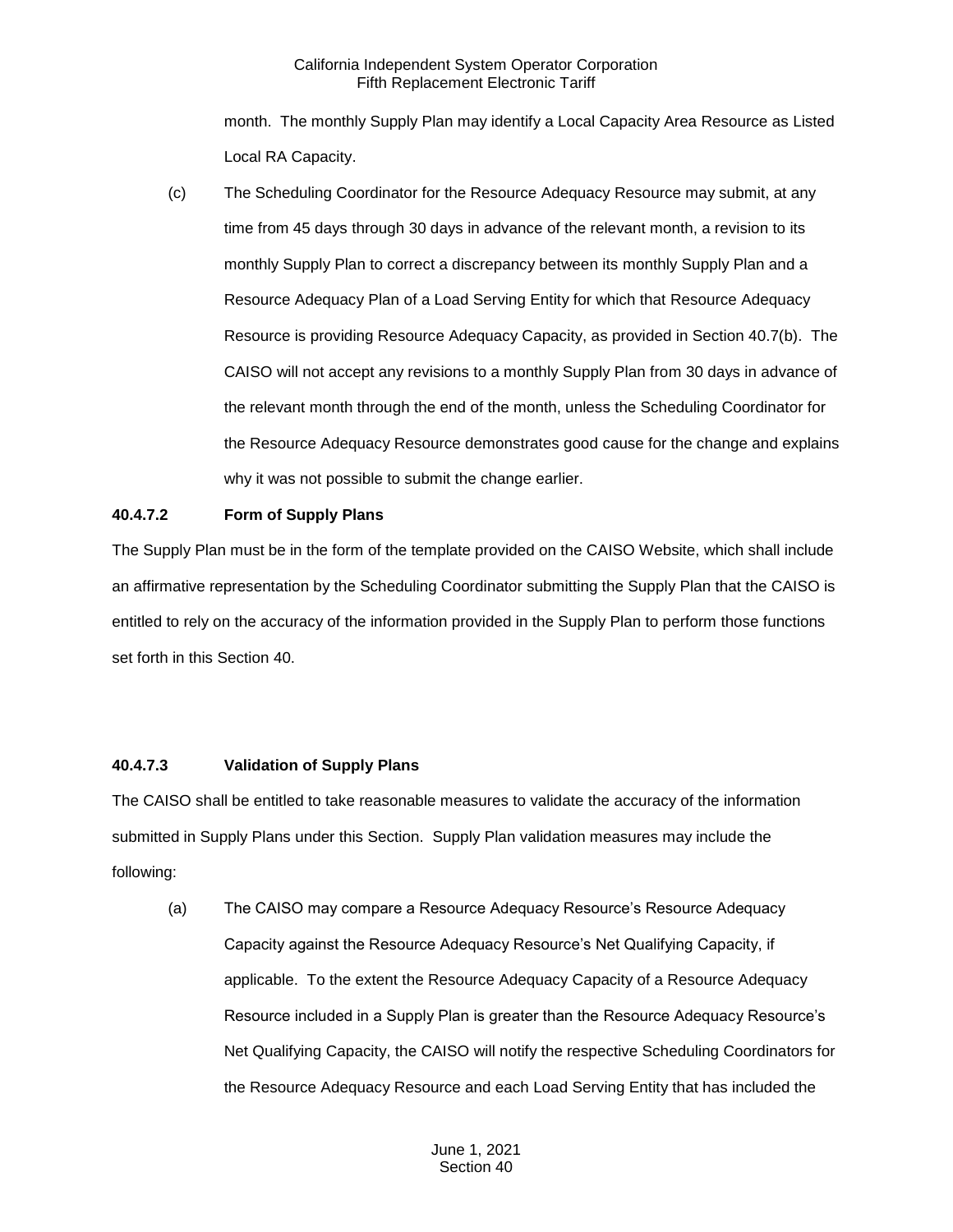month. The monthly Supply Plan may identify a Local Capacity Area Resource as Listed Local RA Capacity.

(c) The Scheduling Coordinator for the Resource Adequacy Resource may submit, at any time from 45 days through 30 days in advance of the relevant month, a revision to its monthly Supply Plan to correct a discrepancy between its monthly Supply Plan and a Resource Adequacy Plan of a Load Serving Entity for which that Resource Adequacy Resource is providing Resource Adequacy Capacity, as provided in Section 40.7(b). The CAISO will not accept any revisions to a monthly Supply Plan from 30 days in advance of the relevant month through the end of the month, unless the Scheduling Coordinator for the Resource Adequacy Resource demonstrates good cause for the change and explains why it was not possible to submit the change earlier.

**40.4.7.2 Form of Supply Plans**

The Supply Plan must be in the form of the template provided on the CAISO Website, which shall include an affirmative representation by the Scheduling Coordinator submitting the Supply Plan that the CAISO is entitled to rely on the accuracy of the information provided in the Supply Plan to perform those functions set forth in this Section 40.

**40.4.7.3 Validation of Supply Plans**

The CAISO shall be entitled to take reasonable measures to validate the accuracy of the information submitted in Supply Plans under this Section. Supply Plan validation measures may include the following:

(a) The CAISO may compare a Resource Adequacy Resource's Resource Adequacy Capacity against the Resource Adequacy Resource's Net Qualifying Capacity, if applicable. To the extent the Resource Adequacy Capacity of a Resource Adequacy Resource included in a Supply Plan is greater than the Resource Adequacy Resource's Net Qualifying Capacity, the CAISO will notify the respective Scheduling Coordinators for the Resource Adequacy Resource and each Load Serving Entity that has included the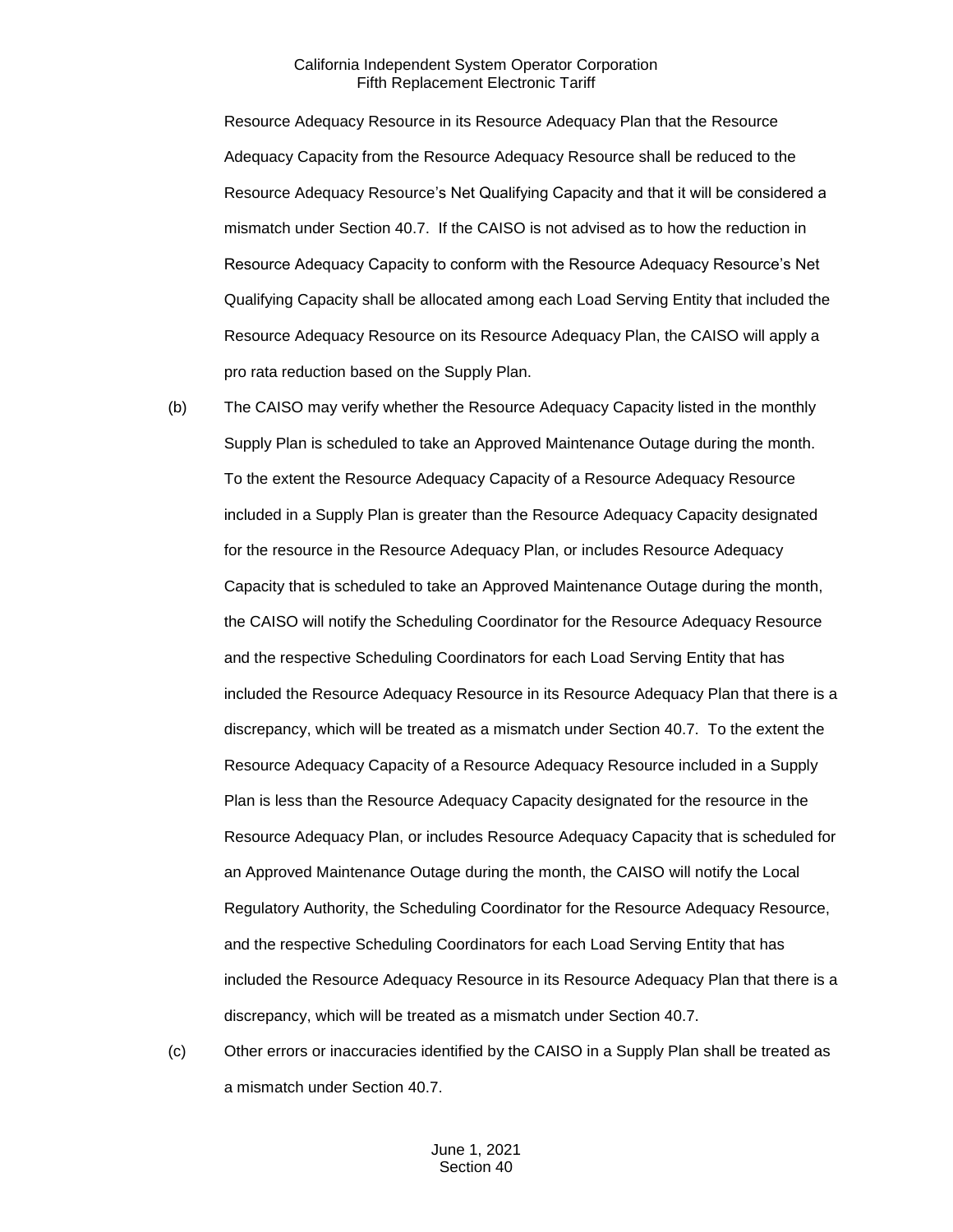Resource Adequacy Resource in its Resource Adequacy Plan that the Resource Adequacy Capacity from the Resource Adequacy Resource shall be reduced to the Resource Adequacy Resource's Net Qualifying Capacity and that it will be considered a mismatch under Section 40.7. If the CAISO is not advised as to how the reduction in Resource Adequacy Capacity to conform with the Resource Adequacy Resource's Net Qualifying Capacity shall be allocated among each Load Serving Entity that included the Resource Adequacy Resource on its Resource Adequacy Plan, the CAISO will apply a pro rata reduction based on the Supply Plan.

(b) The CAISO may verify whether the Resource Adequacy Capacity listed in the monthly Supply Plan is scheduled to take an Approved Maintenance Outage during the month. To the extent the Resource Adequacy Capacity of a Resource Adequacy Resource included in a Supply Plan is greater than the Resource Adequacy Capacity designated for the resource in the Resource Adequacy Plan, or includes Resource Adequacy Capacity that is scheduled to take an Approved Maintenance Outage during the month, the CAISO will notify the Scheduling Coordinator for the Resource Adequacy Resource and the respective Scheduling Coordinators for each Load Serving Entity that has included the Resource Adequacy Resource in its Resource Adequacy Plan that there is a discrepancy, which will be treated as a mismatch under Section 40.7. To the extent the Resource Adequacy Capacity of a Resource Adequacy Resource included in a Supply Plan is less than the Resource Adequacy Capacity designated for the resource in the Resource Adequacy Plan, or includes Resource Adequacy Capacity that is scheduled for an Approved Maintenance Outage during the month, the CAISO will notify the Local Regulatory Authority, the Scheduling Coordinator for the Resource Adequacy Resource, and the respective Scheduling Coordinators for each Load Serving Entity that has included the Resource Adequacy Resource in its Resource Adequacy Plan that there is a discrepancy, which will be treated as a mismatch under Section 40.7.

(c) Other errors or inaccuracies identified by the CAISO in a Supply Plan shall be treated as a mismatch under Section 40.7.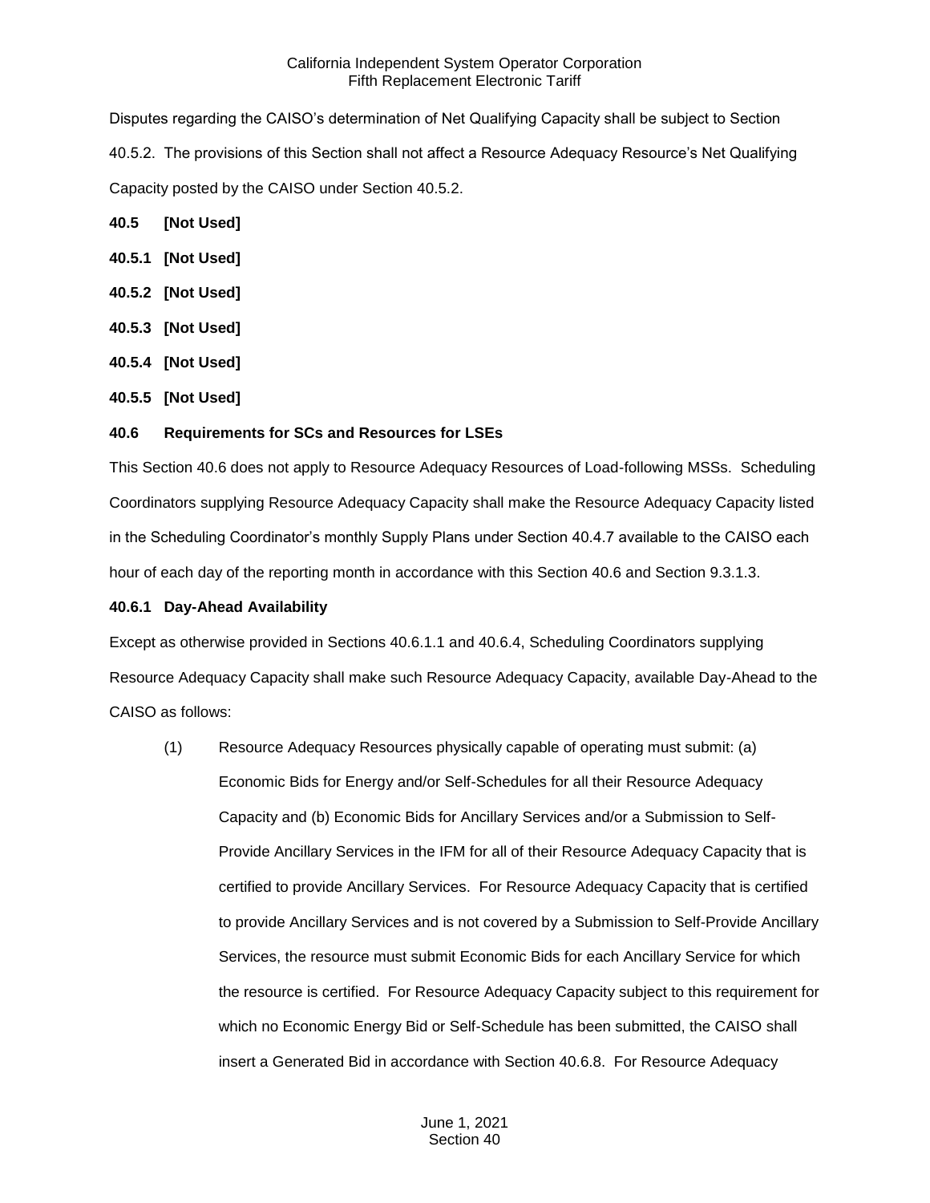Disputes regarding the CAISO's determination of Net Qualifying Capacity shall be subject to Section 40.5.2. The provisions of this Section shall not affect a Resource Adequacy Resource's Net Qualifying Capacity posted by the CAISO under Section 40.5.2.

**40.5 [Not Used]**

**40.5.1 [Not Used]**

**40.5.2 [Not Used]**

**40.5.3 [Not Used]**

**40.5.4 [Not Used]**

**40.5.5 [Not Used]**

**40.6 Requirements for SCs and Resources for LSEs**

This Section 40.6 does not apply to Resource Adequacy Resources of Load-following MSSs. Scheduling Coordinators supplying Resource Adequacy Capacity shall make the Resource Adequacy Capacity listed in the Scheduling Coordinator's monthly Supply Plans under Section 40.4.7 available to the CAISO each hour of each day of the reporting month in accordance with this Section 40.6 and Section 9.3.1.3.

**40.6.1 Day-Ahead Availability**

Except as otherwise provided in Sections 40.6.1.1 and 40.6.4, Scheduling Coordinators supplying Resource Adequacy Capacity shall make such Resource Adequacy Capacity, available Day-Ahead to the CAISO as follows:

(1) Resource Adequacy Resources physically capable of operating must submit: (a) Economic Bids for Energy and/or Self-Schedules for all their Resource Adequacy Capacity and (b) Economic Bids for Ancillary Services and/or a Submission to Self-Provide Ancillary Services in the IFM for all of their Resource Adequacy Capacity that is certified to provide Ancillary Services. For Resource Adequacy Capacity that is certified to provide Ancillary Services and is not covered by a Submission to Self-Provide Ancillary Services, the resource must submit Economic Bids for each Ancillary Service for which the resource is certified. For Resource Adequacy Capacity subject to this requirement for which no Economic Energy Bid or Self-Schedule has been submitted, the CAISO shall insert a Generated Bid in accordance with Section 40.6.8. For Resource Adequacy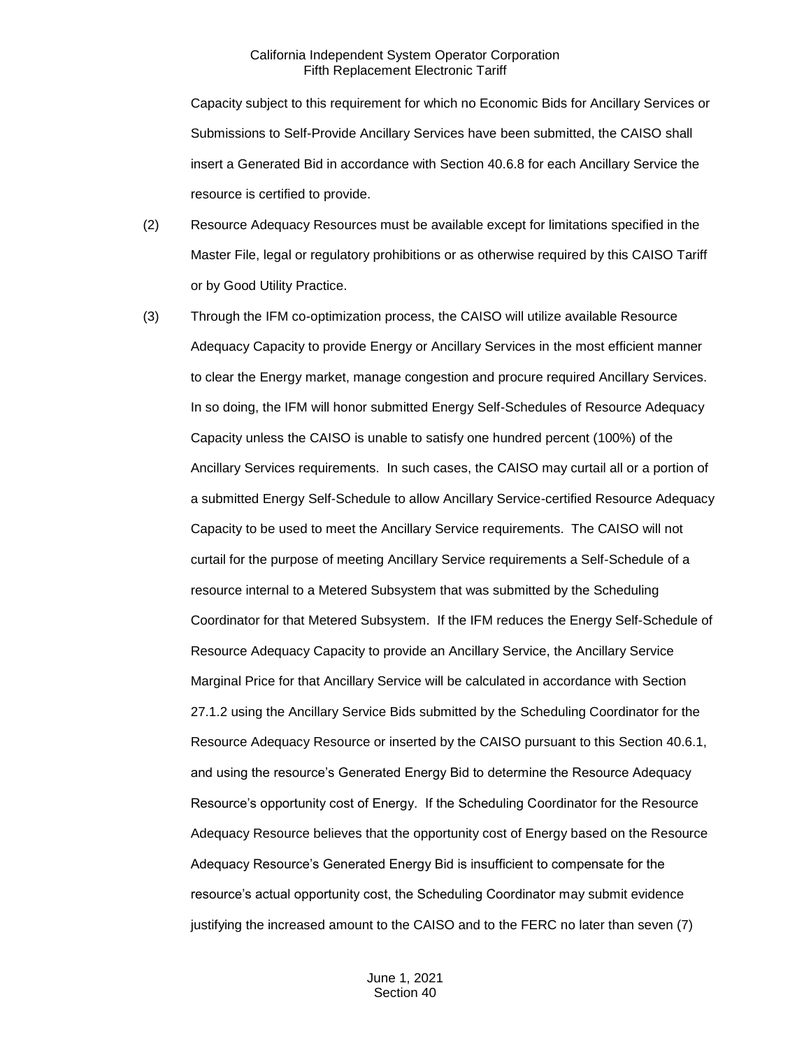Capacity subject to this requirement for which no Economic Bids for Ancillary Services or Submissions to Self-Provide Ancillary Services have been submitted, the CAISO shall insert a Generated Bid in accordance with Section 40.6.8 for each Ancillary Service the resource is certified to provide.

(2) Resource Adequacy Resources must be available except for limitations specified in the Master File, legal or regulatory prohibitions or as otherwise required by this CAISO Tariff or by Good Utility Practice.

(3) Through the IFM co-optimization process, the CAISO will utilize available Resource Adequacy Capacity to provide Energy or Ancillary Services in the most efficient manner to clear the Energy market, manage congestion and procure required Ancillary Services. In so doing, the IFM will honor submitted Energy Self-Schedules of Resource Adequacy Capacity unless the CAISO is unable to satisfy one hundred percent (100%) of the Ancillary Services requirements. In such cases, the CAISO may curtail all or a portion of a submitted Energy Self-Schedule to allow Ancillary Service-certified Resource Adequacy Capacity to be used to meet the Ancillary Service requirements. The CAISO will not curtail for the purpose of meeting Ancillary Service requirements a Self-Schedule of a resource internal to a Metered Subsystem that was submitted by the Scheduling Coordinator for that Metered Subsystem. If the IFM reduces the Energy Self-Schedule of Resource Adequacy Capacity to provide an Ancillary Service, the Ancillary Service Marginal Price for that Ancillary Service will be calculated in accordance with Section 27.1.2 using the Ancillary Service Bids submitted by the Scheduling Coordinator for the Resource Adequacy Resource or inserted by the CAISO pursuant to this Section 40.6.1, and using the resource's Generated Energy Bid to determine the Resource Adequacy Resource's opportunity cost of Energy. If the Scheduling Coordinator for the Resource Adequacy Resource believes that the opportunity cost of Energy based on the Resource Adequacy Resource's Generated Energy Bid is insufficient to compensate for the resource's actual opportunity cost, the Scheduling Coordinator may submit evidence justifying the increased amount to the CAISO and to the FERC no later than seven (7)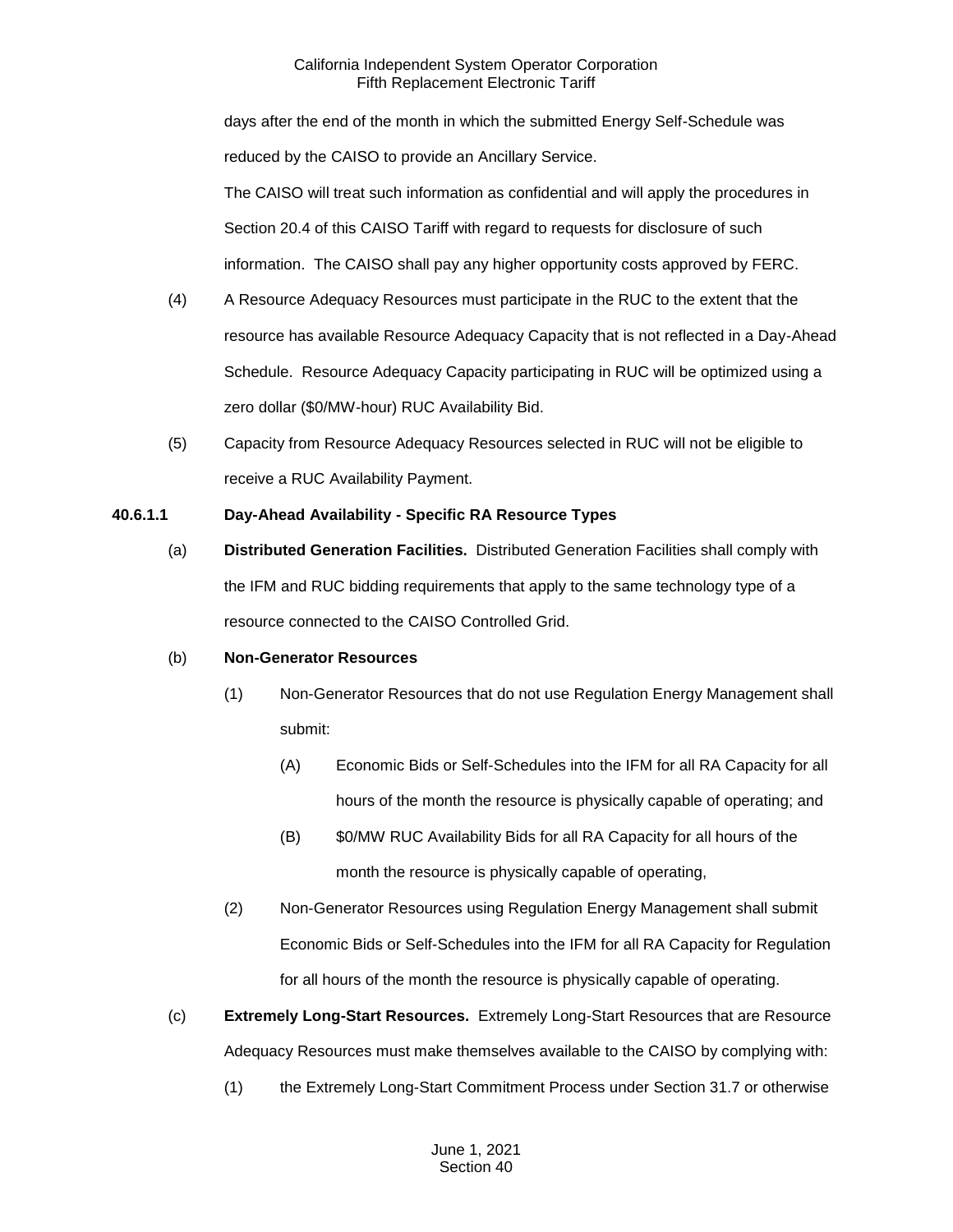days after the end of the month in which the submitted Energy Self-Schedule was reduced by the CAISO to provide an Ancillary Service.

The CAISO will treat such information as confidential and will apply the procedures in Section 20.4 of this CAISO Tariff with regard to requests for disclosure of such information. The CAISO shall pay any higher opportunity costs approved by FERC.

(4) A Resource Adequacy Resources must participate in the RUC to the extent that the resource has available Resource Adequacy Capacity that is not reflected in a Day-Ahead Schedule. Resource Adequacy Capacity participating in RUC will be optimized using a zero dollar ($0/MW-hour) RUC Availability Bid.

(5) Capacity from Resource Adequacy Resources selected in RUC will not be eligible to receive a RUC Availability Payment.

**40.6.1.1 Day-Ahead Availability - Specific RA Resource Types**

(a) **Distributed Generation Facilities.** Distributed Generation Facilities shall comply with the IFM and RUC bidding requirements that apply to the same technology type of a resource connected to the CAISO Controlled Grid.

(b) **Non-Generator Resources**

(1) Non-Generator Resources that do not use Regulation Energy Management shall submit:

(A) Economic Bids or Self-Schedules into the IFM for all RA Capacity for all hours of the month the resource is physically capable of operating; and

(B) $0/MW RUC Availability Bids for all RA Capacity for all hours of the month the resource is physically capable of operating,

(2) Non-Generator Resources using Regulation Energy Management shall submit Economic Bids or Self-Schedules into the IFM for all RA Capacity for Regulation for all hours of the month the resource is physically capable of operating.

(c) **Extremely Long-Start Resources.** Extremely Long-Start Resources that are Resource Adequacy Resources must make themselves available to the CAISO by complying with:

(1) the Extremely Long-Start Commitment Process under Section 31.7 or otherwise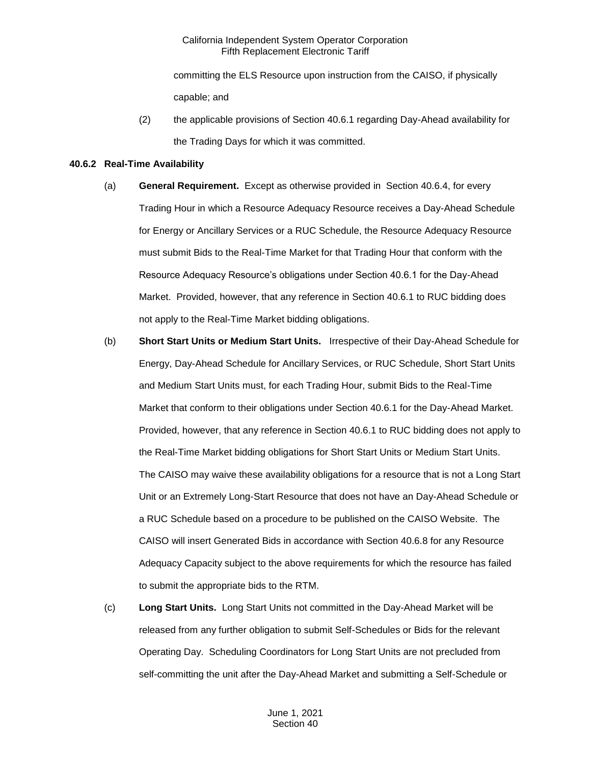committing the ELS Resource upon instruction from the CAISO, if physically capable; and

(2) the applicable provisions of Section 40.6.1 regarding Day-Ahead availability for the Trading Days for which it was committed.

**40.6.2 Real-Time Availability**

(a) **General Requirement.** Except as otherwise provided in Section 40.6.4, for every Trading Hour in which a Resource Adequacy Resource receives a Day-Ahead Schedule for Energy or Ancillary Services or a RUC Schedule, the Resource Adequacy Resource must submit Bids to the Real-Time Market for that Trading Hour that conform with the Resource Adequacy Resource's obligations under Section 40.6.1 for the Day-Ahead Market. Provided, however, that any reference in Section 40.6.1 to RUC bidding does not apply to the Real-Time Market bidding obligations.

(b) **Short Start Units or Medium Start Units.** Irrespective of their Day-Ahead Schedule for Energy, Day-Ahead Schedule for Ancillary Services, or RUC Schedule, Short Start Units and Medium Start Units must, for each Trading Hour, submit Bids to the Real-Time Market that conform to their obligations under Section 40.6.1 for the Day-Ahead Market. Provided, however, that any reference in Section 40.6.1 to RUC bidding does not apply to the Real-Time Market bidding obligations for Short Start Units or Medium Start Units. The CAISO may waive these availability obligations for a resource that is not a Long Start Unit or an Extremely Long-Start Resource that does not have an Day-Ahead Schedule or a RUC Schedule based on a procedure to be published on the CAISO Website. The CAISO will insert Generated Bids in accordance with Section 40.6.8 for any Resource Adequacy Capacity subject to the above requirements for which the resource has failed to submit the appropriate bids to the RTM.

(c) **Long Start Units.** Long Start Units not committed in the Day-Ahead Market will be released from any further obligation to submit Self-Schedules or Bids for the relevant Operating Day. Scheduling Coordinators for Long Start Units are not precluded from self-committing the unit after the Day-Ahead Market and submitting a Self-Schedule or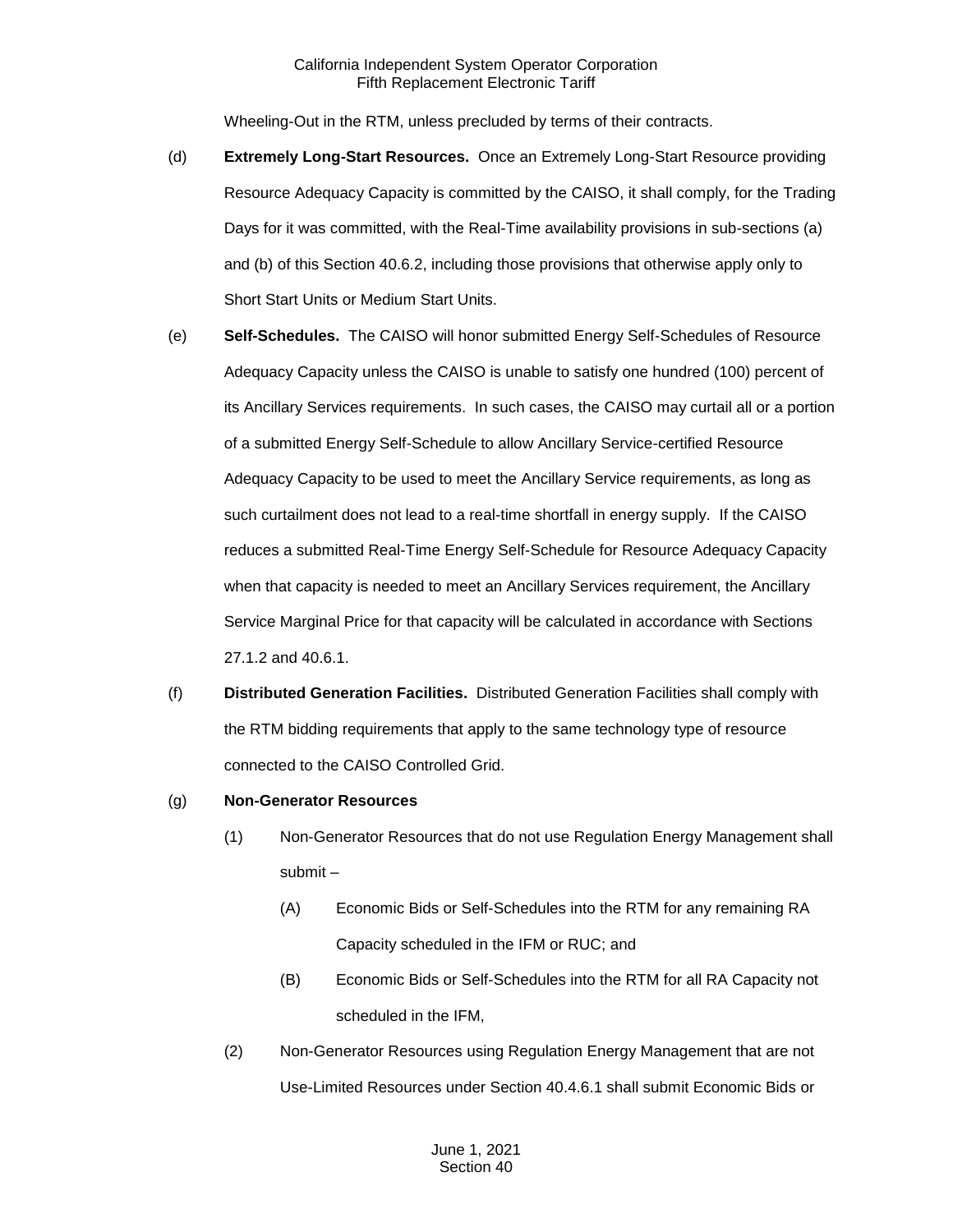Wheeling-Out in the RTM, unless precluded by terms of their contracts.

(d) **Extremely Long-Start Resources.** Once an Extremely Long-Start Resource providing Resource Adequacy Capacity is committed by the CAISO, it shall comply, for the Trading Days for it was committed, with the Real-Time availability provisions in sub-sections (a) and (b) of this Section 40.6.2, including those provisions that otherwise apply only to Short Start Units or Medium Start Units.

(e) **Self-Schedules.** The CAISO will honor submitted Energy Self-Schedules of Resource Adequacy Capacity unless the CAISO is unable to satisfy one hundred (100) percent of its Ancillary Services requirements. In such cases, the CAISO may curtail all or a portion of a submitted Energy Self-Schedule to allow Ancillary Service-certified Resource Adequacy Capacity to be used to meet the Ancillary Service requirements, as long as such curtailment does not lead to a real-time shortfall in energy supply. If the CAISO reduces a submitted Real-Time Energy Self-Schedule for Resource Adequacy Capacity when that capacity is needed to meet an Ancillary Services requirement, the Ancillary Service Marginal Price for that capacity will be calculated in accordance with Sections 27.1.2 and 40.6.1.

(f) **Distributed Generation Facilities.** Distributed Generation Facilities shall comply with the RTM bidding requirements that apply to the same technology type of resource connected to the CAISO Controlled Grid.

(g) **Non-Generator Resources**

(1) Non-Generator Resources that do not use Regulation Energy Management shall submit –

(A) Economic Bids or Self-Schedules into the RTM for any remaining RA Capacity scheduled in the IFM or RUC; and

(B) Economic Bids or Self-Schedules into the RTM for all RA Capacity not scheduled in the IFM,

(2) Non-Generator Resources using Regulation Energy Management that are not Use-Limited Resources under Section 40.4.6.1 shall submit Economic Bids or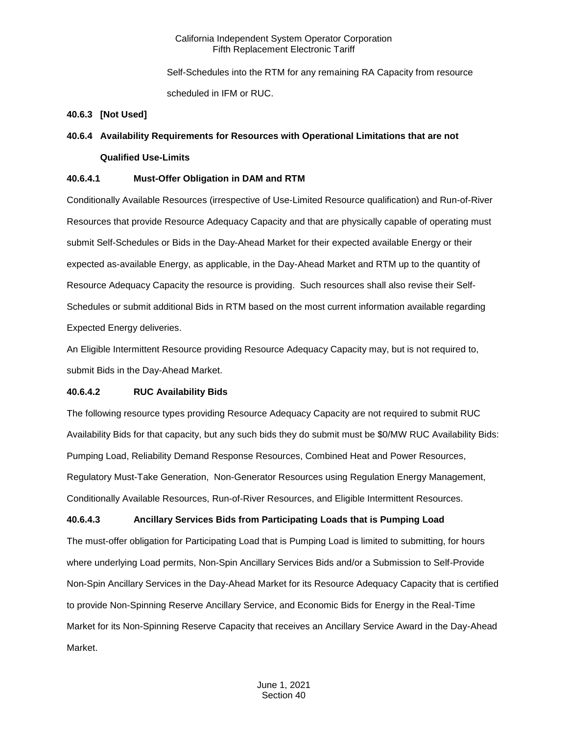Self-Schedules into the RTM for any remaining RA Capacity from resource scheduled in IFM or RUC.

**40.6.3 [Not Used]**

**40.6.4 Availability Requirements for Resources with Operational Limitations that are not Qualified Use-Limits**

**40.6.4.1 Must-Offer Obligation in DAM and RTM**

Conditionally Available Resources (irrespective of Use-Limited Resource qualification) and Run-of-River Resources that provide Resource Adequacy Capacity and that are physically capable of operating must submit Self-Schedules or Bids in the Day-Ahead Market for their expected available Energy or their expected as-available Energy, as applicable, in the Day-Ahead Market and RTM up to the quantity of Resource Adequacy Capacity the resource is providing. Such resources shall also revise their Self-Schedules or submit additional Bids in RTM based on the most current information available regarding Expected Energy deliveries.

An Eligible Intermittent Resource providing Resource Adequacy Capacity may, but is not required to, submit Bids in the Day-Ahead Market.

**40.6.4.2 RUC Availability Bids**

The following resource types providing Resource Adequacy Capacity are not required to submit RUC Availability Bids for that capacity, but any such bids they do submit must be $0/MW RUC Availability Bids: Pumping Load, Reliability Demand Response Resources, Combined Heat and Power Resources, Regulatory Must-Take Generation, Non-Generator Resources using Regulation Energy Management, Conditionally Available Resources, Run-of-River Resources, and Eligible Intermittent Resources.

**40.6.4.3 Ancillary Services Bids from Participating Loads that is Pumping Load**

The must-offer obligation for Participating Load that is Pumping Load is limited to submitting, for hours where underlying Load permits, Non-Spin Ancillary Services Bids and/or a Submission to Self-Provide Non-Spin Ancillary Services in the Day-Ahead Market for its Resource Adequacy Capacity that is certified to provide Non-Spinning Reserve Ancillary Service, and Economic Bids for Energy in the Real-Time Market for its Non-Spinning Reserve Capacity that receives an Ancillary Service Award in the Day-Ahead Market.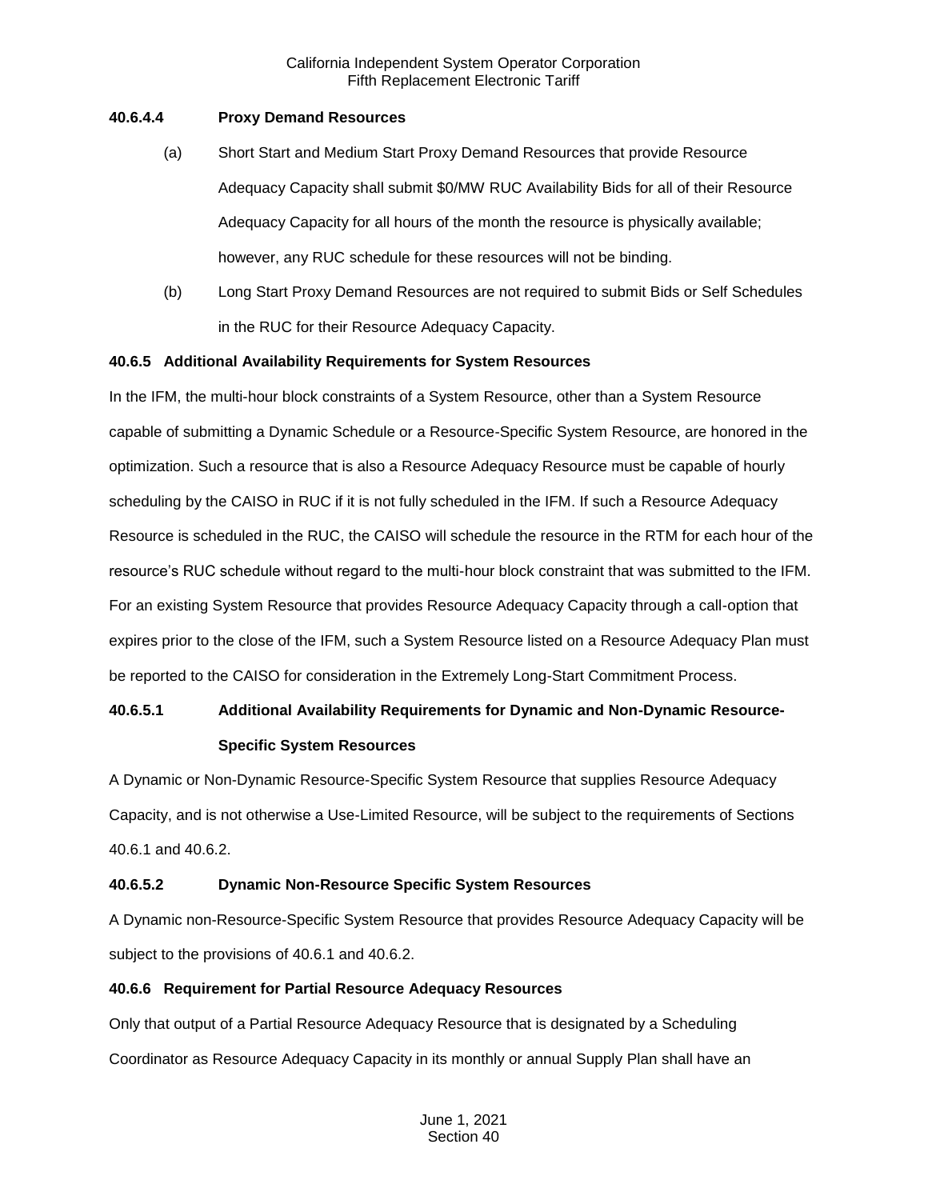#### 40.6.4.4 Proxy Demand Resources

(a) Short Start and Medium Start Proxy Demand Resources that provide Resource Adequacy Capacity shall submit $0/MW RUC Availability Bids for all of their Resource Adequacy Capacity for all hours of the month the resource is physically available; however, any RUC schedule for these resources will not be binding.

(b) Long Start Proxy Demand Resources are not required to submit Bids or Self Schedules in the RUC for their Resource Adequacy Capacity.

### 40.6.5 Additional Availability Requirements for System Resources

In the IFM, the multi-hour block constraints of a System Resource, other than a System Resource capable of submitting a Dynamic Schedule or a Resource-Specific System Resource, are honored in the optimization. Such a resource that is also a Resource Adequacy Resource must be capable of hourly scheduling by the CAISO in RUC if it is not fully scheduled in the IFM. If such a Resource Adequacy Resource is scheduled in the RUC, the CAISO will schedule the resource in the RTM for each hour of the resource's RUC schedule without regard to the multi-hour block constraint that was submitted to the IFM. For an existing System Resource that provides Resource Adequacy Capacity through a call-option that expires prior to the close of the IFM, such a System Resource listed on a Resource Adequacy Plan must be reported to the CAISO for consideration in the Extremely Long-Start Commitment Process.

#### 40.6.5.1 Additional Availability Requirements for Dynamic and Non-Dynamic Resource-Specific System Resources

A Dynamic or Non-Dynamic Resource-Specific System Resource that supplies Resource Adequacy Capacity, and is not otherwise a Use-Limited Resource, will be subject to the requirements of Sections 40.6.1 and 40.6.2.

#### 40.6.5.2 Dynamic Non-Resource Specific System Resources

A Dynamic non-Resource-Specific System Resource that provides Resource Adequacy Capacity will be subject to the provisions of 40.6.1 and 40.6.2.

### 40.6.6 Requirement for Partial Resource Adequacy Resources

Only that output of a Partial Resource Adequacy Resource that is designated by a Scheduling Coordinator as Resource Adequacy Capacity in its monthly or annual Supply Plan shall have an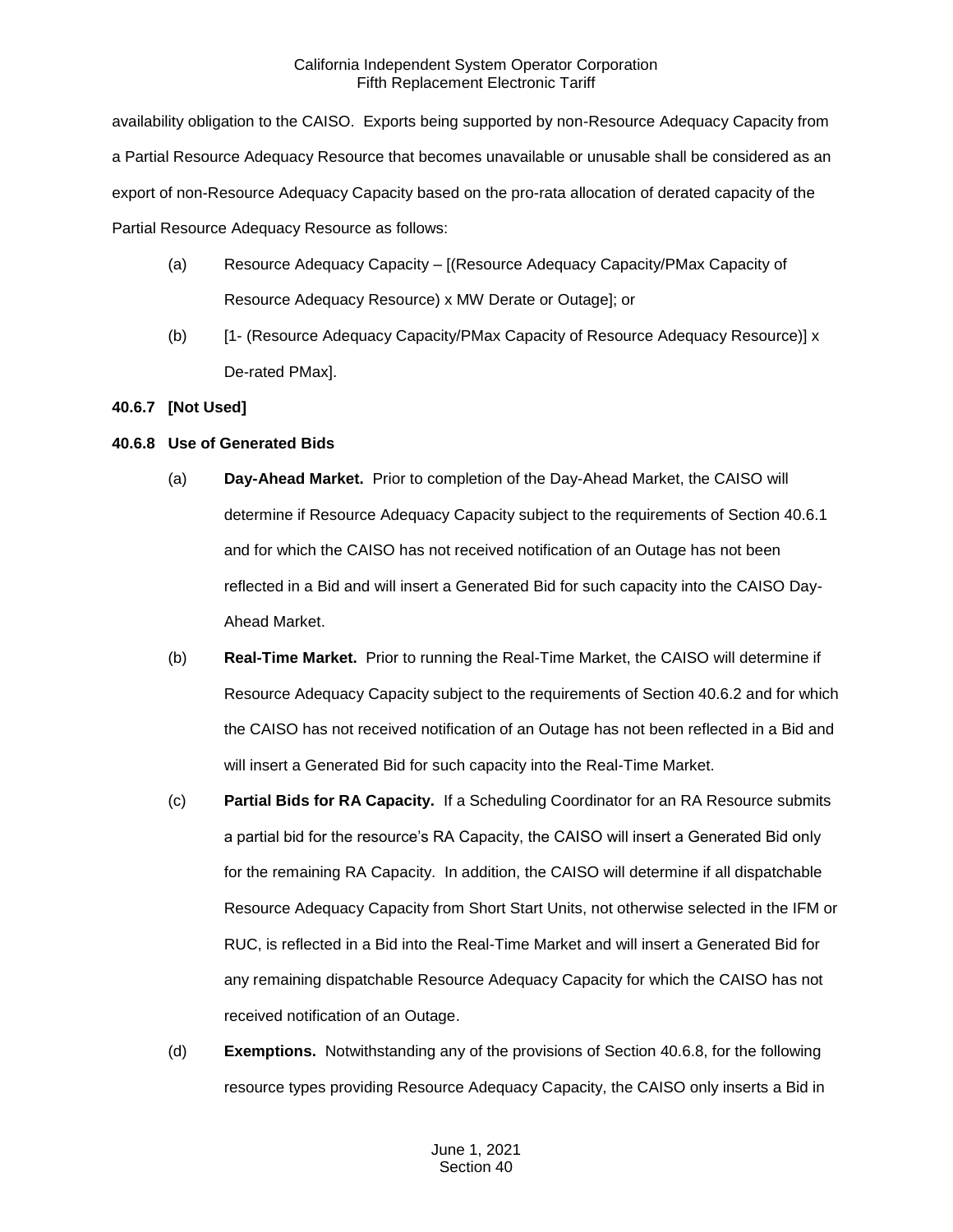availability obligation to the CAISO. Exports being supported by non-Resource Adequacy Capacity from a Partial Resource Adequacy Resource that becomes unavailable or unusable shall be considered as an export of non-Resource Adequacy Capacity based on the pro-rata allocation of derated capacity of the Partial Resource Adequacy Resource as follows:

(a) Resource Adequacy Capacity – [(Resource Adequacy Capacity/PMax Capacity of Resource Adequacy Resource) x MW Derate or Outage]; or

(b) [1- (Resource Adequacy Capacity/PMax Capacity of Resource Adequacy Resource)] x De-rated PMax].

**40.6.7 [Not Used]**

**40.6.8 Use of Generated Bids**

(a) **Day-Ahead Market.** Prior to completion of the Day-Ahead Market, the CAISO will determine if Resource Adequacy Capacity subject to the requirements of Section 40.6.1 and for which the CAISO has not received notification of an Outage has not been reflected in a Bid and will insert a Generated Bid for such capacity into the CAISO Day-Ahead Market.

(b) **Real-Time Market.** Prior to running the Real-Time Market, the CAISO will determine if Resource Adequacy Capacity subject to the requirements of Section 40.6.2 and for which the CAISO has not received notification of an Outage has not been reflected in a Bid and will insert a Generated Bid for such capacity into the Real-Time Market.

(c) **Partial Bids for RA Capacity.** If a Scheduling Coordinator for an RA Resource submits a partial bid for the resource's RA Capacity, the CAISO will insert a Generated Bid only for the remaining RA Capacity. In addition, the CAISO will determine if all dispatchable Resource Adequacy Capacity from Short Start Units, not otherwise selected in the IFM or RUC, is reflected in a Bid into the Real-Time Market and will insert a Generated Bid for any remaining dispatchable Resource Adequacy Capacity for which the CAISO has not received notification of an Outage.

(d) **Exemptions.** Notwithstanding any of the provisions of Section 40.6.8, for the following resource types providing Resource Adequacy Capacity, the CAISO only inserts a Bid in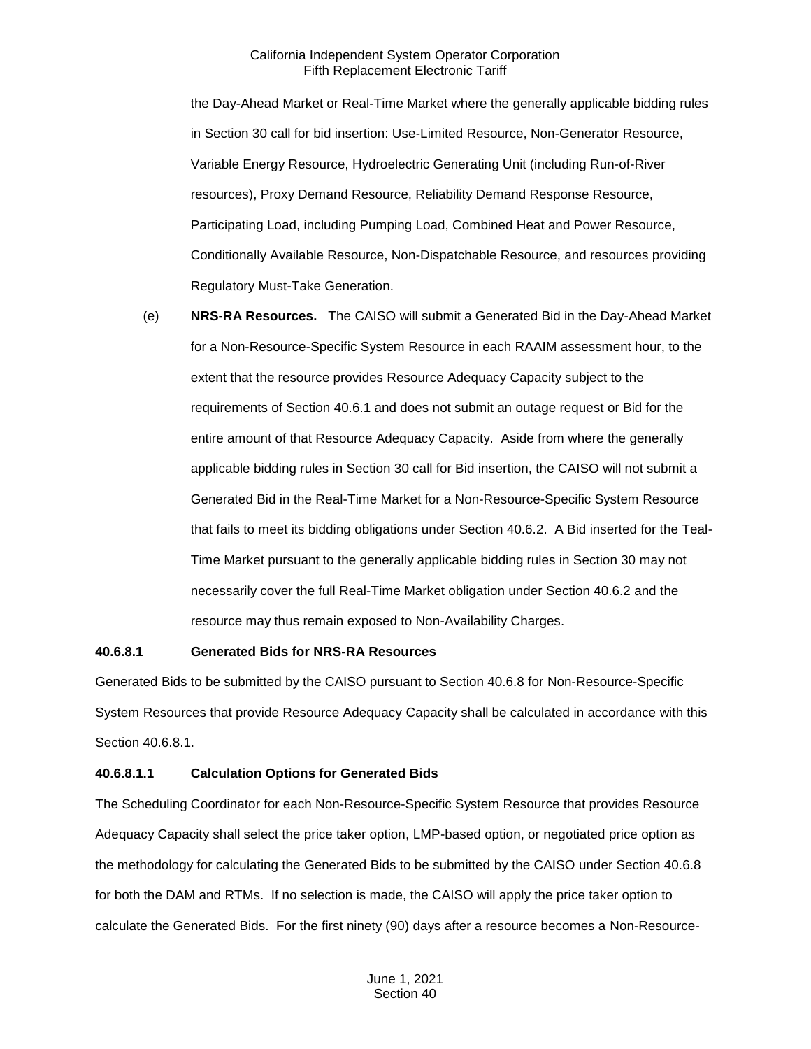the Day-Ahead Market or Real-Time Market where the generally applicable bidding rules in Section 30 call for bid insertion: Use-Limited Resource, Non-Generator Resource, Variable Energy Resource, Hydroelectric Generating Unit (including Run-of-River resources), Proxy Demand Resource, Reliability Demand Response Resource, Participating Load, including Pumping Load, Combined Heat and Power Resource, Conditionally Available Resource, Non-Dispatchable Resource, and resources providing Regulatory Must-Take Generation.

(e) **NRS-RA Resources.** The CAISO will submit a Generated Bid in the Day-Ahead Market for a Non-Resource-Specific System Resource in each RAAIM assessment hour, to the extent that the resource provides Resource Adequacy Capacity subject to the requirements of Section 40.6.1 and does not submit an outage request or Bid for the entire amount of that Resource Adequacy Capacity. Aside from where the generally applicable bidding rules in Section 30 call for Bid insertion, the CAISO will not submit a Generated Bid in the Real-Time Market for a Non-Resource-Specific System Resource that fails to meet its bidding obligations under Section 40.6.2. A Bid inserted for the Teal-Time Market pursuant to the generally applicable bidding rules in Section 30 may not necessarily cover the full Real-Time Market obligation under Section 40.6.2 and the resource may thus remain exposed to Non-Availability Charges.

**40.6.8.1 Generated Bids for NRS-RA Resources**

Generated Bids to be submitted by the CAISO pursuant to Section 40.6.8 for Non-Resource-Specific System Resources that provide Resource Adequacy Capacity shall be calculated in accordance with this Section 40.6.8.1.

**40.6.8.1.1 Calculation Options for Generated Bids**

The Scheduling Coordinator for each Non-Resource-Specific System Resource that provides Resource Adequacy Capacity shall select the price taker option, LMP-based option, or negotiated price option as the methodology for calculating the Generated Bids to be submitted by the CAISO under Section 40.6.8 for both the DAM and RTMs. If no selection is made, the CAISO will apply the price taker option to calculate the Generated Bids. For the first ninety (90) days after a resource becomes a Non-Resource-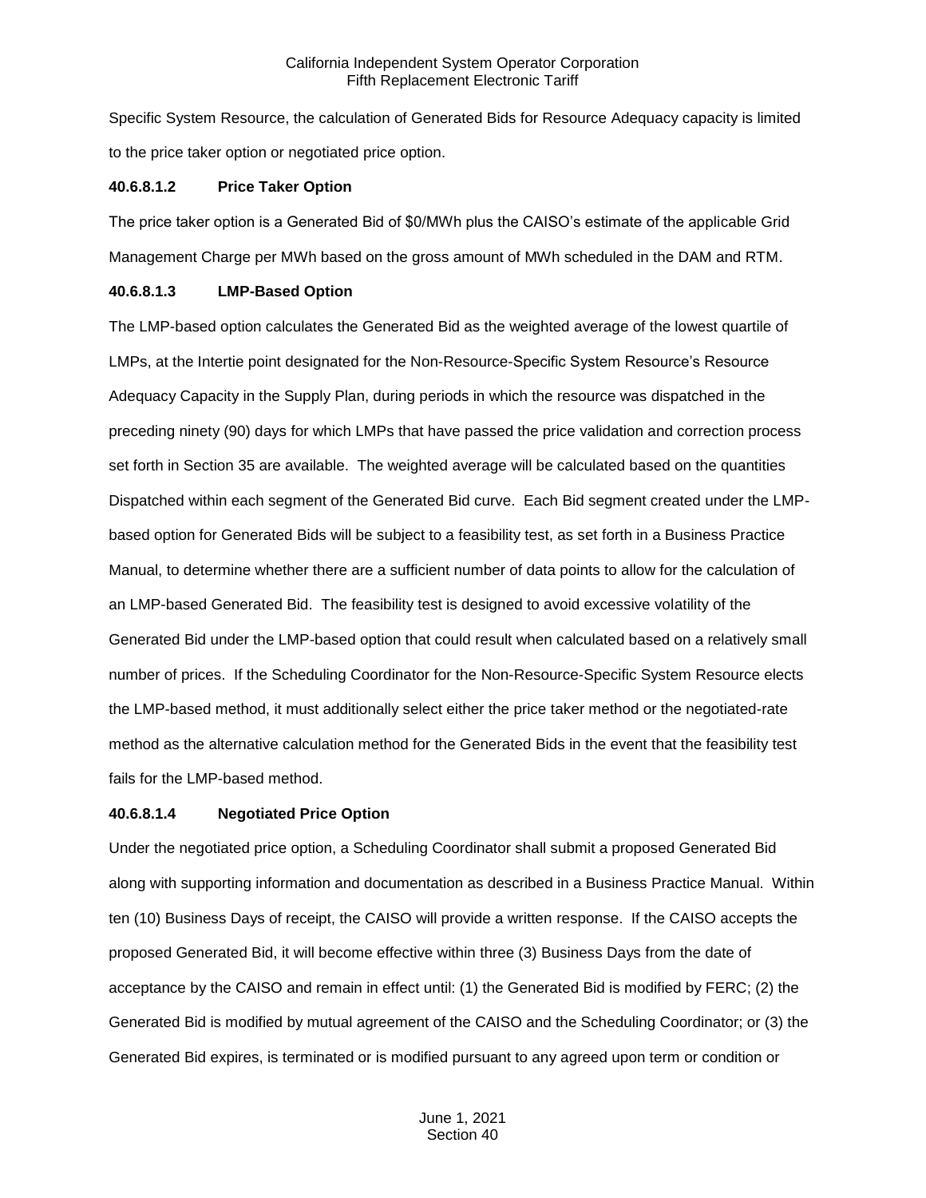Specific System Resource, the calculation of Generated Bids for Resource Adequacy capacity is limited to the price taker option or negotiated price option.

#### 40.6.8.1.2 Price Taker Option

The price taker option is a Generated Bid of $0/MWh plus the CAISO's estimate of the applicable Grid Management Charge per MWh based on the gross amount of MWh scheduled in the DAM and RTM.

#### 40.6.8.1.3 LMP-Based Option

The LMP-based option calculates the Generated Bid as the weighted average of the lowest quartile of LMPs, at the Intertie point designated for the Non-Resource-Specific System Resource's Resource Adequacy Capacity in the Supply Plan, during periods in which the resource was dispatched in the preceding ninety (90) days for which LMPs that have passed the price validation and correction process set forth in Section 35 are available. The weighted average will be calculated based on the quantities Dispatched within each segment of the Generated Bid curve. Each Bid segment created under the LMP-based option for Generated Bids will be subject to a feasibility test, as set forth in a Business Practice Manual, to determine whether there are a sufficient number of data points to allow for the calculation of an LMP-based Generated Bid. The feasibility test is designed to avoid excessive volatility of the Generated Bid under the LMP-based option that could result when calculated based on a relatively small number of prices. If the Scheduling Coordinator for the Non-Resource-Specific System Resource elects the LMP-based method, it must additionally select either the price taker method or the negotiated-rate method as the alternative calculation method for the Generated Bids in the event that the feasibility test fails for the LMP-based method.

#### 40.6.8.1.4 Negotiated Price Option

Under the negotiated price option, a Scheduling Coordinator shall submit a proposed Generated Bid along with supporting information and documentation as described in a Business Practice Manual. Within ten (10) Business Days of receipt, the CAISO will provide a written response. If the CAISO accepts the proposed Generated Bid, it will become effective within three (3) Business Days from the date of acceptance by the CAISO and remain in effect until: (1) the Generated Bid is modified by FERC; (2) the Generated Bid is modified by mutual agreement of the CAISO and the Scheduling Coordinator; or (3) the Generated Bid expires, is terminated or is modified pursuant to any agreed upon term or condition or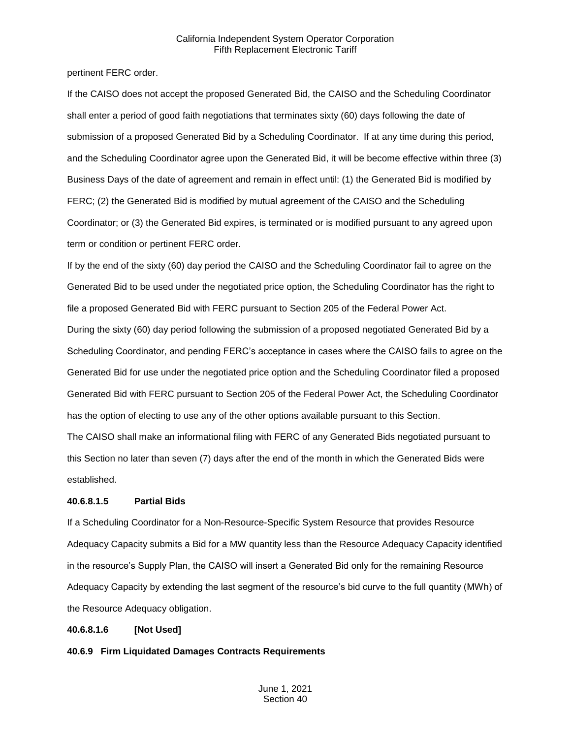pertinent FERC order.

If the CAISO does not accept the proposed Generated Bid, the CAISO and the Scheduling Coordinator shall enter a period of good faith negotiations that terminates sixty (60) days following the date of submission of a proposed Generated Bid by a Scheduling Coordinator. If at any time during this period, and the Scheduling Coordinator agree upon the Generated Bid, it will be become effective within three (3) Business Days of the date of agreement and remain in effect until: (1) the Generated Bid is modified by FERC; (2) the Generated Bid is modified by mutual agreement of the CAISO and the Scheduling Coordinator; or (3) the Generated Bid expires, is terminated or is modified pursuant to any agreed upon term or condition or pertinent FERC order.

If by the end of the sixty (60) day period the CAISO and the Scheduling Coordinator fail to agree on the Generated Bid to be used under the negotiated price option, the Scheduling Coordinator has the right to file a proposed Generated Bid with FERC pursuant to Section 205 of the Federal Power Act.

During the sixty (60) day period following the submission of a proposed negotiated Generated Bid by a Scheduling Coordinator, and pending FERC's acceptance in cases where the CAISO fails to agree on the Generated Bid for use under the negotiated price option and the Scheduling Coordinator filed a proposed Generated Bid with FERC pursuant to Section 205 of the Federal Power Act, the Scheduling Coordinator has the option of electing to use any of the other options available pursuant to this Section.

The CAISO shall make an informational filing with FERC of any Generated Bids negotiated pursuant to this Section no later than seven (7) days after the end of the month in which the Generated Bids were established.

**40.6.8.1.5 Partial Bids**

If a Scheduling Coordinator for a Non-Resource-Specific System Resource that provides Resource Adequacy Capacity submits a Bid for a MW quantity less than the Resource Adequacy Capacity identified in the resource's Supply Plan, the CAISO will insert a Generated Bid only for the remaining Resource Adequacy Capacity by extending the last segment of the resource's bid curve to the full quantity (MWh) of the Resource Adequacy obligation.

**40.6.8.1.6 [Not Used]**

**40.6.9 Firm Liquidated Damages Contracts Requirements**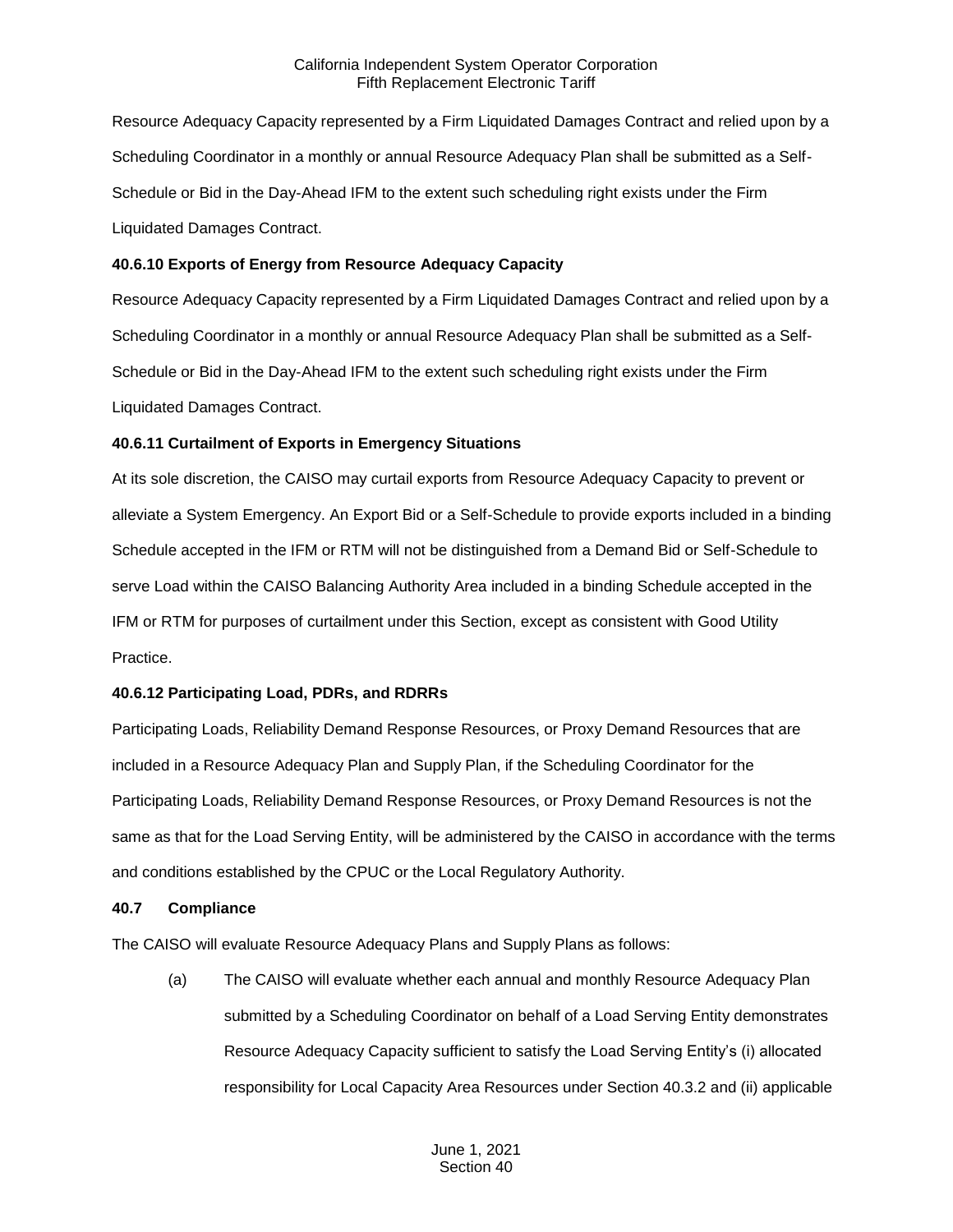Resource Adequacy Capacity represented by a Firm Liquidated Damages Contract and relied upon by a Scheduling Coordinator in a monthly or annual Resource Adequacy Plan shall be submitted as a Self-Schedule or Bid in the Day-Ahead IFM to the extent such scheduling right exists under the Firm Liquidated Damages Contract.

**40.6.10 Exports of Energy from Resource Adequacy Capacity**

Resource Adequacy Capacity represented by a Firm Liquidated Damages Contract and relied upon by a Scheduling Coordinator in a monthly or annual Resource Adequacy Plan shall be submitted as a Self-Schedule or Bid in the Day-Ahead IFM to the extent such scheduling right exists under the Firm Liquidated Damages Contract.

**40.6.11 Curtailment of Exports in Emergency Situations**

At its sole discretion, the CAISO may curtail exports from Resource Adequacy Capacity to prevent or alleviate a System Emergency. An Export Bid or a Self-Schedule to provide exports included in a binding Schedule accepted in the IFM or RTM will not be distinguished from a Demand Bid or Self-Schedule to serve Load within the CAISO Balancing Authority Area included in a binding Schedule accepted in the IFM or RTM for purposes of curtailment under this Section, except as consistent with Good Utility Practice.

**40.6.12 Participating Load, PDRs, and RDRRs**

Participating Loads, Reliability Demand Response Resources, or Proxy Demand Resources that are included in a Resource Adequacy Plan and Supply Plan, if the Scheduling Coordinator for the Participating Loads, Reliability Demand Response Resources, or Proxy Demand Resources is not the same as that for the Load Serving Entity, will be administered by the CAISO in accordance with the terms and conditions established by the CPUC or the Local Regulatory Authority.

**40.7 Compliance**

The CAISO will evaluate Resource Adequacy Plans and Supply Plans as follows:

(a) The CAISO will evaluate whether each annual and monthly Resource Adequacy Plan submitted by a Scheduling Coordinator on behalf of a Load Serving Entity demonstrates Resource Adequacy Capacity sufficient to satisfy the Load Serving Entity's (i) allocated responsibility for Local Capacity Area Resources under Section 40.3.2 and (ii) applicable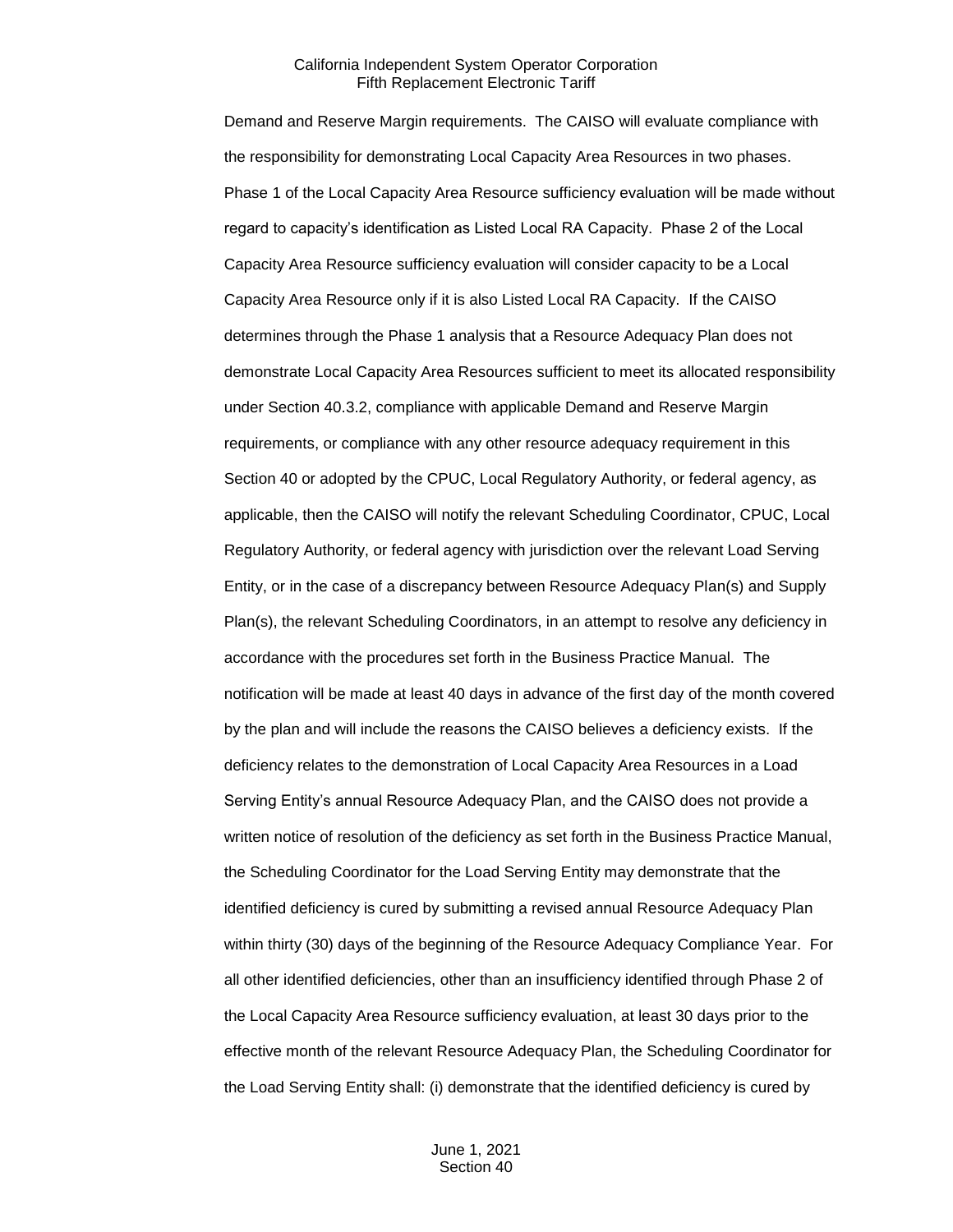Demand and Reserve Margin requirements. The CAISO will evaluate compliance with the responsibility for demonstrating Local Capacity Area Resources in two phases. Phase 1 of the Local Capacity Area Resource sufficiency evaluation will be made without regard to capacity's identification as Listed Local RA Capacity. Phase 2 of the Local Capacity Area Resource sufficiency evaluation will consider capacity to be a Local Capacity Area Resource only if it is also Listed Local RA Capacity. If the CAISO determines through the Phase 1 analysis that a Resource Adequacy Plan does not demonstrate Local Capacity Area Resources sufficient to meet its allocated responsibility under Section 40.3.2, compliance with applicable Demand and Reserve Margin requirements, or compliance with any other resource adequacy requirement in this Section 40 or adopted by the CPUC, Local Regulatory Authority, or federal agency, as applicable, then the CAISO will notify the relevant Scheduling Coordinator, CPUC, Local Regulatory Authority, or federal agency with jurisdiction over the relevant Load Serving Entity, or in the case of a discrepancy between Resource Adequacy Plan(s) and Supply Plan(s), the relevant Scheduling Coordinators, in an attempt to resolve any deficiency in accordance with the procedures set forth in the Business Practice Manual. The notification will be made at least 40 days in advance of the first day of the month covered by the plan and will include the reasons the CAISO believes a deficiency exists. If the deficiency relates to the demonstration of Local Capacity Area Resources in a Load Serving Entity's annual Resource Adequacy Plan, and the CAISO does not provide a written notice of resolution of the deficiency as set forth in the Business Practice Manual, the Scheduling Coordinator for the Load Serving Entity may demonstrate that the identified deficiency is cured by submitting a revised annual Resource Adequacy Plan within thirty (30) days of the beginning of the Resource Adequacy Compliance Year. For all other identified deficiencies, other than an insufficiency identified through Phase 2 of the Local Capacity Area Resource sufficiency evaluation, at least 30 days prior to the effective month of the relevant Resource Adequacy Plan, the Scheduling Coordinator for the Load Serving Entity shall: (i) demonstrate that the identified deficiency is cured by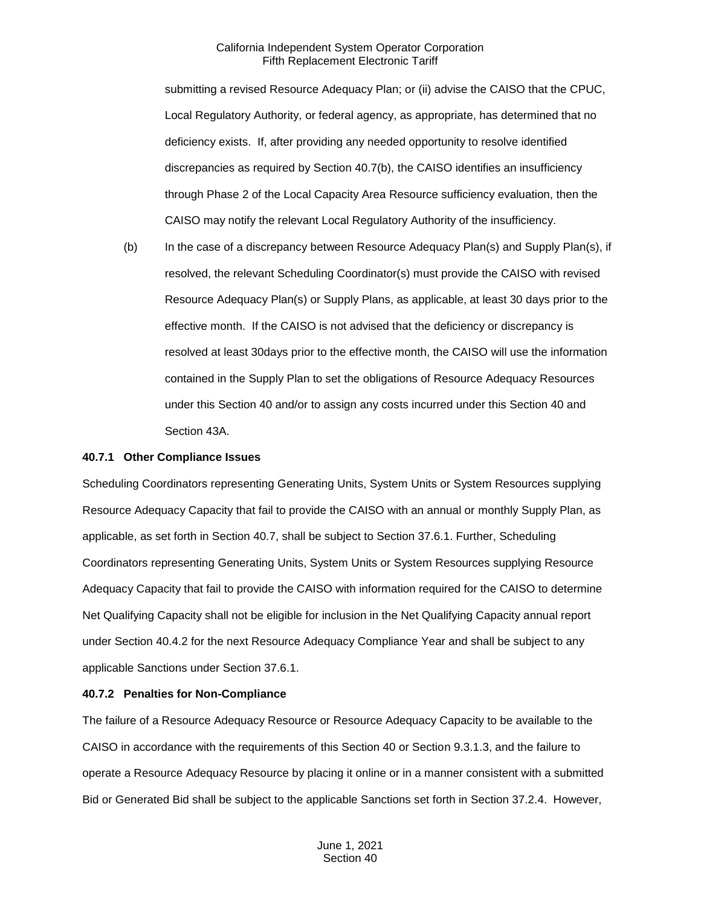submitting a revised Resource Adequacy Plan; or (ii) advise the CAISO that the CPUC, Local Regulatory Authority, or federal agency, as appropriate, has determined that no deficiency exists. If, after providing any needed opportunity to resolve identified discrepancies as required by Section 40.7(b), the CAISO identifies an insufficiency through Phase 2 of the Local Capacity Area Resource sufficiency evaluation, then the CAISO may notify the relevant Local Regulatory Authority of the insufficiency.

(b) In the case of a discrepancy between Resource Adequacy Plan(s) and Supply Plan(s), if resolved, the relevant Scheduling Coordinator(s) must provide the CAISO with revised Resource Adequacy Plan(s) or Supply Plans, as applicable, at least 30 days prior to the effective month. If the CAISO is not advised that the deficiency or discrepancy is resolved at least 30days prior to the effective month, the CAISO will use the information contained in the Supply Plan to set the obligations of Resource Adequacy Resources under this Section 40 and/or to assign any costs incurred under this Section 40 and Section 43A.

**40.7.1 Other Compliance Issues**

Scheduling Coordinators representing Generating Units, System Units or System Resources supplying Resource Adequacy Capacity that fail to provide the CAISO with an annual or monthly Supply Plan, as applicable, as set forth in Section 40.7, shall be subject to Section 37.6.1. Further, Scheduling Coordinators representing Generating Units, System Units or System Resources supplying Resource Adequacy Capacity that fail to provide the CAISO with information required for the CAISO to determine Net Qualifying Capacity shall not be eligible for inclusion in the Net Qualifying Capacity annual report under Section 40.4.2 for the next Resource Adequacy Compliance Year and shall be subject to any applicable Sanctions under Section 37.6.1.

**40.7.2 Penalties for Non-Compliance**

The failure of a Resource Adequacy Resource or Resource Adequacy Capacity to be available to the CAISO in accordance with the requirements of this Section 40 or Section 9.3.1.3, and the failure to operate a Resource Adequacy Resource by placing it online or in a manner consistent with a submitted Bid or Generated Bid shall be subject to the applicable Sanctions set forth in Section 37.2.4. However,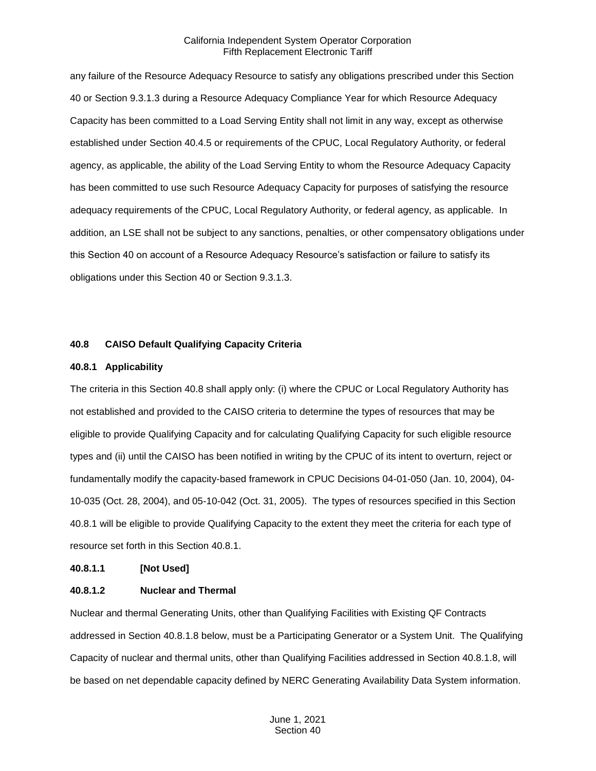any failure of the Resource Adequacy Resource to satisfy any obligations prescribed under this Section 40 or Section 9.3.1.3 during a Resource Adequacy Compliance Year for which Resource Adequacy Capacity has been committed to a Load Serving Entity shall not limit in any way, except as otherwise established under Section 40.4.5 or requirements of the CPUC, Local Regulatory Authority, or federal agency, as applicable, the ability of the Load Serving Entity to whom the Resource Adequacy Capacity has been committed to use such Resource Adequacy Capacity for purposes of satisfying the resource adequacy requirements of the CPUC, Local Regulatory Authority, or federal agency, as applicable. In addition, an LSE shall not be subject to any sanctions, penalties, or other compensatory obligations under this Section 40 on account of a Resource Adequacy Resource's satisfaction or failure to satisfy its obligations under this Section 40 or Section 9.3.1.3.

## 40.8 CAISO Default Qualifying Capacity Criteria

### 40.8.1 Applicability

The criteria in this Section 40.8 shall apply only: (i) where the CPUC or Local Regulatory Authority has not established and provided to the CAISO criteria to determine the types of resources that may be eligible to provide Qualifying Capacity and for calculating Qualifying Capacity for such eligible resource types and (ii) until the CAISO has been notified in writing by the CPUC of its intent to overturn, reject or fundamentally modify the capacity-based framework in CPUC Decisions 04-01-050 (Jan. 10, 2004), 04-10-035 (Oct. 28, 2004), and 05-10-042 (Oct. 31, 2005). The types of resources specified in this Section 40.8.1 will be eligible to provide Qualifying Capacity to the extent they meet the criteria for each type of resource set forth in this Section 40.8.1.

#### 40.8.1.1 [Not Used]

#### 40.8.1.2 Nuclear and Thermal

Nuclear and thermal Generating Units, other than Qualifying Facilities with Existing QF Contracts addressed in Section 40.8.1.8 below, must be a Participating Generator or a System Unit. The Qualifying Capacity of nuclear and thermal units, other than Qualifying Facilities addressed in Section 40.8.1.8, will be based on net dependable capacity defined by NERC Generating Availability Data System information.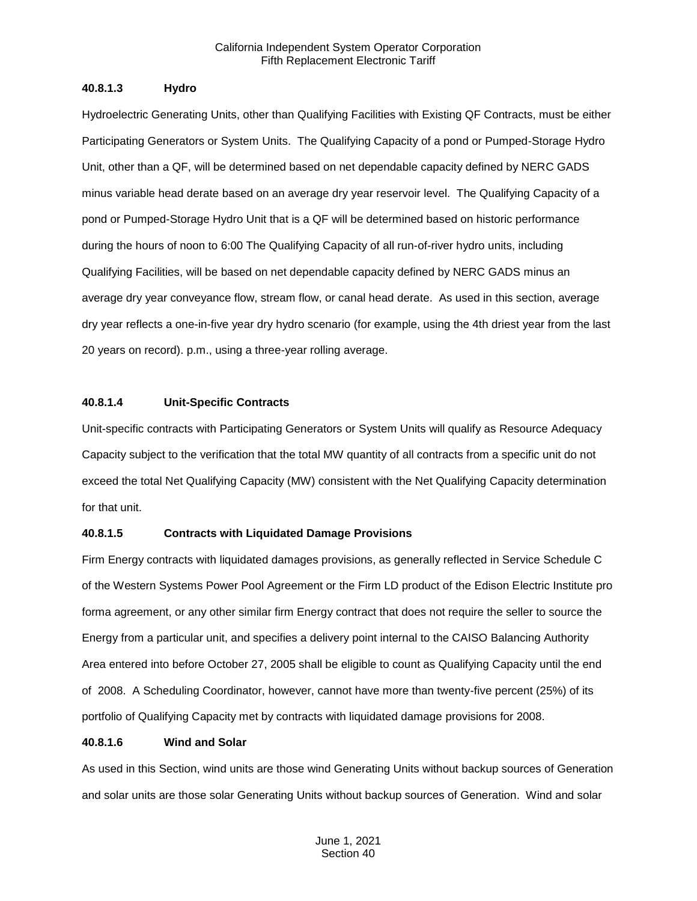#### 40.8.1.3 Hydro

Hydroelectric Generating Units, other than Qualifying Facilities with Existing QF Contracts, must be either Participating Generators or System Units. The Qualifying Capacity of a pond or Pumped-Storage Hydro Unit, other than a QF, will be determined based on net dependable capacity defined by NERC GADS minus variable head derate based on an average dry year reservoir level. The Qualifying Capacity of a pond or Pumped-Storage Hydro Unit that is a QF will be determined based on historic performance during the hours of noon to 6:00 The Qualifying Capacity of all run-of-river hydro units, including Qualifying Facilities, will be based on net dependable capacity defined by NERC GADS minus an average dry year conveyance flow, stream flow, or canal head derate. As used in this section, average dry year reflects a one-in-five year dry hydro scenario (for example, using the 4th driest year from the last 20 years on record). p.m., using a three-year rolling average.

#### 40.8.1.4 Unit-Specific Contracts

Unit-specific contracts with Participating Generators or System Units will qualify as Resource Adequacy Capacity subject to the verification that the total MW quantity of all contracts from a specific unit do not exceed the total Net Qualifying Capacity (MW) consistent with the Net Qualifying Capacity determination for that unit.

#### 40.8.1.5 Contracts with Liquidated Damage Provisions

Firm Energy contracts with liquidated damages provisions, as generally reflected in Service Schedule C of the Western Systems Power Pool Agreement or the Firm LD product of the Edison Electric Institute pro forma agreement, or any other similar firm Energy contract that does not require the seller to source the Energy from a particular unit, and specifies a delivery point internal to the CAISO Balancing Authority Area entered into before October 27, 2005 shall be eligible to count as Qualifying Capacity until the end of 2008. A Scheduling Coordinator, however, cannot have more than twenty-five percent (25%) of its portfolio of Qualifying Capacity met by contracts with liquidated damage provisions for 2008.

#### 40.8.1.6 Wind and Solar

As used in this Section, wind units are those wind Generating Units without backup sources of Generation and solar units are those solar Generating Units without backup sources of Generation. Wind and solar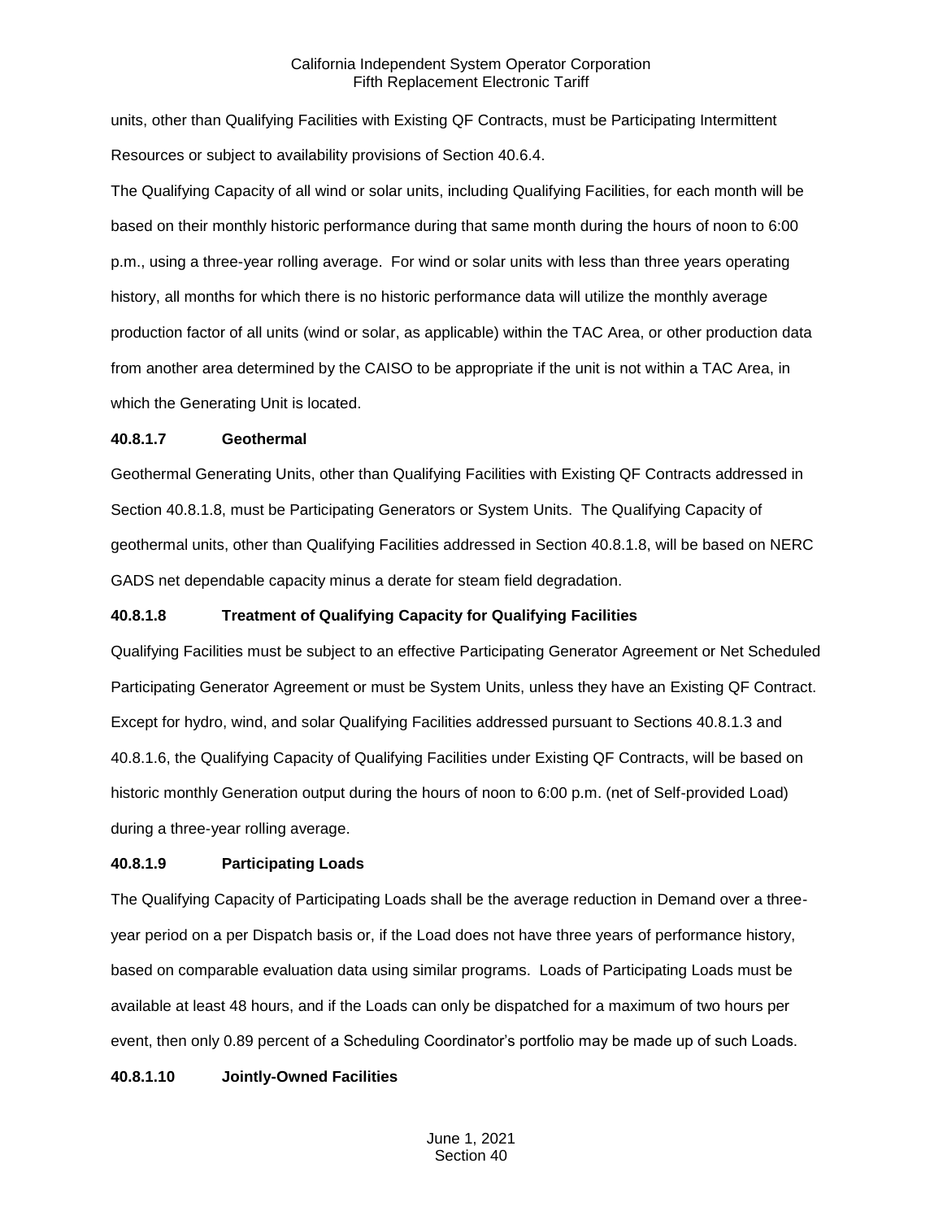units, other than Qualifying Facilities with Existing QF Contracts, must be Participating Intermittent Resources or subject to availability provisions of Section 40.6.4.

The Qualifying Capacity of all wind or solar units, including Qualifying Facilities, for each month will be based on their monthly historic performance during that same month during the hours of noon to 6:00 p.m., using a three-year rolling average. For wind or solar units with less than three years operating history, all months for which there is no historic performance data will utilize the monthly average production factor of all units (wind or solar, as applicable) within the TAC Area, or other production data from another area determined by the CAISO to be appropriate if the unit is not within a TAC Area, in which the Generating Unit is located.

**40.8.1.7 Geothermal**

Geothermal Generating Units, other than Qualifying Facilities with Existing QF Contracts addressed in Section 40.8.1.8, must be Participating Generators or System Units. The Qualifying Capacity of geothermal units, other than Qualifying Facilities addressed in Section 40.8.1.8, will be based on NERC GADS net dependable capacity minus a derate for steam field degradation.

**40.8.1.8 Treatment of Qualifying Capacity for Qualifying Facilities**

Qualifying Facilities must be subject to an effective Participating Generator Agreement or Net Scheduled Participating Generator Agreement or must be System Units, unless they have an Existing QF Contract. Except for hydro, wind, and solar Qualifying Facilities addressed pursuant to Sections 40.8.1.3 and 40.8.1.6, the Qualifying Capacity of Qualifying Facilities under Existing QF Contracts, will be based on historic monthly Generation output during the hours of noon to 6:00 p.m. (net of Self-provided Load) during a three-year rolling average.

**40.8.1.9 Participating Loads**

The Qualifying Capacity of Participating Loads shall be the average reduction in Demand over a three-year period on a per Dispatch basis or, if the Load does not have three years of performance history, based on comparable evaluation data using similar programs. Loads of Participating Loads must be available at least 48 hours, and if the Loads can only be dispatched for a maximum of two hours per event, then only 0.89 percent of a Scheduling Coordinator's portfolio may be made up of such Loads.

**40.8.1.10 Jointly-Owned Facilities**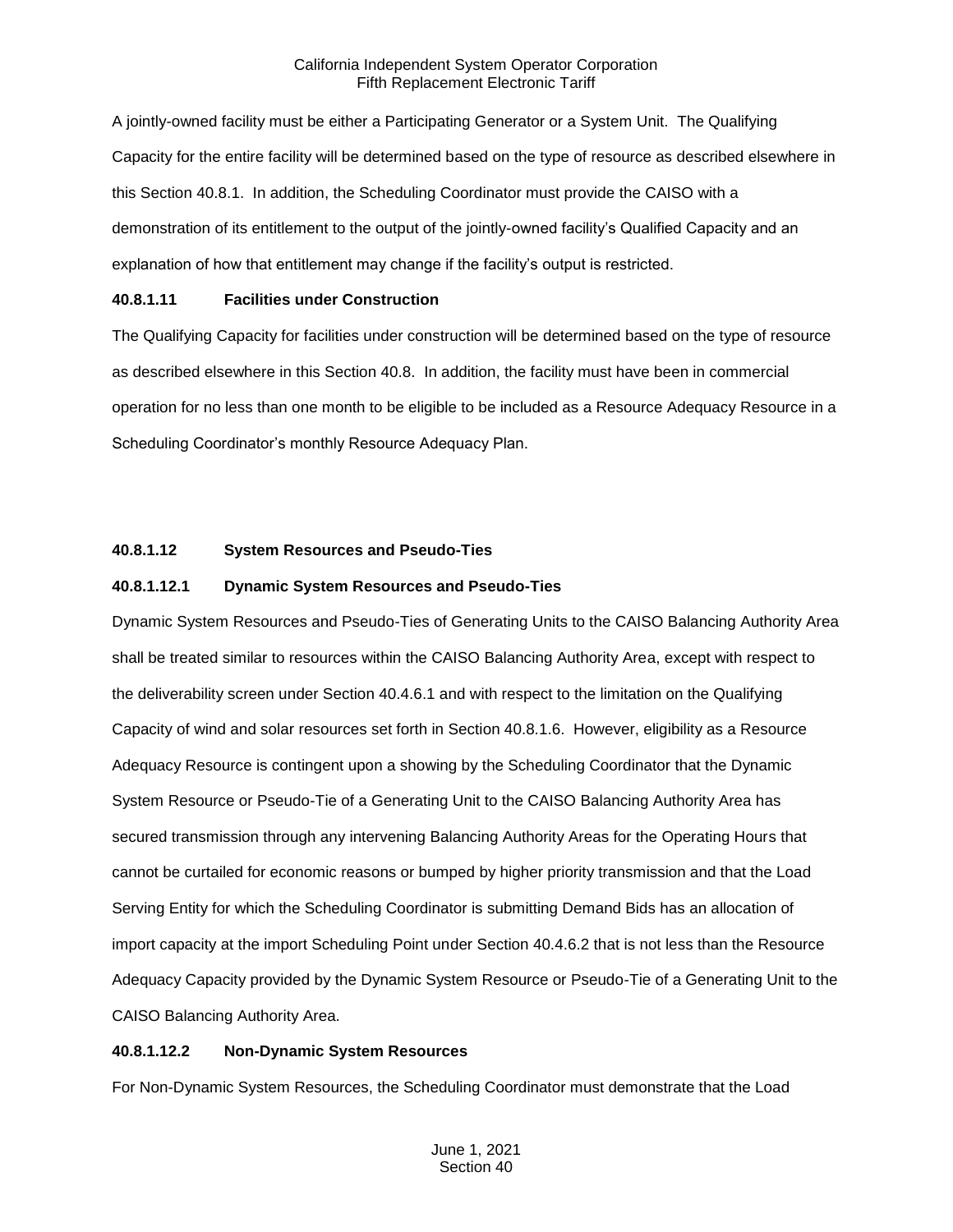A jointly-owned facility must be either a Participating Generator or a System Unit. The Qualifying Capacity for the entire facility will be determined based on the type of resource as described elsewhere in this Section 40.8.1. In addition, the Scheduling Coordinator must provide the CAISO with a demonstration of its entitlement to the output of the jointly-owned facility's Qualified Capacity and an explanation of how that entitlement may change if the facility's output is restricted.

**40.8.1.11 Facilities under Construction**

The Qualifying Capacity for facilities under construction will be determined based on the type of resource as described elsewhere in this Section 40.8. In addition, the facility must have been in commercial operation for no less than one month to be eligible to be included as a Resource Adequacy Resource in a Scheduling Coordinator's monthly Resource Adequacy Plan.

**40.8.1.12 System Resources and Pseudo-Ties**

**40.8.1.12.1 Dynamic System Resources and Pseudo-Ties**

Dynamic System Resources and Pseudo-Ties of Generating Units to the CAISO Balancing Authority Area shall be treated similar to resources within the CAISO Balancing Authority Area, except with respect to the deliverability screen under Section 40.4.6.1 and with respect to the limitation on the Qualifying Capacity of wind and solar resources set forth in Section 40.8.1.6. However, eligibility as a Resource Adequacy Resource is contingent upon a showing by the Scheduling Coordinator that the Dynamic System Resource or Pseudo-Tie of a Generating Unit to the CAISO Balancing Authority Area has secured transmission through any intervening Balancing Authority Areas for the Operating Hours that cannot be curtailed for economic reasons or bumped by higher priority transmission and that the Load Serving Entity for which the Scheduling Coordinator is submitting Demand Bids has an allocation of import capacity at the import Scheduling Point under Section 40.4.6.2 that is not less than the Resource Adequacy Capacity provided by the Dynamic System Resource or Pseudo-Tie of a Generating Unit to the CAISO Balancing Authority Area.

**40.8.1.12.2 Non-Dynamic System Resources**

For Non-Dynamic System Resources, the Scheduling Coordinator must demonstrate that the Load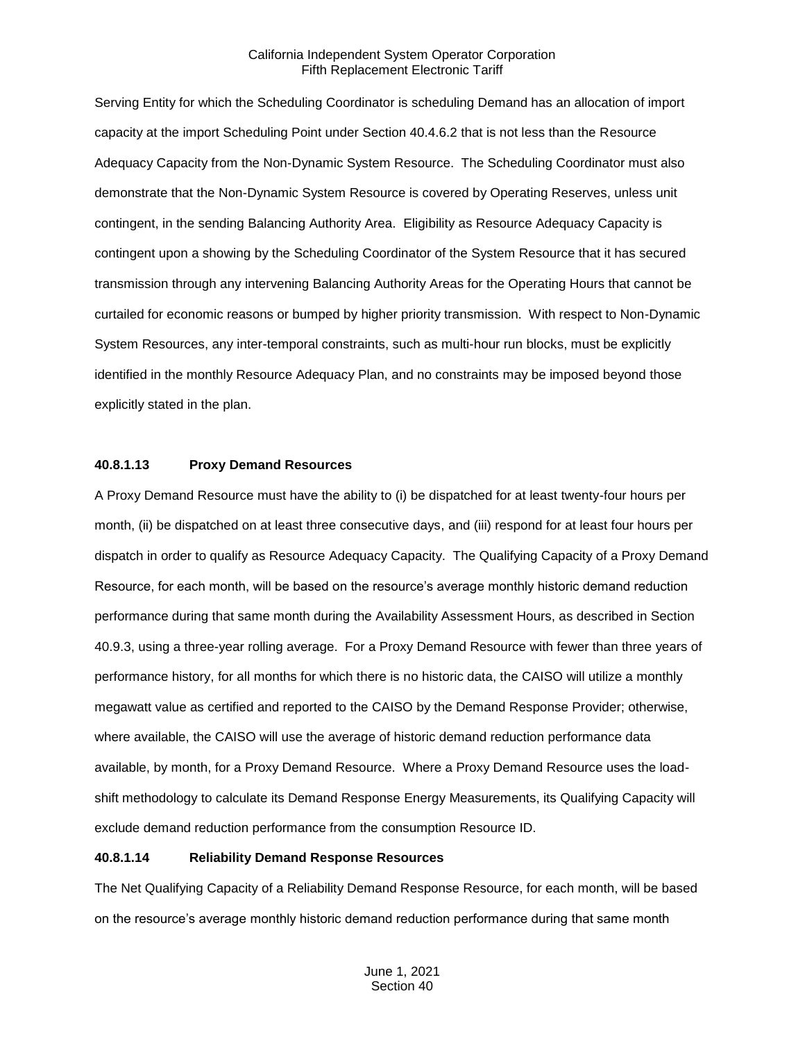Serving Entity for which the Scheduling Coordinator is scheduling Demand has an allocation of import capacity at the import Scheduling Point under Section 40.4.6.2 that is not less than the Resource Adequacy Capacity from the Non-Dynamic System Resource. The Scheduling Coordinator must also demonstrate that the Non-Dynamic System Resource is covered by Operating Reserves, unless unit contingent, in the sending Balancing Authority Area. Eligibility as Resource Adequacy Capacity is contingent upon a showing by the Scheduling Coordinator of the System Resource that it has secured transmission through any intervening Balancing Authority Areas for the Operating Hours that cannot be curtailed for economic reasons or bumped by higher priority transmission. With respect to Non-Dynamic System Resources, any inter-temporal constraints, such as multi-hour run blocks, must be explicitly identified in the monthly Resource Adequacy Plan, and no constraints may be imposed beyond those explicitly stated in the plan.

**40.8.1.13 Proxy Demand Resources**

A Proxy Demand Resource must have the ability to (i) be dispatched for at least twenty-four hours per month, (ii) be dispatched on at least three consecutive days, and (iii) respond for at least four hours per dispatch in order to qualify as Resource Adequacy Capacity. The Qualifying Capacity of a Proxy Demand Resource, for each month, will be based on the resource's average monthly historic demand reduction performance during that same month during the Availability Assessment Hours, as described in Section 40.9.3, using a three-year rolling average. For a Proxy Demand Resource with fewer than three years of performance history, for all months for which there is no historic data, the CAISO will utilize a monthly megawatt value as certified and reported to the CAISO by the Demand Response Provider; otherwise, where available, the CAISO will use the average of historic demand reduction performance data available, by month, for a Proxy Demand Resource. Where a Proxy Demand Resource uses the load-shift methodology to calculate its Demand Response Energy Measurements, its Qualifying Capacity will exclude demand reduction performance from the consumption Resource ID.

**40.8.1.14 Reliability Demand Response Resources**

The Net Qualifying Capacity of a Reliability Demand Response Resource, for each month, will be based on the resource's average monthly historic demand reduction performance during that same month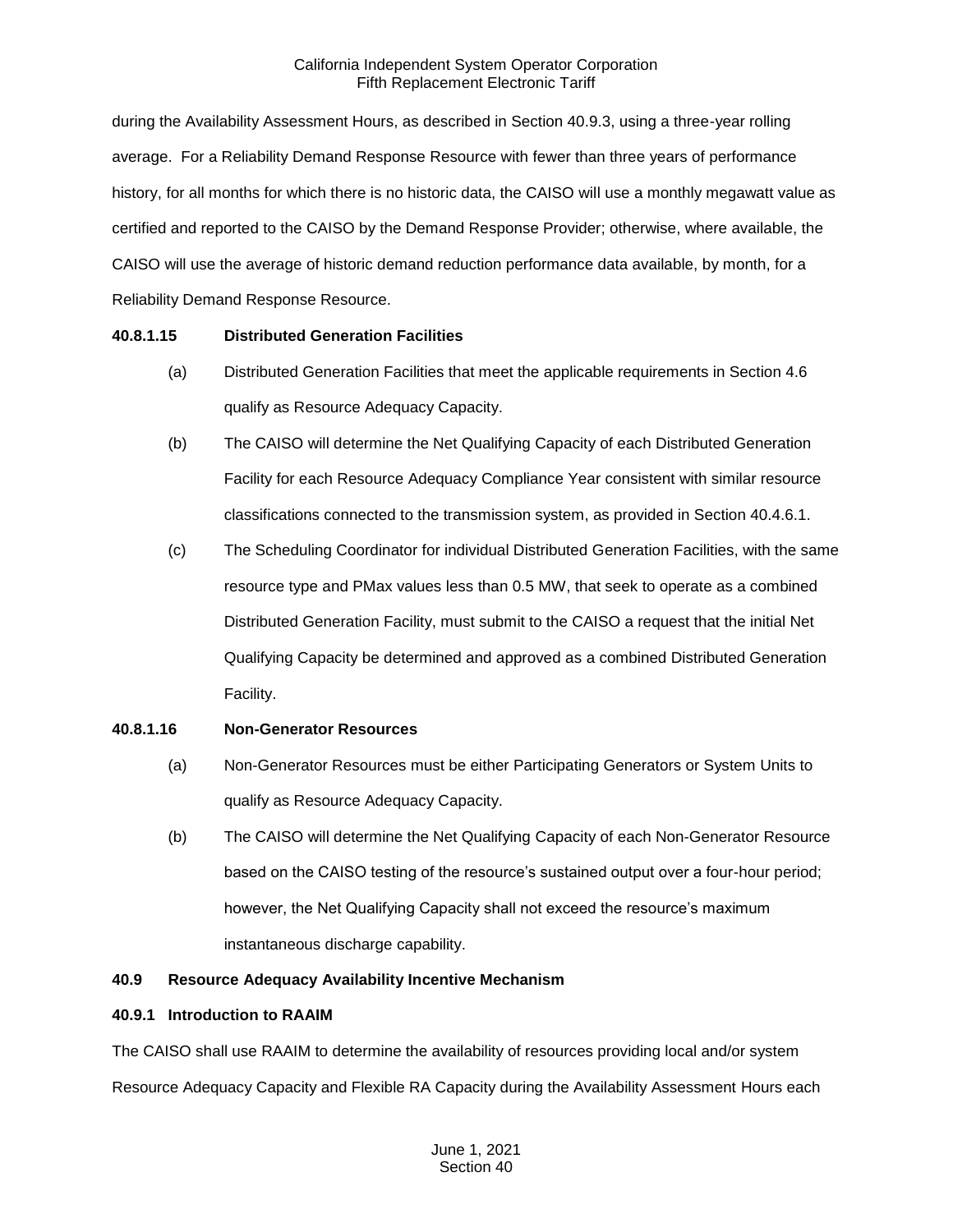during the Availability Assessment Hours, as described in Section 40.9.3, using a three-year rolling average. For a Reliability Demand Response Resource with fewer than three years of performance history, for all months for which there is no historic data, the CAISO will use a monthly megawatt value as certified and reported to the CAISO by the Demand Response Provider; otherwise, where available, the CAISO will use the average of historic demand reduction performance data available, by month, for a Reliability Demand Response Resource.

**40.8.1.15 Distributed Generation Facilities**

(a) Distributed Generation Facilities that meet the applicable requirements in Section 4.6 qualify as Resource Adequacy Capacity.

(b) The CAISO will determine the Net Qualifying Capacity of each Distributed Generation Facility for each Resource Adequacy Compliance Year consistent with similar resource classifications connected to the transmission system, as provided in Section 40.4.6.1.

(c) The Scheduling Coordinator for individual Distributed Generation Facilities, with the same resource type and PMax values less than 0.5 MW, that seek to operate as a combined Distributed Generation Facility, must submit to the CAISO a request that the initial Net Qualifying Capacity be determined and approved as a combined Distributed Generation Facility.

**40.8.1.16 Non-Generator Resources**

(a) Non-Generator Resources must be either Participating Generators or System Units to qualify as Resource Adequacy Capacity.

(b) The CAISO will determine the Net Qualifying Capacity of each Non-Generator Resource based on the CAISO testing of the resource's sustained output over a four-hour period; however, the Net Qualifying Capacity shall not exceed the resource's maximum instantaneous discharge capability.

**40.9 Resource Adequacy Availability Incentive Mechanism**

**40.9.1 Introduction to RAAIM**

The CAISO shall use RAAIM to determine the availability of resources providing local and/or system Resource Adequacy Capacity and Flexible RA Capacity during the Availability Assessment Hours each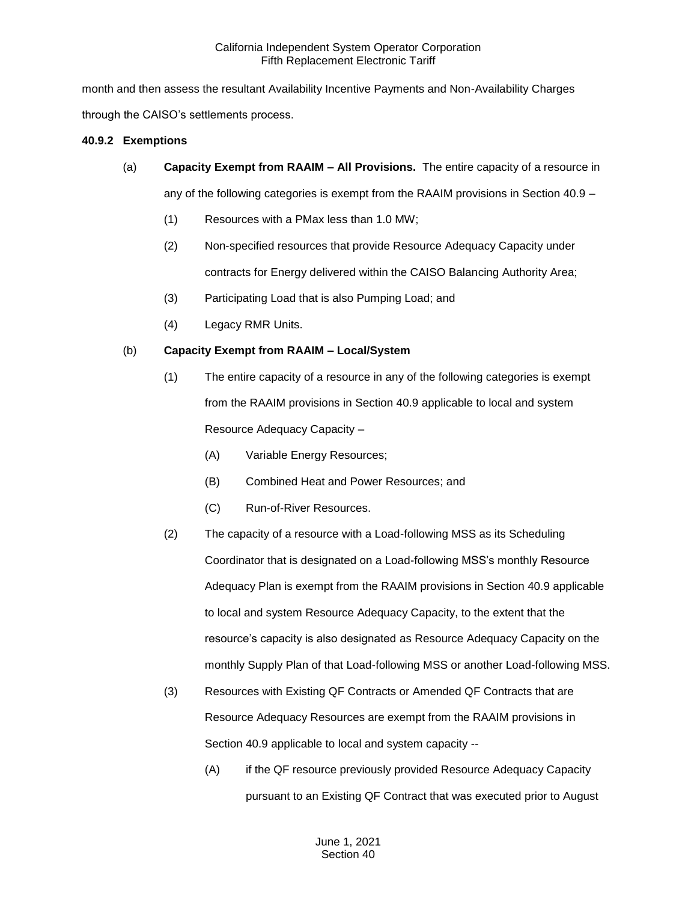month and then assess the resultant Availability Incentive Payments and Non-Availability Charges through the CAISO's settlements process.

**40.9.2 Exemptions**

(a) **Capacity Exempt from RAAIM – All Provisions.** The entire capacity of a resource in any of the following categories is exempt from the RAAIM provisions in Section 40.9 –

(1) Resources with a PMax less than 1.0 MW;

(2) Non-specified resources that provide Resource Adequacy Capacity under contracts for Energy delivered within the CAISO Balancing Authority Area;

(3) Participating Load that is also Pumping Load; and

(4) Legacy RMR Units.

(b) **Capacity Exempt from RAAIM – Local/System**

(1) The entire capacity of a resource in any of the following categories is exempt from the RAAIM provisions in Section 40.9 applicable to local and system Resource Adequacy Capacity –

(A) Variable Energy Resources;

(B) Combined Heat and Power Resources; and

(C) Run-of-River Resources.

(2) The capacity of a resource with a Load-following MSS as its Scheduling Coordinator that is designated on a Load-following MSS's monthly Resource Adequacy Plan is exempt from the RAAIM provisions in Section 40.9 applicable to local and system Resource Adequacy Capacity, to the extent that the resource's capacity is also designated as Resource Adequacy Capacity on the monthly Supply Plan of that Load-following MSS or another Load-following MSS.

(3) Resources with Existing QF Contracts or Amended QF Contracts that are Resource Adequacy Resources are exempt from the RAAIM provisions in Section 40.9 applicable to local and system capacity --

(A) if the QF resource previously provided Resource Adequacy Capacity pursuant to an Existing QF Contract that was executed prior to August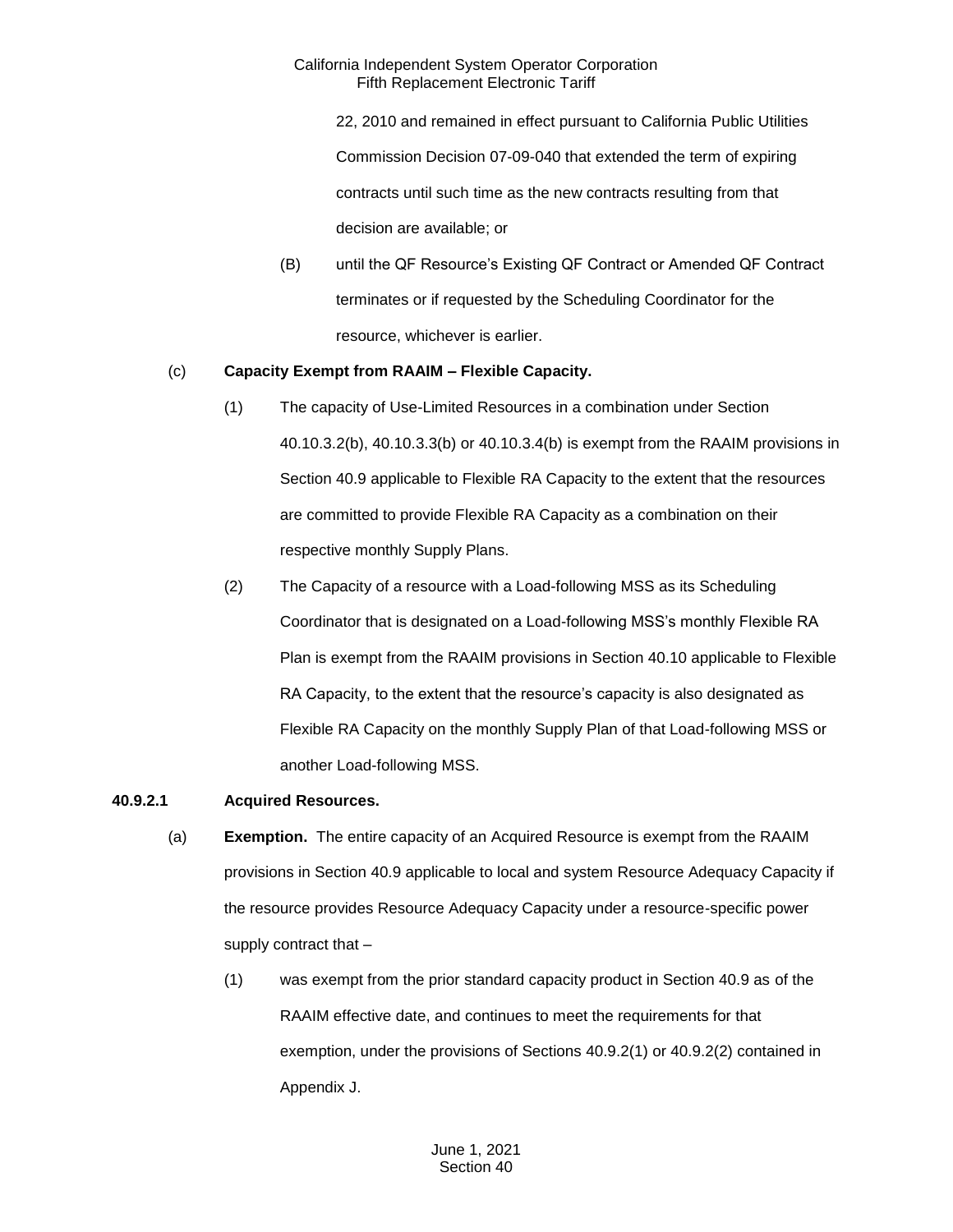22, 2010 and remained in effect pursuant to California Public Utilities Commission Decision 07-09-040 that extended the term of expiring contracts until such time as the new contracts resulting from that decision are available; or

(B) until the QF Resource's Existing QF Contract or Amended QF Contract terminates or if requested by the Scheduling Coordinator for the resource, whichever is earlier.

(c) **Capacity Exempt from RAAIM – Flexible Capacity.**

(1) The capacity of Use-Limited Resources in a combination under Section 40.10.3.2(b), 40.10.3.3(b) or 40.10.3.4(b) is exempt from the RAAIM provisions in Section 40.9 applicable to Flexible RA Capacity to the extent that the resources are committed to provide Flexible RA Capacity as a combination on their respective monthly Supply Plans.

(2) The Capacity of a resource with a Load-following MSS as its Scheduling Coordinator that is designated on a Load-following MSS's monthly Flexible RA Plan is exempt from the RAAIM provisions in Section 40.10 applicable to Flexible RA Capacity, to the extent that the resource's capacity is also designated as Flexible RA Capacity on the monthly Supply Plan of that Load-following MSS or another Load-following MSS.

**40.9.2.1 Acquired Resources.**

(a) **Exemption.** The entire capacity of an Acquired Resource is exempt from the RAAIM provisions in Section 40.9 applicable to local and system Resource Adequacy Capacity if the resource provides Resource Adequacy Capacity under a resource-specific power supply contract that –

(1) was exempt from the prior standard capacity product in Section 40.9 as of the RAAIM effective date, and continues to meet the requirements for that exemption, under the provisions of Sections 40.9.2(1) or 40.9.2(2) contained in Appendix J.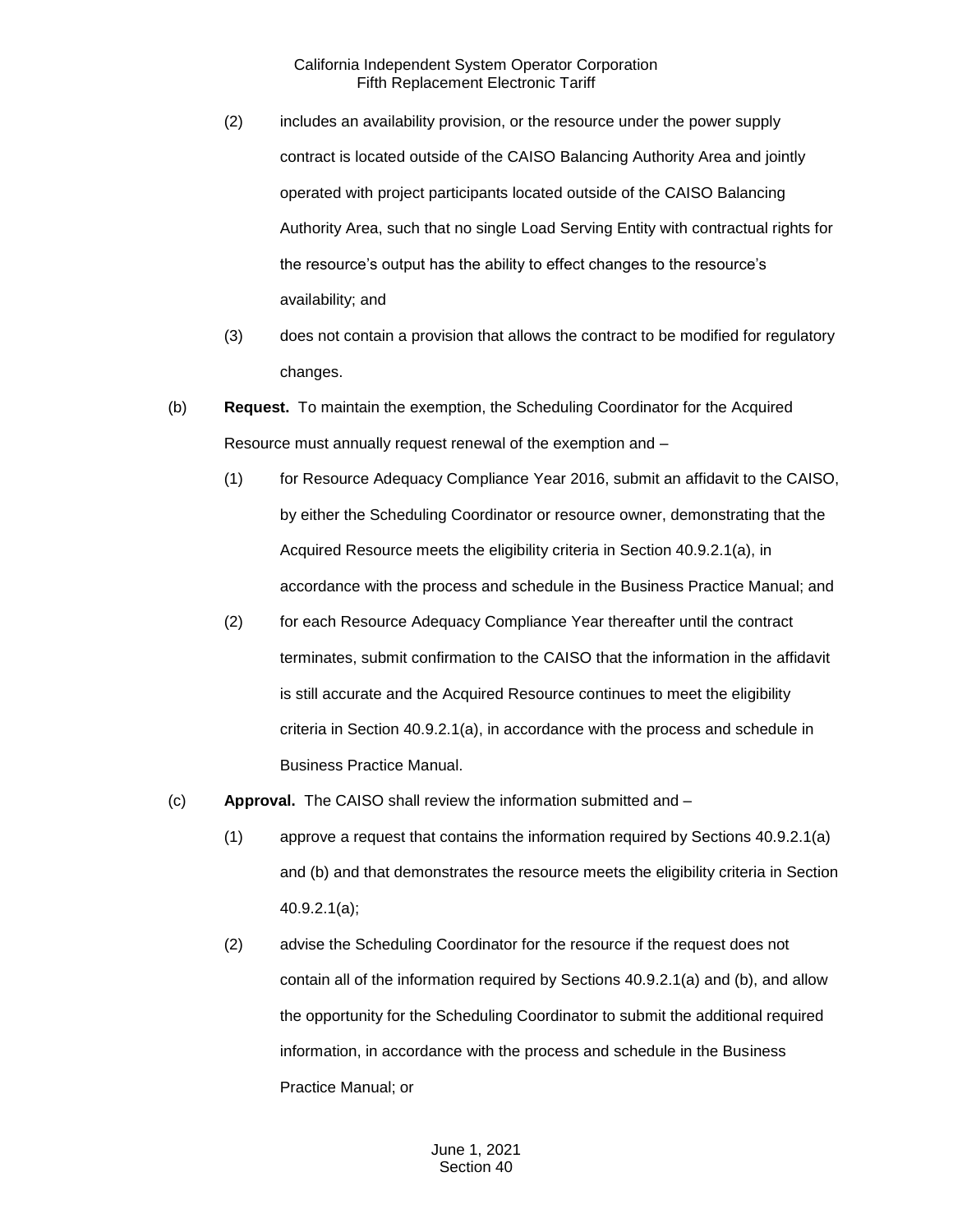(2) includes an availability provision, or the resource under the power supply contract is located outside of the CAISO Balancing Authority Area and jointly operated with project participants located outside of the CAISO Balancing Authority Area, such that no single Load Serving Entity with contractual rights for the resource's output has the ability to effect changes to the resource's availability; and

(3) does not contain a provision that allows the contract to be modified for regulatory changes.

(b) **Request.** To maintain the exemption, the Scheduling Coordinator for the Acquired Resource must annually request renewal of the exemption and –

(1) for Resource Adequacy Compliance Year 2016, submit an affidavit to the CAISO, by either the Scheduling Coordinator or resource owner, demonstrating that the Acquired Resource meets the eligibility criteria in Section 40.9.2.1(a), in accordance with the process and schedule in the Business Practice Manual; and

(2) for each Resource Adequacy Compliance Year thereafter until the contract terminates, submit confirmation to the CAISO that the information in the affidavit is still accurate and the Acquired Resource continues to meet the eligibility criteria in Section 40.9.2.1(a), in accordance with the process and schedule in Business Practice Manual.

(c) **Approval.** The CAISO shall review the information submitted and –

(1) approve a request that contains the information required by Sections 40.9.2.1(a) and (b) and that demonstrates the resource meets the eligibility criteria in Section 40.9.2.1(a);

(2) advise the Scheduling Coordinator for the resource if the request does not contain all of the information required by Sections 40.9.2.1(a) and (b), and allow the opportunity for the Scheduling Coordinator to submit the additional required information, in accordance with the process and schedule in the Business Practice Manual; or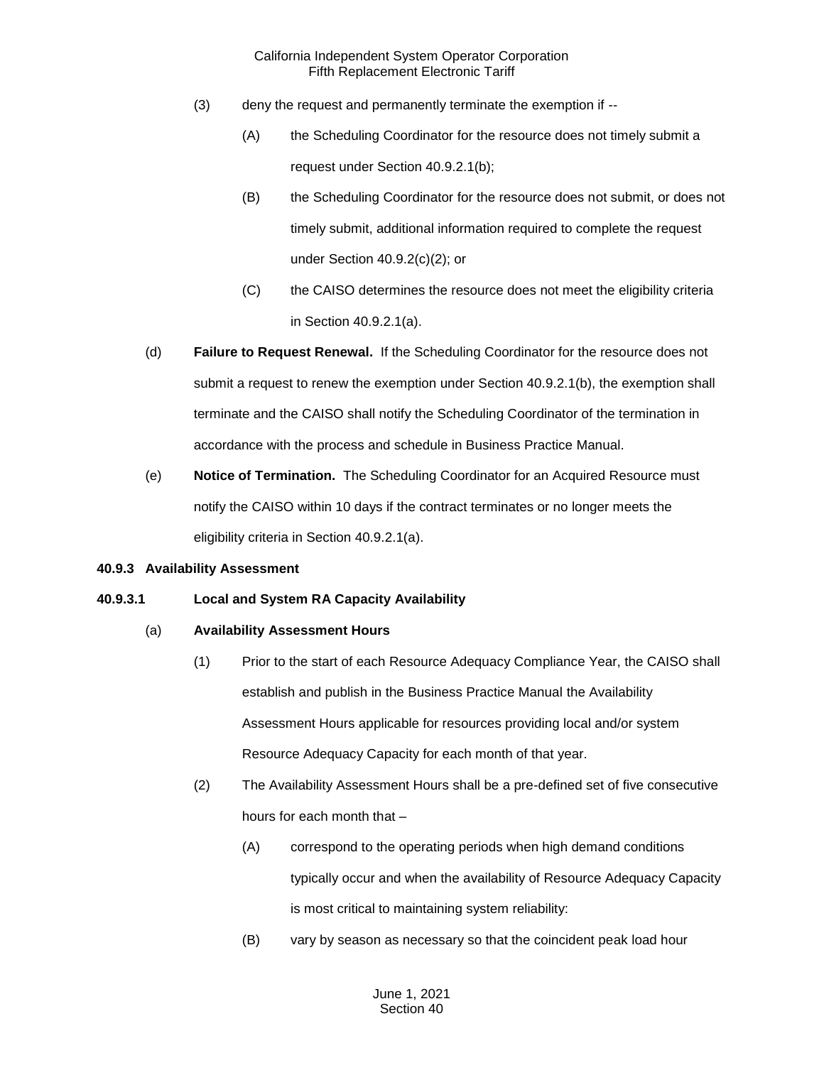(3) deny the request and permanently terminate the exemption if --

(A) the Scheduling Coordinator for the resource does not timely submit a request under Section 40.9.2.1(b);

(B) the Scheduling Coordinator for the resource does not submit, or does not timely submit, additional information required to complete the request under Section 40.9.2(c)(2); or

(C) the CAISO determines the resource does not meet the eligibility criteria in Section 40.9.2.1(a).

(d) **Failure to Request Renewal.** If the Scheduling Coordinator for the resource does not submit a request to renew the exemption under Section 40.9.2.1(b), the exemption shall terminate and the CAISO shall notify the Scheduling Coordinator of the termination in accordance with the process and schedule in Business Practice Manual.

(e) **Notice of Termination.** The Scheduling Coordinator for an Acquired Resource must notify the CAISO within 10 days if the contract terminates or no longer meets the eligibility criteria in Section 40.9.2.1(a).

**40.9.3 Availability Assessment**

**40.9.3.1 Local and System RA Capacity Availability**

(a) **Availability Assessment Hours**

(1) Prior to the start of each Resource Adequacy Compliance Year, the CAISO shall establish and publish in the Business Practice Manual the Availability Assessment Hours applicable for resources providing local and/or system Resource Adequacy Capacity for each month of that year.

(2) The Availability Assessment Hours shall be a pre-defined set of five consecutive hours for each month that –

(A) correspond to the operating periods when high demand conditions typically occur and when the availability of Resource Adequacy Capacity is most critical to maintaining system reliability:

(B) vary by season as necessary so that the coincident peak load hour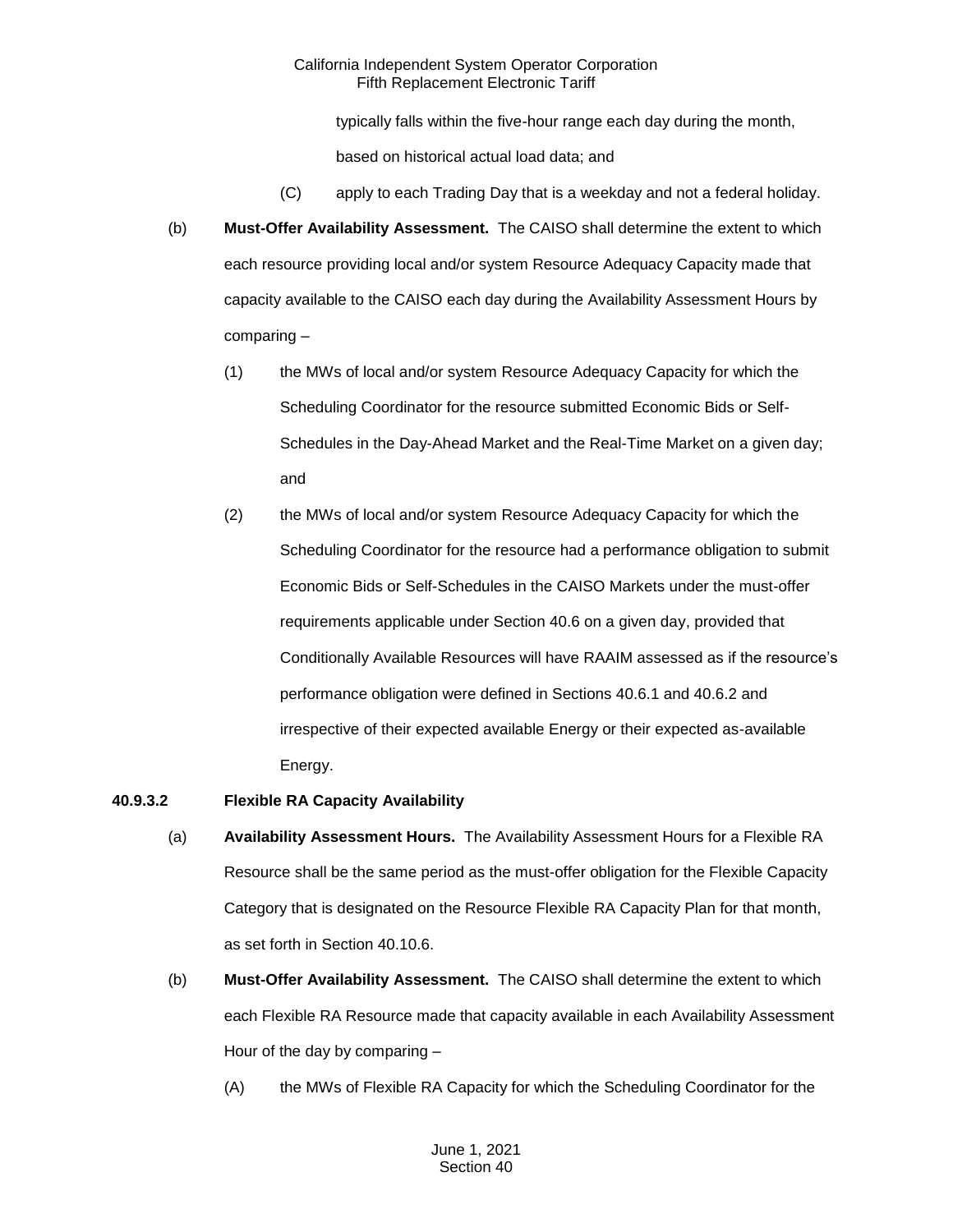typically falls within the five-hour range each day during the month, based on historical actual load data; and

(C) apply to each Trading Day that is a weekday and not a federal holiday.

(b) **Must-Offer Availability Assessment.** The CAISO shall determine the extent to which each resource providing local and/or system Resource Adequacy Capacity made that capacity available to the CAISO each day during the Availability Assessment Hours by comparing –

(1) the MWs of local and/or system Resource Adequacy Capacity for which the Scheduling Coordinator for the resource submitted Economic Bids or Self-Schedules in the Day-Ahead Market and the Real-Time Market on a given day; and

(2) the MWs of local and/or system Resource Adequacy Capacity for which the Scheduling Coordinator for the resource had a performance obligation to submit Economic Bids or Self-Schedules in the CAISO Markets under the must-offer requirements applicable under Section 40.6 on a given day, provided that Conditionally Available Resources will have RAAIM assessed as if the resource's performance obligation were defined in Sections 40.6.1 and 40.6.2 and irrespective of their expected available Energy or their expected as-available Energy.

**40.9.3.2 Flexible RA Capacity Availability**

(a) **Availability Assessment Hours.** The Availability Assessment Hours for a Flexible RA Resource shall be the same period as the must-offer obligation for the Flexible Capacity Category that is designated on the Resource Flexible RA Capacity Plan for that month, as set forth in Section 40.10.6.

(b) **Must-Offer Availability Assessment.** The CAISO shall determine the extent to which each Flexible RA Resource made that capacity available in each Availability Assessment Hour of the day by comparing –

(A) the MWs of Flexible RA Capacity for which the Scheduling Coordinator for the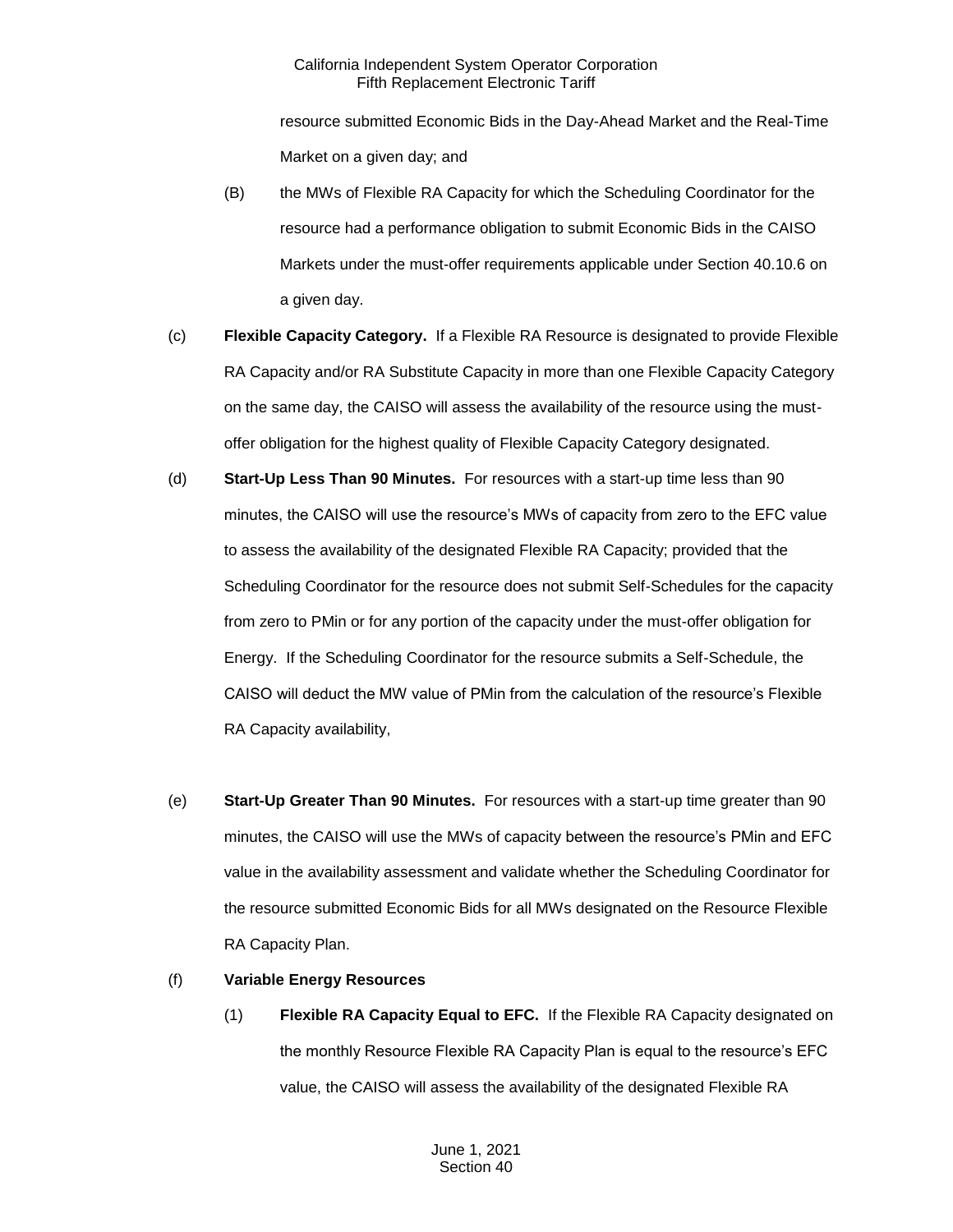resource submitted Economic Bids in the Day-Ahead Market and the Real-Time Market on a given day; and

(B) the MWs of Flexible RA Capacity for which the Scheduling Coordinator for the resource had a performance obligation to submit Economic Bids in the CAISO Markets under the must-offer requirements applicable under Section 40.10.6 on a given day.

(c) **Flexible Capacity Category.** If a Flexible RA Resource is designated to provide Flexible RA Capacity and/or RA Substitute Capacity in more than one Flexible Capacity Category on the same day, the CAISO will assess the availability of the resource using the must-offer obligation for the highest quality of Flexible Capacity Category designated.

(d) **Start-Up Less Than 90 Minutes.** For resources with a start-up time less than 90 minutes, the CAISO will use the resource's MWs of capacity from zero to the EFC value to assess the availability of the designated Flexible RA Capacity; provided that the Scheduling Coordinator for the resource does not submit Self-Schedules for the capacity from zero to PMin or for any portion of the capacity under the must-offer obligation for Energy. If the Scheduling Coordinator for the resource submits a Self-Schedule, the CAISO will deduct the MW value of PMin from the calculation of the resource's Flexible RA Capacity availability,

(e) **Start-Up Greater Than 90 Minutes.** For resources with a start-up time greater than 90 minutes, the CAISO will use the MWs of capacity between the resource's PMin and EFC value in the availability assessment and validate whether the Scheduling Coordinator for the resource submitted Economic Bids for all MWs designated on the Resource Flexible RA Capacity Plan.

(f) **Variable Energy Resources**

(1) **Flexible RA Capacity Equal to EFC.** If the Flexible RA Capacity designated on the monthly Resource Flexible RA Capacity Plan is equal to the resource's EFC value, the CAISO will assess the availability of the designated Flexible RA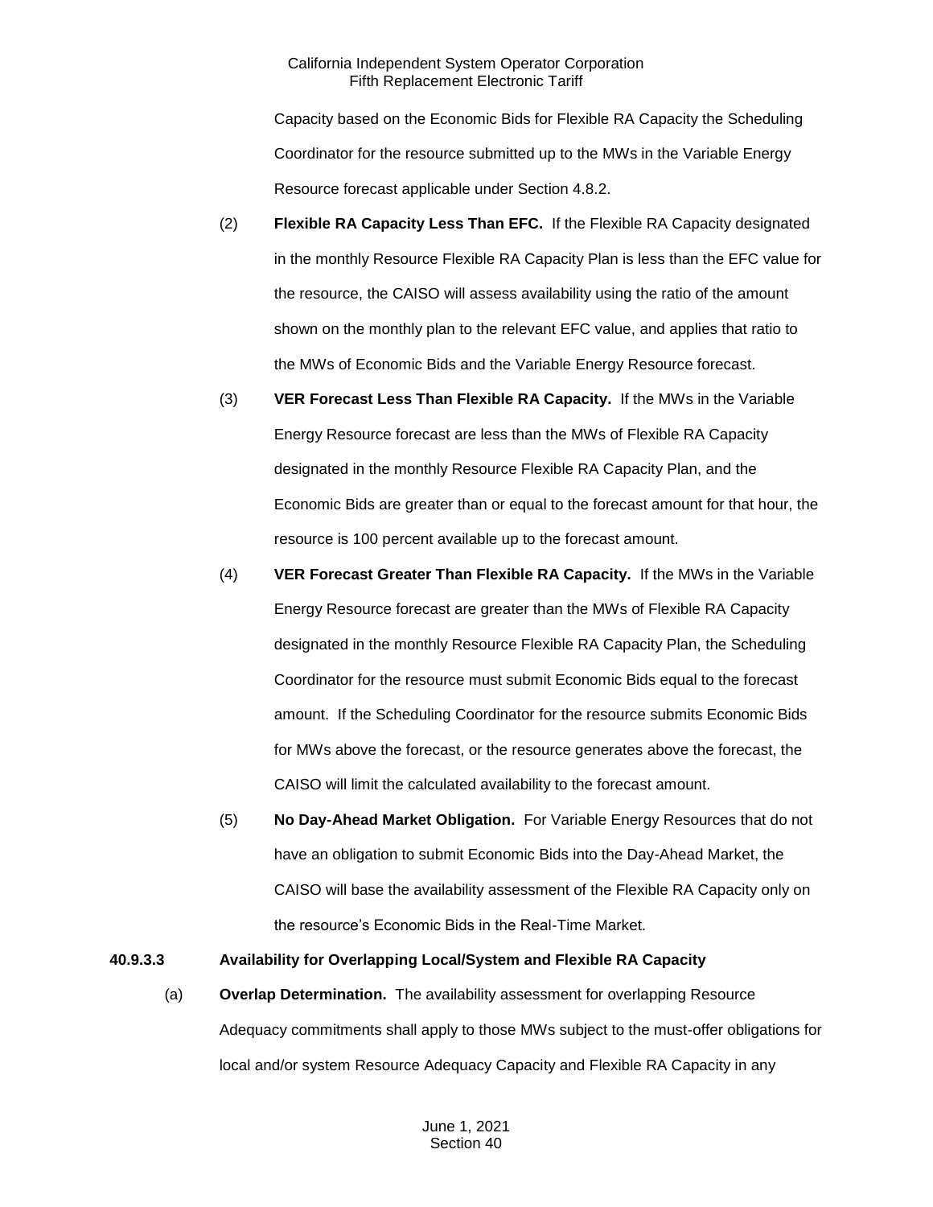Capacity based on the Economic Bids for Flexible RA Capacity the Scheduling Coordinator for the resource submitted up to the MWs in the Variable Energy Resource forecast applicable under Section 4.8.2.

(2) **Flexible RA Capacity Less Than EFC.** If the Flexible RA Capacity designated in the monthly Resource Flexible RA Capacity Plan is less than the EFC value for the resource, the CAISO will assess availability using the ratio of the amount shown on the monthly plan to the relevant EFC value, and applies that ratio to the MWs of Economic Bids and the Variable Energy Resource forecast.

(3) **VER Forecast Less Than Flexible RA Capacity.** If the MWs in the Variable Energy Resource forecast are less than the MWs of Flexible RA Capacity designated in the monthly Resource Flexible RA Capacity Plan, and the Economic Bids are greater than or equal to the forecast amount for that hour, the resource is 100 percent available up to the forecast amount.

(4) **VER Forecast Greater Than Flexible RA Capacity.** If the MWs in the Variable Energy Resource forecast are greater than the MWs of Flexible RA Capacity designated in the monthly Resource Flexible RA Capacity Plan, the Scheduling Coordinator for the resource must submit Economic Bids equal to the forecast amount. If the Scheduling Coordinator for the resource submits Economic Bids for MWs above the forecast, or the resource generates above the forecast, the CAISO will limit the calculated availability to the forecast amount.

(5) **No Day-Ahead Market Obligation.** For Variable Energy Resources that do not have an obligation to submit Economic Bids into the Day-Ahead Market, the CAISO will base the availability assessment of the Flexible RA Capacity only on the resource's Economic Bids in the Real-Time Market.

**40.9.3.3 Availability for Overlapping Local/System and Flexible RA Capacity**

(a) **Overlap Determination.** The availability assessment for overlapping Resource Adequacy commitments shall apply to those MWs subject to the must-offer obligations for local and/or system Resource Adequacy Capacity and Flexible RA Capacity in any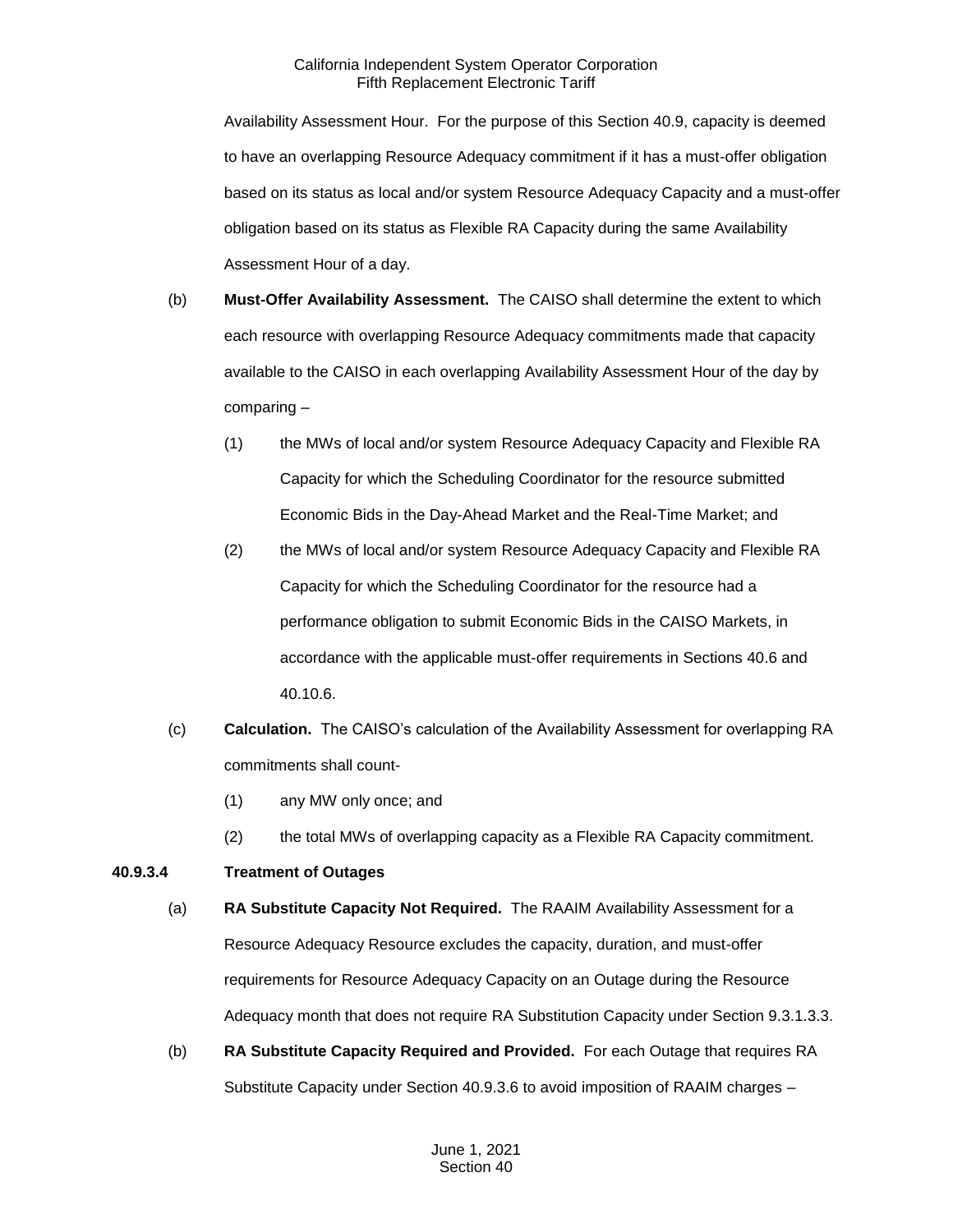Availability Assessment Hour. For the purpose of this Section 40.9, capacity is deemed to have an overlapping Resource Adequacy commitment if it has a must-offer obligation based on its status as local and/or system Resource Adequacy Capacity and a must-offer obligation based on its status as Flexible RA Capacity during the same Availability Assessment Hour of a day.

(b) **Must-Offer Availability Assessment.** The CAISO shall determine the extent to which each resource with overlapping Resource Adequacy commitments made that capacity available to the CAISO in each overlapping Availability Assessment Hour of the day by comparing –

(1) the MWs of local and/or system Resource Adequacy Capacity and Flexible RA Capacity for which the Scheduling Coordinator for the resource submitted Economic Bids in the Day-Ahead Market and the Real-Time Market; and

(2) the MWs of local and/or system Resource Adequacy Capacity and Flexible RA Capacity for which the Scheduling Coordinator for the resource had a performance obligation to submit Economic Bids in the CAISO Markets, in accordance with the applicable must-offer requirements in Sections 40.6 and 40.10.6.

(c) **Calculation.** The CAISO's calculation of the Availability Assessment for overlapping RA commitments shall count-

(1) any MW only once; and

(2) the total MWs of overlapping capacity as a Flexible RA Capacity commitment.

**40.9.3.4 Treatment of Outages**

(a) **RA Substitute Capacity Not Required.** The RAAIM Availability Assessment for a Resource Adequacy Resource excludes the capacity, duration, and must-offer requirements for Resource Adequacy Capacity on an Outage during the Resource Adequacy month that does not require RA Substitution Capacity under Section 9.3.1.3.3.

(b) **RA Substitute Capacity Required and Provided.** For each Outage that requires RA Substitute Capacity under Section 40.9.3.6 to avoid imposition of RAAIM charges –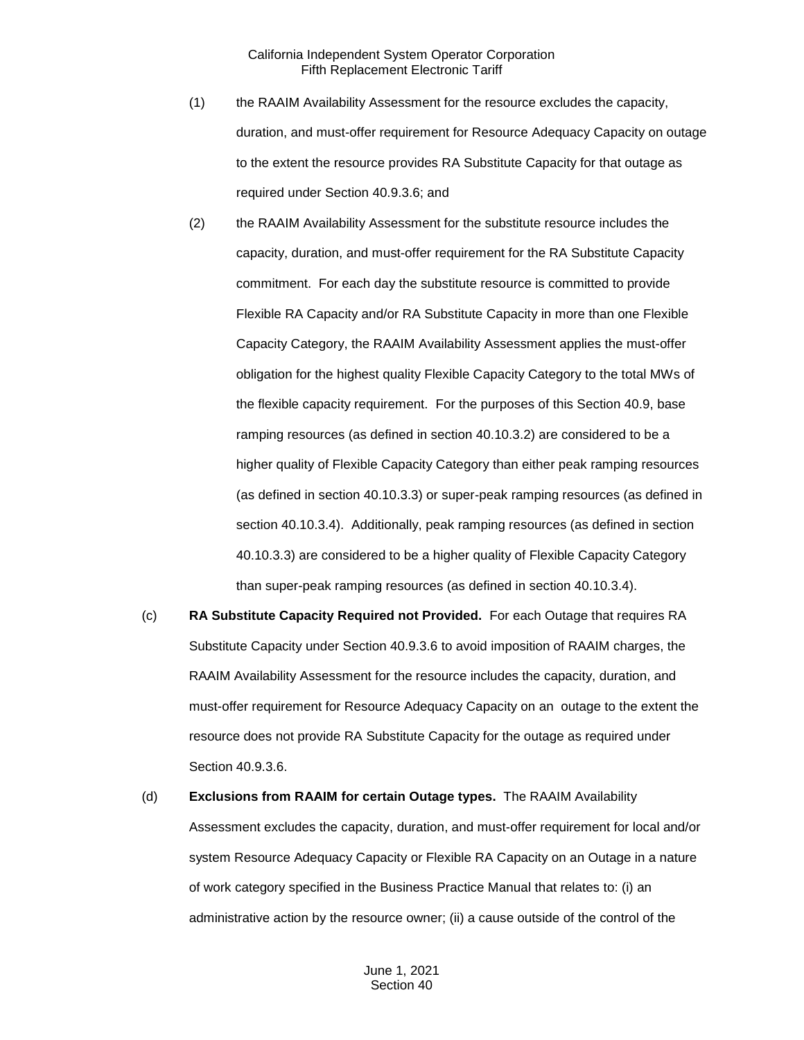(1) the RAAIM Availability Assessment for the resource excludes the capacity, duration, and must-offer requirement for Resource Adequacy Capacity on outage to the extent the resource provides RA Substitute Capacity for that outage as required under Section 40.9.3.6; and

(2) the RAAIM Availability Assessment for the substitute resource includes the capacity, duration, and must-offer requirement for the RA Substitute Capacity commitment. For each day the substitute resource is committed to provide Flexible RA Capacity and/or RA Substitute Capacity in more than one Flexible Capacity Category, the RAAIM Availability Assessment applies the must-offer obligation for the highest quality Flexible Capacity Category to the total MWs of the flexible capacity requirement. For the purposes of this Section 40.9, base ramping resources (as defined in section 40.10.3.2) are considered to be a higher quality of Flexible Capacity Category than either peak ramping resources (as defined in section 40.10.3.3) or super-peak ramping resources (as defined in section 40.10.3.4). Additionally, peak ramping resources (as defined in section 40.10.3.3) are considered to be a higher quality of Flexible Capacity Category than super-peak ramping resources (as defined in section 40.10.3.4).

(c) **RA Substitute Capacity Required not Provided.** For each Outage that requires RA Substitute Capacity under Section 40.9.3.6 to avoid imposition of RAAIM charges, the RAAIM Availability Assessment for the resource includes the capacity, duration, and must-offer requirement for Resource Adequacy Capacity on an outage to the extent the resource does not provide RA Substitute Capacity for the outage as required under Section 40.9.3.6.

(d) **Exclusions from RAAIM for certain Outage types.** The RAAIM Availability Assessment excludes the capacity, duration, and must-offer requirement for local and/or system Resource Adequacy Capacity or Flexible RA Capacity on an Outage in a nature of work category specified in the Business Practice Manual that relates to: (i) an administrative action by the resource owner; (ii) a cause outside of the control of the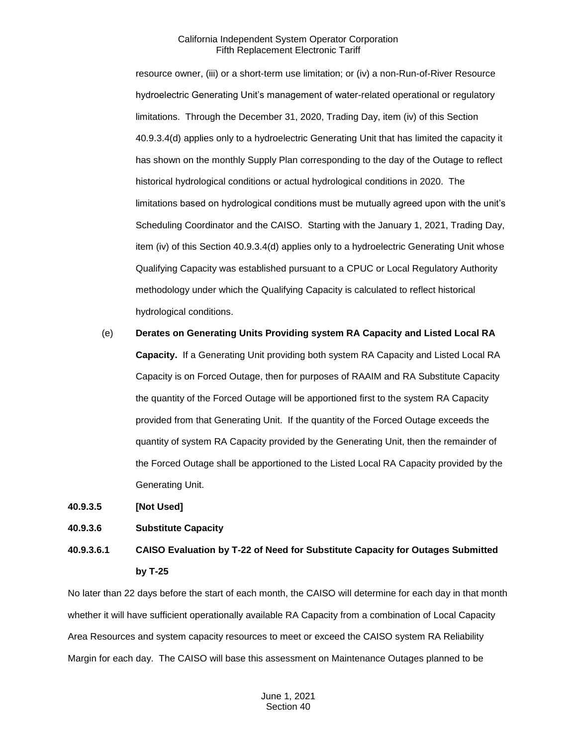resource owner, (iii) or a short-term use limitation; or (iv) a non-Run-of-River Resource hydroelectric Generating Unit's management of water-related operational or regulatory limitations. Through the December 31, 2020, Trading Day, item (iv) of this Section 40.9.3.4(d) applies only to a hydroelectric Generating Unit that has limited the capacity it has shown on the monthly Supply Plan corresponding to the day of the Outage to reflect historical hydrological conditions or actual hydrological conditions in 2020. The limitations based on hydrological conditions must be mutually agreed upon with the unit's Scheduling Coordinator and the CAISO. Starting with the January 1, 2021, Trading Day, item (iv) of this Section 40.9.3.4(d) applies only to a hydroelectric Generating Unit whose Qualifying Capacity was established pursuant to a CPUC or Local Regulatory Authority methodology under which the Qualifying Capacity is calculated to reflect historical hydrological conditions.

(e) **Derates on Generating Units Providing system RA Capacity and Listed Local RA Capacity.** If a Generating Unit providing both system RA Capacity and Listed Local RA Capacity is on Forced Outage, then for purposes of RAAIM and RA Substitute Capacity the quantity of the Forced Outage will be apportioned first to the system RA Capacity provided from that Generating Unit. If the quantity of the Forced Outage exceeds the quantity of system RA Capacity provided by the Generating Unit, then the remainder of the Forced Outage shall be apportioned to the Listed Local RA Capacity provided by the Generating Unit.

**40.9.3.5 [Not Used]**

**40.9.3.6 Substitute Capacity**

**40.9.3.6.1 CAISO Evaluation by T-22 of Need for Substitute Capacity for Outages Submitted by T-25**

No later than 22 days before the start of each month, the CAISO will determine for each day in that month whether it will have sufficient operationally available RA Capacity from a combination of Local Capacity Area Resources and system capacity resources to meet or exceed the CAISO system RA Reliability Margin for each day. The CAISO will base this assessment on Maintenance Outages planned to be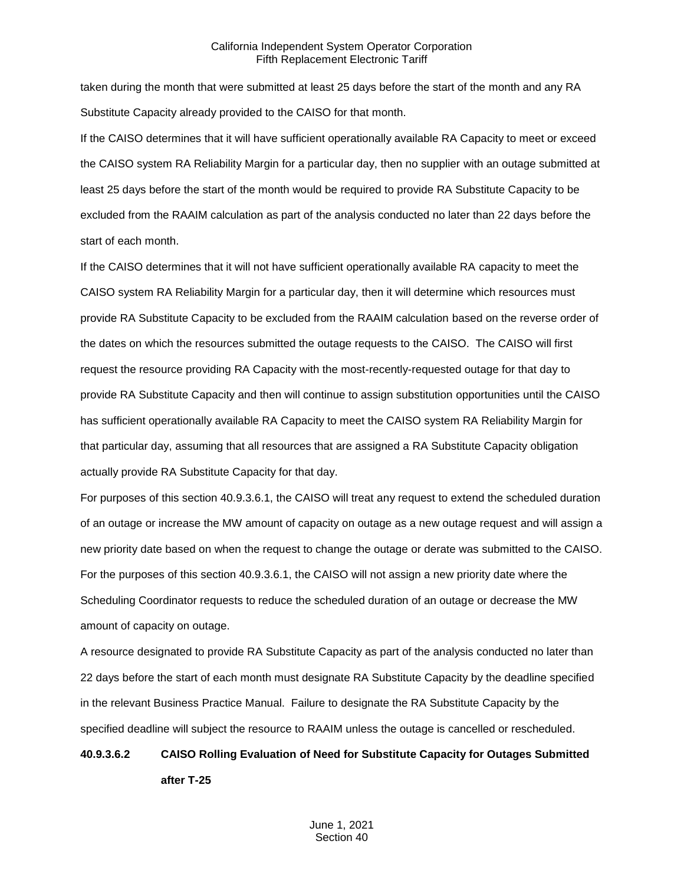taken during the month that were submitted at least 25 days before the start of the month and any RA Substitute Capacity already provided to the CAISO for that month.

If the CAISO determines that it will have sufficient operationally available RA Capacity to meet or exceed the CAISO system RA Reliability Margin for a particular day, then no supplier with an outage submitted at least 25 days before the start of the month would be required to provide RA Substitute Capacity to be excluded from the RAAIM calculation as part of the analysis conducted no later than 22 days before the start of each month.

If the CAISO determines that it will not have sufficient operationally available RA capacity to meet the CAISO system RA Reliability Margin for a particular day, then it will determine which resources must provide RA Substitute Capacity to be excluded from the RAAIM calculation based on the reverse order of the dates on which the resources submitted the outage requests to the CAISO. The CAISO will first request the resource providing RA Capacity with the most-recently-requested outage for that day to provide RA Substitute Capacity and then will continue to assign substitution opportunities until the CAISO has sufficient operationally available RA Capacity to meet the CAISO system RA Reliability Margin for that particular day, assuming that all resources that are assigned a RA Substitute Capacity obligation actually provide RA Substitute Capacity for that day.

For purposes of this section 40.9.3.6.1, the CAISO will treat any request to extend the scheduled duration of an outage or increase the MW amount of capacity on outage as a new outage request and will assign a new priority date based on when the request to change the outage or derate was submitted to the CAISO. For the purposes of this section 40.9.3.6.1, the CAISO will not assign a new priority date where the Scheduling Coordinator requests to reduce the scheduled duration of an outage or decrease the MW amount of capacity on outage.

A resource designated to provide RA Substitute Capacity as part of the analysis conducted no later than 22 days before the start of each month must designate RA Substitute Capacity by the deadline specified in the relevant Business Practice Manual. Failure to designate the RA Substitute Capacity by the specified deadline will subject the resource to RAAIM unless the outage is cancelled or rescheduled.

**40.9.3.6.2 CAISO Rolling Evaluation of Need for Substitute Capacity for Outages Submitted after T-25**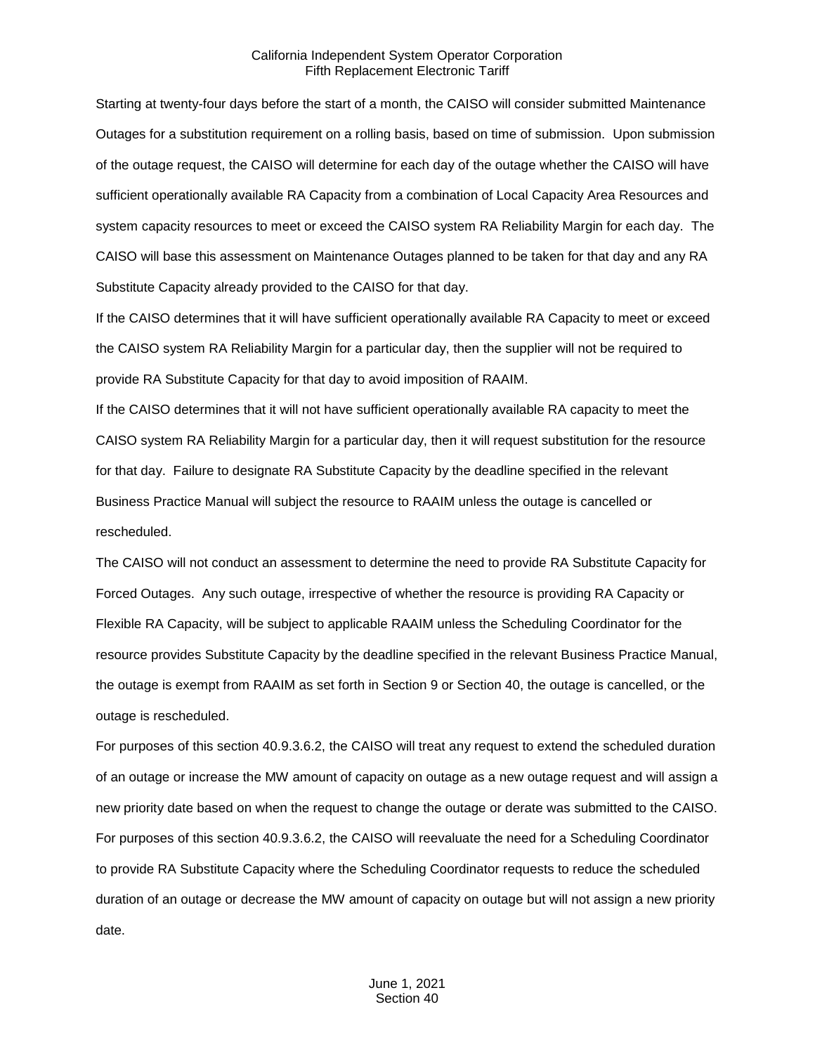Starting at twenty-four days before the start of a month, the CAISO will consider submitted Maintenance Outages for a substitution requirement on a rolling basis, based on time of submission. Upon submission of the outage request, the CAISO will determine for each day of the outage whether the CAISO will have sufficient operationally available RA Capacity from a combination of Local Capacity Area Resources and system capacity resources to meet or exceed the CAISO system RA Reliability Margin for each day. The CAISO will base this assessment on Maintenance Outages planned to be taken for that day and any RA Substitute Capacity already provided to the CAISO for that day.

If the CAISO determines that it will have sufficient operationally available RA Capacity to meet or exceed the CAISO system RA Reliability Margin for a particular day, then the supplier will not be required to provide RA Substitute Capacity for that day to avoid imposition of RAAIM.

If the CAISO determines that it will not have sufficient operationally available RA capacity to meet the CAISO system RA Reliability Margin for a particular day, then it will request substitution for the resource for that day. Failure to designate RA Substitute Capacity by the deadline specified in the relevant Business Practice Manual will subject the resource to RAAIM unless the outage is cancelled or rescheduled.

The CAISO will not conduct an assessment to determine the need to provide RA Substitute Capacity for Forced Outages. Any such outage, irrespective of whether the resource is providing RA Capacity or Flexible RA Capacity, will be subject to applicable RAAIM unless the Scheduling Coordinator for the resource provides Substitute Capacity by the deadline specified in the relevant Business Practice Manual, the outage is exempt from RAAIM as set forth in Section 9 or Section 40, the outage is cancelled, or the outage is rescheduled.

For purposes of this section 40.9.3.6.2, the CAISO will treat any request to extend the scheduled duration of an outage or increase the MW amount of capacity on outage as a new outage request and will assign a new priority date based on when the request to change the outage or derate was submitted to the CAISO.

For purposes of this section 40.9.3.6.2, the CAISO will reevaluate the need for a Scheduling Coordinator to provide RA Substitute Capacity where the Scheduling Coordinator requests to reduce the scheduled duration of an outage or decrease the MW amount of capacity on outage but will not assign a new priority date.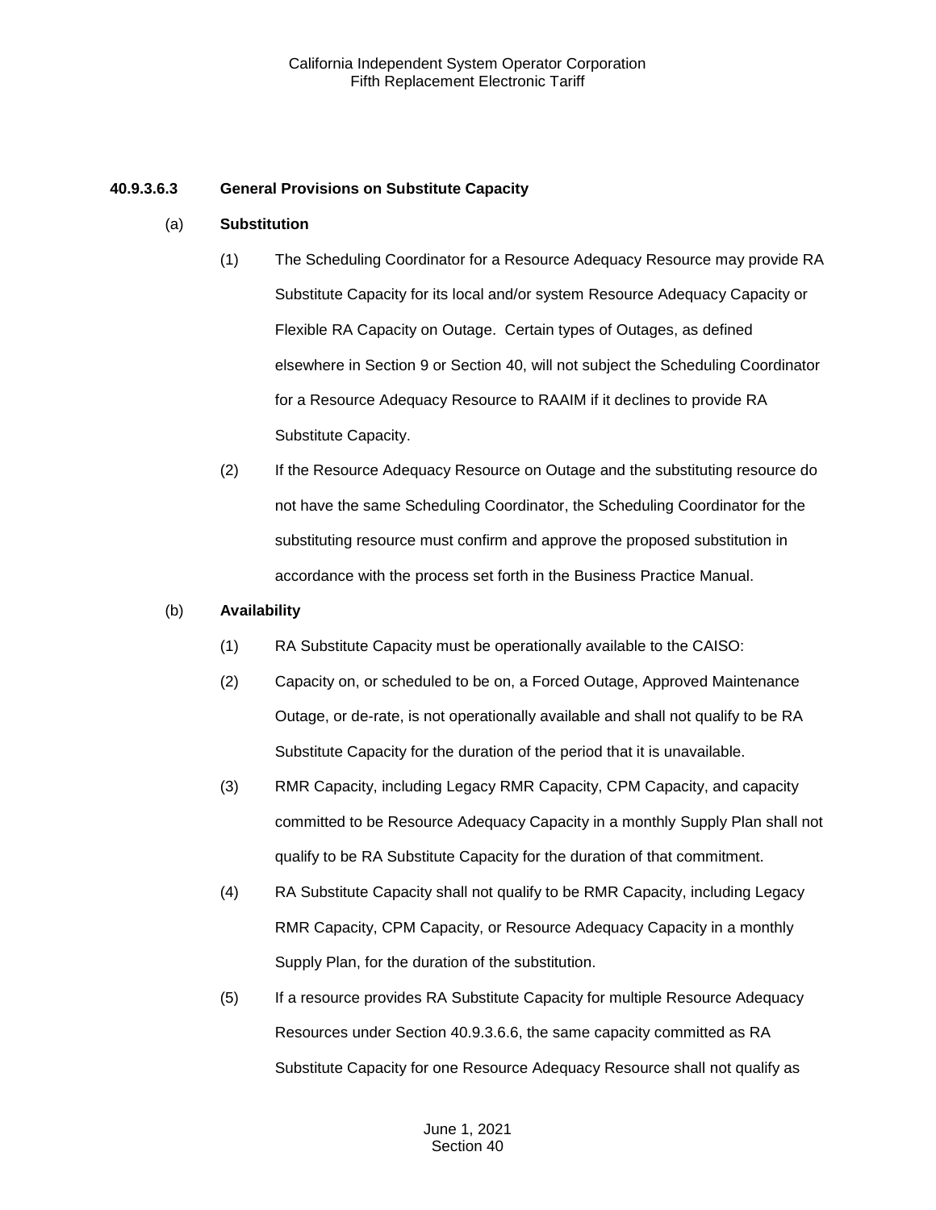### 40.9.3.6.3 General Provisions on Substitute Capacity

(a) **Substitution**

(1) The Scheduling Coordinator for a Resource Adequacy Resource may provide RA Substitute Capacity for its local and/or system Resource Adequacy Capacity or Flexible RA Capacity on Outage. Certain types of Outages, as defined elsewhere in Section 9 or Section 40, will not subject the Scheduling Coordinator for a Resource Adequacy Resource to RAAIM if it declines to provide RA Substitute Capacity.

(2) If the Resource Adequacy Resource on Outage and the substituting resource do not have the same Scheduling Coordinator, the Scheduling Coordinator for the substituting resource must confirm and approve the proposed substitution in accordance with the process set forth in the Business Practice Manual.

(b) **Availability**

(1) RA Substitute Capacity must be operationally available to the CAISO:

(2) Capacity on, or scheduled to be on, a Forced Outage, Approved Maintenance Outage, or de-rate, is not operationally available and shall not qualify to be RA Substitute Capacity for the duration of the period that it is unavailable.

(3) RMR Capacity, including Legacy RMR Capacity, CPM Capacity, and capacity committed to be Resource Adequacy Capacity in a monthly Supply Plan shall not qualify to be RA Substitute Capacity for the duration of that commitment.

(4) RA Substitute Capacity shall not qualify to be RMR Capacity, including Legacy RMR Capacity, CPM Capacity, or Resource Adequacy Capacity in a monthly Supply Plan, for the duration of the substitution.

(5) If a resource provides RA Substitute Capacity for multiple Resource Adequacy Resources under Section 40.9.3.6.6, the same capacity committed as RA Substitute Capacity for one Resource Adequacy Resource shall not qualify as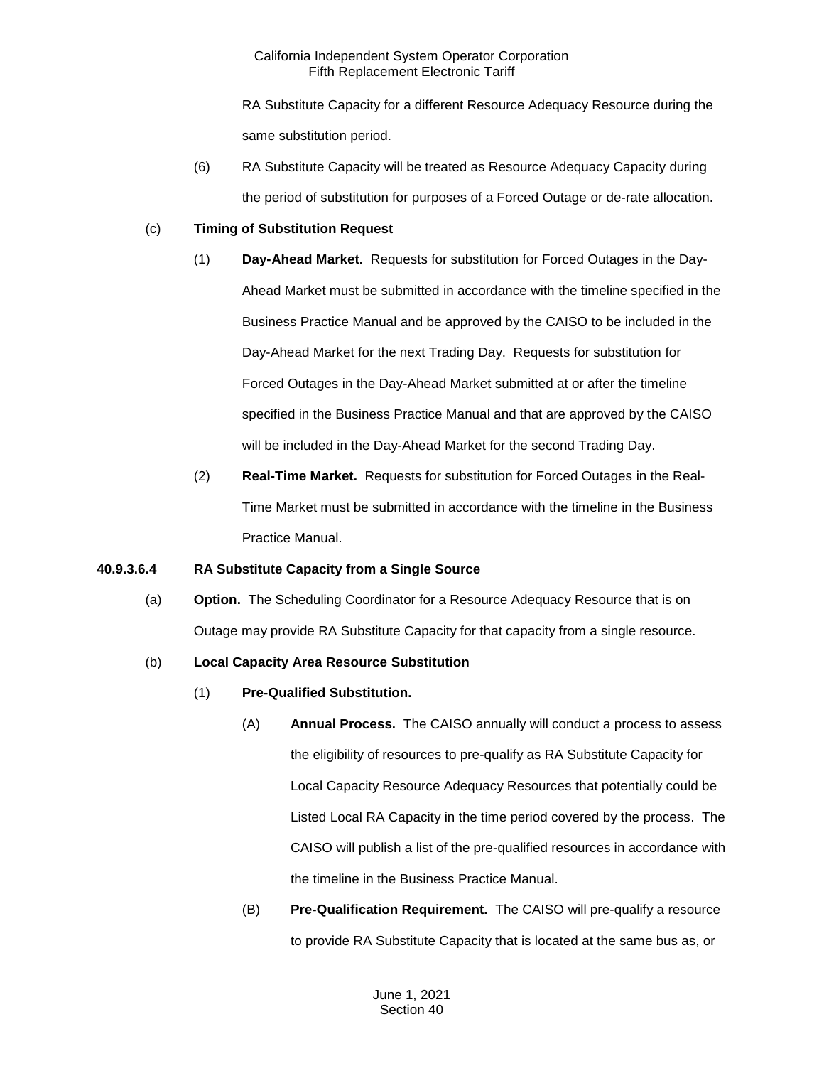RA Substitute Capacity for a different Resource Adequacy Resource during the same substitution period.

(6) RA Substitute Capacity will be treated as Resource Adequacy Capacity during the period of substitution for purposes of a Forced Outage or de-rate allocation.

(c) **Timing of Substitution Request**

(1) **Day-Ahead Market.** Requests for substitution for Forced Outages in the Day-Ahead Market must be submitted in accordance with the timeline specified in the Business Practice Manual and be approved by the CAISO to be included in the Day-Ahead Market for the next Trading Day. Requests for substitution for Forced Outages in the Day-Ahead Market submitted at or after the timeline specified in the Business Practice Manual and that are approved by the CAISO will be included in the Day-Ahead Market for the second Trading Day.

(2) **Real-Time Market.** Requests for substitution for Forced Outages in the Real-Time Market must be submitted in accordance with the timeline in the Business Practice Manual.

**40.9.3.6.4 RA Substitute Capacity from a Single Source**

(a) **Option.** The Scheduling Coordinator for a Resource Adequacy Resource that is on Outage may provide RA Substitute Capacity for that capacity from a single resource.

(b) **Local Capacity Area Resource Substitution**

(1) **Pre-Qualified Substitution.**

(A) **Annual Process.** The CAISO annually will conduct a process to assess the eligibility of resources to pre-qualify as RA Substitute Capacity for Local Capacity Resource Adequacy Resources that potentially could be Listed Local RA Capacity in the time period covered by the process. The CAISO will publish a list of the pre-qualified resources in accordance with the timeline in the Business Practice Manual.

(B) **Pre-Qualification Requirement.** The CAISO will pre-qualify a resource to provide RA Substitute Capacity that is located at the same bus as, or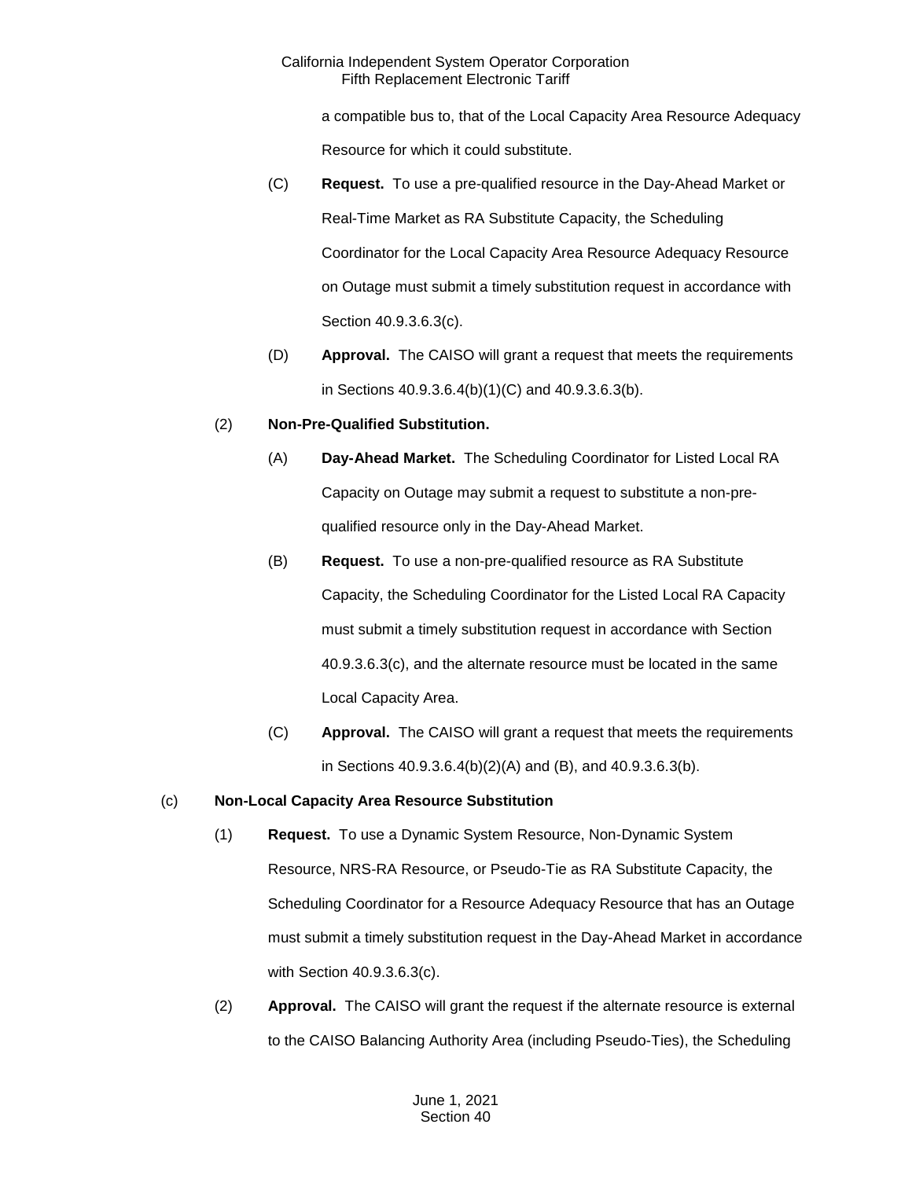a compatible bus to, that of the Local Capacity Area Resource Adequacy Resource for which it could substitute.

(C) **Request.** To use a pre-qualified resource in the Day-Ahead Market or Real-Time Market as RA Substitute Capacity, the Scheduling Coordinator for the Local Capacity Area Resource Adequacy Resource on Outage must submit a timely substitution request in accordance with Section 40.9.3.6.3(c).

(D) **Approval.** The CAISO will grant a request that meets the requirements in Sections 40.9.3.6.4(b)(1)(C) and 40.9.3.6.3(b).

(2) **Non-Pre-Qualified Substitution.**

(A) **Day-Ahead Market.** The Scheduling Coordinator for Listed Local RA Capacity on Outage may submit a request to substitute a non-pre-qualified resource only in the Day-Ahead Market.

(B) **Request.** To use a non-pre-qualified resource as RA Substitute Capacity, the Scheduling Coordinator for the Listed Local RA Capacity must submit a timely substitution request in accordance with Section 40.9.3.6.3(c), and the alternate resource must be located in the same Local Capacity Area.

(C) **Approval.** The CAISO will grant a request that meets the requirements in Sections 40.9.3.6.4(b)(2)(A) and (B), and 40.9.3.6.3(b).

(c) **Non-Local Capacity Area Resource Substitution**

(1) **Request.** To use a Dynamic System Resource, Non-Dynamic System Resource, NRS-RA Resource, or Pseudo-Tie as RA Substitute Capacity, the Scheduling Coordinator for a Resource Adequacy Resource that has an Outage must submit a timely substitution request in the Day-Ahead Market in accordance with Section 40.9.3.6.3(c).

(2) **Approval.** The CAISO will grant the request if the alternate resource is external to the CAISO Balancing Authority Area (including Pseudo-Ties), the Scheduling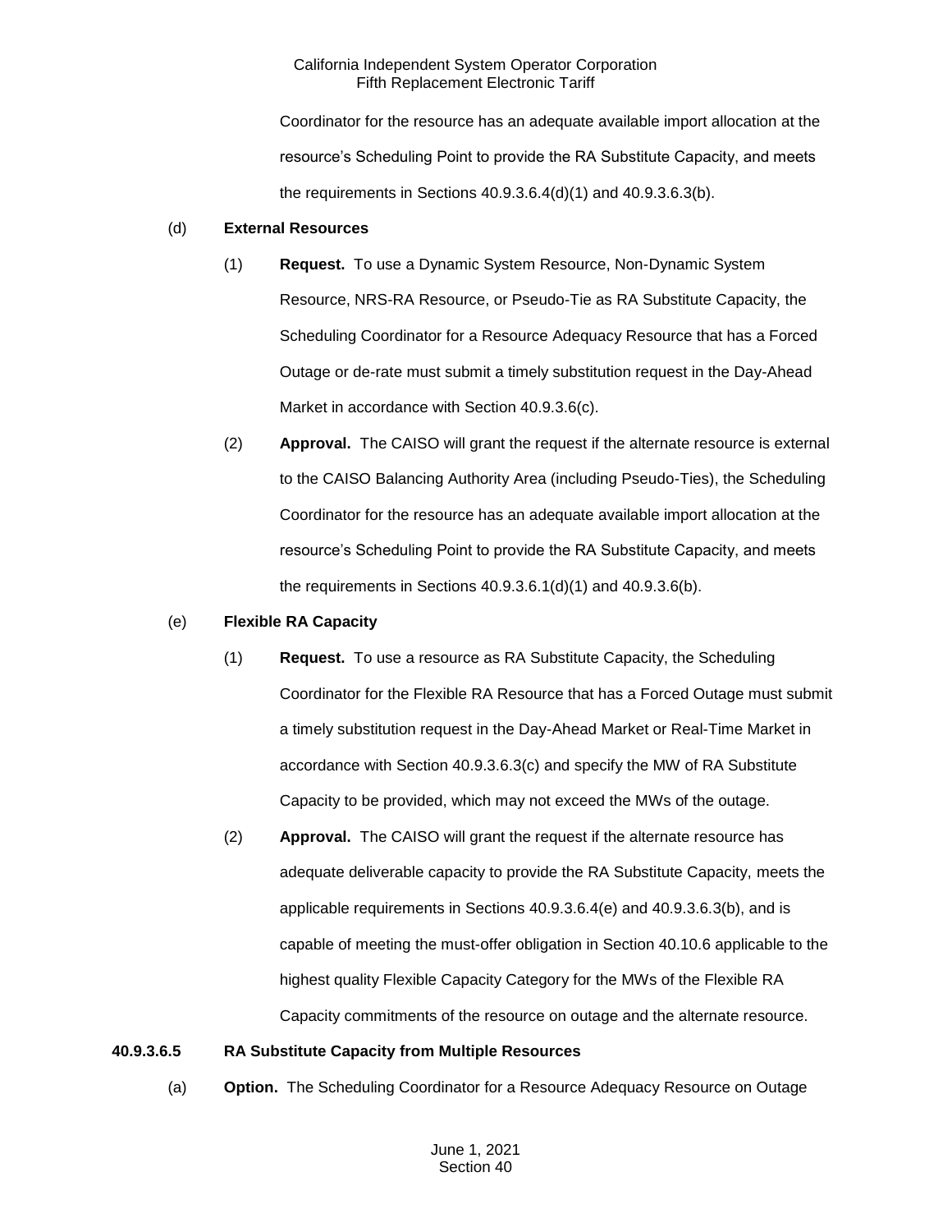Coordinator for the resource has an adequate available import allocation at the resource's Scheduling Point to provide the RA Substitute Capacity, and meets the requirements in Sections 40.9.3.6.4(d)(1) and 40.9.3.6.3(b).

(d) **External Resources**

(1) **Request.** To use a Dynamic System Resource, Non-Dynamic System Resource, NRS-RA Resource, or Pseudo-Tie as RA Substitute Capacity, the Scheduling Coordinator for a Resource Adequacy Resource that has a Forced Outage or de-rate must submit a timely substitution request in the Day-Ahead Market in accordance with Section 40.9.3.6(c).

(2) **Approval.** The CAISO will grant the request if the alternate resource is external to the CAISO Balancing Authority Area (including Pseudo-Ties), the Scheduling Coordinator for the resource has an adequate available import allocation at the resource's Scheduling Point to provide the RA Substitute Capacity, and meets the requirements in Sections 40.9.3.6.1(d)(1) and 40.9.3.6(b).

(e) **Flexible RA Capacity**

(1) **Request.** To use a resource as RA Substitute Capacity, the Scheduling Coordinator for the Flexible RA Resource that has a Forced Outage must submit a timely substitution request in the Day-Ahead Market or Real-Time Market in accordance with Section 40.9.3.6.3(c) and specify the MW of RA Substitute Capacity to be provided, which may not exceed the MWs of the outage.

(2) **Approval.** The CAISO will grant the request if the alternate resource has adequate deliverable capacity to provide the RA Substitute Capacity, meets the applicable requirements in Sections 40.9.3.6.4(e) and 40.9.3.6.3(b), and is capable of meeting the must-offer obligation in Section 40.10.6 applicable to the highest quality Flexible Capacity Category for the MWs of the Flexible RA Capacity commitments of the resource on outage and the alternate resource.

**40.9.3.6.5 RA Substitute Capacity from Multiple Resources**

(a) **Option.** The Scheduling Coordinator for a Resource Adequacy Resource on Outage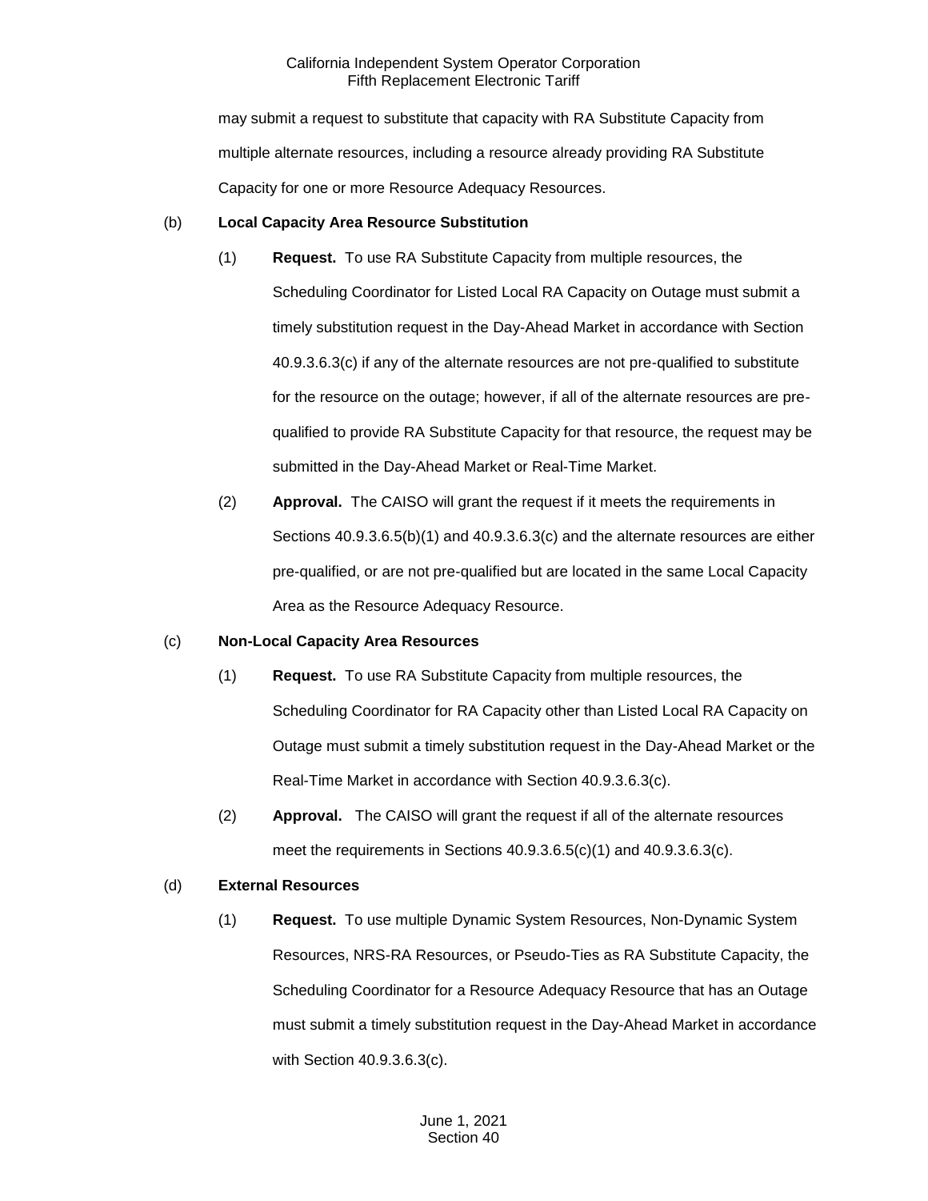may submit a request to substitute that capacity with RA Substitute Capacity from multiple alternate resources, including a resource already providing RA Substitute Capacity for one or more Resource Adequacy Resources.

(b) **Local Capacity Area Resource Substitution**

(1) **Request.** To use RA Substitute Capacity from multiple resources, the Scheduling Coordinator for Listed Local RA Capacity on Outage must submit a timely substitution request in the Day-Ahead Market in accordance with Section 40.9.3.6.3(c) if any of the alternate resources are not pre-qualified to substitute for the resource on the outage; however, if all of the alternate resources are pre-qualified to provide RA Substitute Capacity for that resource, the request may be submitted in the Day-Ahead Market or Real-Time Market.

(2) **Approval.** The CAISO will grant the request if it meets the requirements in Sections 40.9.3.6.5(b)(1) and 40.9.3.6.3(c) and the alternate resources are either pre-qualified, or are not pre-qualified but are located in the same Local Capacity Area as the Resource Adequacy Resource.

(c) **Non-Local Capacity Area Resources**

(1) **Request.** To use RA Substitute Capacity from multiple resources, the Scheduling Coordinator for RA Capacity other than Listed Local RA Capacity on Outage must submit a timely substitution request in the Day-Ahead Market or the Real-Time Market in accordance with Section 40.9.3.6.3(c).

(2) **Approval.** The CAISO will grant the request if all of the alternate resources meet the requirements in Sections 40.9.3.6.5(c)(1) and 40.9.3.6.3(c).

(d) **External Resources**

(1) **Request.** To use multiple Dynamic System Resources, Non-Dynamic System Resources, NRS-RA Resources, or Pseudo-Ties as RA Substitute Capacity, the Scheduling Coordinator for a Resource Adequacy Resource that has an Outage must submit a timely substitution request in the Day-Ahead Market in accordance with Section 40.9.3.6.3(c).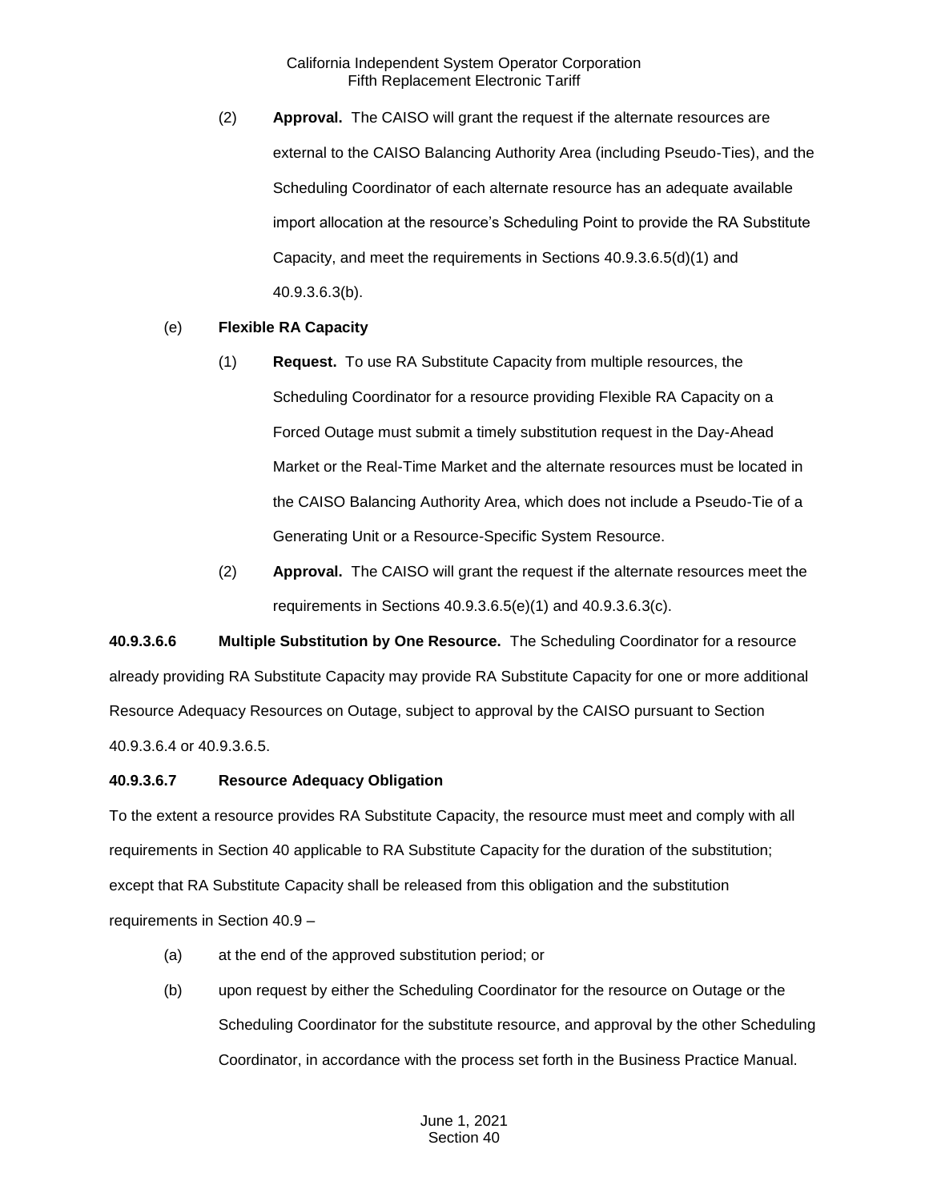(2) **Approval.** The CAISO will grant the request if the alternate resources are external to the CAISO Balancing Authority Area (including Pseudo-Ties), and the Scheduling Coordinator of each alternate resource has an adequate available import allocation at the resource's Scheduling Point to provide the RA Substitute Capacity, and meet the requirements in Sections 40.9.3.6.5(d)(1) and 40.9.3.6.3(b).

(e) **Flexible RA Capacity**

(1) **Request.** To use RA Substitute Capacity from multiple resources, the Scheduling Coordinator for a resource providing Flexible RA Capacity on a Forced Outage must submit a timely substitution request in the Day-Ahead Market or the Real-Time Market and the alternate resources must be located in the CAISO Balancing Authority Area, which does not include a Pseudo-Tie of a Generating Unit or a Resource-Specific System Resource.

(2) **Approval.** The CAISO will grant the request if the alternate resources meet the requirements in Sections 40.9.3.6.5(e)(1) and 40.9.3.6.3(c).

**40.9.3.6.6 Multiple Substitution by One Resource.** The Scheduling Coordinator for a resource already providing RA Substitute Capacity may provide RA Substitute Capacity for one or more additional Resource Adequacy Resources on Outage, subject to approval by the CAISO pursuant to Section 40.9.3.6.4 or 40.9.3.6.5.

**40.9.3.6.7 Resource Adequacy Obligation**

To the extent a resource provides RA Substitute Capacity, the resource must meet and comply with all requirements in Section 40 applicable to RA Substitute Capacity for the duration of the substitution; except that RA Substitute Capacity shall be released from this obligation and the substitution requirements in Section 40.9 –

(a) at the end of the approved substitution period; or

(b) upon request by either the Scheduling Coordinator for the resource on Outage or the Scheduling Coordinator for the substitute resource, and approval by the other Scheduling Coordinator, in accordance with the process set forth in the Business Practice Manual.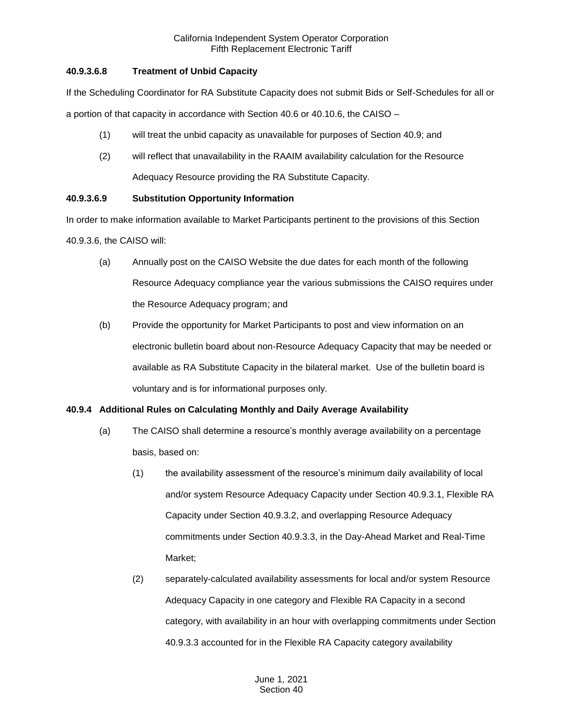**40.9.3.6.8 Treatment of Unbid Capacity**

If the Scheduling Coordinator for RA Substitute Capacity does not submit Bids or Self-Schedules for all or a portion of that capacity in accordance with Section 40.6 or 40.10.6, the CAISO –

(1) will treat the unbid capacity as unavailable for purposes of Section 40.9; and

(2) will reflect that unavailability in the RAAIM availability calculation for the Resource Adequacy Resource providing the RA Substitute Capacity.

**40.9.3.6.9 Substitution Opportunity Information**

In order to make information available to Market Participants pertinent to the provisions of this Section 40.9.3.6, the CAISO will:

(a) Annually post on the CAISO Website the due dates for each month of the following Resource Adequacy compliance year the various submissions the CAISO requires under the Resource Adequacy program; and

(b) Provide the opportunity for Market Participants to post and view information on an electronic bulletin board about non-Resource Adequacy Capacity that may be needed or available as RA Substitute Capacity in the bilateral market. Use of the bulletin board is voluntary and is for informational purposes only.

**40.9.4 Additional Rules on Calculating Monthly and Daily Average Availability**

(a) The CAISO shall determine a resource's monthly average availability on a percentage basis, based on:

(1) the availability assessment of the resource's minimum daily availability of local and/or system Resource Adequacy Capacity under Section 40.9.3.1, Flexible RA Capacity under Section 40.9.3.2, and overlapping Resource Adequacy commitments under Section 40.9.3.3, in the Day-Ahead Market and Real-Time Market;

(2) separately-calculated availability assessments for local and/or system Resource Adequacy Capacity in one category and Flexible RA Capacity in a second category, with availability in an hour with overlapping commitments under Section 40.9.3.3 accounted for in the Flexible RA Capacity category availability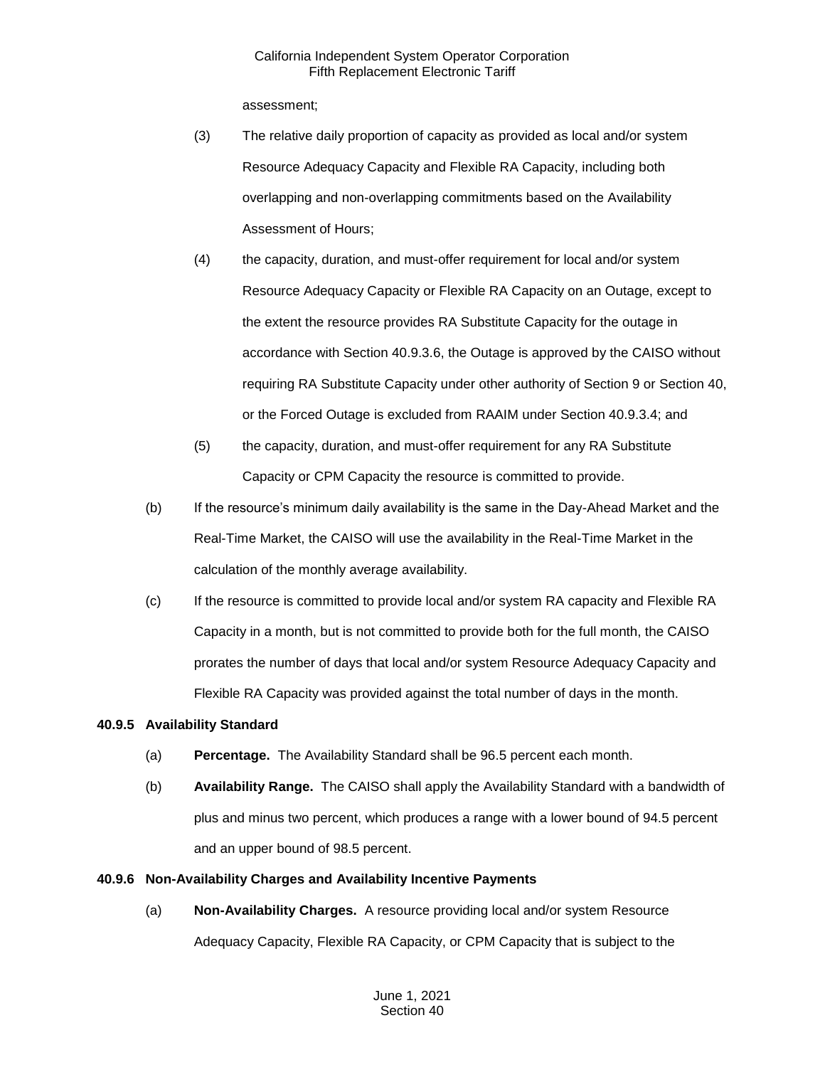assessment;

(3) The relative daily proportion of capacity as provided as local and/or system Resource Adequacy Capacity and Flexible RA Capacity, including both overlapping and non-overlapping commitments based on the Availability Assessment of Hours;

(4) the capacity, duration, and must-offer requirement for local and/or system Resource Adequacy Capacity or Flexible RA Capacity on an Outage, except to the extent the resource provides RA Substitute Capacity for the outage in accordance with Section 40.9.3.6, the Outage is approved by the CAISO without requiring RA Substitute Capacity under other authority of Section 9 or Section 40, or the Forced Outage is excluded from RAAIM under Section 40.9.3.4; and

(5) the capacity, duration, and must-offer requirement for any RA Substitute Capacity or CPM Capacity the resource is committed to provide.

(b) If the resource's minimum daily availability is the same in the Day-Ahead Market and the Real-Time Market, the CAISO will use the availability in the Real-Time Market in the calculation of the monthly average availability.

(c) If the resource is committed to provide local and/or system RA capacity and Flexible RA Capacity in a month, but is not committed to provide both for the full month, the CAISO prorates the number of days that local and/or system Resource Adequacy Capacity and Flexible RA Capacity was provided against the total number of days in the month.

### 40.9.5 Availability Standard

(a) **Percentage.** The Availability Standard shall be 96.5 percent each month.

(b) **Availability Range.** The CAISO shall apply the Availability Standard with a bandwidth of plus and minus two percent, which produces a range with a lower bound of 94.5 percent and an upper bound of 98.5 percent.

### 40.9.6 Non-Availability Charges and Availability Incentive Payments

(a) **Non-Availability Charges.** A resource providing local and/or system Resource Adequacy Capacity, Flexible RA Capacity, or CPM Capacity that is subject to the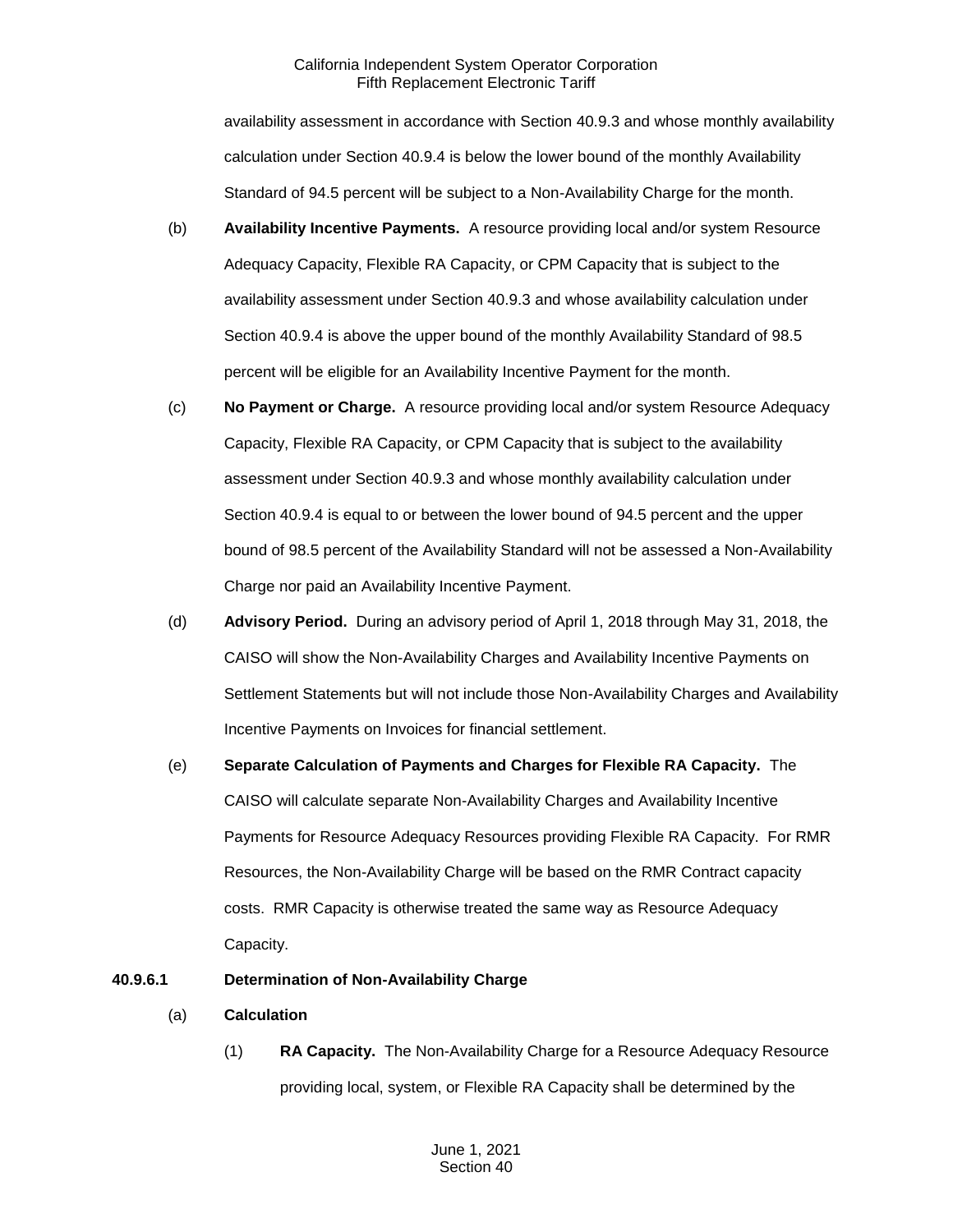availability assessment in accordance with Section 40.9.3 and whose monthly availability calculation under Section 40.9.4 is below the lower bound of the monthly Availability Standard of 94.5 percent will be subject to a Non-Availability Charge for the month.

(b) **Availability Incentive Payments.** A resource providing local and/or system Resource Adequacy Capacity, Flexible RA Capacity, or CPM Capacity that is subject to the availability assessment under Section 40.9.3 and whose availability calculation under Section 40.9.4 is above the upper bound of the monthly Availability Standard of 98.5 percent will be eligible for an Availability Incentive Payment for the month.

(c) **No Payment or Charge.** A resource providing local and/or system Resource Adequacy Capacity, Flexible RA Capacity, or CPM Capacity that is subject to the availability assessment under Section 40.9.3 and whose monthly availability calculation under Section 40.9.4 is equal to or between the lower bound of 94.5 percent and the upper bound of 98.5 percent of the Availability Standard will not be assessed a Non-Availability Charge nor paid an Availability Incentive Payment.

(d) **Advisory Period.** During an advisory period of April 1, 2018 through May 31, 2018, the CAISO will show the Non-Availability Charges and Availability Incentive Payments on Settlement Statements but will not include those Non-Availability Charges and Availability Incentive Payments on Invoices for financial settlement.

(e) **Separate Calculation of Payments and Charges for Flexible RA Capacity.** The CAISO will calculate separate Non-Availability Charges and Availability Incentive Payments for Resource Adequacy Resources providing Flexible RA Capacity. For RMR Resources, the Non-Availability Charge will be based on the RMR Contract capacity costs. RMR Capacity is otherwise treated the same way as Resource Adequacy Capacity.

**40.9.6.1 Determination of Non-Availability Charge**

(a) **Calculation**

(1) **RA Capacity.** The Non-Availability Charge for a Resource Adequacy Resource providing local, system, or Flexible RA Capacity shall be determined by the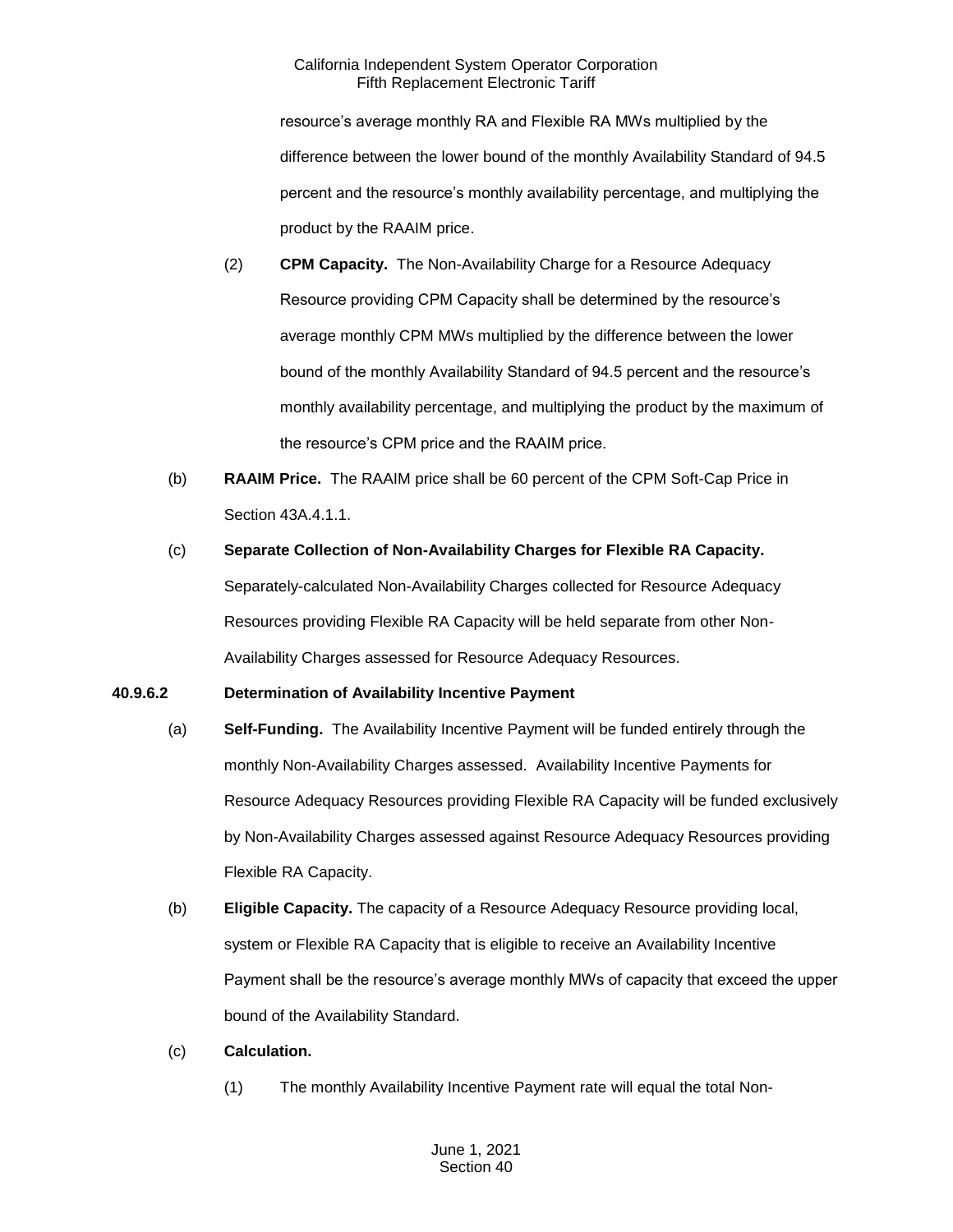resource's average monthly RA and Flexible RA MWs multiplied by the difference between the lower bound of the monthly Availability Standard of 94.5 percent and the resource's monthly availability percentage, and multiplying the product by the RAAIM price.

(2) **CPM Capacity.** The Non-Availability Charge for a Resource Adequacy Resource providing CPM Capacity shall be determined by the resource's average monthly CPM MWs multiplied by the difference between the lower bound of the monthly Availability Standard of 94.5 percent and the resource's monthly availability percentage, and multiplying the product by the maximum of the resource's CPM price and the RAAIM price.

(b) **RAAIM Price.** The RAAIM price shall be 60 percent of the CPM Soft-Cap Price in Section 43A.4.1.1.

(c) **Separate Collection of Non-Availability Charges for Flexible RA Capacity.** Separately-calculated Non-Availability Charges collected for Resource Adequacy Resources providing Flexible RA Capacity will be held separate from other Non-Availability Charges assessed for Resource Adequacy Resources.

**40.9.6.2 Determination of Availability Incentive Payment**

(a) **Self-Funding.** The Availability Incentive Payment will be funded entirely through the monthly Non-Availability Charges assessed. Availability Incentive Payments for Resource Adequacy Resources providing Flexible RA Capacity will be funded exclusively by Non-Availability Charges assessed against Resource Adequacy Resources providing Flexible RA Capacity.

(b) **Eligible Capacity.** The capacity of a Resource Adequacy Resource providing local, system or Flexible RA Capacity that is eligible to receive an Availability Incentive Payment shall be the resource's average monthly MWs of capacity that exceed the upper bound of the Availability Standard.

(c) **Calculation.**

(1) The monthly Availability Incentive Payment rate will equal the total Non-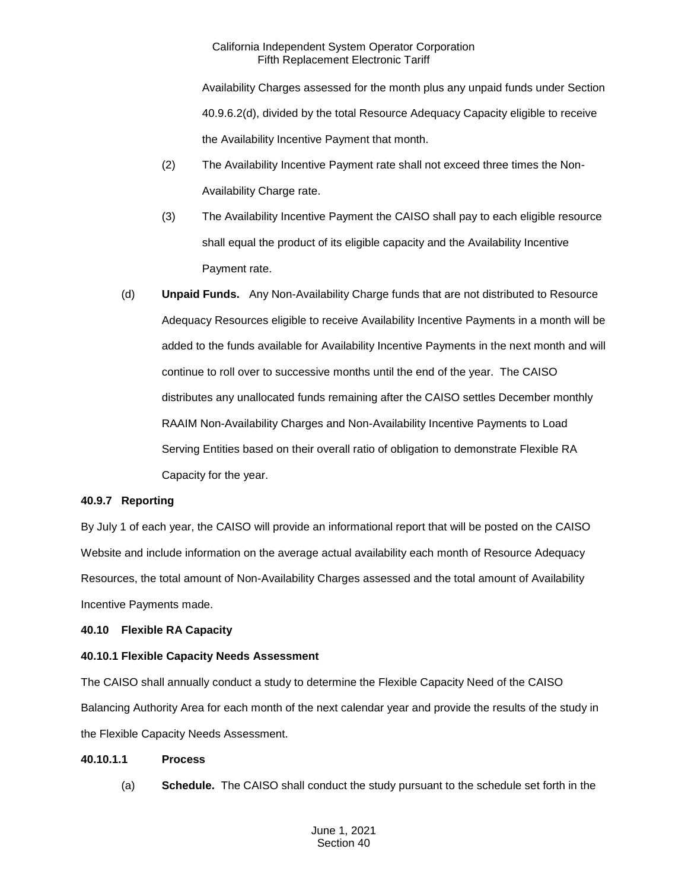Availability Charges assessed for the month plus any unpaid funds under Section 40.9.6.2(d), divided by the total Resource Adequacy Capacity eligible to receive the Availability Incentive Payment that month.

(2) The Availability Incentive Payment rate shall not exceed three times the Non-Availability Charge rate.

(3) The Availability Incentive Payment the CAISO shall pay to each eligible resource shall equal the product of its eligible capacity and the Availability Incentive Payment rate.

(d) **Unpaid Funds.** Any Non-Availability Charge funds that are not distributed to Resource Adequacy Resources eligible to receive Availability Incentive Payments in a month will be added to the funds available for Availability Incentive Payments in the next month and will continue to roll over to successive months until the end of the year. The CAISO distributes any unallocated funds remaining after the CAISO settles December monthly RAAIM Non-Availability Charges and Non-Availability Incentive Payments to Load Serving Entities based on their overall ratio of obligation to demonstrate Flexible RA Capacity for the year.

**40.9.7 Reporting**

By July 1 of each year, the CAISO will provide an informational report that will be posted on the CAISO Website and include information on the average actual availability each month of Resource Adequacy Resources, the total amount of Non-Availability Charges assessed and the total amount of Availability Incentive Payments made.

**40.10 Flexible RA Capacity**

**40.10.1 Flexible Capacity Needs Assessment**

The CAISO shall annually conduct a study to determine the Flexible Capacity Need of the CAISO Balancing Authority Area for each month of the next calendar year and provide the results of the study in the Flexible Capacity Needs Assessment.

**40.10.1.1 Process**

(a) **Schedule.** The CAISO shall conduct the study pursuant to the schedule set forth in the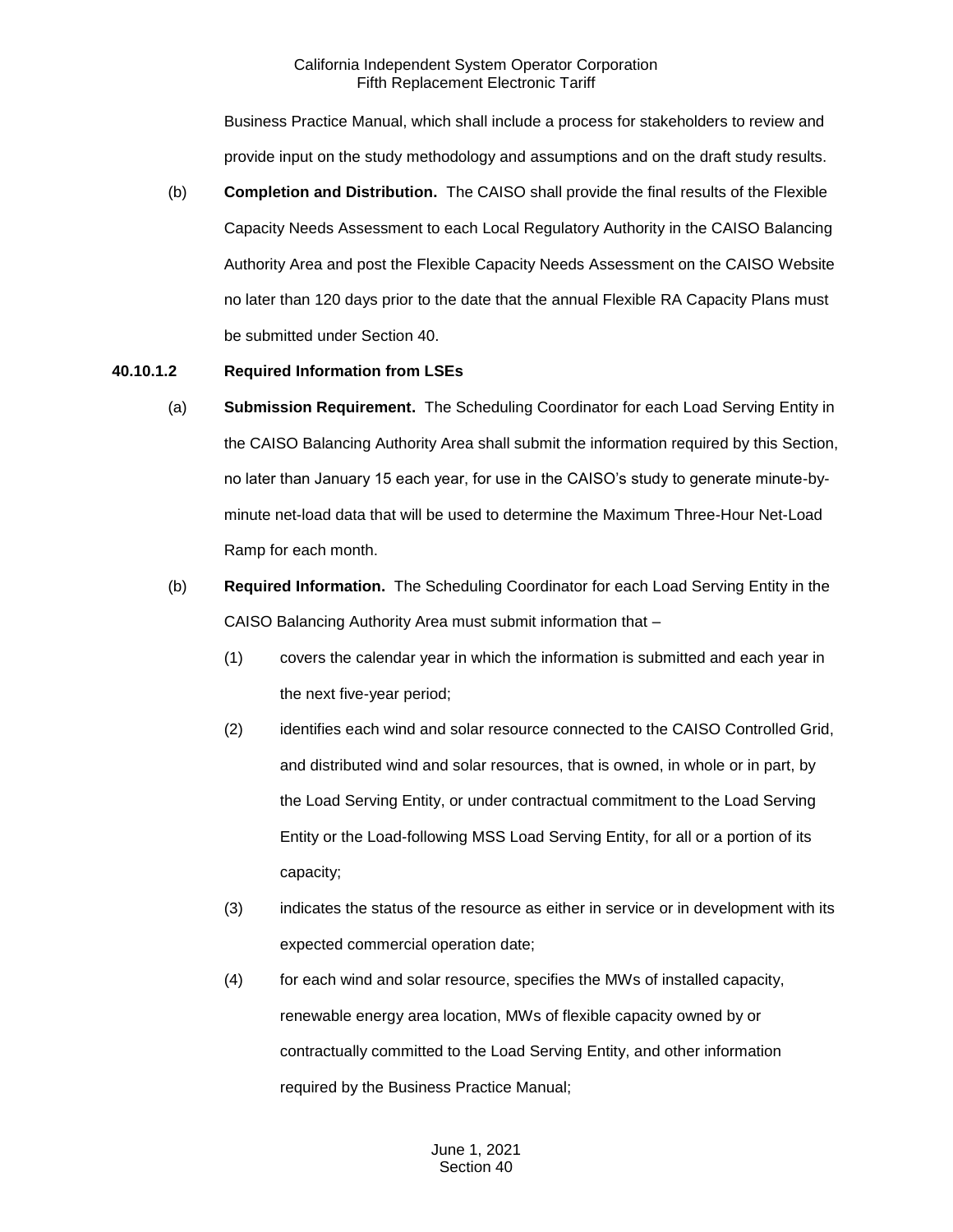Business Practice Manual, which shall include a process for stakeholders to review and provide input on the study methodology and assumptions and on the draft study results.

(b) **Completion and Distribution.** The CAISO shall provide the final results of the Flexible Capacity Needs Assessment to each Local Regulatory Authority in the CAISO Balancing Authority Area and post the Flexible Capacity Needs Assessment on the CAISO Website no later than 120 days prior to the date that the annual Flexible RA Capacity Plans must be submitted under Section 40.

**40.10.1.2 Required Information from LSEs**

(a) **Submission Requirement.** The Scheduling Coordinator for each Load Serving Entity in the CAISO Balancing Authority Area shall submit the information required by this Section, no later than January 15 each year, for use in the CAISO's study to generate minute-by-minute net-load data that will be used to determine the Maximum Three-Hour Net-Load Ramp for each month.

(b) **Required Information.** The Scheduling Coordinator for each Load Serving Entity in the CAISO Balancing Authority Area must submit information that –

(1) covers the calendar year in which the information is submitted and each year in the next five-year period;

(2) identifies each wind and solar resource connected to the CAISO Controlled Grid, and distributed wind and solar resources, that is owned, in whole or in part, by the Load Serving Entity, or under contractual commitment to the Load Serving Entity or the Load-following MSS Load Serving Entity, for all or a portion of its capacity;

(3) indicates the status of the resource as either in service or in development with its expected commercial operation date;

(4) for each wind and solar resource, specifies the MWs of installed capacity, renewable energy area location, MWs of flexible capacity owned by or contractually committed to the Load Serving Entity, and other information required by the Business Practice Manual;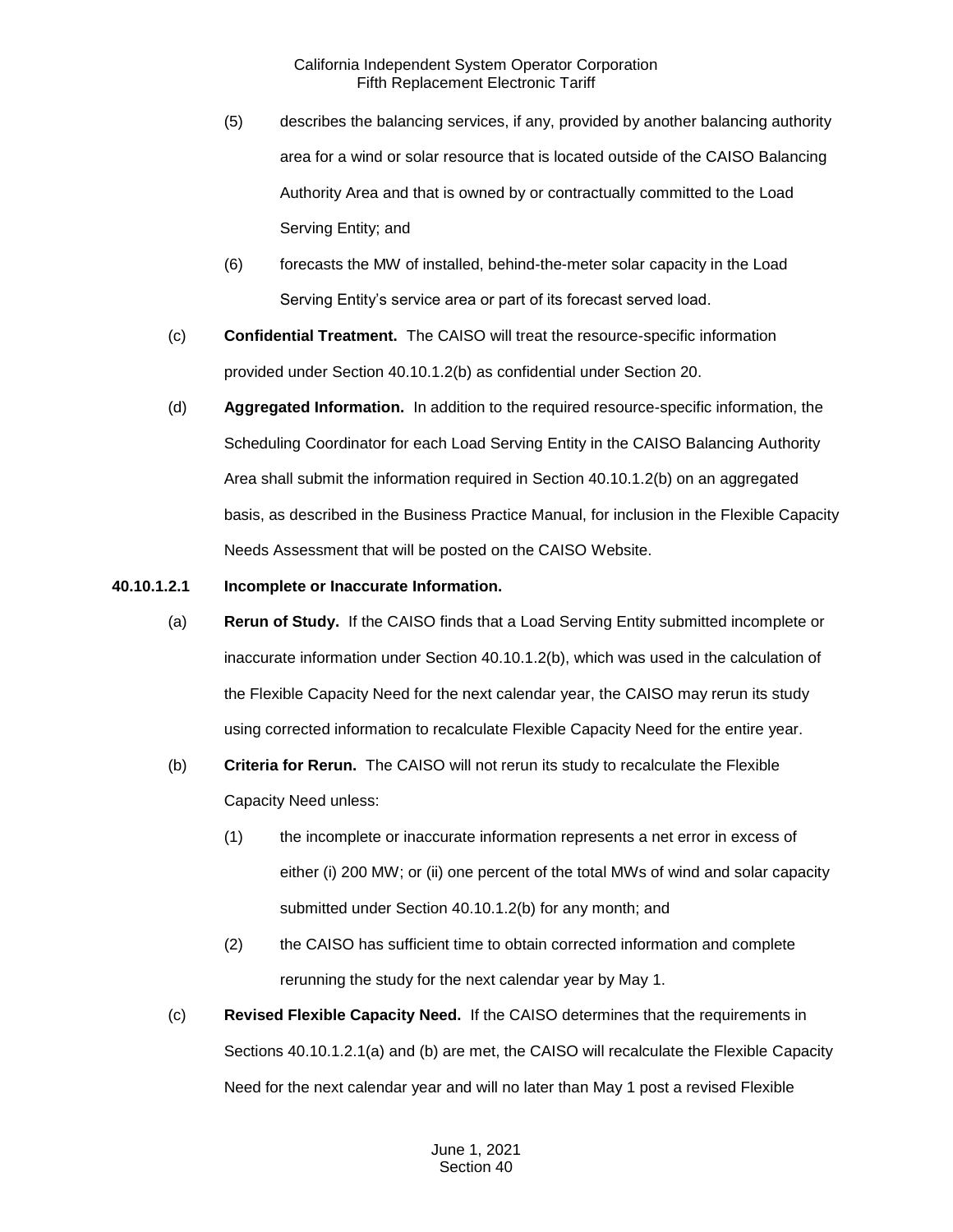(5) describes the balancing services, if any, provided by another balancing authority area for a wind or solar resource that is located outside of the CAISO Balancing Authority Area and that is owned by or contractually committed to the Load Serving Entity; and

(6) forecasts the MW of installed, behind-the-meter solar capacity in the Load Serving Entity's service area or part of its forecast served load.

(c) **Confidential Treatment.** The CAISO will treat the resource-specific information provided under Section 40.10.1.2(b) as confidential under Section 20.

(d) **Aggregated Information.** In addition to the required resource-specific information, the Scheduling Coordinator for each Load Serving Entity in the CAISO Balancing Authority Area shall submit the information required in Section 40.10.1.2(b) on an aggregated basis, as described in the Business Practice Manual, for inclusion in the Flexible Capacity Needs Assessment that will be posted on the CAISO Website.

**40.10.1.2.1 Incomplete or Inaccurate Information.**

(a) **Rerun of Study.** If the CAISO finds that a Load Serving Entity submitted incomplete or inaccurate information under Section 40.10.1.2(b), which was used in the calculation of the Flexible Capacity Need for the next calendar year, the CAISO may rerun its study using corrected information to recalculate Flexible Capacity Need for the entire year.

(b) **Criteria for Rerun.** The CAISO will not rerun its study to recalculate the Flexible Capacity Need unless:

(1) the incomplete or inaccurate information represents a net error in excess of either (i) 200 MW; or (ii) one percent of the total MWs of wind and solar capacity submitted under Section 40.10.1.2(b) for any month; and

(2) the CAISO has sufficient time to obtain corrected information and complete rerunning the study for the next calendar year by May 1.

(c) **Revised Flexible Capacity Need.** If the CAISO determines that the requirements in Sections 40.10.1.2.1(a) and (b) are met, the CAISO will recalculate the Flexible Capacity Need for the next calendar year and will no later than May 1 post a revised Flexible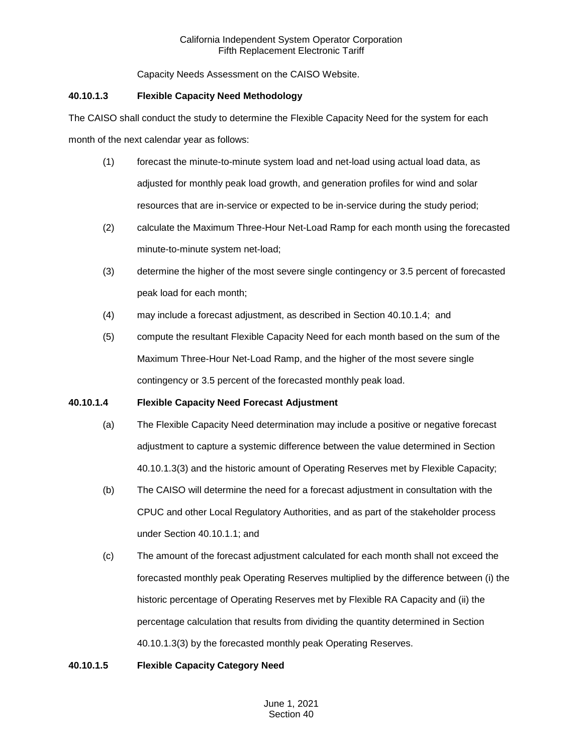Capacity Needs Assessment on the CAISO Website.

**40.10.1.3 Flexible Capacity Need Methodology**

The CAISO shall conduct the study to determine the Flexible Capacity Need for the system for each month of the next calendar year as follows:

(1) forecast the minute-to-minute system load and net-load using actual load data, as adjusted for monthly peak load growth, and generation profiles for wind and solar resources that are in-service or expected to be in-service during the study period;

(2) calculate the Maximum Three-Hour Net-Load Ramp for each month using the forecasted minute-to-minute system net-load;

(3) determine the higher of the most severe single contingency or 3.5 percent of forecasted peak load for each month;

(4) may include a forecast adjustment, as described in Section 40.10.1.4; and

(5) compute the resultant Flexible Capacity Need for each month based on the sum of the Maximum Three-Hour Net-Load Ramp, and the higher of the most severe single contingency or 3.5 percent of the forecasted monthly peak load.

**40.10.1.4 Flexible Capacity Need Forecast Adjustment**

(a) The Flexible Capacity Need determination may include a positive or negative forecast adjustment to capture a systemic difference between the value determined in Section 40.10.1.3(3) and the historic amount of Operating Reserves met by Flexible Capacity;

(b) The CAISO will determine the need for a forecast adjustment in consultation with the CPUC and other Local Regulatory Authorities, and as part of the stakeholder process under Section 40.10.1.1; and

(c) The amount of the forecast adjustment calculated for each month shall not exceed the forecasted monthly peak Operating Reserves multiplied by the difference between (i) the historic percentage of Operating Reserves met by Flexible RA Capacity and (ii) the percentage calculation that results from dividing the quantity determined in Section 40.10.1.3(3) by the forecasted monthly peak Operating Reserves.

**40.10.1.5 Flexible Capacity Category Need**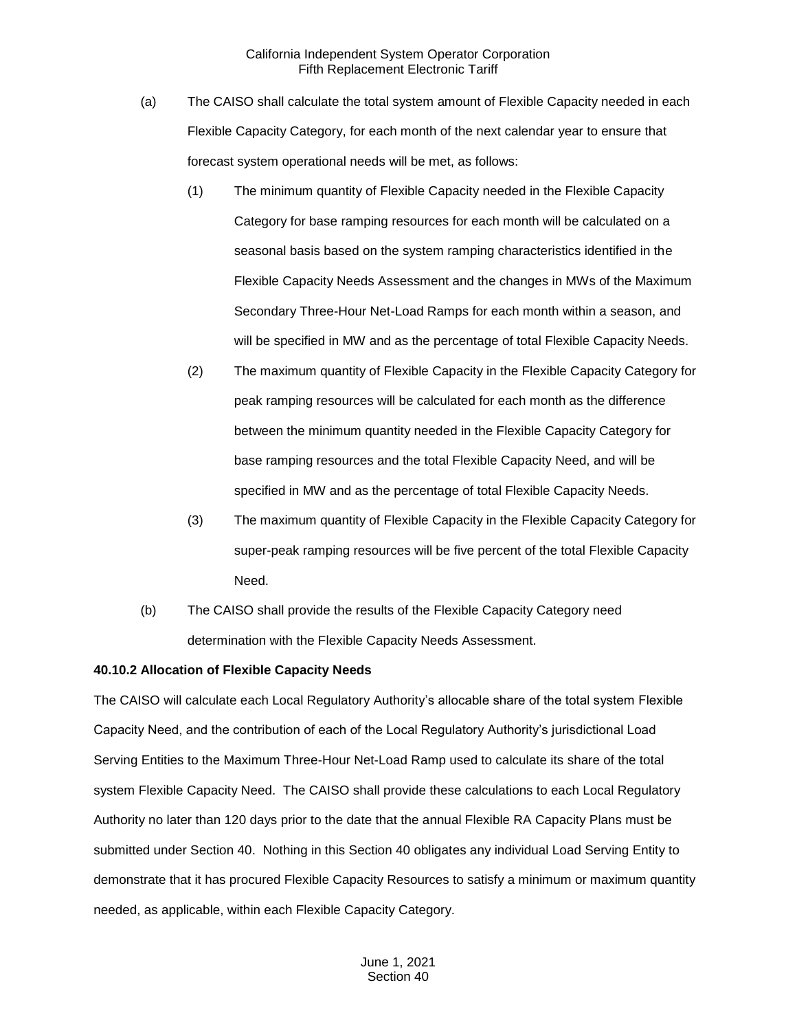(a) The CAISO shall calculate the total system amount of Flexible Capacity needed in each Flexible Capacity Category, for each month of the next calendar year to ensure that forecast system operational needs will be met, as follows:

(1) The minimum quantity of Flexible Capacity needed in the Flexible Capacity Category for base ramping resources for each month will be calculated on a seasonal basis based on the system ramping characteristics identified in the Flexible Capacity Needs Assessment and the changes in MWs of the Maximum Secondary Three-Hour Net-Load Ramps for each month within a season, and will be specified in MW and as the percentage of total Flexible Capacity Needs.

(2) The maximum quantity of Flexible Capacity in the Flexible Capacity Category for peak ramping resources will be calculated for each month as the difference between the minimum quantity needed in the Flexible Capacity Category for base ramping resources and the total Flexible Capacity Need, and will be specified in MW and as the percentage of total Flexible Capacity Needs.

(3) The maximum quantity of Flexible Capacity in the Flexible Capacity Category for super-peak ramping resources will be five percent of the total Flexible Capacity Need.

(b) The CAISO shall provide the results of the Flexible Capacity Category need determination with the Flexible Capacity Needs Assessment.

**40.10.2 Allocation of Flexible Capacity Needs**

The CAISO will calculate each Local Regulatory Authority's allocable share of the total system Flexible Capacity Need, and the contribution of each of the Local Regulatory Authority's jurisdictional Load Serving Entities to the Maximum Three-Hour Net-Load Ramp used to calculate its share of the total system Flexible Capacity Need. The CAISO shall provide these calculations to each Local Regulatory Authority no later than 120 days prior to the date that the annual Flexible RA Capacity Plans must be submitted under Section 40. Nothing in this Section 40 obligates any individual Load Serving Entity to demonstrate that it has procured Flexible Capacity Resources to satisfy a minimum or maximum quantity needed, as applicable, within each Flexible Capacity Category.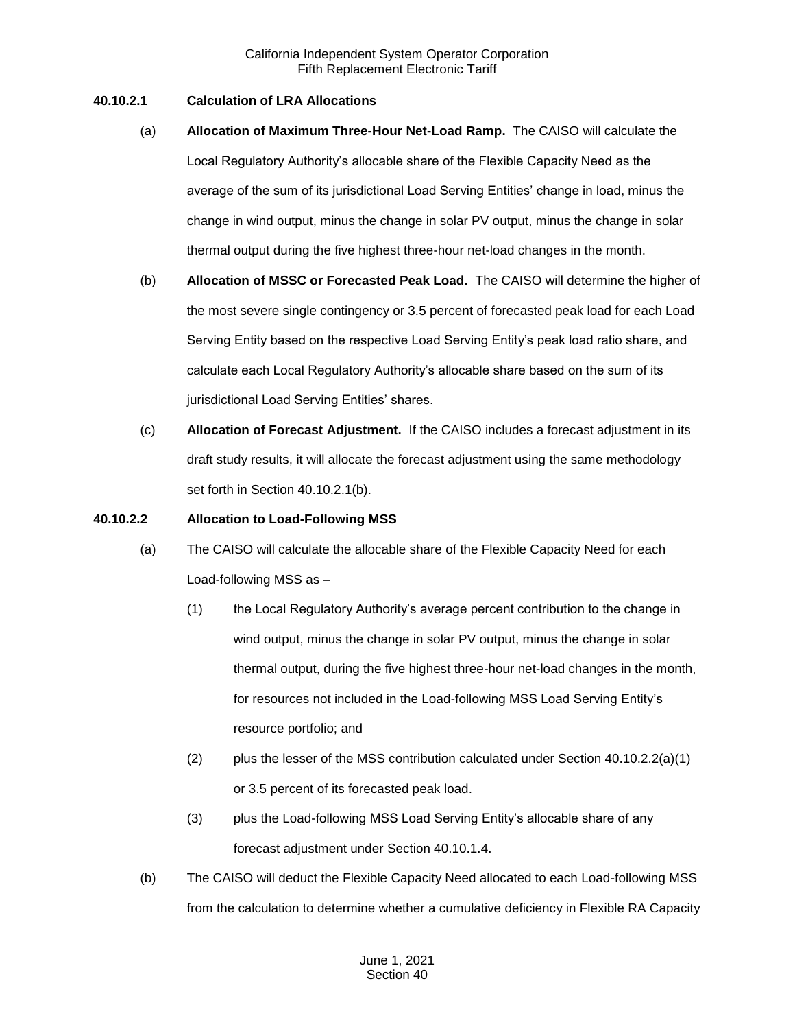#### 40.10.2.1 Calculation of LRA Allocations

(a) **Allocation of Maximum Three-Hour Net-Load Ramp.** The CAISO will calculate the Local Regulatory Authority's allocable share of the Flexible Capacity Need as the average of the sum of its jurisdictional Load Serving Entities' change in load, minus the change in wind output, minus the change in solar PV output, minus the change in solar thermal output during the five highest three-hour net-load changes in the month.

(b) **Allocation of MSSC or Forecasted Peak Load.** The CAISO will determine the higher of the most severe single contingency or 3.5 percent of forecasted peak load for each Load Serving Entity based on the respective Load Serving Entity's peak load ratio share, and calculate each Local Regulatory Authority's allocable share based on the sum of its jurisdictional Load Serving Entities' shares.

(c) **Allocation of Forecast Adjustment.** If the CAISO includes a forecast adjustment in its draft study results, it will allocate the forecast adjustment using the same methodology set forth in Section 40.10.2.1(b).

#### 40.10.2.2 Allocation to Load-Following MSS

(a) The CAISO will calculate the allocable share of the Flexible Capacity Need for each Load-following MSS as –

  (1) the Local Regulatory Authority's average percent contribution to the change in wind output, minus the change in solar PV output, minus the change in solar thermal output, during the five highest three-hour net-load changes in the month, for resources not included in the Load-following MSS Load Serving Entity's resource portfolio; and

  (2) plus the lesser of the MSS contribution calculated under Section 40.10.2.2(a)(1) or 3.5 percent of its forecasted peak load.

  (3) plus the Load-following MSS Load Serving Entity's allocable share of any forecast adjustment under Section 40.10.1.4.

(b) The CAISO will deduct the Flexible Capacity Need allocated to each Load-following MSS from the calculation to determine whether a cumulative deficiency in Flexible RA Capacity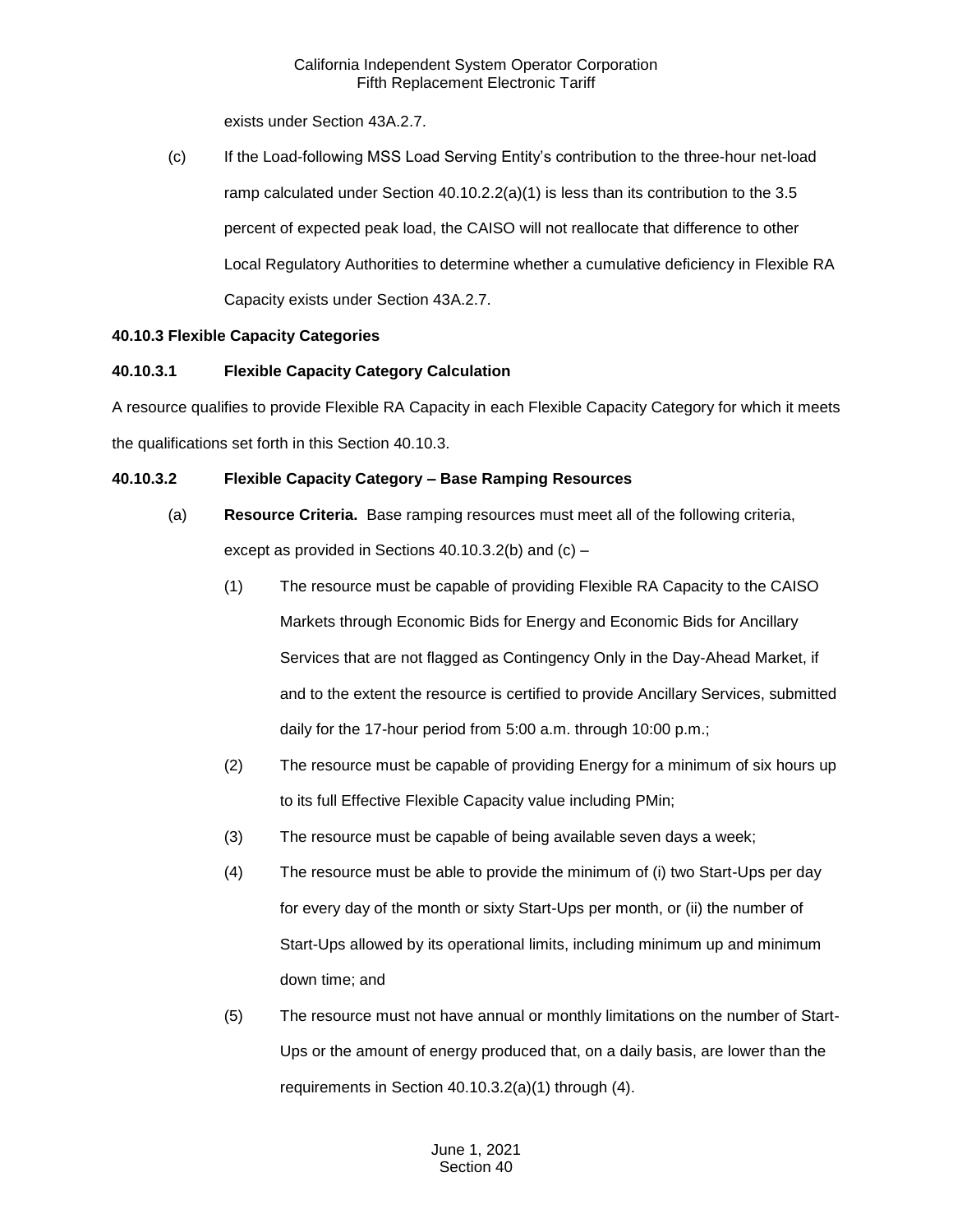exists under Section 43A.2.7.

(c) If the Load-following MSS Load Serving Entity's contribution to the three-hour net-load ramp calculated under Section 40.10.2.2(a)(1) is less than its contribution to the 3.5 percent of expected peak load, the CAISO will not reallocate that difference to other Local Regulatory Authorities to determine whether a cumulative deficiency in Flexible RA Capacity exists under Section 43A.2.7.

**40.10.3 Flexible Capacity Categories**

**40.10.3.1 Flexible Capacity Category Calculation**

A resource qualifies to provide Flexible RA Capacity in each Flexible Capacity Category for which it meets the qualifications set forth in this Section 40.10.3.

**40.10.3.2 Flexible Capacity Category – Base Ramping Resources**

(a) **Resource Criteria.** Base ramping resources must meet all of the following criteria, except as provided in Sections 40.10.3.2(b) and (c) –

(1) The resource must be capable of providing Flexible RA Capacity to the CAISO Markets through Economic Bids for Energy and Economic Bids for Ancillary Services that are not flagged as Contingency Only in the Day-Ahead Market, if and to the extent the resource is certified to provide Ancillary Services, submitted daily for the 17-hour period from 5:00 a.m. through 10:00 p.m.;

(2) The resource must be capable of providing Energy for a minimum of six hours up to its full Effective Flexible Capacity value including PMin;

(3) The resource must be capable of being available seven days a week;

(4) The resource must be able to provide the minimum of (i) two Start-Ups per day for every day of the month or sixty Start-Ups per month, or (ii) the number of Start-Ups allowed by its operational limits, including minimum up and minimum down time; and

(5) The resource must not have annual or monthly limitations on the number of Start-Ups or the amount of energy produced that, on a daily basis, are lower than the requirements in Section 40.10.3.2(a)(1) through (4).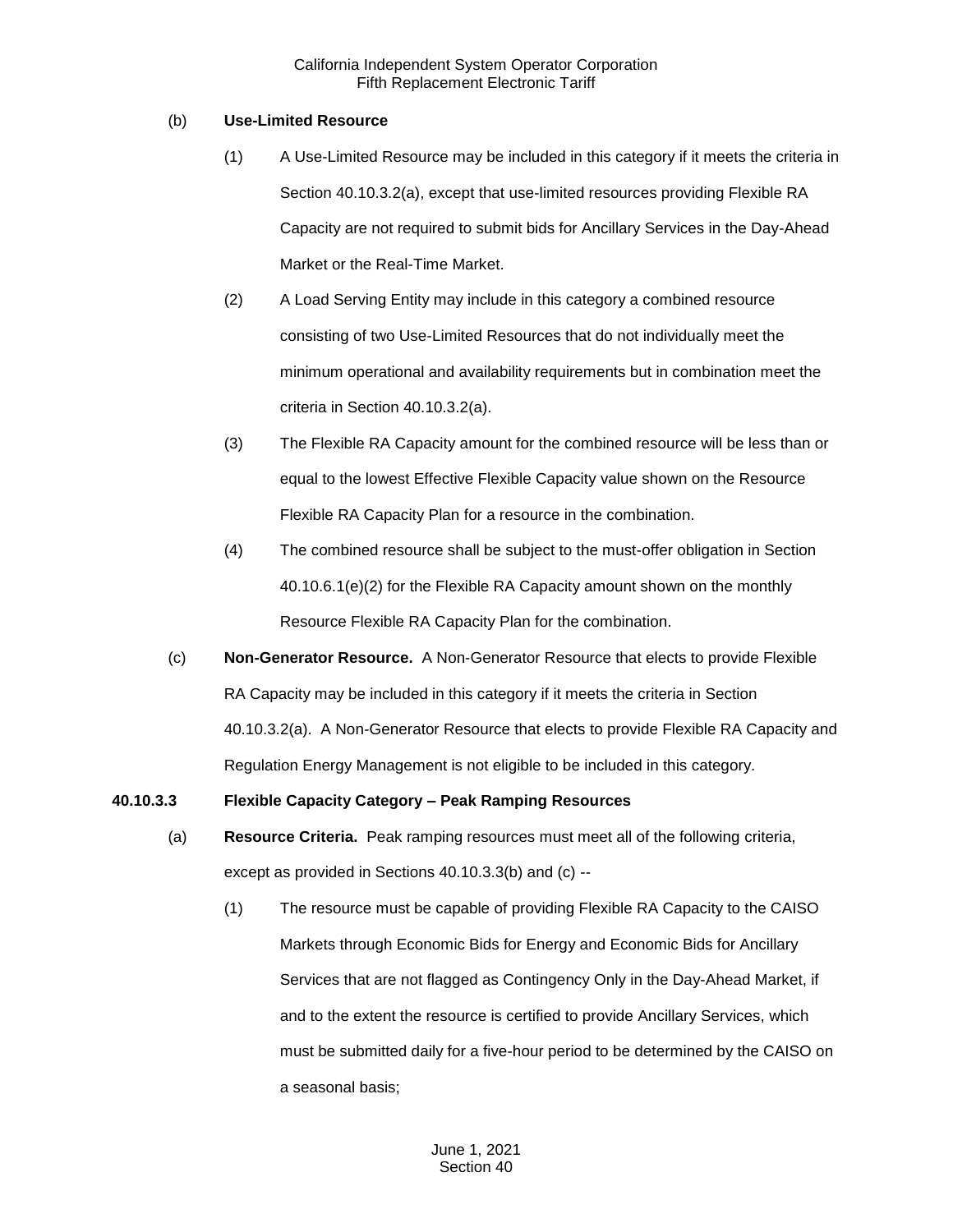(b) **Use-Limited Resource**

(1) A Use-Limited Resource may be included in this category if it meets the criteria in Section 40.10.3.2(a), except that use-limited resources providing Flexible RA Capacity are not required to submit bids for Ancillary Services in the Day-Ahead Market or the Real-Time Market.

(2) A Load Serving Entity may include in this category a combined resource consisting of two Use-Limited Resources that do not individually meet the minimum operational and availability requirements but in combination meet the criteria in Section 40.10.3.2(a).

(3) The Flexible RA Capacity amount for the combined resource will be less than or equal to the lowest Effective Flexible Capacity value shown on the Resource Flexible RA Capacity Plan for a resource in the combination.

(4) The combined resource shall be subject to the must-offer obligation in Section 40.10.6.1(e)(2) for the Flexible RA Capacity amount shown on the monthly Resource Flexible RA Capacity Plan for the combination.

(c) **Non-Generator Resource.** A Non-Generator Resource that elects to provide Flexible RA Capacity may be included in this category if it meets the criteria in Section 40.10.3.2(a). A Non-Generator Resource that elects to provide Flexible RA Capacity and Regulation Energy Management is not eligible to be included in this category.

**40.10.3.3 Flexible Capacity Category – Peak Ramping Resources**

(a) **Resource Criteria.** Peak ramping resources must meet all of the following criteria, except as provided in Sections 40.10.3.3(b) and (c) --

(1) The resource must be capable of providing Flexible RA Capacity to the CAISO Markets through Economic Bids for Energy and Economic Bids for Ancillary Services that are not flagged as Contingency Only in the Day-Ahead Market, if and to the extent the resource is certified to provide Ancillary Services, which must be submitted daily for a five-hour period to be determined by the CAISO on a seasonal basis;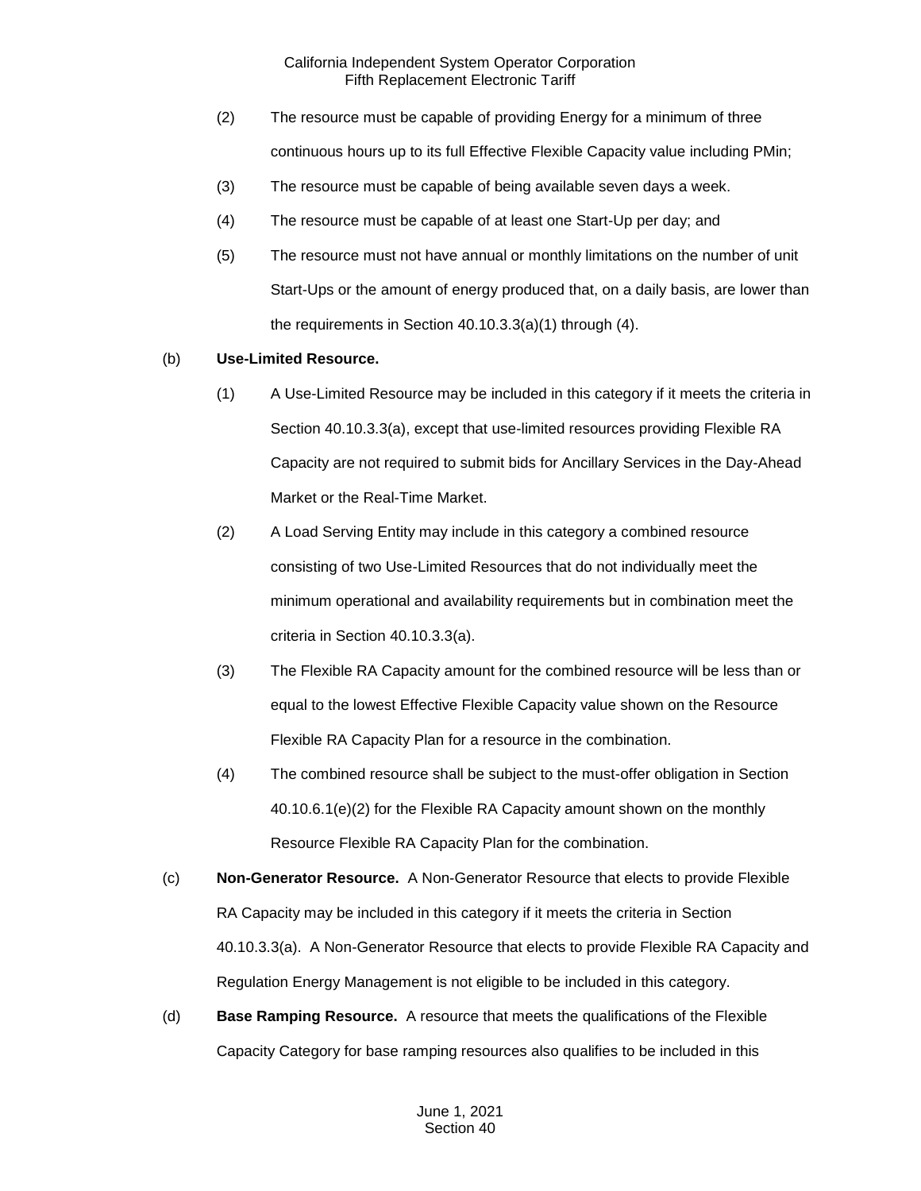(2) The resource must be capable of providing Energy for a minimum of three continuous hours up to its full Effective Flexible Capacity value including PMin;

(3) The resource must be capable of being available seven days a week.

(4) The resource must be capable of at least one Start-Up per day; and

(5) The resource must not have annual or monthly limitations on the number of unit Start-Ups or the amount of energy produced that, on a daily basis, are lower than the requirements in Section 40.10.3.3(a)(1) through (4).

(b) **Use-Limited Resource.**

(1) A Use-Limited Resource may be included in this category if it meets the criteria in Section 40.10.3.3(a), except that use-limited resources providing Flexible RA Capacity are not required to submit bids for Ancillary Services in the Day-Ahead Market or the Real-Time Market.

(2) A Load Serving Entity may include in this category a combined resource consisting of two Use-Limited Resources that do not individually meet the minimum operational and availability requirements but in combination meet the criteria in Section 40.10.3.3(a).

(3) The Flexible RA Capacity amount for the combined resource will be less than or equal to the lowest Effective Flexible Capacity value shown on the Resource Flexible RA Capacity Plan for a resource in the combination.

(4) The combined resource shall be subject to the must-offer obligation in Section 40.10.6.1(e)(2) for the Flexible RA Capacity amount shown on the monthly Resource Flexible RA Capacity Plan for the combination.

(c) **Non-Generator Resource.** A Non-Generator Resource that elects to provide Flexible RA Capacity may be included in this category if it meets the criteria in Section 40.10.3.3(a). A Non-Generator Resource that elects to provide Flexible RA Capacity and Regulation Energy Management is not eligible to be included in this category.

(d) **Base Ramping Resource.** A resource that meets the qualifications of the Flexible Capacity Category for base ramping resources also qualifies to be included in this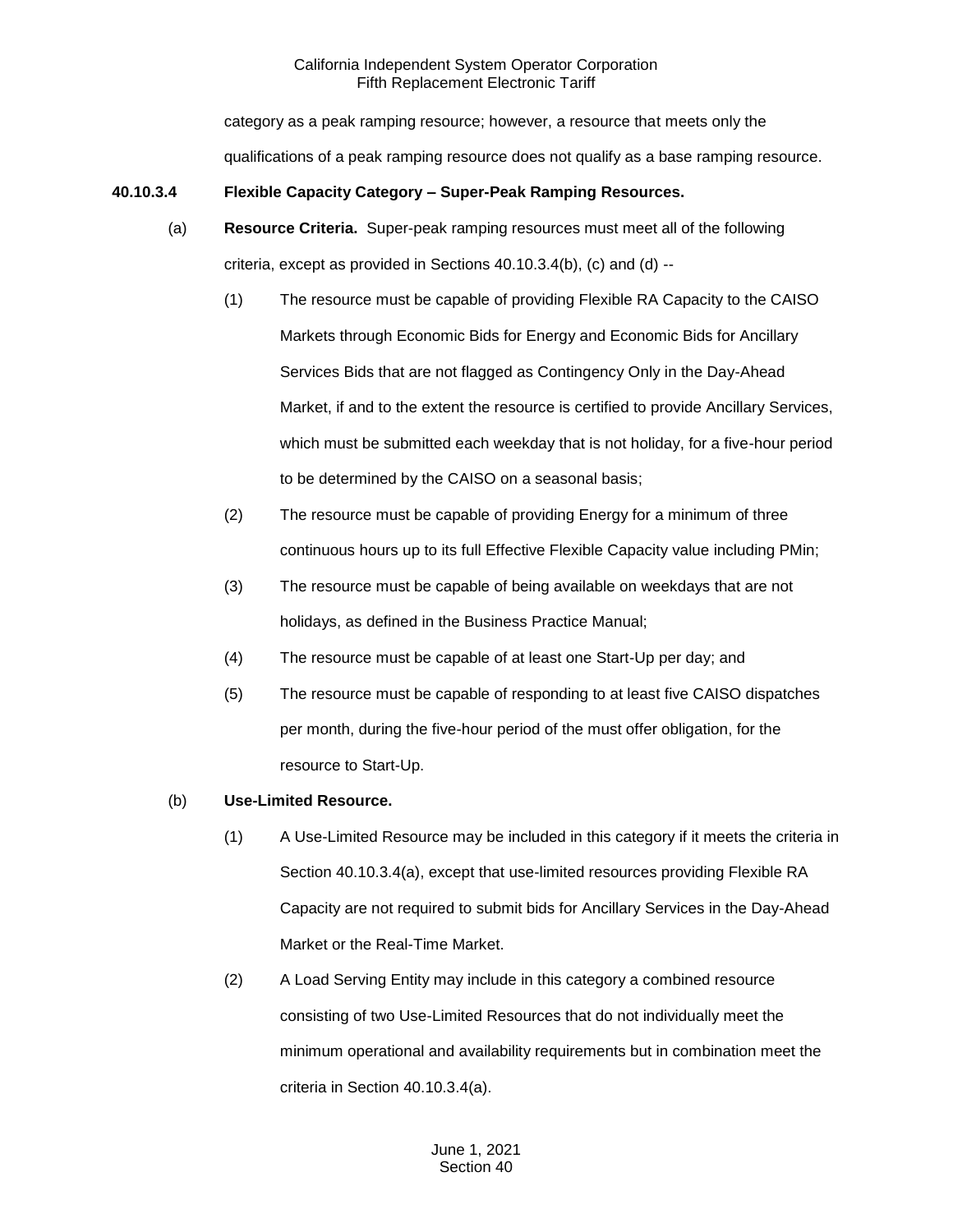category as a peak ramping resource; however, a resource that meets only the qualifications of a peak ramping resource does not qualify as a base ramping resource.

**40.10.3.4 Flexible Capacity Category – Super-Peak Ramping Resources.**

(a) **Resource Criteria.** Super-peak ramping resources must meet all of the following criteria, except as provided in Sections 40.10.3.4(b), (c) and (d) --

(1) The resource must be capable of providing Flexible RA Capacity to the CAISO Markets through Economic Bids for Energy and Economic Bids for Ancillary Services Bids that are not flagged as Contingency Only in the Day-Ahead Market, if and to the extent the resource is certified to provide Ancillary Services, which must be submitted each weekday that is not holiday, for a five-hour period to be determined by the CAISO on a seasonal basis;

(2) The resource must be capable of providing Energy for a minimum of three continuous hours up to its full Effective Flexible Capacity value including PMin;

(3) The resource must be capable of being available on weekdays that are not holidays, as defined in the Business Practice Manual;

(4) The resource must be capable of at least one Start-Up per day; and

(5) The resource must be capable of responding to at least five CAISO dispatches per month, during the five-hour period of the must offer obligation, for the resource to Start-Up.

(b) **Use-Limited Resource.**

(1) A Use-Limited Resource may be included in this category if it meets the criteria in Section 40.10.3.4(a), except that use-limited resources providing Flexible RA Capacity are not required to submit bids for Ancillary Services in the Day-Ahead Market or the Real-Time Market.

(2) A Load Serving Entity may include in this category a combined resource consisting of two Use-Limited Resources that do not individually meet the minimum operational and availability requirements but in combination meet the criteria in Section 40.10.3.4(a).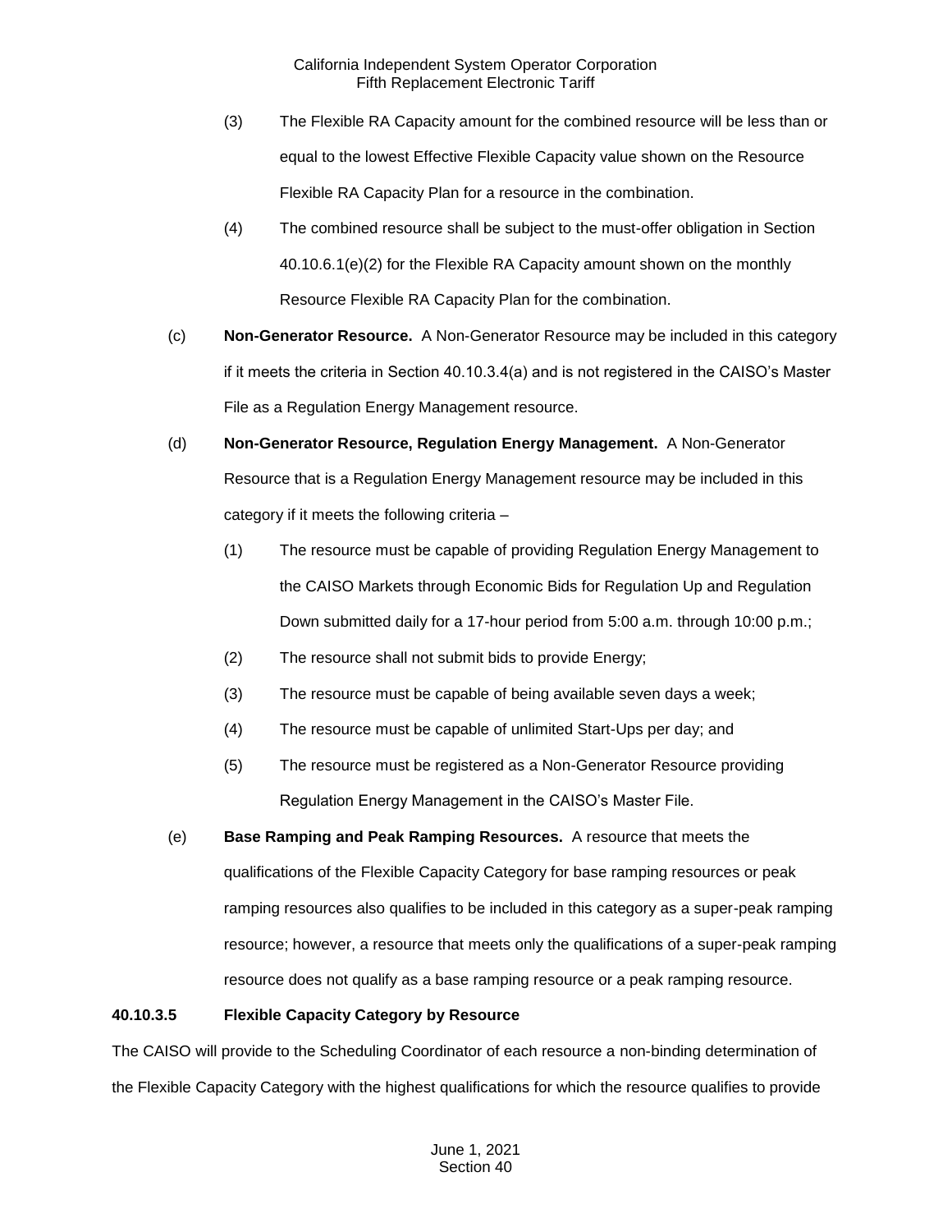(3) The Flexible RA Capacity amount for the combined resource will be less than or equal to the lowest Effective Flexible Capacity value shown on the Resource Flexible RA Capacity Plan for a resource in the combination.

(4) The combined resource shall be subject to the must-offer obligation in Section 40.10.6.1(e)(2) for the Flexible RA Capacity amount shown on the monthly Resource Flexible RA Capacity Plan for the combination.

(c) **Non-Generator Resource.** A Non-Generator Resource may be included in this category if it meets the criteria in Section 40.10.3.4(a) and is not registered in the CAISO's Master File as a Regulation Energy Management resource.

(d) **Non-Generator Resource, Regulation Energy Management.** A Non-Generator Resource that is a Regulation Energy Management resource may be included in this category if it meets the following criteria –

(1) The resource must be capable of providing Regulation Energy Management to the CAISO Markets through Economic Bids for Regulation Up and Regulation Down submitted daily for a 17-hour period from 5:00 a.m. through 10:00 p.m.;

(2) The resource shall not submit bids to provide Energy;

(3) The resource must be capable of being available seven days a week;

(4) The resource must be capable of unlimited Start-Ups per day; and

(5) The resource must be registered as a Non-Generator Resource providing Regulation Energy Management in the CAISO's Master File.

(e) **Base Ramping and Peak Ramping Resources.** A resource that meets the qualifications of the Flexible Capacity Category for base ramping resources or peak ramping resources also qualifies to be included in this category as a super-peak ramping resource; however, a resource that meets only the qualifications of a super-peak ramping resource does not qualify as a base ramping resource or a peak ramping resource.

**40.10.3.5 Flexible Capacity Category by Resource**

The CAISO will provide to the Scheduling Coordinator of each resource a non-binding determination of the Flexible Capacity Category with the highest qualifications for which the resource qualifies to provide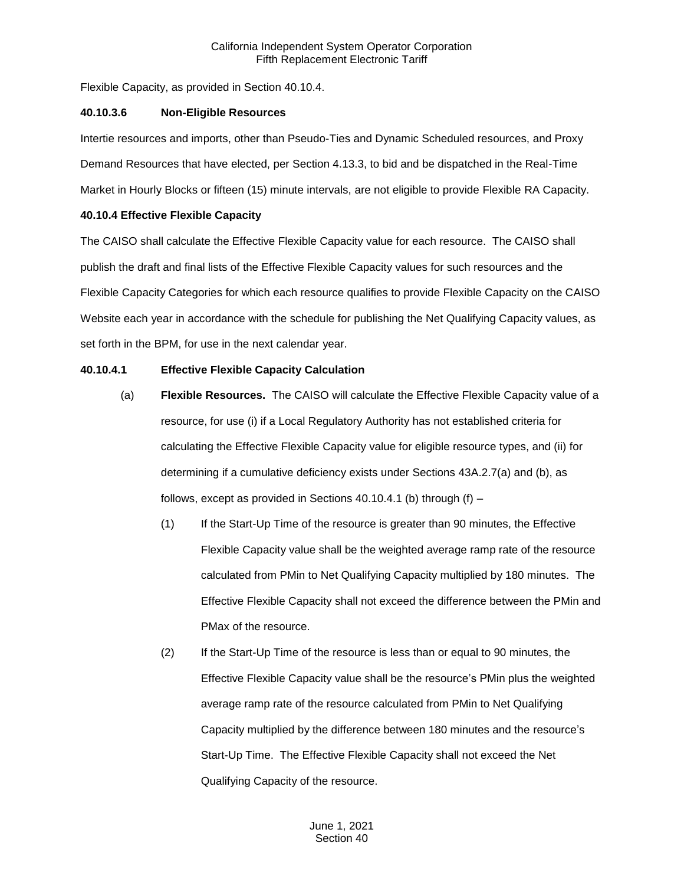Flexible Capacity, as provided in Section 40.10.4.

**40.10.3.6 Non-Eligible Resources**

Intertie resources and imports, other than Pseudo-Ties and Dynamic Scheduled resources, and Proxy Demand Resources that have elected, per Section 4.13.3, to bid and be dispatched in the Real-Time Market in Hourly Blocks or fifteen (15) minute intervals, are not eligible to provide Flexible RA Capacity.

**40.10.4 Effective Flexible Capacity**

The CAISO shall calculate the Effective Flexible Capacity value for each resource. The CAISO shall publish the draft and final lists of the Effective Flexible Capacity values for such resources and the Flexible Capacity Categories for which each resource qualifies to provide Flexible Capacity on the CAISO Website each year in accordance with the schedule for publishing the Net Qualifying Capacity values, as set forth in the BPM, for use in the next calendar year.

**40.10.4.1 Effective Flexible Capacity Calculation**

(a) **Flexible Resources.** The CAISO will calculate the Effective Flexible Capacity value of a resource, for use (i) if a Local Regulatory Authority has not established criteria for calculating the Effective Flexible Capacity value for eligible resource types, and (ii) for determining if a cumulative deficiency exists under Sections 43A.2.7(a) and (b), as follows, except as provided in Sections 40.10.4.1 (b) through (f) –

(1) If the Start-Up Time of the resource is greater than 90 minutes, the Effective Flexible Capacity value shall be the weighted average ramp rate of the resource calculated from PMin to Net Qualifying Capacity multiplied by 180 minutes. The Effective Flexible Capacity shall not exceed the difference between the PMin and PMax of the resource.

(2) If the Start-Up Time of the resource is less than or equal to 90 minutes, the Effective Flexible Capacity value shall be the resource's PMin plus the weighted average ramp rate of the resource calculated from PMin to Net Qualifying Capacity multiplied by the difference between 180 minutes and the resource's Start-Up Time. The Effective Flexible Capacity shall not exceed the Net Qualifying Capacity of the resource.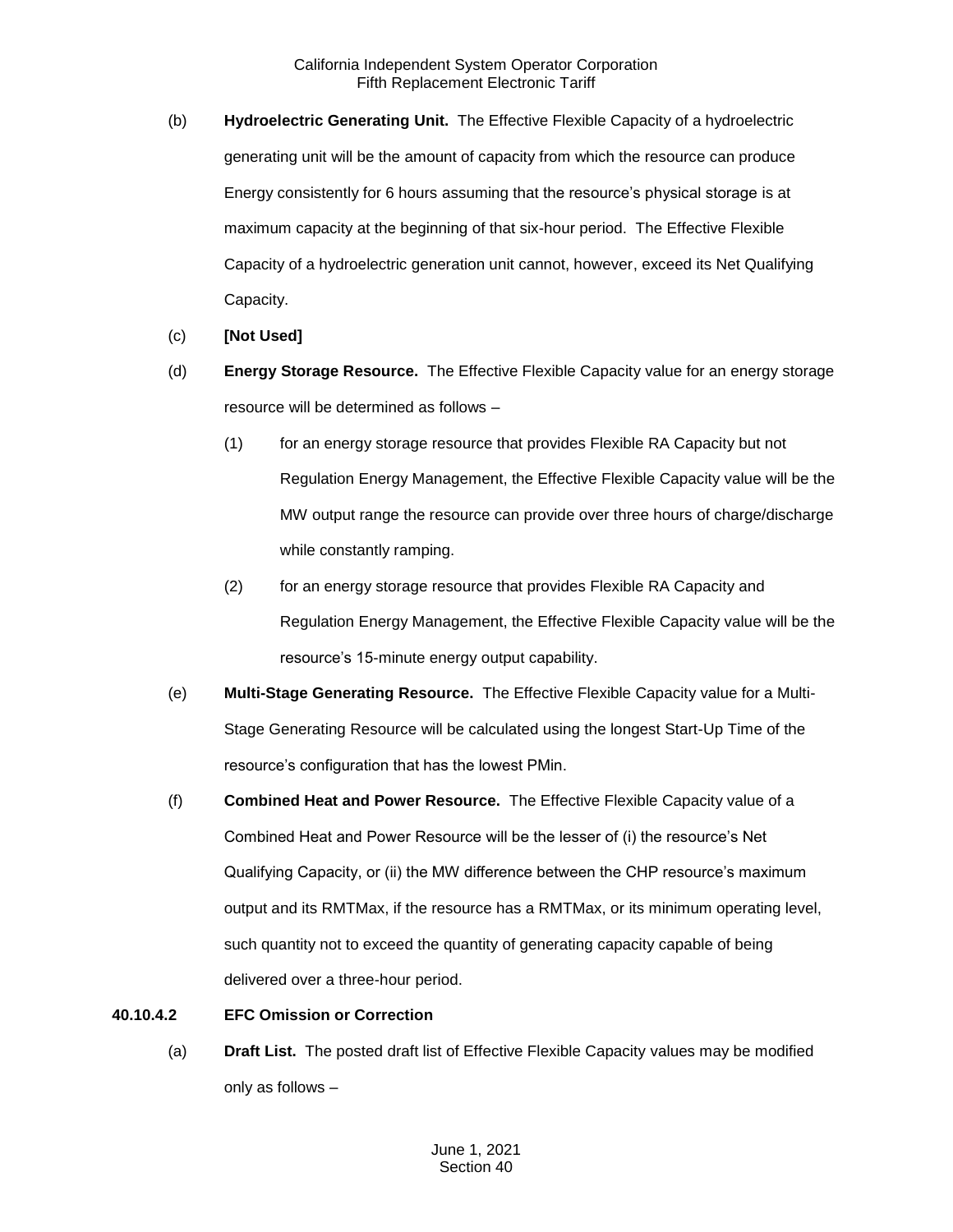(b) **Hydroelectric Generating Unit.** The Effective Flexible Capacity of a hydroelectric generating unit will be the amount of capacity from which the resource can produce Energy consistently for 6 hours assuming that the resource's physical storage is at maximum capacity at the beginning of that six-hour period. The Effective Flexible Capacity of a hydroelectric generation unit cannot, however, exceed its Net Qualifying Capacity.

(c) **[Not Used]**

(d) **Energy Storage Resource.** The Effective Flexible Capacity value for an energy storage resource will be determined as follows –

(1) for an energy storage resource that provides Flexible RA Capacity but not Regulation Energy Management, the Effective Flexible Capacity value will be the MW output range the resource can provide over three hours of charge/discharge while constantly ramping.

(2) for an energy storage resource that provides Flexible RA Capacity and Regulation Energy Management, the Effective Flexible Capacity value will be the resource's 15-minute energy output capability.

(e) **Multi-Stage Generating Resource.** The Effective Flexible Capacity value for a Multi-Stage Generating Resource will be calculated using the longest Start-Up Time of the resource's configuration that has the lowest PMin.

(f) **Combined Heat and Power Resource.** The Effective Flexible Capacity value of a Combined Heat and Power Resource will be the lesser of (i) the resource's Net Qualifying Capacity, or (ii) the MW difference between the CHP resource's maximum output and its RMTMax, if the resource has a RMTMax, or its minimum operating level, such quantity not to exceed the quantity of generating capacity capable of being delivered over a three-hour period.

### 40.10.4.2 EFC Omission or Correction

(a) **Draft List.** The posted draft list of Effective Flexible Capacity values may be modified only as follows –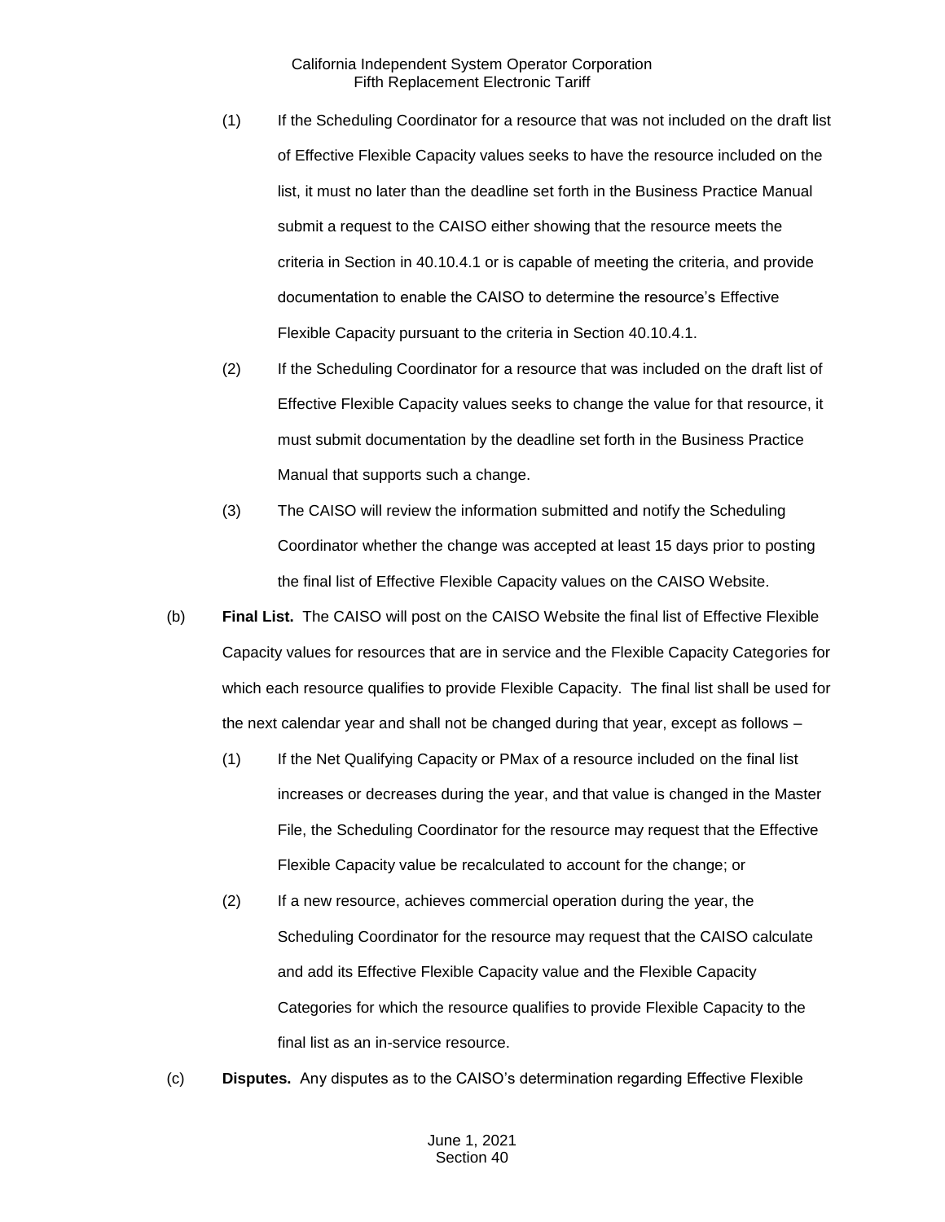(1) If the Scheduling Coordinator for a resource that was not included on the draft list of Effective Flexible Capacity values seeks to have the resource included on the list, it must no later than the deadline set forth in the Business Practice Manual submit a request to the CAISO either showing that the resource meets the criteria in Section in 40.10.4.1 or is capable of meeting the criteria, and provide documentation to enable the CAISO to determine the resource's Effective Flexible Capacity pursuant to the criteria in Section 40.10.4.1.

(2) If the Scheduling Coordinator for a resource that was included on the draft list of Effective Flexible Capacity values seeks to change the value for that resource, it must submit documentation by the deadline set forth in the Business Practice Manual that supports such a change.

(3) The CAISO will review the information submitted and notify the Scheduling Coordinator whether the change was accepted at least 15 days prior to posting the final list of Effective Flexible Capacity values on the CAISO Website.

(b) **Final List.** The CAISO will post on the CAISO Website the final list of Effective Flexible Capacity values for resources that are in service and the Flexible Capacity Categories for which each resource qualifies to provide Flexible Capacity. The final list shall be used for the next calendar year and shall not be changed during that year, except as follows –

(1) If the Net Qualifying Capacity or PMax of a resource included on the final list increases or decreases during the year, and that value is changed in the Master File, the Scheduling Coordinator for the resource may request that the Effective Flexible Capacity value be recalculated to account for the change; or

(2) If a new resource, achieves commercial operation during the year, the Scheduling Coordinator for the resource may request that the CAISO calculate and add its Effective Flexible Capacity value and the Flexible Capacity Categories for which the resource qualifies to provide Flexible Capacity to the final list as an in-service resource.

(c) **Disputes.** Any disputes as to the CAISO's determination regarding Effective Flexible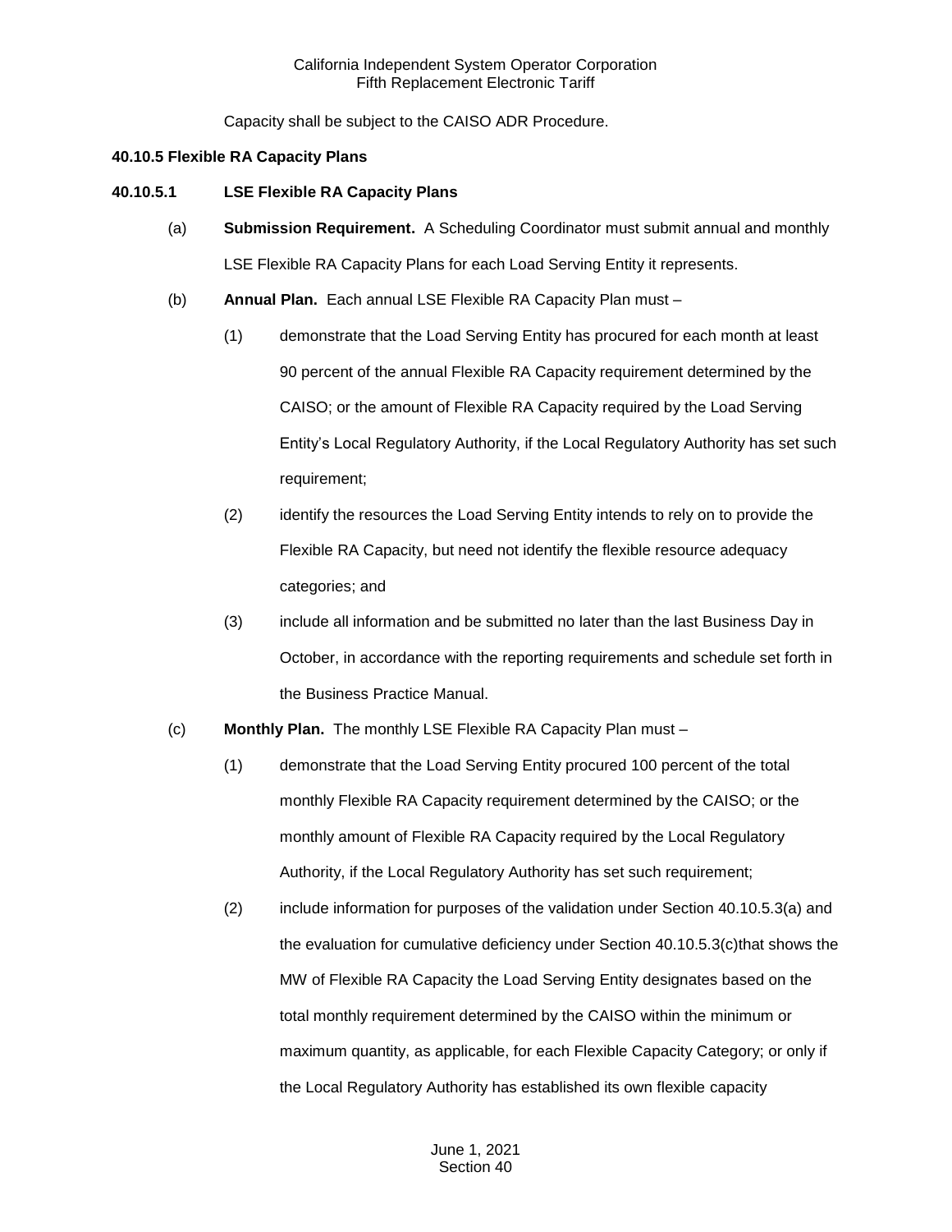Capacity shall be subject to the CAISO ADR Procedure.

**40.10.5 Flexible RA Capacity Plans**

**40.10.5.1 LSE Flexible RA Capacity Plans**

(a) **Submission Requirement.** A Scheduling Coordinator must submit annual and monthly LSE Flexible RA Capacity Plans for each Load Serving Entity it represents.

(b) **Annual Plan.** Each annual LSE Flexible RA Capacity Plan must –

(1) demonstrate that the Load Serving Entity has procured for each month at least 90 percent of the annual Flexible RA Capacity requirement determined by the CAISO; or the amount of Flexible RA Capacity required by the Load Serving Entity's Local Regulatory Authority, if the Local Regulatory Authority has set such requirement;

(2) identify the resources the Load Serving Entity intends to rely on to provide the Flexible RA Capacity, but need not identify the flexible resource adequacy categories; and

(3) include all information and be submitted no later than the last Business Day in October, in accordance with the reporting requirements and schedule set forth in the Business Practice Manual.

(c) **Monthly Plan.** The monthly LSE Flexible RA Capacity Plan must –

(1) demonstrate that the Load Serving Entity procured 100 percent of the total monthly Flexible RA Capacity requirement determined by the CAISO; or the monthly amount of Flexible RA Capacity required by the Local Regulatory Authority, if the Local Regulatory Authority has set such requirement;

(2) include information for purposes of the validation under Section 40.10.5.3(a) and the evaluation for cumulative deficiency under Section 40.10.5.3(c)that shows the MW of Flexible RA Capacity the Load Serving Entity designates based on the total monthly requirement determined by the CAISO within the minimum or maximum quantity, as applicable, for each Flexible Capacity Category; or only if the Local Regulatory Authority has established its own flexible capacity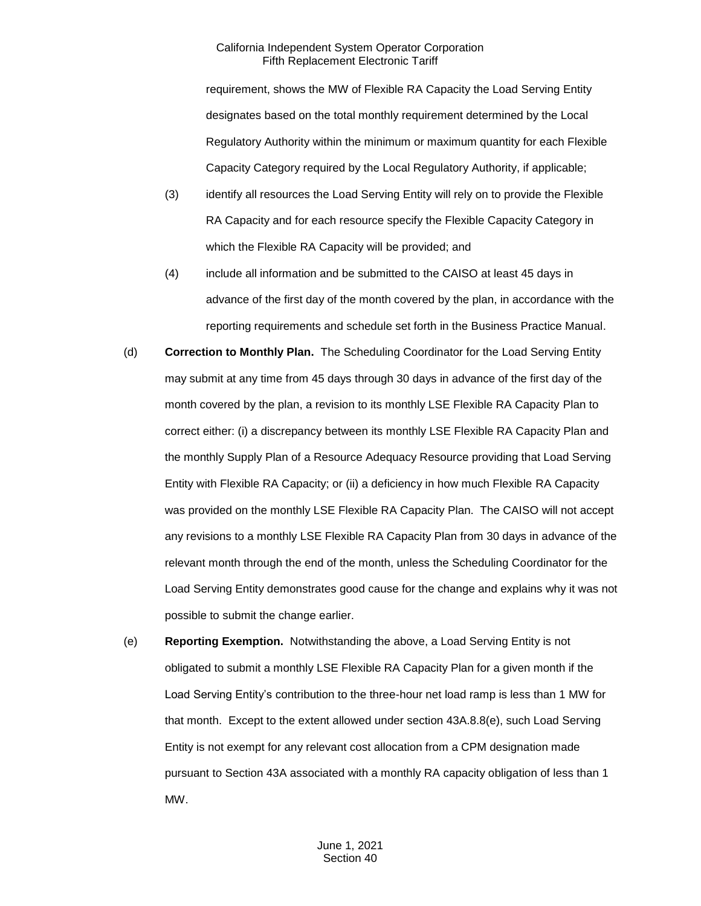requirement, shows the MW of Flexible RA Capacity the Load Serving Entity designates based on the total monthly requirement determined by the Local Regulatory Authority within the minimum or maximum quantity for each Flexible Capacity Category required by the Local Regulatory Authority, if applicable;

(3) identify all resources the Load Serving Entity will rely on to provide the Flexible RA Capacity and for each resource specify the Flexible Capacity Category in which the Flexible RA Capacity will be provided; and

(4) include all information and be submitted to the CAISO at least 45 days in advance of the first day of the month covered by the plan, in accordance with the reporting requirements and schedule set forth in the Business Practice Manual.

(d) **Correction to Monthly Plan.** The Scheduling Coordinator for the Load Serving Entity may submit at any time from 45 days through 30 days in advance of the first day of the month covered by the plan, a revision to its monthly LSE Flexible RA Capacity Plan to correct either: (i) a discrepancy between its monthly LSE Flexible RA Capacity Plan and the monthly Supply Plan of a Resource Adequacy Resource providing that Load Serving Entity with Flexible RA Capacity; or (ii) a deficiency in how much Flexible RA Capacity was provided on the monthly LSE Flexible RA Capacity Plan. The CAISO will not accept any revisions to a monthly LSE Flexible RA Capacity Plan from 30 days in advance of the relevant month through the end of the month, unless the Scheduling Coordinator for the Load Serving Entity demonstrates good cause for the change and explains why it was not possible to submit the change earlier.

(e) **Reporting Exemption.** Notwithstanding the above, a Load Serving Entity is not obligated to submit a monthly LSE Flexible RA Capacity Plan for a given month if the Load Serving Entity's contribution to the three-hour net load ramp is less than 1 MW for that month. Except to the extent allowed under section 43A.8.8(e), such Load Serving Entity is not exempt for any relevant cost allocation from a CPM designation made pursuant to Section 43A associated with a monthly RA capacity obligation of less than 1 MW.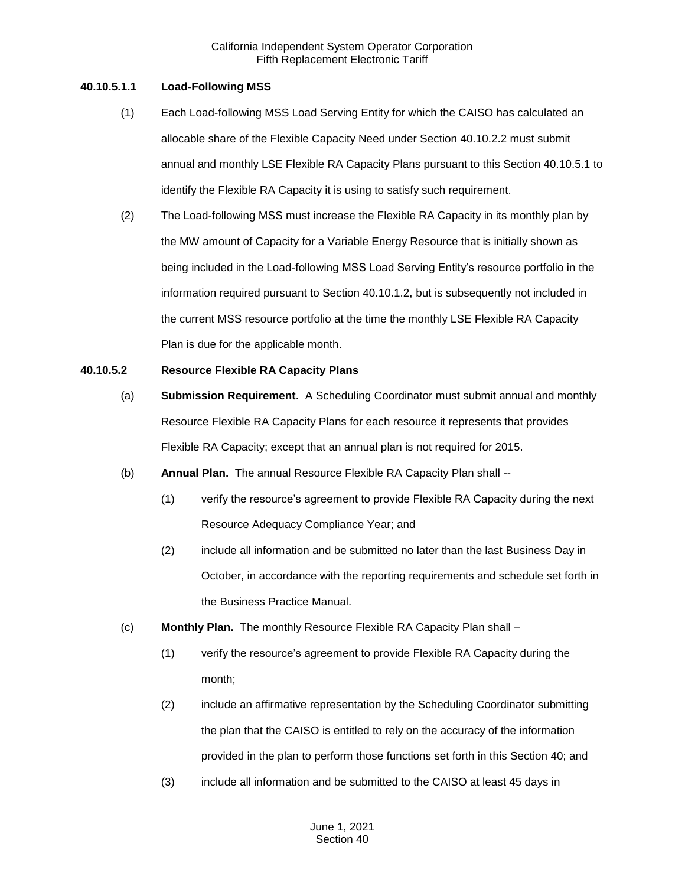#### 40.10.5.1.1 Load-Following MSS

(1) Each Load-following MSS Load Serving Entity for which the CAISO has calculated an allocable share of the Flexible Capacity Need under Section 40.10.2.2 must submit annual and monthly LSE Flexible RA Capacity Plans pursuant to this Section 40.10.5.1 to identify the Flexible RA Capacity it is using to satisfy such requirement.

(2) The Load-following MSS must increase the Flexible RA Capacity in its monthly plan by the MW amount of Capacity for a Variable Energy Resource that is initially shown as being included in the Load-following MSS Load Serving Entity's resource portfolio in the information required pursuant to Section 40.10.1.2, but is subsequently not included in the current MSS resource portfolio at the time the monthly LSE Flexible RA Capacity Plan is due for the applicable month.

#### 40.10.5.2 Resource Flexible RA Capacity Plans

(a) **Submission Requirement.** A Scheduling Coordinator must submit annual and monthly Resource Flexible RA Capacity Plans for each resource it represents that provides Flexible RA Capacity; except that an annual plan is not required for 2015.

(b) **Annual Plan.** The annual Resource Flexible RA Capacity Plan shall --

(1) verify the resource's agreement to provide Flexible RA Capacity during the next Resource Adequacy Compliance Year; and

(2) include all information and be submitted no later than the last Business Day in October, in accordance with the reporting requirements and schedule set forth in the Business Practice Manual.

(c) **Monthly Plan.** The monthly Resource Flexible RA Capacity Plan shall –

(1) verify the resource's agreement to provide Flexible RA Capacity during the month;

(2) include an affirmative representation by the Scheduling Coordinator submitting the plan that the CAISO is entitled to rely on the accuracy of the information provided in the plan to perform those functions set forth in this Section 40; and

(3) include all information and be submitted to the CAISO at least 45 days in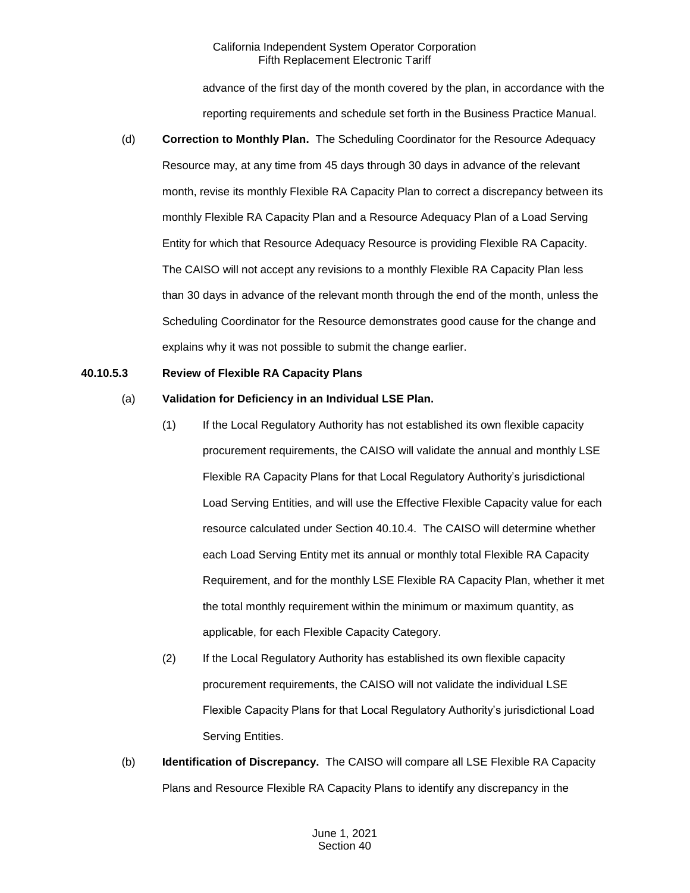advance of the first day of the month covered by the plan, in accordance with the reporting requirements and schedule set forth in the Business Practice Manual.

(d) **Correction to Monthly Plan.** The Scheduling Coordinator for the Resource Adequacy Resource may, at any time from 45 days through 30 days in advance of the relevant month, revise its monthly Flexible RA Capacity Plan to correct a discrepancy between its monthly Flexible RA Capacity Plan and a Resource Adequacy Plan of a Load Serving Entity for which that Resource Adequacy Resource is providing Flexible RA Capacity. The CAISO will not accept any revisions to a monthly Flexible RA Capacity Plan less than 30 days in advance of the relevant month through the end of the month, unless the Scheduling Coordinator for the Resource demonstrates good cause for the change and explains why it was not possible to submit the change earlier.

**40.10.5.3 Review of Flexible RA Capacity Plans**

(a) **Validation for Deficiency in an Individual LSE Plan.**

(1) If the Local Regulatory Authority has not established its own flexible capacity procurement requirements, the CAISO will validate the annual and monthly LSE Flexible RA Capacity Plans for that Local Regulatory Authority's jurisdictional Load Serving Entities, and will use the Effective Flexible Capacity value for each resource calculated under Section 40.10.4. The CAISO will determine whether each Load Serving Entity met its annual or monthly total Flexible RA Capacity Requirement, and for the monthly LSE Flexible RA Capacity Plan, whether it met the total monthly requirement within the minimum or maximum quantity, as applicable, for each Flexible Capacity Category.

(2) If the Local Regulatory Authority has established its own flexible capacity procurement requirements, the CAISO will not validate the individual LSE Flexible Capacity Plans for that Local Regulatory Authority's jurisdictional Load Serving Entities.

(b) **Identification of Discrepancy.** The CAISO will compare all LSE Flexible RA Capacity Plans and Resource Flexible RA Capacity Plans to identify any discrepancy in the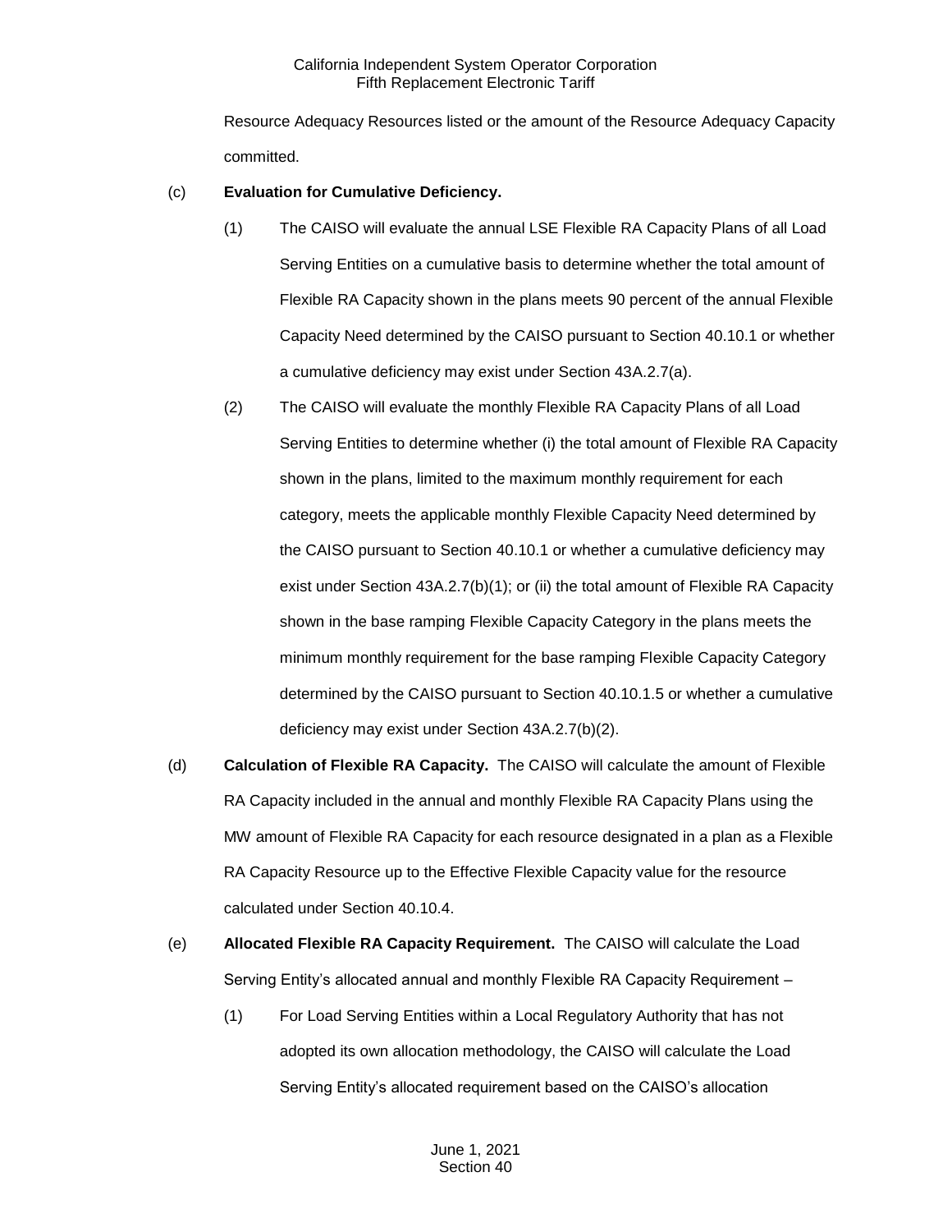Resource Adequacy Resources listed or the amount of the Resource Adequacy Capacity committed.

(c) **Evaluation for Cumulative Deficiency.**

(1) The CAISO will evaluate the annual LSE Flexible RA Capacity Plans of all Load Serving Entities on a cumulative basis to determine whether the total amount of Flexible RA Capacity shown in the plans meets 90 percent of the annual Flexible Capacity Need determined by the CAISO pursuant to Section 40.10.1 or whether a cumulative deficiency may exist under Section 43A.2.7(a).

(2) The CAISO will evaluate the monthly Flexible RA Capacity Plans of all Load Serving Entities to determine whether (i) the total amount of Flexible RA Capacity shown in the plans, limited to the maximum monthly requirement for each category, meets the applicable monthly Flexible Capacity Need determined by the CAISO pursuant to Section 40.10.1 or whether a cumulative deficiency may exist under Section 43A.2.7(b)(1); or (ii) the total amount of Flexible RA Capacity shown in the base ramping Flexible Capacity Category in the plans meets the minimum monthly requirement for the base ramping Flexible Capacity Category determined by the CAISO pursuant to Section 40.10.1.5 or whether a cumulative deficiency may exist under Section 43A.2.7(b)(2).

(d) **Calculation of Flexible RA Capacity.** The CAISO will calculate the amount of Flexible RA Capacity included in the annual and monthly Flexible RA Capacity Plans using the MW amount of Flexible RA Capacity for each resource designated in a plan as a Flexible RA Capacity Resource up to the Effective Flexible Capacity value for the resource calculated under Section 40.10.4.

(e) **Allocated Flexible RA Capacity Requirement.** The CAISO will calculate the Load Serving Entity's allocated annual and monthly Flexible RA Capacity Requirement –

(1) For Load Serving Entities within a Local Regulatory Authority that has not adopted its own allocation methodology, the CAISO will calculate the Load Serving Entity's allocated requirement based on the CAISO's allocation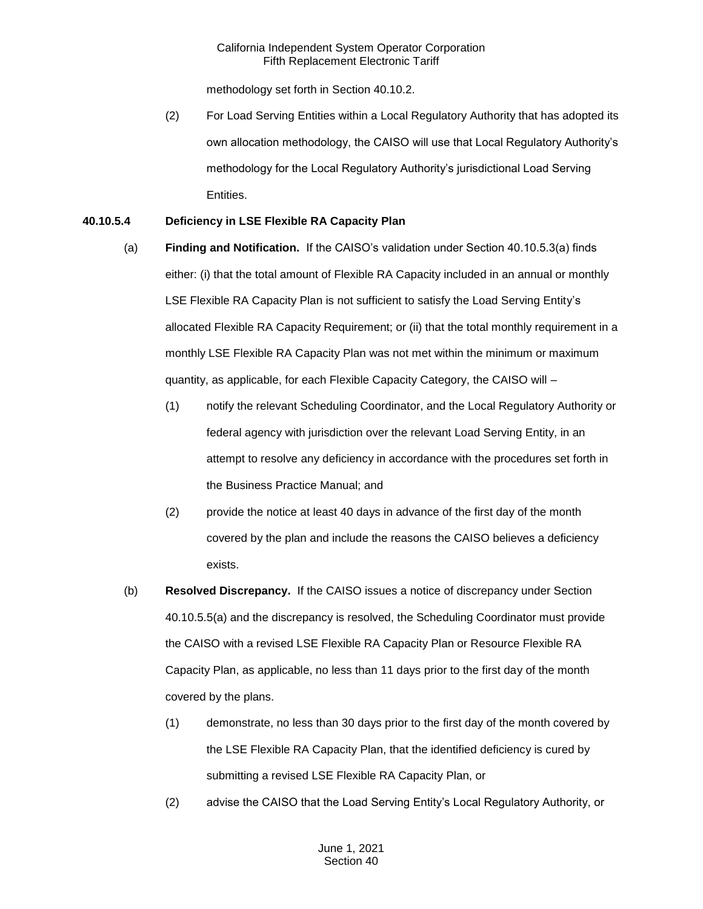methodology set forth in Section 40.10.2.

(2) For Load Serving Entities within a Local Regulatory Authority that has adopted its own allocation methodology, the CAISO will use that Local Regulatory Authority's methodology for the Local Regulatory Authority's jurisdictional Load Serving Entities.

**40.10.5.4 Deficiency in LSE Flexible RA Capacity Plan**

(a) **Finding and Notification.** If the CAISO's validation under Section 40.10.5.3(a) finds either: (i) that the total amount of Flexible RA Capacity included in an annual or monthly LSE Flexible RA Capacity Plan is not sufficient to satisfy the Load Serving Entity's allocated Flexible RA Capacity Requirement; or (ii) that the total monthly requirement in a monthly LSE Flexible RA Capacity Plan was not met within the minimum or maximum quantity, as applicable, for each Flexible Capacity Category, the CAISO will –

(1) notify the relevant Scheduling Coordinator, and the Local Regulatory Authority or federal agency with jurisdiction over the relevant Load Serving Entity, in an attempt to resolve any deficiency in accordance with the procedures set forth in the Business Practice Manual; and

(2) provide the notice at least 40 days in advance of the first day of the month covered by the plan and include the reasons the CAISO believes a deficiency exists.

(b) **Resolved Discrepancy.** If the CAISO issues a notice of discrepancy under Section 40.10.5.5(a) and the discrepancy is resolved, the Scheduling Coordinator must provide the CAISO with a revised LSE Flexible RA Capacity Plan or Resource Flexible RA Capacity Plan, as applicable, no less than 11 days prior to the first day of the month covered by the plans.

(1) demonstrate, no less than 30 days prior to the first day of the month covered by the LSE Flexible RA Capacity Plan, that the identified deficiency is cured by submitting a revised LSE Flexible RA Capacity Plan, or

(2) advise the CAISO that the Load Serving Entity's Local Regulatory Authority, or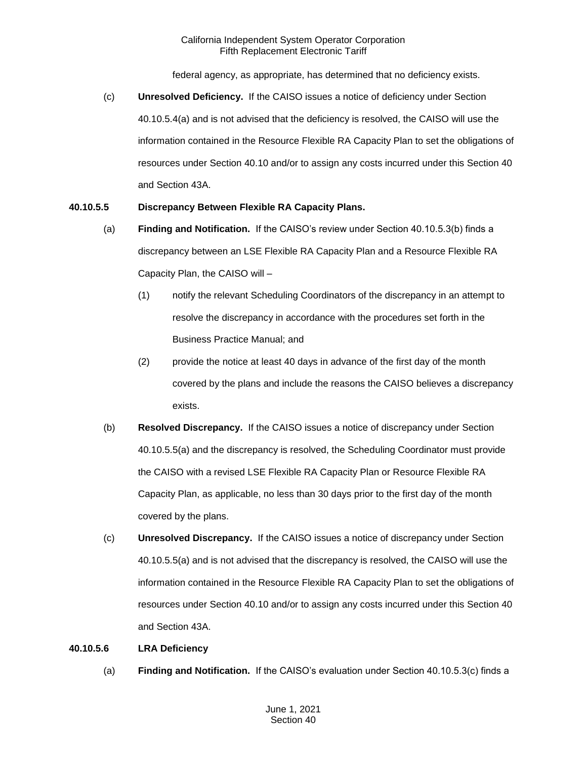federal agency, as appropriate, has determined that no deficiency exists.

(c) **Unresolved Deficiency.** If the CAISO issues a notice of deficiency under Section 40.10.5.4(a) and is not advised that the deficiency is resolved, the CAISO will use the information contained in the Resource Flexible RA Capacity Plan to set the obligations of resources under Section 40.10 and/or to assign any costs incurred under this Section 40 and Section 43A.

**40.10.5.5 Discrepancy Between Flexible RA Capacity Plans.**

(a) **Finding and Notification.** If the CAISO's review under Section 40.10.5.3(b) finds a discrepancy between an LSE Flexible RA Capacity Plan and a Resource Flexible RA Capacity Plan, the CAISO will –

(1) notify the relevant Scheduling Coordinators of the discrepancy in an attempt to resolve the discrepancy in accordance with the procedures set forth in the Business Practice Manual; and

(2) provide the notice at least 40 days in advance of the first day of the month covered by the plans and include the reasons the CAISO believes a discrepancy exists.

(b) **Resolved Discrepancy.** If the CAISO issues a notice of discrepancy under Section 40.10.5.5(a) and the discrepancy is resolved, the Scheduling Coordinator must provide the CAISO with a revised LSE Flexible RA Capacity Plan or Resource Flexible RA Capacity Plan, as applicable, no less than 30 days prior to the first day of the month covered by the plans.

(c) **Unresolved Discrepancy.** If the CAISO issues a notice of discrepancy under Section 40.10.5.5(a) and is not advised that the discrepancy is resolved, the CAISO will use the information contained in the Resource Flexible RA Capacity Plan to set the obligations of resources under Section 40.10 and/or to assign any costs incurred under this Section 40 and Section 43A.

**40.10.5.6 LRA Deficiency**

(a) **Finding and Notification.** If the CAISO's evaluation under Section 40.10.5.3(c) finds a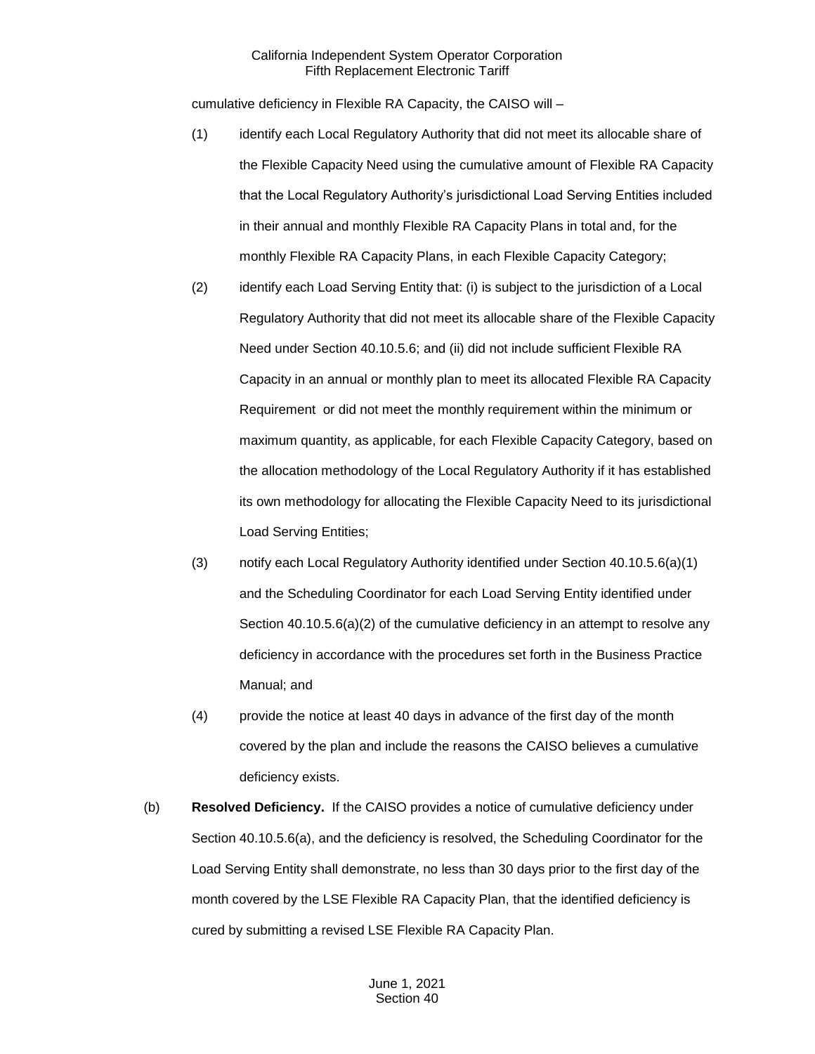cumulative deficiency in Flexible RA Capacity, the CAISO will –

(1) identify each Local Regulatory Authority that did not meet its allocable share of the Flexible Capacity Need using the cumulative amount of Flexible RA Capacity that the Local Regulatory Authority's jurisdictional Load Serving Entities included in their annual and monthly Flexible RA Capacity Plans in total and, for the monthly Flexible RA Capacity Plans, in each Flexible Capacity Category;

(2) identify each Load Serving Entity that: (i) is subject to the jurisdiction of a Local Regulatory Authority that did not meet its allocable share of the Flexible Capacity Need under Section 40.10.5.6; and (ii) did not include sufficient Flexible RA Capacity in an annual or monthly plan to meet its allocated Flexible RA Capacity Requirement or did not meet the monthly requirement within the minimum or maximum quantity, as applicable, for each Flexible Capacity Category, based on the allocation methodology of the Local Regulatory Authority if it has established its own methodology for allocating the Flexible Capacity Need to its jurisdictional Load Serving Entities;

(3) notify each Local Regulatory Authority identified under Section 40.10.5.6(a)(1) and the Scheduling Coordinator for each Load Serving Entity identified under Section 40.10.5.6(a)(2) of the cumulative deficiency in an attempt to resolve any deficiency in accordance with the procedures set forth in the Business Practice Manual; and

(4) provide the notice at least 40 days in advance of the first day of the month covered by the plan and include the reasons the CAISO believes a cumulative deficiency exists.

(b) **Resolved Deficiency.** If the CAISO provides a notice of cumulative deficiency under Section 40.10.5.6(a), and the deficiency is resolved, the Scheduling Coordinator for the Load Serving Entity shall demonstrate, no less than 30 days prior to the first day of the month covered by the LSE Flexible RA Capacity Plan, that the identified deficiency is cured by submitting a revised LSE Flexible RA Capacity Plan.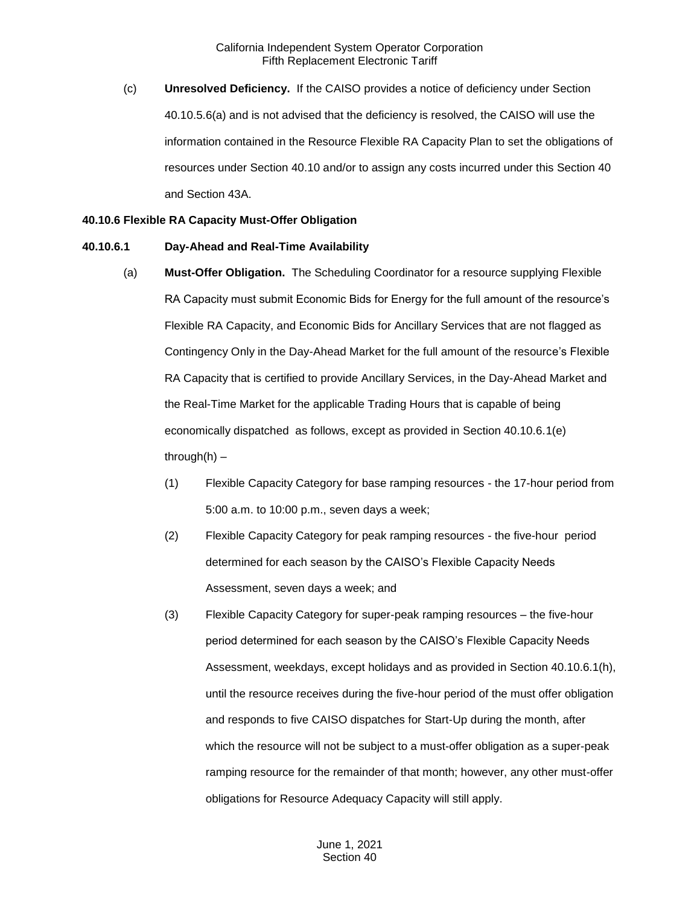(c) **Unresolved Deficiency.** If the CAISO provides a notice of deficiency under Section 40.10.5.6(a) and is not advised that the deficiency is resolved, the CAISO will use the information contained in the Resource Flexible RA Capacity Plan to set the obligations of resources under Section 40.10 and/or to assign any costs incurred under this Section 40 and Section 43A.

**40.10.6 Flexible RA Capacity Must-Offer Obligation**

**40.10.6.1 Day-Ahead and Real-Time Availability**

(a) **Must-Offer Obligation.** The Scheduling Coordinator for a resource supplying Flexible RA Capacity must submit Economic Bids for Energy for the full amount of the resource's Flexible RA Capacity, and Economic Bids for Ancillary Services that are not flagged as Contingency Only in the Day-Ahead Market for the full amount of the resource's Flexible RA Capacity that is certified to provide Ancillary Services, in the Day-Ahead Market and the Real-Time Market for the applicable Trading Hours that is capable of being economically dispatched as follows, except as provided in Section 40.10.6.1(e) through(h) –

(1) Flexible Capacity Category for base ramping resources - the 17-hour period from 5:00 a.m. to 10:00 p.m., seven days a week;

(2) Flexible Capacity Category for peak ramping resources - the five-hour period determined for each season by the CAISO's Flexible Capacity Needs Assessment, seven days a week; and

(3) Flexible Capacity Category for super-peak ramping resources – the five-hour period determined for each season by the CAISO's Flexible Capacity Needs Assessment, weekdays, except holidays and as provided in Section 40.10.6.1(h), until the resource receives during the five-hour period of the must offer obligation and responds to five CAISO dispatches for Start-Up during the month, after which the resource will not be subject to a must-offer obligation as a super-peak ramping resource for the remainder of that month; however, any other must-offer obligations for Resource Adequacy Capacity will still apply.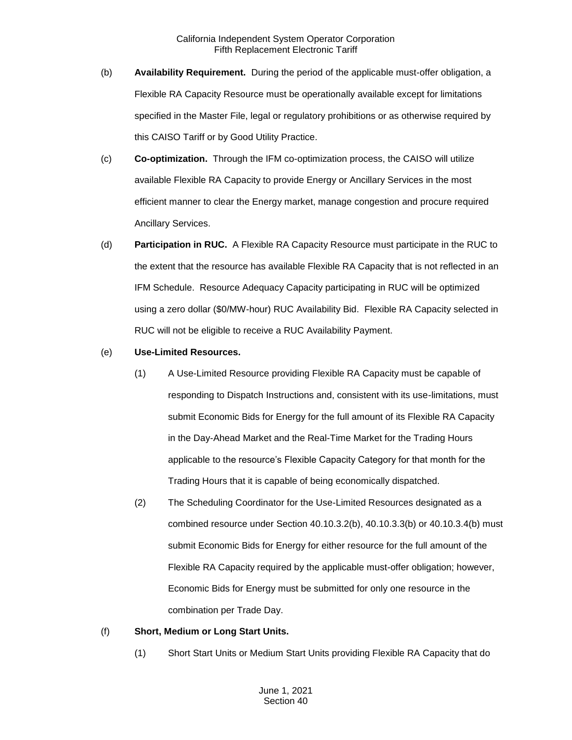(b) **Availability Requirement.** During the period of the applicable must-offer obligation, a Flexible RA Capacity Resource must be operationally available except for limitations specified in the Master File, legal or regulatory prohibitions or as otherwise required by this CAISO Tariff or by Good Utility Practice.

(c) **Co-optimization.** Through the IFM co-optimization process, the CAISO will utilize available Flexible RA Capacity to provide Energy or Ancillary Services in the most efficient manner to clear the Energy market, manage congestion and procure required Ancillary Services.

(d) **Participation in RUC.** A Flexible RA Capacity Resource must participate in the RUC to the extent that the resource has available Flexible RA Capacity that is not reflected in an IFM Schedule. Resource Adequacy Capacity participating in RUC will be optimized using a zero dollar ($0/MW-hour) RUC Availability Bid. Flexible RA Capacity selected in RUC will not be eligible to receive a RUC Availability Payment.

(e) **Use-Limited Resources.**

(1) A Use-Limited Resource providing Flexible RA Capacity must be capable of responding to Dispatch Instructions and, consistent with its use-limitations, must submit Economic Bids for Energy for the full amount of its Flexible RA Capacity in the Day-Ahead Market and the Real-Time Market for the Trading Hours applicable to the resource's Flexible Capacity Category for that month for the Trading Hours that it is capable of being economically dispatched.

(2) The Scheduling Coordinator for the Use-Limited Resources designated as a combined resource under Section 40.10.3.2(b), 40.10.3.3(b) or 40.10.3.4(b) must submit Economic Bids for Energy for either resource for the full amount of the Flexible RA Capacity required by the applicable must-offer obligation; however, Economic Bids for Energy must be submitted for only one resource in the combination per Trade Day.

(f) **Short, Medium or Long Start Units.**

(1) Short Start Units or Medium Start Units providing Flexible RA Capacity that do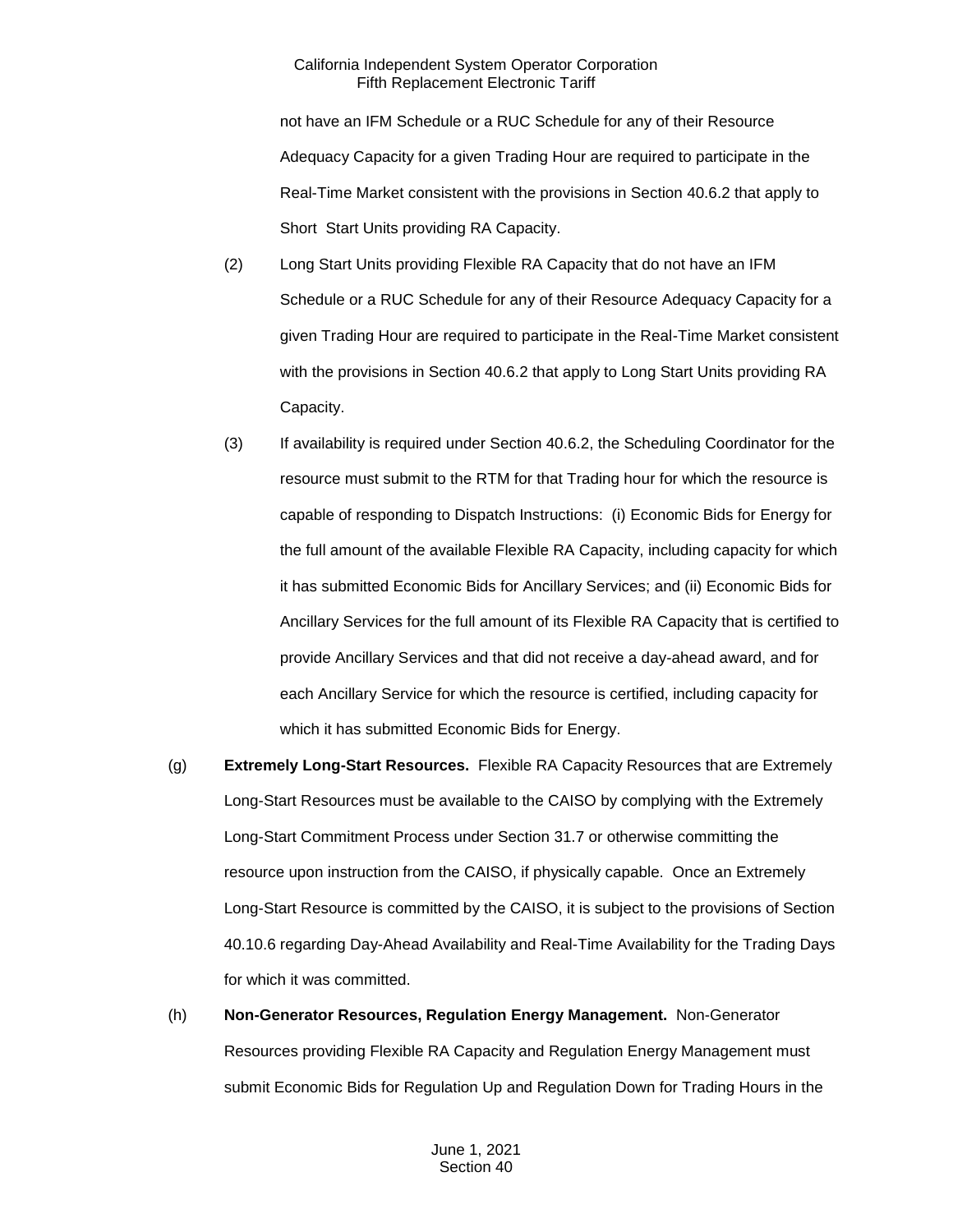not have an IFM Schedule or a RUC Schedule for any of their Resource Adequacy Capacity for a given Trading Hour are required to participate in the Real-Time Market consistent with the provisions in Section 40.6.2 that apply to Short Start Units providing RA Capacity.

(2) Long Start Units providing Flexible RA Capacity that do not have an IFM Schedule or a RUC Schedule for any of their Resource Adequacy Capacity for a given Trading Hour are required to participate in the Real-Time Market consistent with the provisions in Section 40.6.2 that apply to Long Start Units providing RA Capacity.

(3) If availability is required under Section 40.6.2, the Scheduling Coordinator for the resource must submit to the RTM for that Trading hour for which the resource is capable of responding to Dispatch Instructions: (i) Economic Bids for Energy for the full amount of the available Flexible RA Capacity, including capacity for which it has submitted Economic Bids for Ancillary Services; and (ii) Economic Bids for Ancillary Services for the full amount of its Flexible RA Capacity that is certified to provide Ancillary Services and that did not receive a day-ahead award, and for each Ancillary Service for which the resource is certified, including capacity for which it has submitted Economic Bids for Energy.

(g) **Extremely Long-Start Resources.** Flexible RA Capacity Resources that are Extremely Long-Start Resources must be available to the CAISO by complying with the Extremely Long-Start Commitment Process under Section 31.7 or otherwise committing the resource upon instruction from the CAISO, if physically capable. Once an Extremely Long-Start Resource is committed by the CAISO, it is subject to the provisions of Section 40.10.6 regarding Day-Ahead Availability and Real-Time Availability for the Trading Days for which it was committed.

(h) **Non-Generator Resources, Regulation Energy Management.** Non-Generator Resources providing Flexible RA Capacity and Regulation Energy Management must submit Economic Bids for Regulation Up and Regulation Down for Trading Hours in the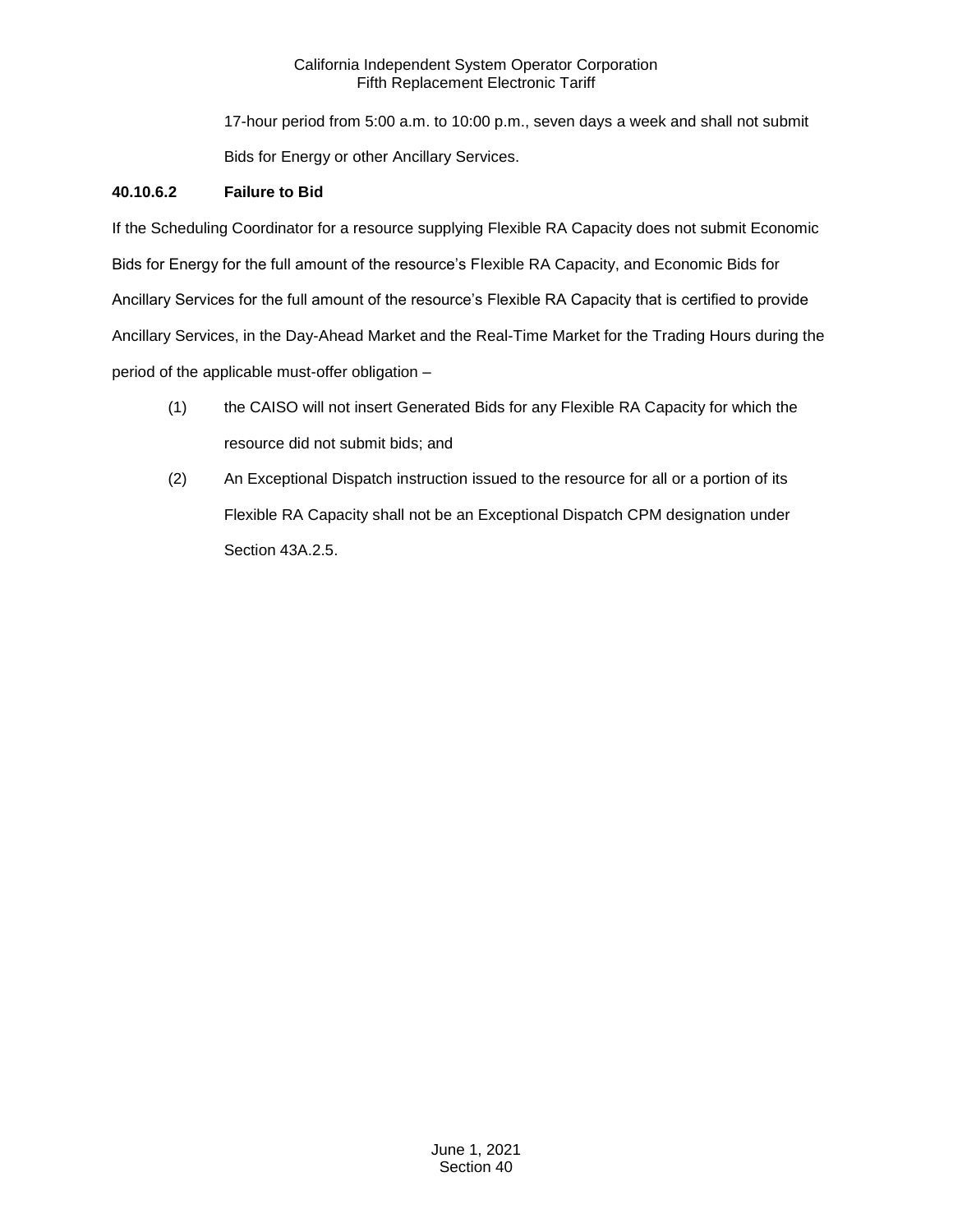17-hour period from 5:00 a.m. to 10:00 p.m., seven days a week and shall not submit Bids for Energy or other Ancillary Services.

**40.10.6.2 Failure to Bid**

If the Scheduling Coordinator for a resource supplying Flexible RA Capacity does not submit Economic Bids for Energy for the full amount of the resource's Flexible RA Capacity, and Economic Bids for Ancillary Services for the full amount of the resource's Flexible RA Capacity that is certified to provide Ancillary Services, in the Day-Ahead Market and the Real-Time Market for the Trading Hours during the period of the applicable must-offer obligation –

(1) the CAISO will not insert Generated Bids for any Flexible RA Capacity for which the resource did not submit bids; and

(2) An Exceptional Dispatch instruction issued to the resource for all or a portion of its Flexible RA Capacity shall not be an Exceptional Dispatch CPM designation under Section 43A.2.5.